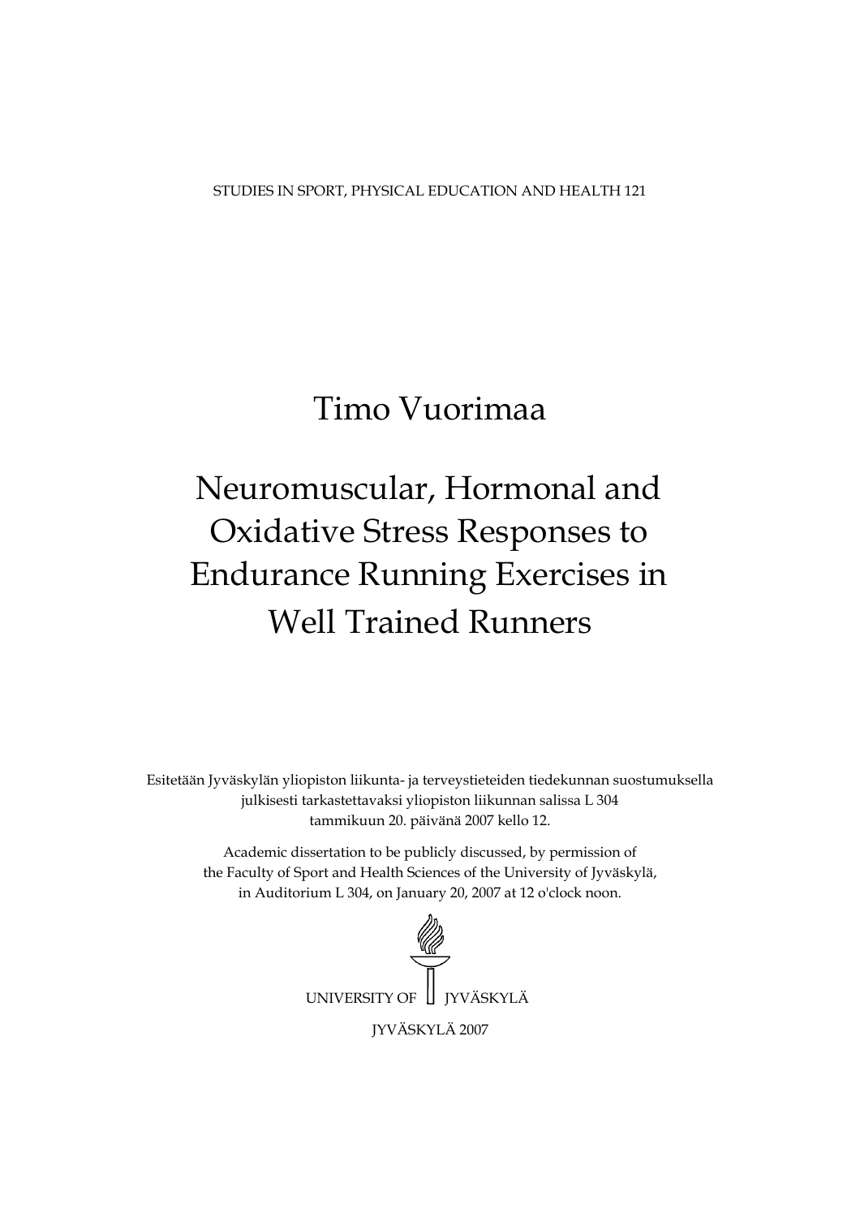STUDIES IN SPORT, PHYSICAL EDUCATION AND HEALTH 121

# Timo Vuorimaa

# Neuromuscular, Hormonal and Oxidative Stress Responses to Endurance Running Exercises in Well Trained Runners

Esitetään Jyväskylän yliopiston liikunta- ja terveystieteiden tiedekunnan suostumuksella julkisesti tarkastettavaksi yliopiston liikunnan salissa L 304 tammikuun 20. päivänä 2007 kello 12.

Academic dissertation to be publicly discussed, by permission of the Faculty of Sport and Health Sciences of the University of Jyväskylä, in Auditorium L 304, on January 20, 2007 at 12 o'clock noon.

UNIVERSITY OF JYVÄSKYLÄ

JYVÄSKYLÄ 2007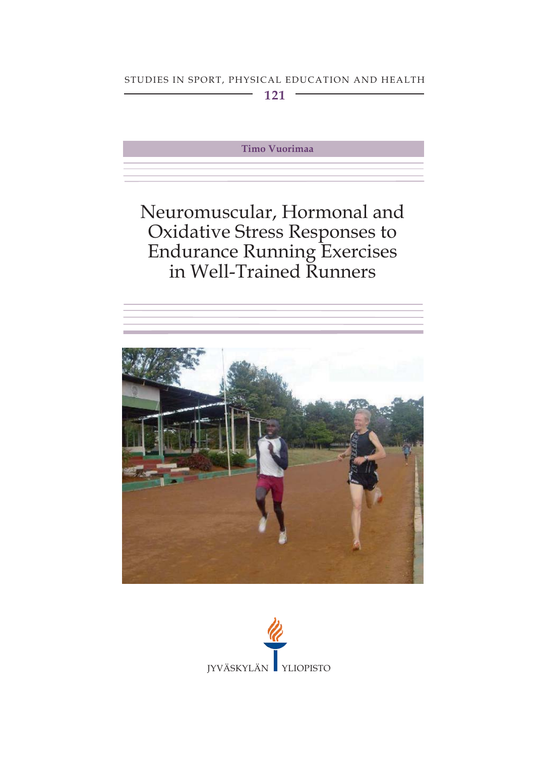STUDIES IN SPORT, PHYSICAL EDUCATION AND HEALTH

121

**Timo Vuorimaa**

# Neuromuscular, Hormonal and Oxidative Stress Responses to Endurance Running Exercises in Well-Trained Runners

JYVÄSKYLÄN YLIOPISTO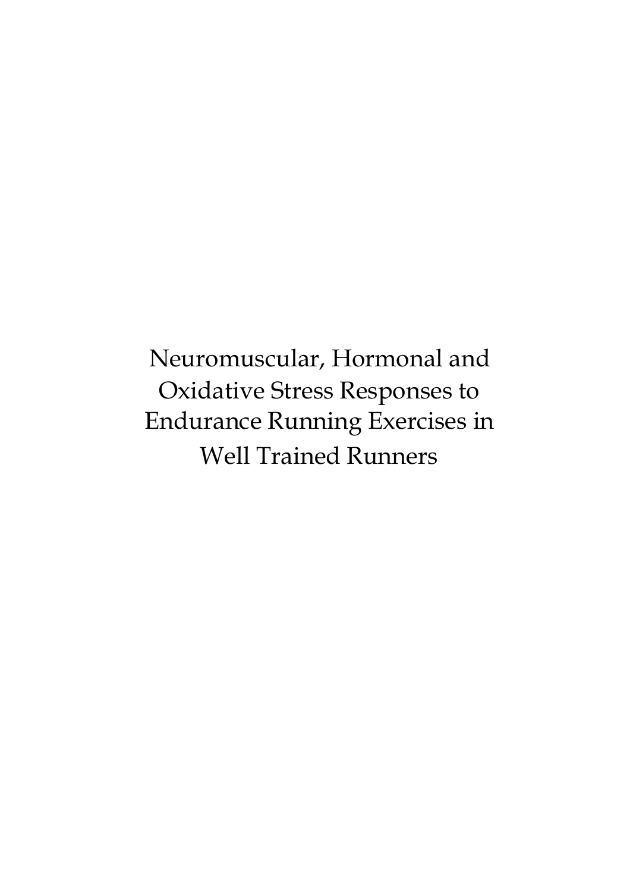# Neuromuscular, Hormonal and Oxidative Stress Responses to Endurance Running Exercises in Well Trained Runners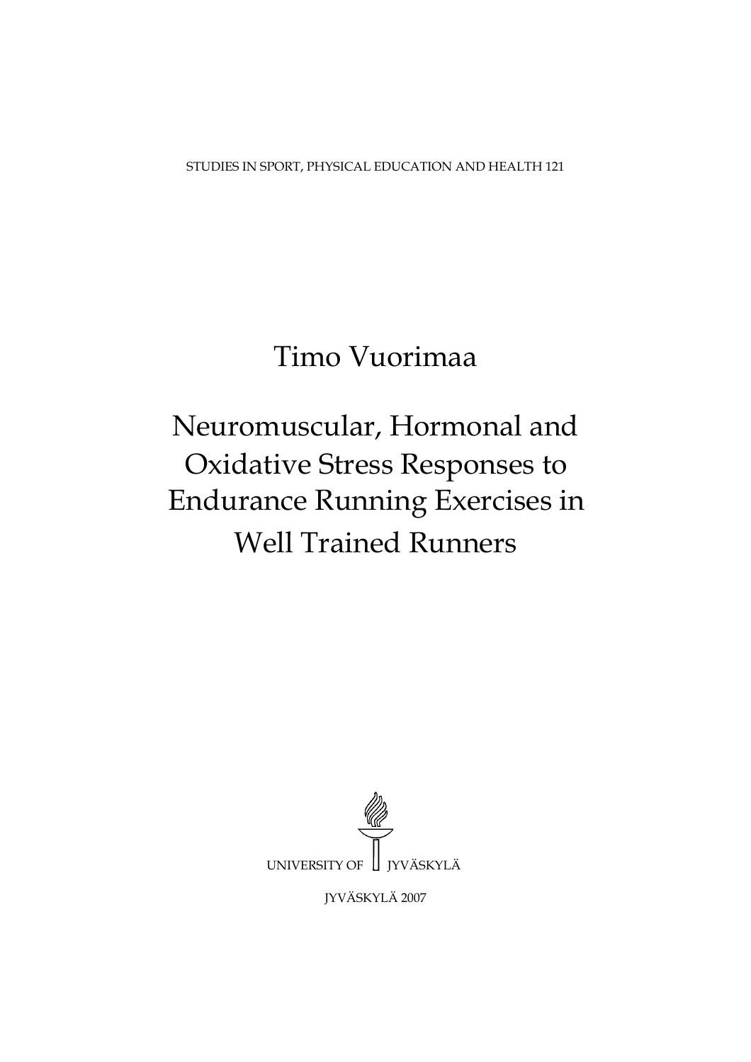STUDIES IN SPORT, PHYSICAL EDUCATION AND HEALTH 121

# Timo Vuorimaa

# Neuromuscular, Hormonal and Oxidative Stress Responses to Endurance Running Exercises in Well Trained Runners

UNIVERSITY OF JYVÄSKYLÄ

JYVÄSKYLÄ 2007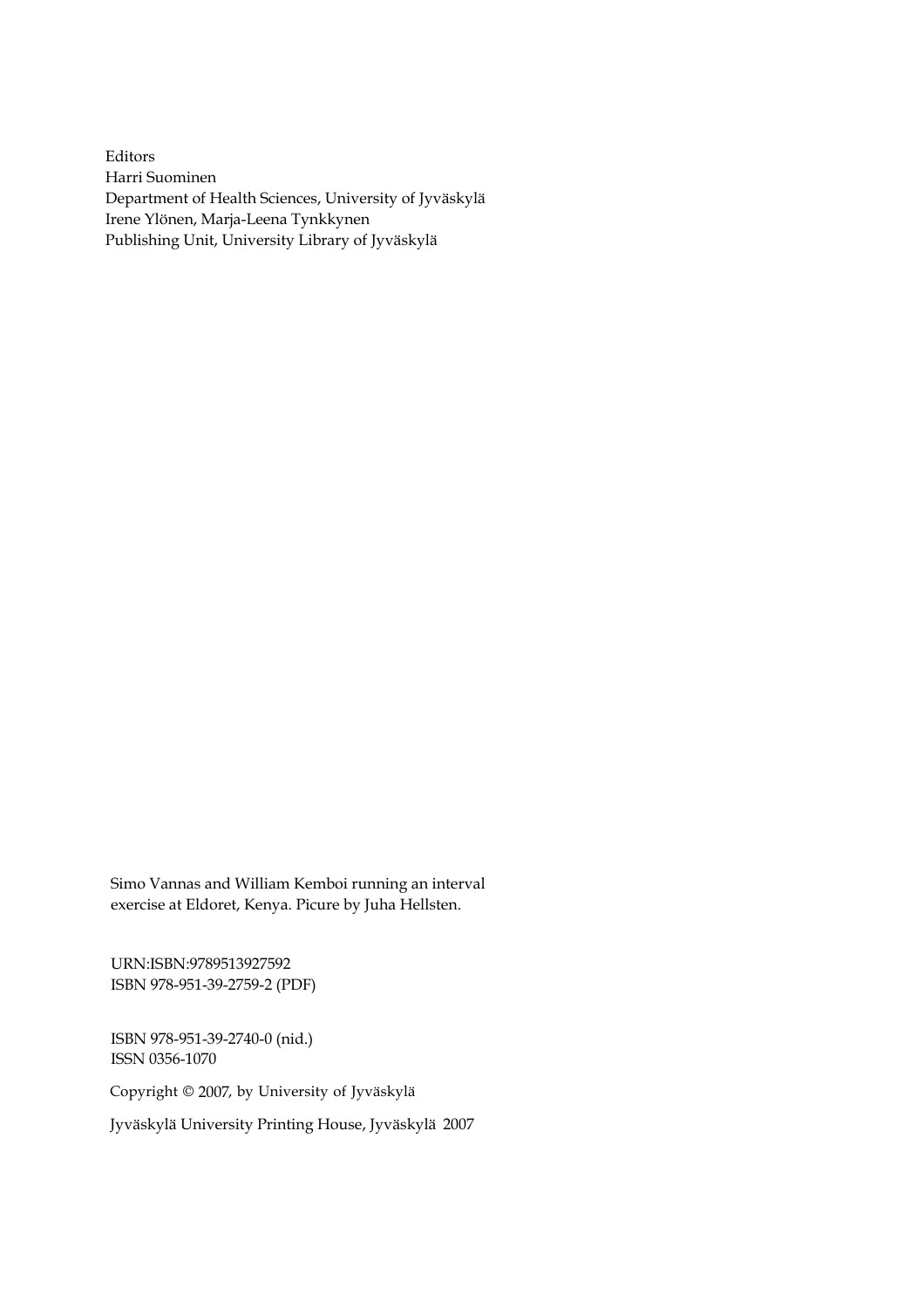Editors
Harri Suominen
Department of Health Sciences, University of Jyväskylä
Irene Ylönen, Marja-Leena Tynkkynen
Publishing Unit, University Library of Jyväskylä

Simo Vannas and William Kemboi running an interval exercise at Eldoret, Kenya. Picure by Juha Hellsten.

URN:ISBN:9789513927592
ISBN 978-951-39-2759-2 (PDF)

ISBN 978-951-39-2740-0 (nid.)
ISSN 0356-1070

Copyright © 2007, by University of Jyväskylä

Jyväskylä University Printing House, Jyväskylä 2007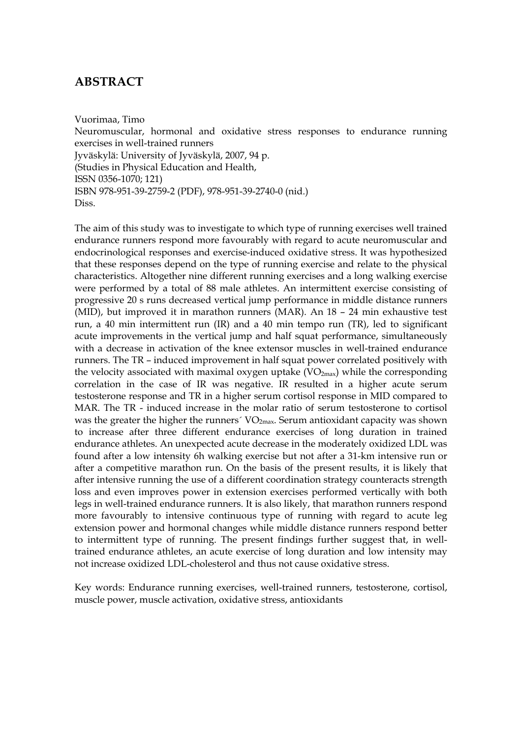# ABSTRACT

Vuorimaa, Timo
Neuromuscular, hormonal and oxidative stress responses to endurance running exercises in well-trained runners
Jyväskylä: University of Jyväskylä, 2007, 94 p.
(Studies in Physical Education and Health,
ISSN 0356-1070; 121)
ISBN 978-951-39-2759-2 (PDF), 978-951-39-2740-0 (nid.)
Diss.

The aim of this study was to investigate to which type of running exercises well trained endurance runners respond more favourably with regard to acute neuromuscular and endocrinological responses and exercise-induced oxidative stress. It was hypothesized that these responses depend on the type of running exercise and relate to the physical characteristics. Altogether nine different running exercises and a long walking exercise were performed by a total of 88 male athletes. An intermittent exercise consisting of progressive 20 s runs decreased vertical jump performance in middle distance runners (MID), but improved it in marathon runners (MAR). An 18 – 24 min exhaustive test run, a 40 min intermittent run (IR) and a 40 min tempo run (TR), led to significant acute improvements in the vertical jump and half squat performance, simultaneously with a decrease in activation of the knee extensor muscles in well-trained endurance runners. The TR – induced improvement in half squat power correlated positively with the velocity associated with maximal oxygen uptake ($VO_{2max}$) while the corresponding correlation in the case of IR was negative. IR resulted in a higher acute serum testosterone response and TR in a higher serum cortisol response in MID compared to MAR. The TR - induced increase in the molar ratio of serum testosterone to cortisol was the greater the higher the runners´ $VO_{2max}$. Serum antioxidant capacity was shown to increase after three different endurance exercises of long duration in trained endurance athletes. An unexpected acute decrease in the moderately oxidized LDL was found after a low intensity 6h walking exercise but not after a 31-km intensive run or after a competitive marathon run. On the basis of the present results, it is likely that after intensive running the use of a different coordination strategy counteracts strength loss and even improves power in extension exercises performed vertically with both legs in well-trained endurance runners. It is also likely, that marathon runners respond more favourably to intensive continuous type of running with regard to acute leg extension power and hormonal changes while middle distance runners respond better to intermittent type of running. The present findings further suggest that, in well-trained endurance athletes, an acute exercise of long duration and low intensity may not increase oxidized LDL-cholesterol and thus not cause oxidative stress.

Key words: Endurance running exercises, well-trained runners, testosterone, cortisol, muscle power, muscle activation, oxidative stress, antioxidants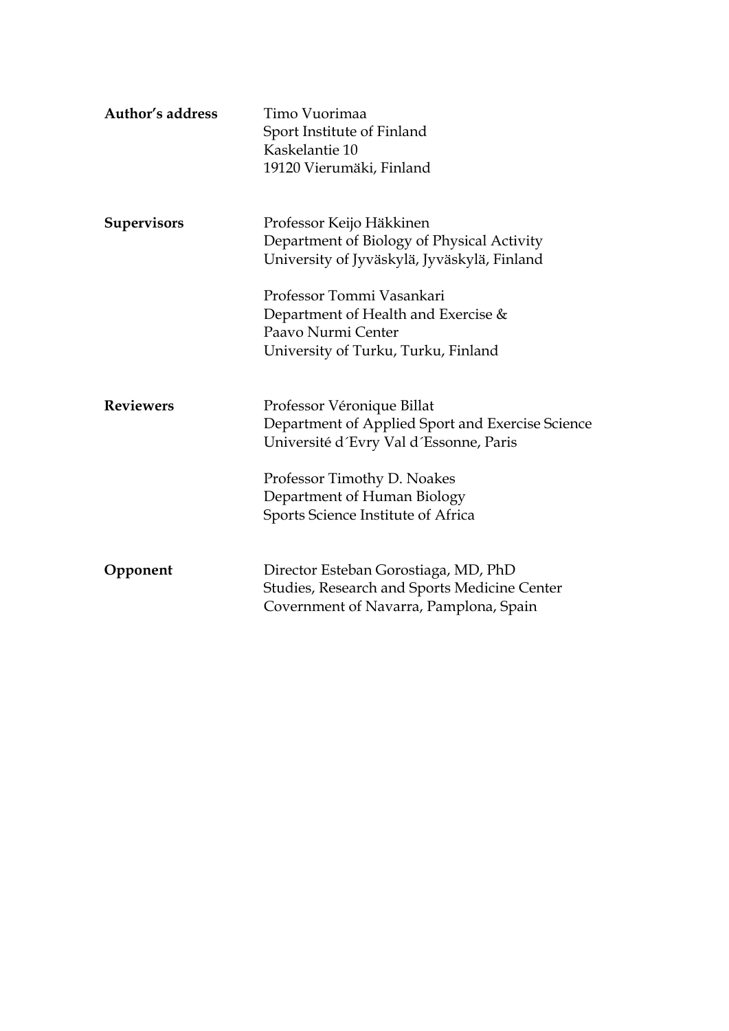**Author's address** Timo Vuorimaa
Sport Institute of Finland
Kaskelantie 10
19120 Vierumäki, Finland

**Supervisors** Professor Keijo Häkkinen
Department of Biology of Physical Activity
University of Jyväskylä, Jyväskylä, Finland

Professor Tommi Vasankari
Department of Health and Exercise &
Paavo Nurmi Center
University of Turku, Turku, Finland

**Reviewers** Professor Véronique Billat
Department of Applied Sport and Exercise Science
Université d´Evry Val d´Essonne, Paris

Professor Timothy D. Noakes
Department of Human Biology
Sports Science Institute of Africa

**Opponent** Director Esteban Gorostiaga, MD, PhD
Studies, Research and Sports Medicine Center
Covernment of Navarra, Pamplona, Spain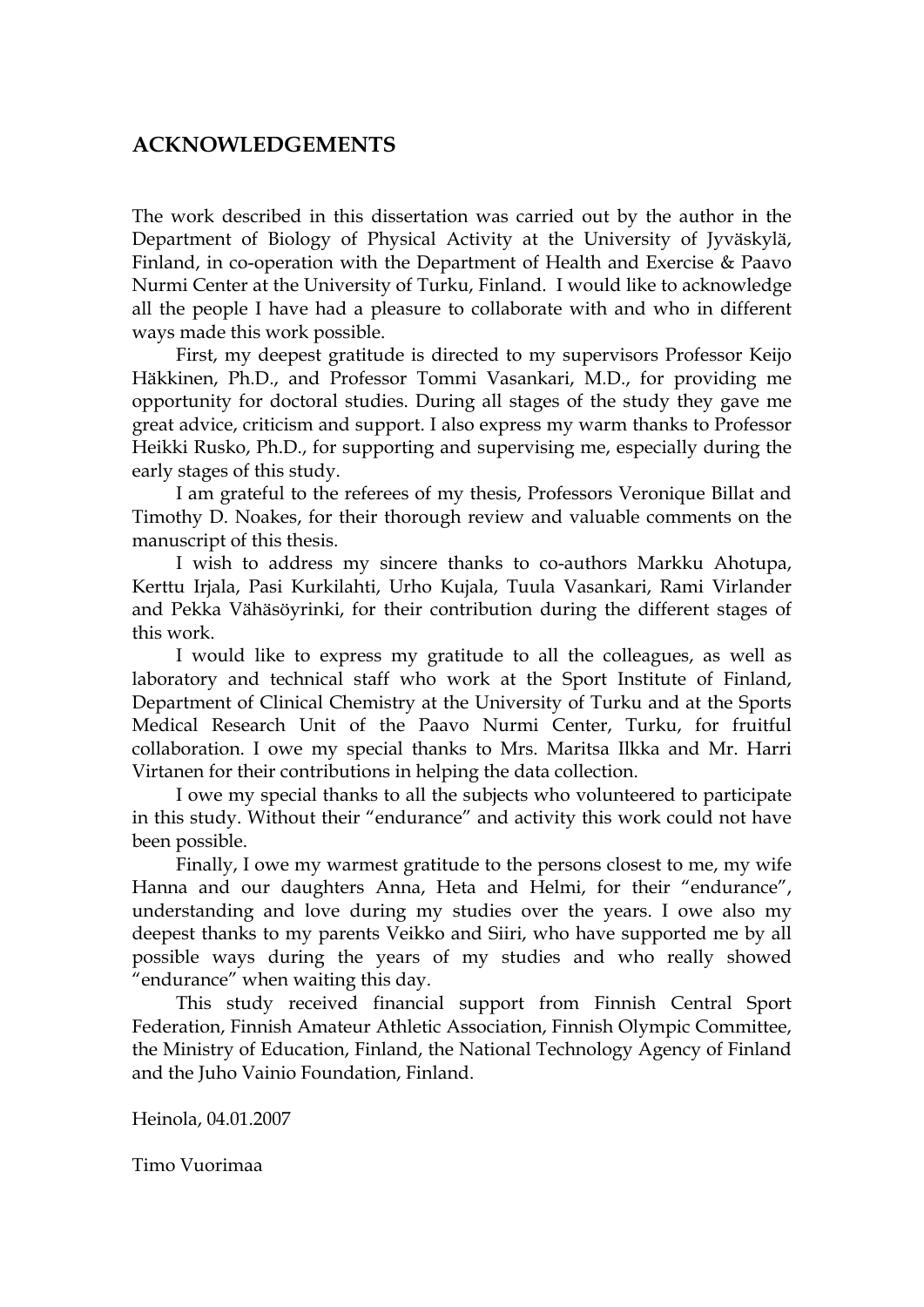## ACKNOWLEDGEMENTS

The work described in this dissertation was carried out by the author in the Department of Biology of Physical Activity at the University of Jyväskylä, Finland, in co-operation with the Department of Health and Exercise & Paavo Nurmi Center at the University of Turku, Finland. I would like to acknowledge all the people I have had a pleasure to collaborate with and who in different ways made this work possible.

First, my deepest gratitude is directed to my supervisors Professor Keijo Häkkinen, Ph.D., and Professor Tommi Vasankari, M.D., for providing me opportunity for doctoral studies. During all stages of the study they gave me great advice, criticism and support. I also express my warm thanks to Professor Heikki Rusko, Ph.D., for supporting and supervising me, especially during the early stages of this study.

I am grateful to the referees of my thesis, Professors Veronique Billat and Timothy D. Noakes, for their thorough review and valuable comments on the manuscript of this thesis.

I wish to address my sincere thanks to co-authors Markku Ahotupa, Kerttu Irjala, Pasi Kurkilahti, Urho Kujala, Tuula Vasankari, Rami Virlander and Pekka Vähäsöyrinki, for their contribution during the different stages of this work.

I would like to express my gratitude to all the colleagues, as well as laboratory and technical staff who work at the Sport Institute of Finland, Department of Clinical Chemistry at the University of Turku and at the Sports Medical Research Unit of the Paavo Nurmi Center, Turku, for fruitful collaboration. I owe my special thanks to Mrs. Maritsa Ilkka and Mr. Harri Virtanen for their contributions in helping the data collection.

I owe my special thanks to all the subjects who volunteered to participate in this study. Without their "endurance" and activity this work could not have been possible.

Finally, I owe my warmest gratitude to the persons closest to me, my wife Hanna and our daughters Anna, Heta and Helmi, for their "endurance", understanding and love during my studies over the years. I owe also my deepest thanks to my parents Veikko and Siiri, who have supported me by all possible ways during the years of my studies and who really showed "endurance" when waiting this day.

This study received financial support from Finnish Central Sport Federation, Finnish Amateur Athletic Association, Finnish Olympic Committee, the Ministry of Education, Finland, the National Technology Agency of Finland and the Juho Vainio Foundation, Finland.

Heinola, 04.01.2007

Timo Vuorimaa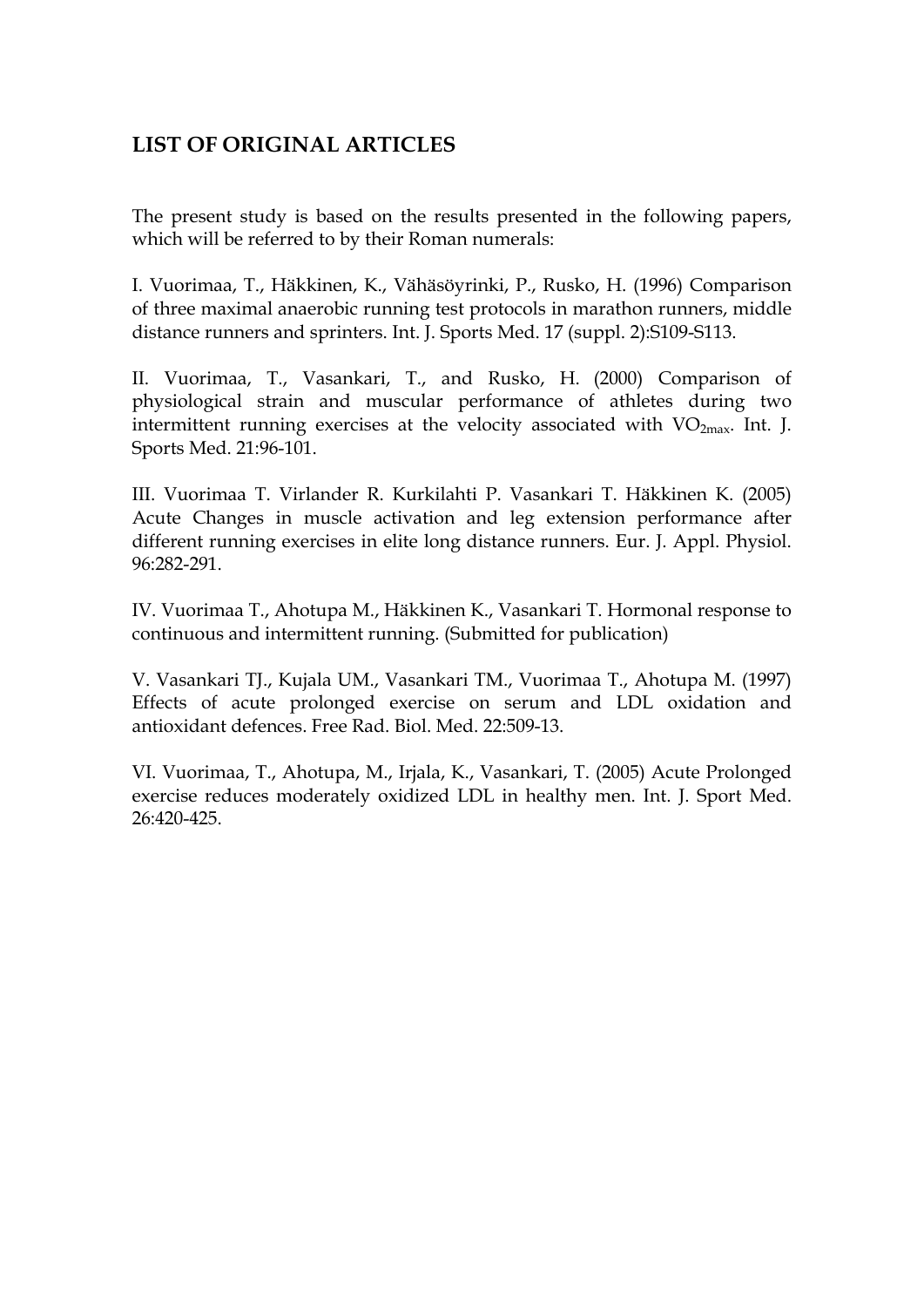## LIST OF ORIGINAL ARTICLES

The present study is based on the results presented in the following papers, which will be referred to by their Roman numerals:

I. Vuorimaa, T., Häkkinen, K., Vähäsöyrinki, P., Rusko, H. (1996) Comparison of three maximal anaerobic running test protocols in marathon runners, middle distance runners and sprinters. Int. J. Sports Med. 17 (suppl. 2):S109-S113.

II. Vuorimaa, T., Vasankari, T., and Rusko, H. (2000) Comparison of physiological strain and muscular performance of athletes during two intermittent running exercises at the velocity associated with $VO_{2max}$. Int. J. Sports Med. 21:96-101.

III. Vuorimaa T. Virlander R. Kurkilahti P. Vasankari T. Häkkinen K. (2005) Acute Changes in muscle activation and leg extension performance after different running exercises in elite long distance runners. Eur. J. Appl. Physiol. 96:282-291.

IV. Vuorimaa T., Ahotupa M., Häkkinen K., Vasankari T. Hormonal response to continuous and intermittent running. (Submitted for publication)

V. Vasankari TJ., Kujala UM., Vasankari TM., Vuorimaa T., Ahotupa M. (1997) Effects of acute prolonged exercise on serum and LDL oxidation and antioxidant defences. Free Rad. Biol. Med. 22:509-13.

VI. Vuorimaa, T., Ahotupa, M., Irjala, K., Vasankari, T. (2005) Acute Prolonged exercise reduces moderately oxidized LDL in healthy men. Int. J. Sport Med. 26:420-425.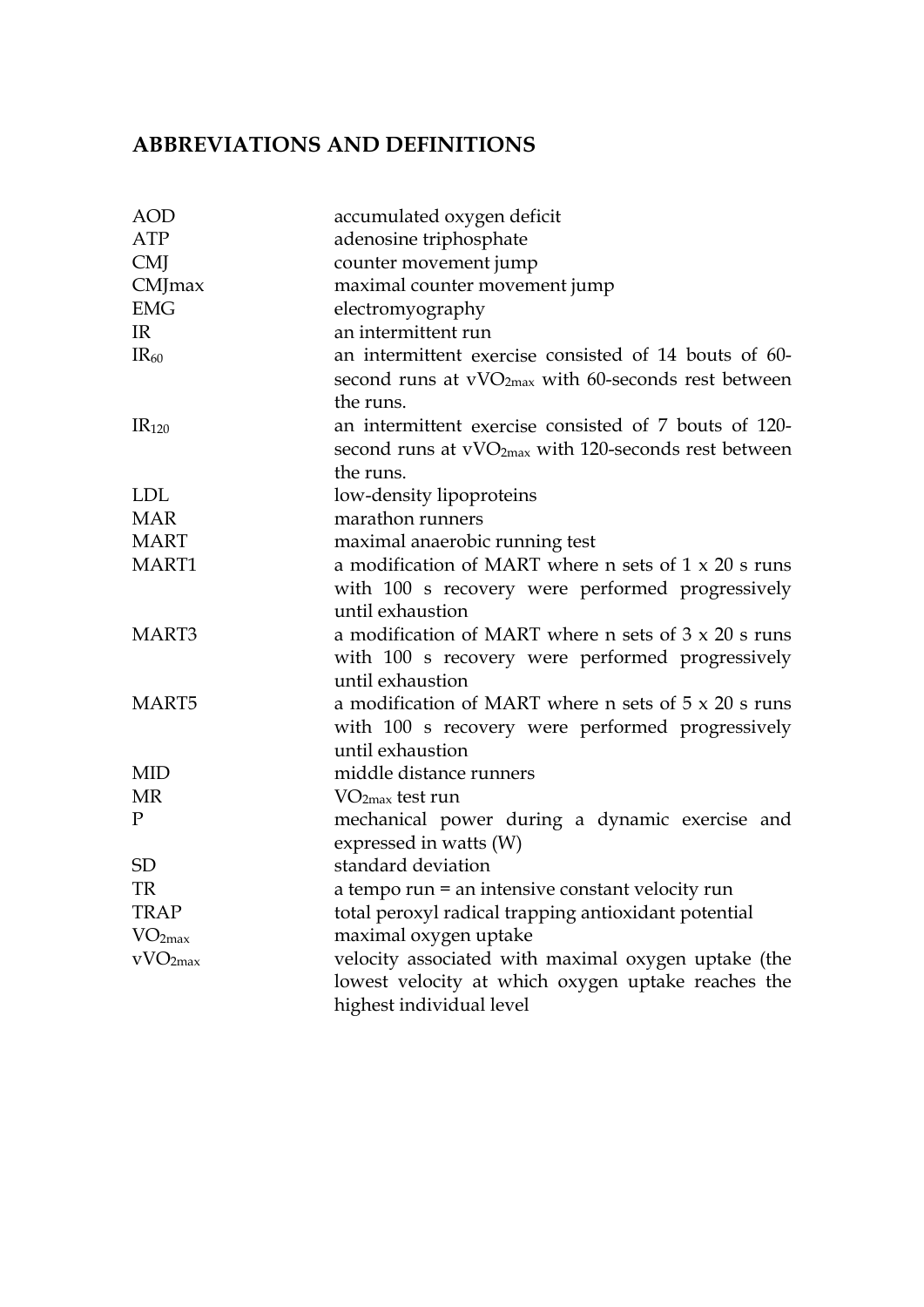## ABBREVIATIONS AND DEFINITIONS

| | |
|---|---|
| AOD | accumulated oxygen deficit |
| ATP | adenosine triphosphate |
| CMJ | counter movement jump |
| CMJmax | maximal counter movement jump |
| EMG | electromyography |
| IR | an intermittent run |
| $IR_{60}$ | an intermittent exercise consisted of 14 bouts of 60-second runs at $vVO_{2max}$ with 60-seconds rest between the runs. |
| $IR_{120}$ | an intermittent exercise consisted of 7 bouts of 120-second runs at $vVO_{2max}$ with 120-seconds rest between the runs. |
| LDL | low-density lipoproteins |
| MAR | marathon runners |
| MART | maximal anaerobic running test |
| MART1 | a modification of MART where n sets of 1 x 20 s runs with 100 s recovery were performed progressively until exhaustion |
| MART3 | a modification of MART where n sets of 3 x 20 s runs with 100 s recovery were performed progressively until exhaustion |
| MART5 | a modification of MART where n sets of 5 x 20 s runs with 100 s recovery were performed progressively until exhaustion |
| MID | middle distance runners |
| MR | $VO_{2max}$ test run |
| P | mechanical power during a dynamic exercise and expressed in watts (W) |
| SD | standard deviation |
| TR | a tempo run = an intensive constant velocity run |
| TRAP | total peroxyl radical trapping antioxidant potential |
| $VO_{2max}$ | maximal oxygen uptake |
| $vVO_{2max}$ | velocity associated with maximal oxygen uptake (the lowest velocity at which oxygen uptake reaches the highest individual level |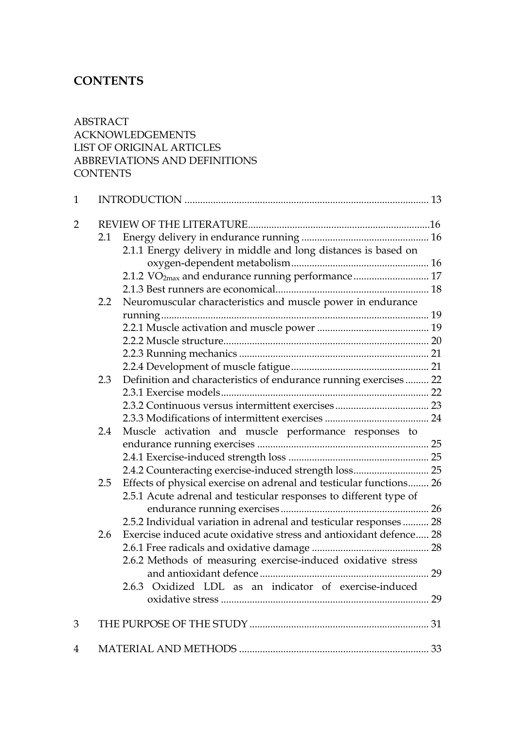# CONTENTS

ABSTRACT
ACKNOWLEDGEMENTS
LIST OF ORIGINAL ARTICLES
ABBREVIATIONS AND DEFINITIONS
CONTENTS

1 INTRODUCTION ............................................................................................ 13

2 REVIEW OF THE LITERATURE.....................................................................16
- 2.1 Energy delivery in endurance running ................................................ 16
  - 2.1.1 Energy delivery in middle and long distances is based on oxygen-dependent metabolism..................................................... 16
  - 2.1.2 $VO_{2max}$ and endurance running performance ............................. 17
  - 2.1.3 Best runners are economical........................................................... 18
- 2.2 Neuromuscular characteristics and muscle power in endurance running...................................................................................................... 19
  - 2.2.1 Muscle activation and muscle power ........................................... 19
  - 2.2.2 Muscle structure............................................................................... 20
  - 2.2.3 Running mechanics ........................................................................ 21
  - 2.2.4 Development of muscle fatigue..................................................... 21
- 2.3 Definition and characteristics of endurance running exercises ......... 22
  - 2.3.1 Exercise models............................................................................... 22
  - 2.3.2 Continuous versus intermittent exercises.................................... 23
  - 2.3.3 Modifications of intermittent exercises ........................................ 24
- 2.4 Muscle activation and muscle performance responses to endurance running exercises ................................................................. 25
  - 2.4.1 Exercise-induced strength loss ...................................................... 25
  - 2.4.2 Counteracting exercise-induced strength loss............................. 25
- 2.5 Effects of physical exercise on adrenal and testicular functions........ 26
  - 2.5.1 Acute adrenal and testicular responses to different type of endurance running exercises......................................................... 26
  - 2.5.2 Individual variation in adrenal and testicular responses .......... 28
- 2.6 Exercise induced acute oxidative stress and antioxidant defence..... 28
  - 2.6.1 Free radicals and oxidative damage ............................................. 28
  - 2.6.2 Methods of measuring exercise-induced oxidative stress and antioxidant defence ................................................................. 29
  - 2.6.3 Oxidized LDL as an indicator of exercise-induced oxidative stress ................................................................................ 29

3 THE PURPOSE OF THE STUDY ..................................................................... 31

4 MATERIAL AND METHODS ......................................................................... 33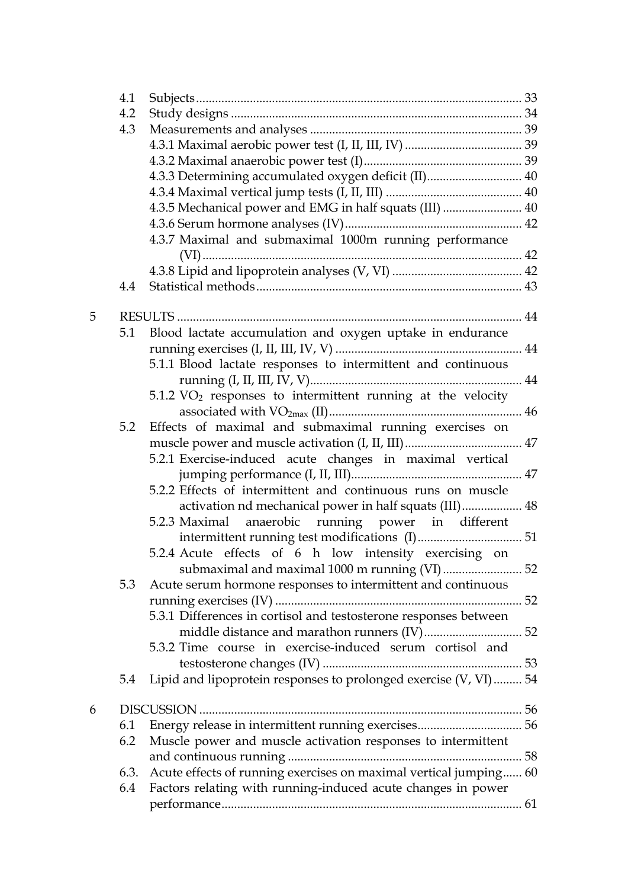- 4.1 Subjects ........................................................................................ 33
- 4.2 Study designs ............................................................................. 34
- 4.3 Measurements and analyses ...................................................... 39
  - 4.3.1 Maximal aerobic power test (I, II, III, IV) ..................................... 39
  - 4.3.2 Maximal anaerobic power test (I) .................................................. 39
  - 4.3.3 Determining accumulated oxygen deficit (II) .............................. 40
  - 4.3.4 Maximal vertical jump tests (I, II, III) ........................................... 40
  - 4.3.5 Mechanical power and EMG in half squats (III) ......................... 40
  - 4.3.6 Serum hormone analyses (IV) ........................................................ 42
  - 4.3.7 Maximal and submaximal 1000m running performance (VI) ..................................................................................... 42
  - 4.3.8 Lipid and lipoprotein analyses (V, VI) ......................................... 42
- 4.4 Statistical methods ..................................................................... 43

5 RESULTS ............................................................................................. 44

- 5.1 Blood lactate accumulation and oxygen uptake in endurance running exercises (I, II, III, IV, V) ........................................................... 44
  - 5.1.1 Blood lactate responses to intermittent and continuous running (I, II, III, IV, V) .................................................................. 44
  - 5.1.2 $VO_2$ responses to intermittent running at the velocity associated with $VO_{2max}$ (II) ............................................................. 46
- 5.2 Effects of maximal and submaximal running exercises on muscle power and muscle activation (I, II, III) ..................................... 47
  - 5.2.1 Exercise-induced acute changes in maximal vertical jumping performance (I, II, III) ...................................................... 47
  - 5.2.2 Effects of intermittent and continuous runs on muscle activation nd mechanical power in half squats (III) ................... 48
  - 5.2.3 Maximal anaerobic running power in different intermittent running test modifications (I) ................................. 51
  - 5.2.4 Acute effects of 6 h low intensity exercising on submaximal and maximal 1000 m running (VI) ......................... 52
- 5.3 Acute serum hormone responses to intermittent and continuous running exercises (IV) ............................................................................. 52
  - 5.3.1 Differences in cortisol and testosterone responses between middle distance and marathon runners (IV) ............................... 52
  - 5.3.2 Time course in exercise-induced serum cortisol and testosterone changes (IV) ............................................................... 53
- 5.4 Lipid and lipoprotein responses to prolonged exercise (V, VI) ......... 54

6 DISCUSSION ...................................................................................... 56

- 6.1 Energy release in intermittent running exercises ................................ 56
- 6.2 Muscle power and muscle activation responses to intermittent and continuous running ......................................................................... 58
- 6.3. Acute effects of running exercises on maximal vertical jumping ...... 60
- 6.4 Factors relating with running-induced acute changes in power performance .............................................................................. 61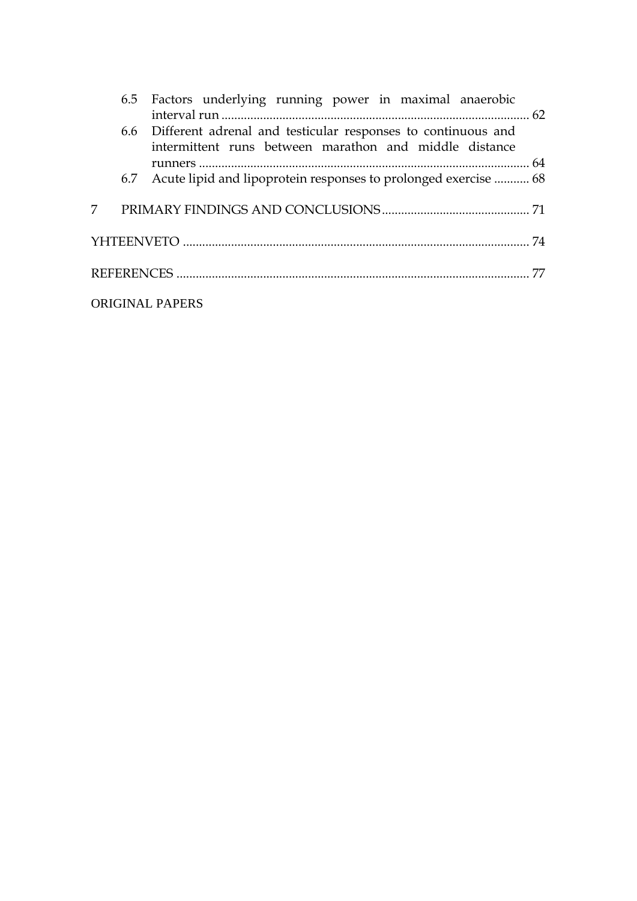6.5 Factors underlying running power in maximal anaerobic interval run ........................................................................................ 62

6.6 Different adrenal and testicular responses to continuous and intermittent runs between marathon and middle distance runners ........................................................................................ 64

6.7 Acute lipid and lipoprotein responses to prolonged exercise ........... 68

7 PRIMARY FINDINGS AND CONCLUSIONS ............................................. 71

YHTEENVETO ........................................................................................ 74

REFERENCES ........................................................................................ 77

ORIGINAL PAPERS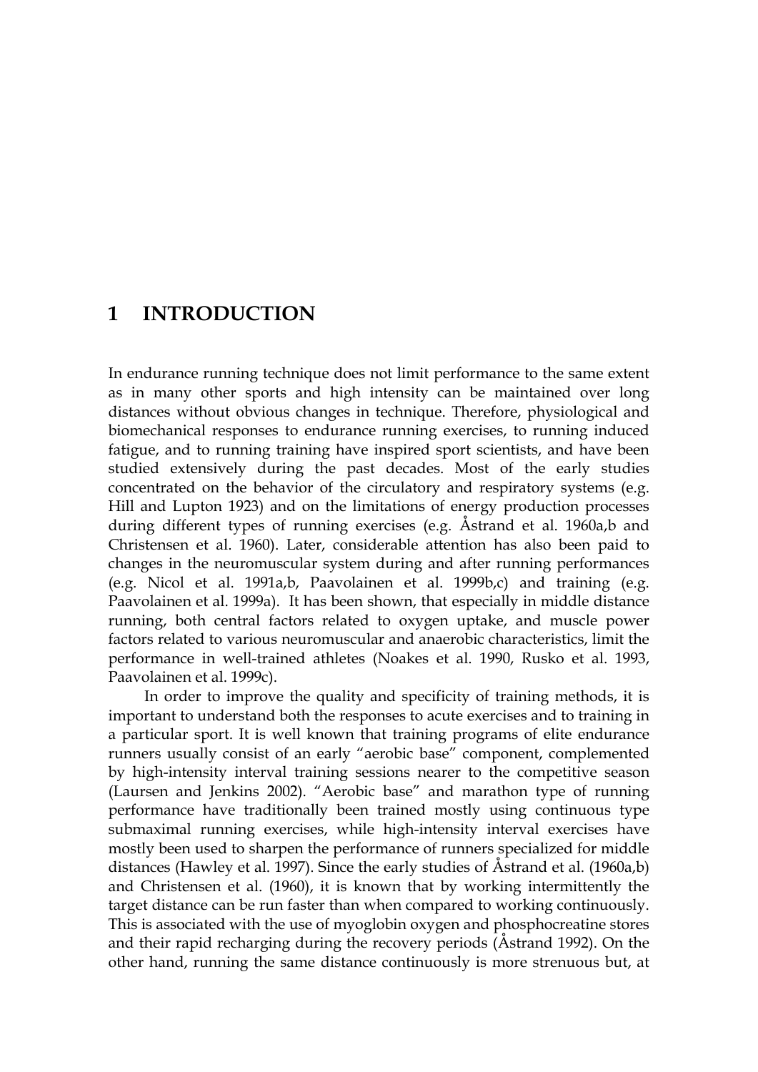# 1 INTRODUCTION

In endurance running technique does not limit performance to the same extent as in many other sports and high intensity can be maintained over long distances without obvious changes in technique. Therefore, physiological and biomechanical responses to endurance running exercises, to running induced fatigue, and to running training have inspired sport scientists, and have been studied extensively during the past decades. Most of the early studies concentrated on the behavior of the circulatory and respiratory systems (e.g. Hill and Lupton 1923) and on the limitations of energy production processes during different types of running exercises (e.g. Åstrand et al. 1960a,b and Christensen et al. 1960). Later, considerable attention has also been paid to changes in the neuromuscular system during and after running performances (e.g. Nicol et al. 1991a,b, Paavolainen et al. 1999b,c) and training (e.g. Paavolainen et al. 1999a). It has been shown, that especially in middle distance running, both central factors related to oxygen uptake, and muscle power factors related to various neuromuscular and anaerobic characteristics, limit the performance in well-trained athletes (Noakes et al. 1990, Rusko et al. 1993, Paavolainen et al. 1999c).

In order to improve the quality and specificity of training methods, it is important to understand both the responses to acute exercises and to training in a particular sport. It is well known that training programs of elite endurance runners usually consist of an early "aerobic base" component, complemented by high-intensity interval training sessions nearer to the competitive season (Laursen and Jenkins 2002). "Aerobic base" and marathon type of running performance have traditionally been trained mostly using continuous type submaximal running exercises, while high-intensity interval exercises have mostly been used to sharpen the performance of runners specialized for middle distances (Hawley et al. 1997). Since the early studies of Åstrand et al. (1960a,b) and Christensen et al. (1960), it is known that by working intermittently the target distance can be run faster than when compared to working continuously. This is associated with the use of myoglobin oxygen and phosphocreatine stores and their rapid recharging during the recovery periods (Åstrand 1992). On the other hand, running the same distance continuously is more strenuous but, at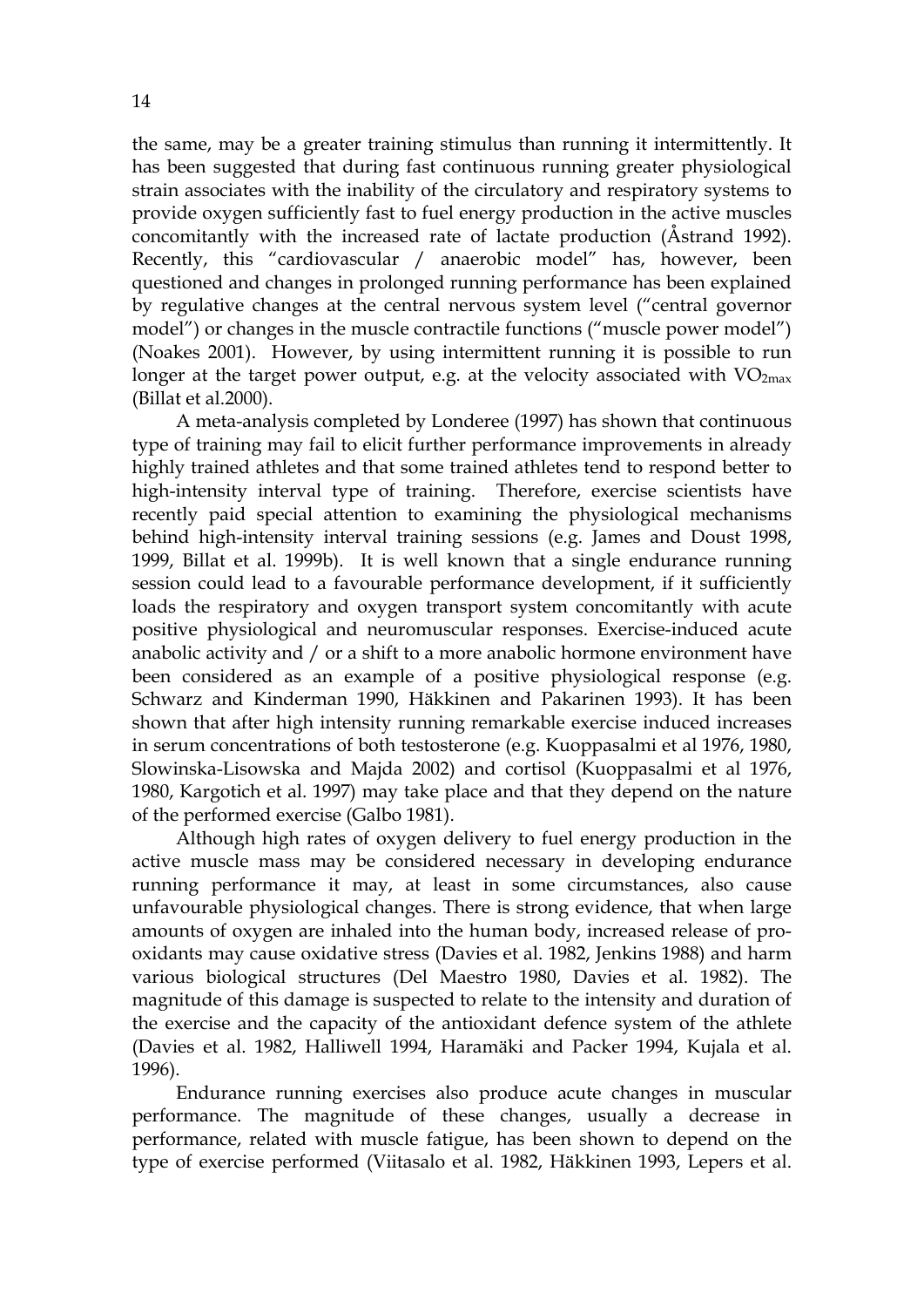the same, may be a greater training stimulus than running it intermittently. It has been suggested that during fast continuous running greater physiological strain associates with the inability of the circulatory and respiratory systems to provide oxygen sufficiently fast to fuel energy production in the active muscles concomitantly with the increased rate of lactate production (Åstrand 1992). Recently, this "cardiovascular / anaerobic model" has, however, been questioned and changes in prolonged running performance has been explained by regulative changes at the central nervous system level ("central governor model") or changes in the muscle contractile functions ("muscle power model") (Noakes 2001). However, by using intermittent running it is possible to run longer at the target power output, e.g. at the velocity associated with $VO_{2max}$ (Billat et al.2000).

A meta-analysis completed by Londeree (1997) has shown that continuous type of training may fail to elicit further performance improvements in already highly trained athletes and that some trained athletes tend to respond better to high-intensity interval type of training. Therefore, exercise scientists have recently paid special attention to examining the physiological mechanisms behind high-intensity interval training sessions (e.g. James and Doust 1998, 1999, Billat et al. 1999b). It is well known that a single endurance running session could lead to a favourable performance development, if it sufficiently loads the respiratory and oxygen transport system concomitantly with acute positive physiological and neuromuscular responses. Exercise-induced acute anabolic activity and / or a shift to a more anabolic hormone environment have been considered as an example of a positive physiological response (e.g. Schwarz and Kinderman 1990, Häkkinen and Pakarinen 1993). It has been shown that after high intensity running remarkable exercise induced increases in serum concentrations of both testosterone (e.g. Kuoppasalmi et al 1976, 1980, Slowinska-Lisowska and Majda 2002) and cortisol (Kuoppasalmi et al 1976, 1980, Kargotich et al. 1997) may take place and that they depend on the nature of the performed exercise (Galbo 1981).

Although high rates of oxygen delivery to fuel energy production in the active muscle mass may be considered necessary in developing endurance running performance it may, at least in some circumstances, also cause unfavourable physiological changes. There is strong evidence, that when large amounts of oxygen are inhaled into the human body, increased release of pro-oxidants may cause oxidative stress (Davies et al. 1982, Jenkins 1988) and harm various biological structures (Del Maestro 1980, Davies et al. 1982). The magnitude of this damage is suspected to relate to the intensity and duration of the exercise and the capacity of the antioxidant defence system of the athlete (Davies et al. 1982, Halliwell 1994, Haramäki and Packer 1994, Kujala et al. 1996).

Endurance running exercises also produce acute changes in muscular performance. The magnitude of these changes, usually a decrease in performance, related with muscle fatigue, has been shown to depend on the type of exercise performed (Viitasalo et al. 1982, Häkkinen 1993, Lepers et al.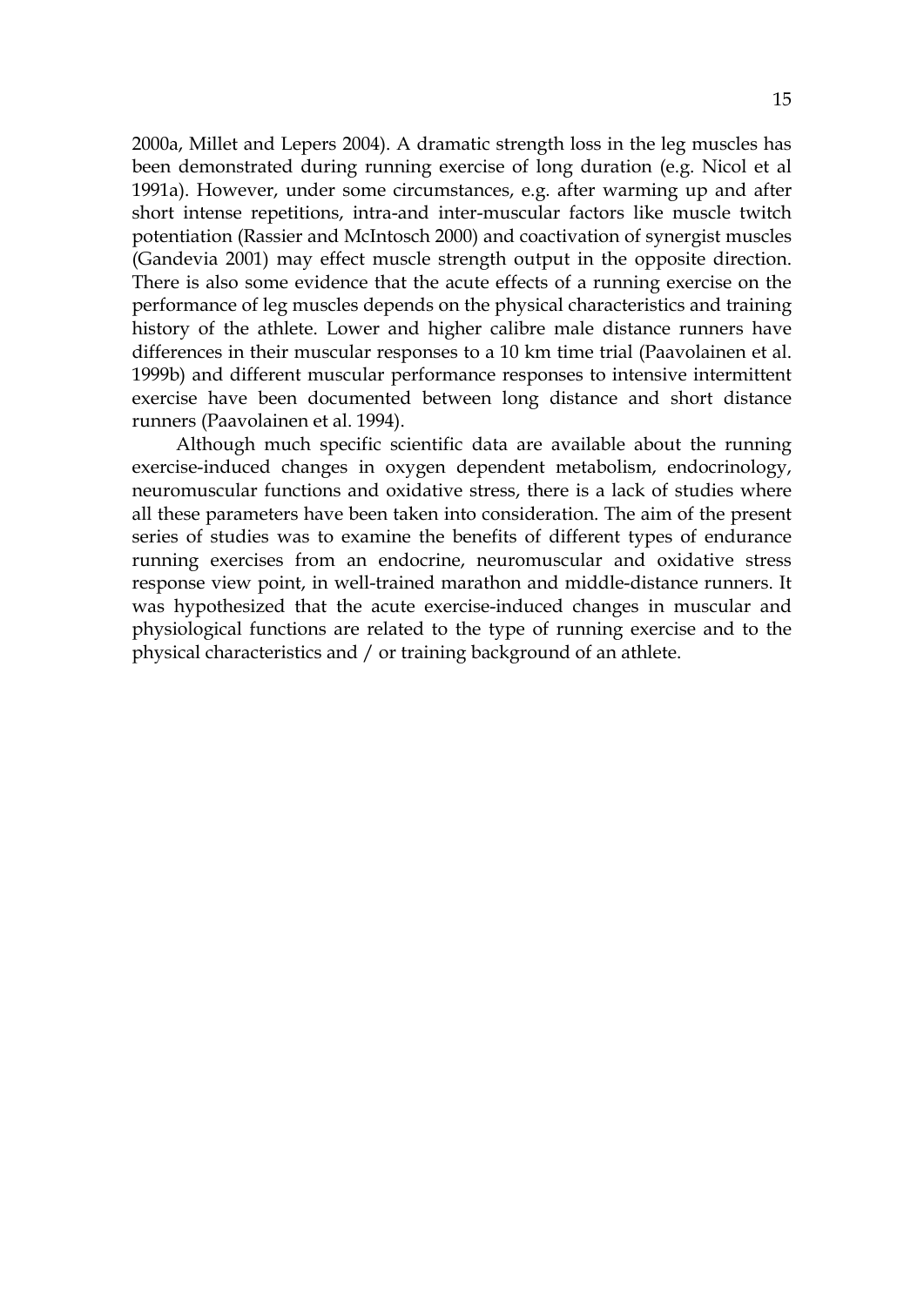2000a, Millet and Lepers 2004). A dramatic strength loss in the leg muscles has been demonstrated during running exercise of long duration (e.g. Nicol et al 1991a). However, under some circumstances, e.g. after warming up and after short intense repetitions, intra-and inter-muscular factors like muscle twitch potentiation (Rassier and McIntosch 2000) and coactivation of synergist muscles (Gandevia 2001) may effect muscle strength output in the opposite direction. There is also some evidence that the acute effects of a running exercise on the performance of leg muscles depends on the physical characteristics and training history of the athlete. Lower and higher calibre male distance runners have differences in their muscular responses to a 10 km time trial (Paavolainen et al. 1999b) and different muscular performance responses to intensive intermittent exercise have been documented between long distance and short distance runners (Paavolainen et al. 1994).

Although much specific scientific data are available about the running exercise-induced changes in oxygen dependent metabolism, endocrinology, neuromuscular functions and oxidative stress, there is a lack of studies where all these parameters have been taken into consideration. The aim of the present series of studies was to examine the benefits of different types of endurance running exercises from an endocrine, neuromuscular and oxidative stress response view point, in well-trained marathon and middle-distance runners. It was hypothesized that the acute exercise-induced changes in muscular and physiological functions are related to the type of running exercise and to the physical characteristics and / or training background of an athlete.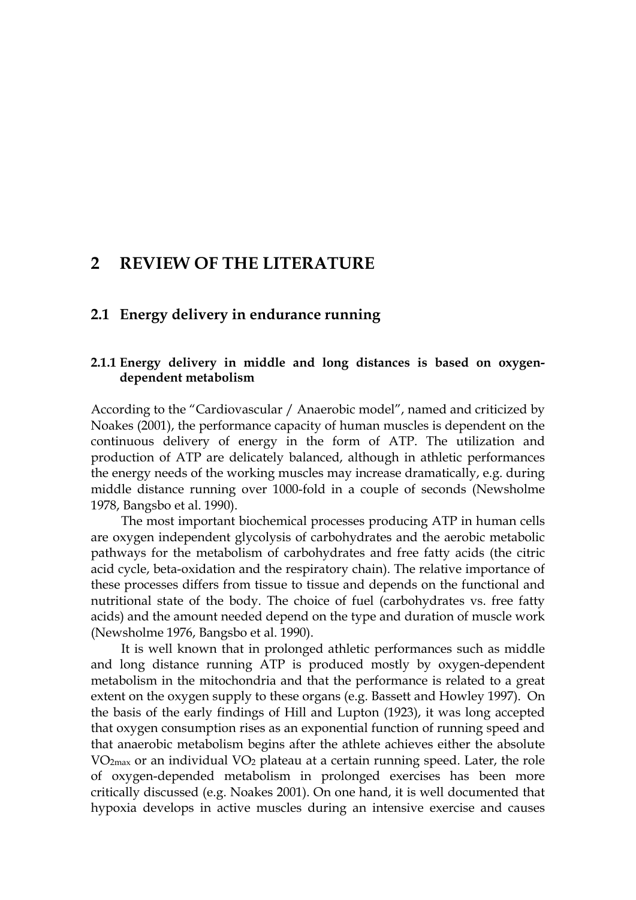# 2 REVIEW OF THE LITERATURE

## 2.1 Energy delivery in endurance running

### 2.1.1 Energy delivery in middle and long distances is based on oxygen-dependent metabolism

According to the "Cardiovascular / Anaerobic model", named and criticized by Noakes (2001), the performance capacity of human muscles is dependent on the continuous delivery of energy in the form of ATP. The utilization and production of ATP are delicately balanced, although in athletic performances the energy needs of the working muscles may increase dramatically, e.g. during middle distance running over 1000-fold in a couple of seconds (Newsholme 1978, Bangsbo et al. 1990).

The most important biochemical processes producing ATP in human cells are oxygen independent glycolysis of carbohydrates and the aerobic metabolic pathways for the metabolism of carbohydrates and free fatty acids (the citric acid cycle, beta-oxidation and the respiratory chain). The relative importance of these processes differs from tissue to tissue and depends on the functional and nutritional state of the body. The choice of fuel (carbohydrates vs. free fatty acids) and the amount needed depend on the type and duration of muscle work (Newsholme 1976, Bangsbo et al. 1990).

It is well known that in prolonged athletic performances such as middle and long distance running ATP is produced mostly by oxygen-dependent metabolism in the mitochondria and that the performance is related to a great extent on the oxygen supply to these organs (e.g. Bassett and Howley 1997). On the basis of the early findings of Hill and Lupton (1923), it was long accepted that oxygen consumption rises as an exponential function of running speed and that anaerobic metabolism begins after the athlete achieves either the absolute $VO_{2max}$ or an individual $VO_2$ plateau at a certain running speed. Later, the role of oxygen-depended metabolism in prolonged exercises has been more critically discussed (e.g. Noakes 2001). On one hand, it is well documented that hypoxia develops in active muscles during an intensive exercise and causes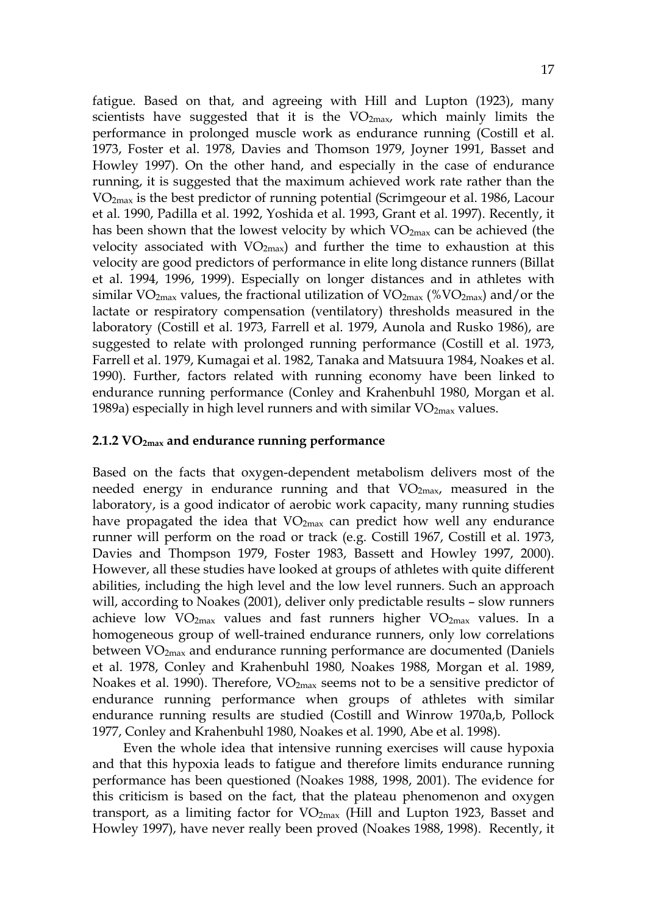fatigue. Based on that, and agreeing with Hill and Lupton (1923), many scientists have suggested that it is the $VO_{2max}$, which mainly limits the performance in prolonged muscle work as endurance running (Costill et al. 1973, Foster et al. 1978, Davies and Thomson 1979, Joyner 1991, Basset and Howley 1997). On the other hand, and especially in the case of endurance running, it is suggested that the maximum achieved work rate rather than the $VO_{2max}$ is the best predictor of running potential (Scrimgeour et al. 1986, Lacour et al. 1990, Padilla et al. 1992, Yoshida et al. 1993, Grant et al. 1997). Recently, it has been shown that the lowest velocity by which $VO_{2max}$ can be achieved (the velocity associated with $VO_{2max}$) and further the time to exhaustion at this velocity are good predictors of performance in elite long distance runners (Billat et al. 1994, 1996, 1999). Especially on longer distances and in athletes with similar $VO_{2max}$ values, the fractional utilization of $VO_{2max}$ ($\%VO_{2max}$) and/or the lactate or respiratory compensation (ventilatory) thresholds measured in the laboratory (Costill et al. 1973, Farrell et al. 1979, Aunola and Rusko 1986), are suggested to relate with prolonged running performance (Costill et al. 1973, Farrell et al. 1979, Kumagai et al. 1982, Tanaka and Matsuura 1984, Noakes et al. 1990). Further, factors related with running economy have been linked to endurance running performance (Conley and Krahenbuhl 1980, Morgan et al. 1989a) especially in high level runners and with similar $VO_{2max}$ values.

### 2.1.2 $VO_{2max}$ and endurance running performance

Based on the facts that oxygen-dependent metabolism delivers most of the needed energy in endurance running and that $VO_{2max}$, measured in the laboratory, is a good indicator of aerobic work capacity, many running studies have propagated the idea that $VO_{2max}$ can predict how well any endurance runner will perform on the road or track (e.g. Costill 1967, Costill et al. 1973, Davies and Thompson 1979, Foster 1983, Bassett and Howley 1997, 2000). However, all these studies have looked at groups of athletes with quite different abilities, including the high level and the low level runners. Such an approach will, according to Noakes (2001), deliver only predictable results – slow runners achieve low $VO_{2max}$ values and fast runners higher $VO_{2max}$ values. In a homogeneous group of well-trained endurance runners, only low correlations between $VO_{2max}$ and endurance running performance are documented (Daniels et al. 1978, Conley and Krahenbuhl 1980, Noakes 1988, Morgan et al. 1989, Noakes et al. 1990). Therefore, $VO_{2max}$ seems not to be a sensitive predictor of endurance running performance when groups of athletes with similar endurance running results are studied (Costill and Winrow 1970a,b, Pollock 1977, Conley and Krahenbuhl 1980, Noakes et al. 1990, Abe et al. 1998).

Even the whole idea that intensive running exercises will cause hypoxia and that this hypoxia leads to fatigue and therefore limits endurance running performance has been questioned (Noakes 1988, 1998, 2001). The evidence for this criticism is based on the fact, that the plateau phenomenon and oxygen transport, as a limiting factor for $VO_{2max}$ (Hill and Lupton 1923, Basset and Howley 1997), have never really been proved (Noakes 1988, 1998). Recently, it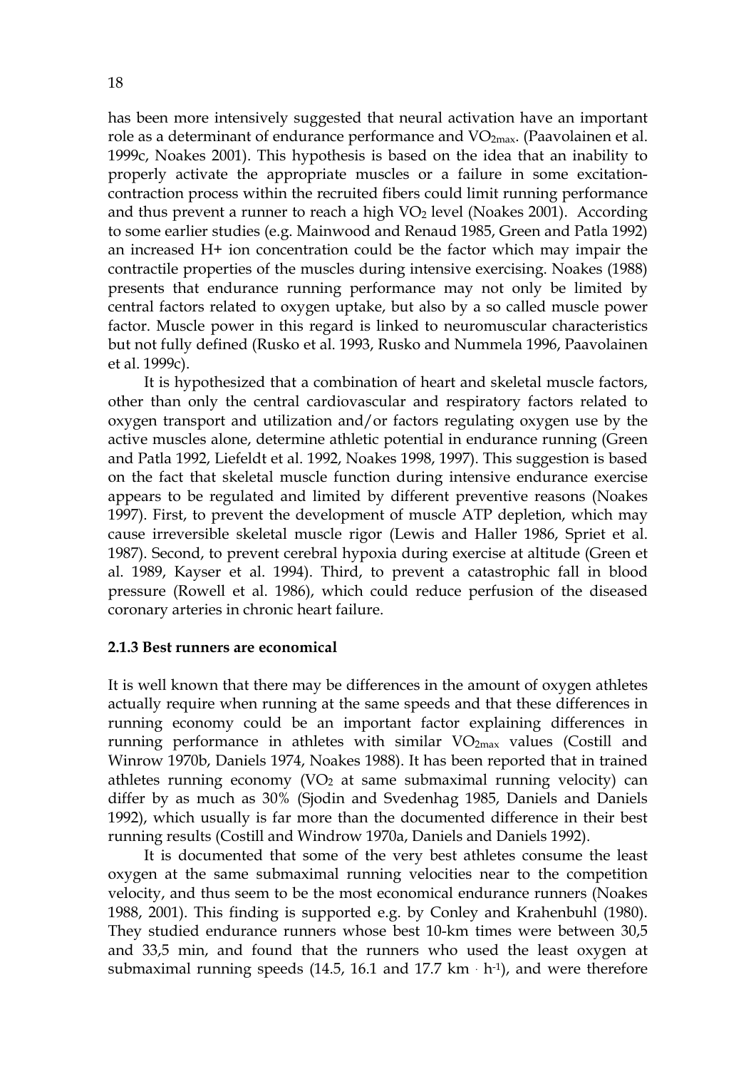has been more intensively suggested that neural activation have an important role as a determinant of endurance performance and $VO_{2max}$. (Paavolainen et al. 1999c, Noakes 2001). This hypothesis is based on the idea that an inability to properly activate the appropriate muscles or a failure in some excitation-contraction process within the recruited fibers could limit running performance and thus prevent a runner to reach a high $VO_2$ level (Noakes 2001). According to some earlier studies (e.g. Mainwood and Renaud 1985, Green and Patla 1992) an increased $H^+$ ion concentration could be the factor which may impair the contractile properties of the muscles during intensive exercising. Noakes (1988) presents that endurance running performance may not only be limited by central factors related to oxygen uptake, but also by a so called muscle power factor. Muscle power in this regard is linked to neuromuscular characteristics but not fully defined (Rusko et al. 1993, Rusko and Nummela 1996, Paavolainen et al. 1999c).

It is hypothesized that a combination of heart and skeletal muscle factors, other than only the central cardiovascular and respiratory factors related to oxygen transport and utilization and/or factors regulating oxygen use by the active muscles alone, determine athletic potential in endurance running (Green and Patla 1992, Liefeldt et al. 1992, Noakes 1998, 1997). This suggestion is based on the fact that skeletal muscle function during intensive endurance exercise appears to be regulated and limited by different preventive reasons (Noakes 1997). First, to prevent the development of muscle ATP depletion, which may cause irreversible skeletal muscle rigor (Lewis and Haller 1986, Spriet et al. 1987). Second, to prevent cerebral hypoxia during exercise at altitude (Green et al. 1989, Kayser et al. 1994). Third, to prevent a catastrophic fall in blood pressure (Rowell et al. 1986), which could reduce perfusion of the diseased coronary arteries in chronic heart failure.

### 2.1.3 Best runners are economical

It is well known that there may be differences in the amount of oxygen athletes actually require when running at the same speeds and that these differences in running economy could be an important factor explaining differences in running performance in athletes with similar $VO_{2max}$ values (Costill and Winrow 1970b, Daniels 1974, Noakes 1988). It has been reported that in trained athletes running economy ($VO_2$ at same submaximal running velocity) can differ by as much as 30% (Sjodin and Svedenhag 1985, Daniels and Daniels 1992), which usually is far more than the documented difference in their best running results (Costill and Windrow 1970a, Daniels and Daniels 1992).

It is documented that some of the very best athletes consume the least oxygen at the same submaximal running velocities near to the competition velocity, and thus seem to be the most economical endurance runners (Noakes 1988, 2001). This finding is supported e.g. by Conley and Krahenbuhl (1980). They studied endurance runners whose best 10-km times were between 30,5 and 33,5 min, and found that the runners who used the least oxygen at submaximal running speeds (14.5, 16.1 and 17.7 $km \cdot h^{-1}$), and were therefore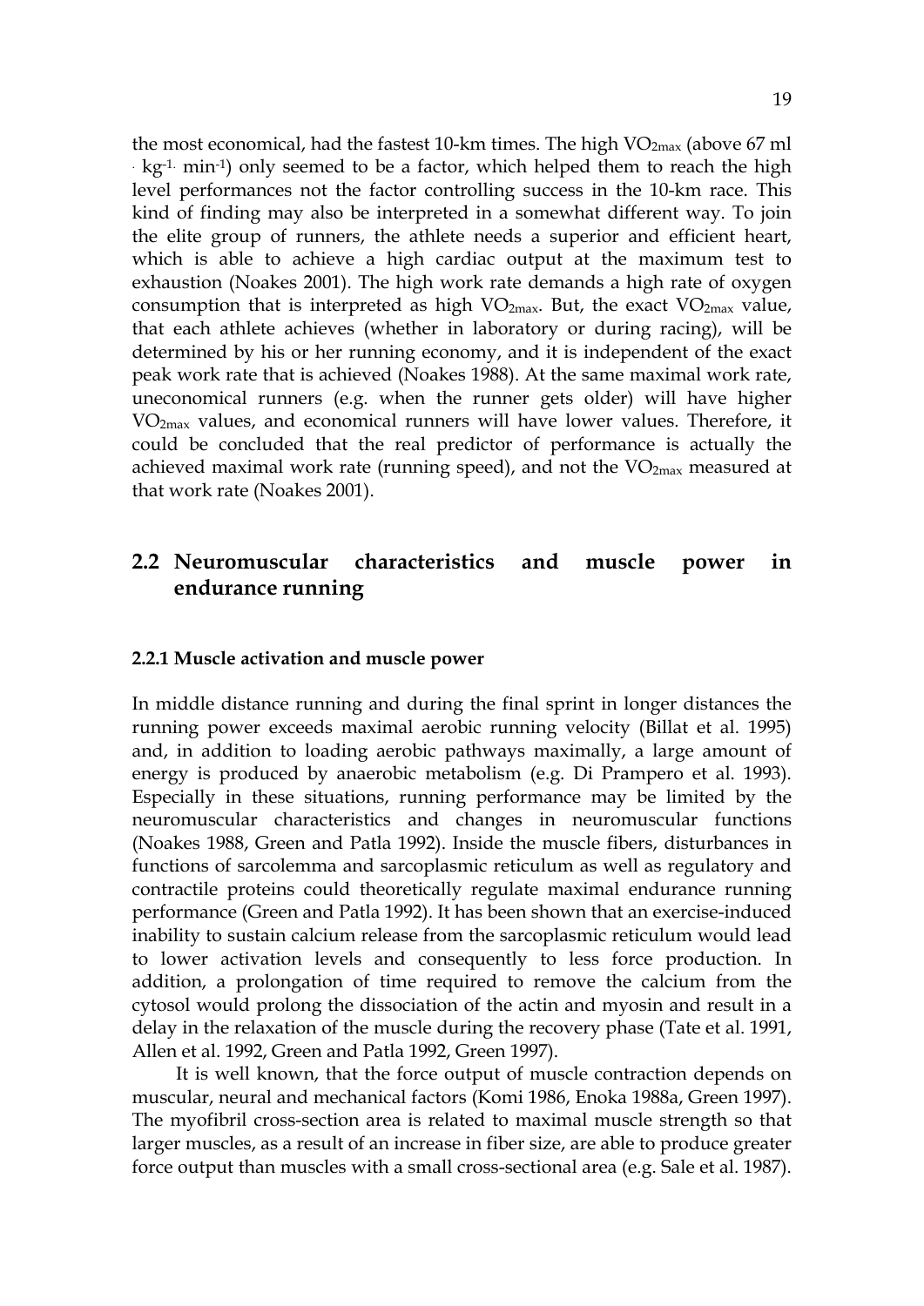the most economical, had the fastest 10-km times. The high $VO_{2max}$ (above 67 ml · $kg^{-1}$· $min^{-1}$) only seemed to be a factor, which helped them to reach the high level performances not the factor controlling success in the 10-km race. This kind of finding may also be interpreted in a somewhat different way. To join the elite group of runners, the athlete needs a superior and efficient heart, which is able to achieve a high cardiac output at the maximum test to exhaustion (Noakes 2001). The high work rate demands a high rate of oxygen consumption that is interpreted as high $VO_{2max}$. But, the exact $VO_{2max}$ value, that each athlete achieves (whether in laboratory or during racing), will be determined by his or her running economy, and it is independent of the exact peak work rate that is achieved (Noakes 1988). At the same maximal work rate, uneconomical runners (e.g. when the runner gets older) will have higher $VO_{2max}$ values, and economical runners will have lower values. Therefore, it could be concluded that the real predictor of performance is actually the achieved maximal work rate (running speed), and not the $VO_{2max}$ measured at that work rate (Noakes 2001).

## 2.2 Neuromuscular characteristics and muscle power in endurance running

### 2.2.1 Muscle activation and muscle power

In middle distance running and during the final sprint in longer distances the running power exceeds maximal aerobic running velocity (Billat et al. 1995) and, in addition to loading aerobic pathways maximally, a large amount of energy is produced by anaerobic metabolism (e.g. Di Prampero et al. 1993). Especially in these situations, running performance may be limited by the neuromuscular characteristics and changes in neuromuscular functions (Noakes 1988, Green and Patla 1992). Inside the muscle fibers, disturbances in functions of sarcolemma and sarcoplasmic reticulum as well as regulatory and contractile proteins could theoretically regulate maximal endurance running performance (Green and Patla 1992). It has been shown that an exercise-induced inability to sustain calcium release from the sarcoplasmic reticulum would lead to lower activation levels and consequently to less force production. In addition, a prolongation of time required to remove the calcium from the cytosol would prolong the dissociation of the actin and myosin and result in a delay in the relaxation of the muscle during the recovery phase (Tate et al. 1991, Allen et al. 1992, Green and Patla 1992, Green 1997).

It is well known, that the force output of muscle contraction depends on muscular, neural and mechanical factors (Komi 1986, Enoka 1988a, Green 1997). The myofibril cross-section area is related to maximal muscle strength so that larger muscles, as a result of an increase in fiber size, are able to produce greater force output than muscles with a small cross-sectional area (e.g. Sale et al. 1987).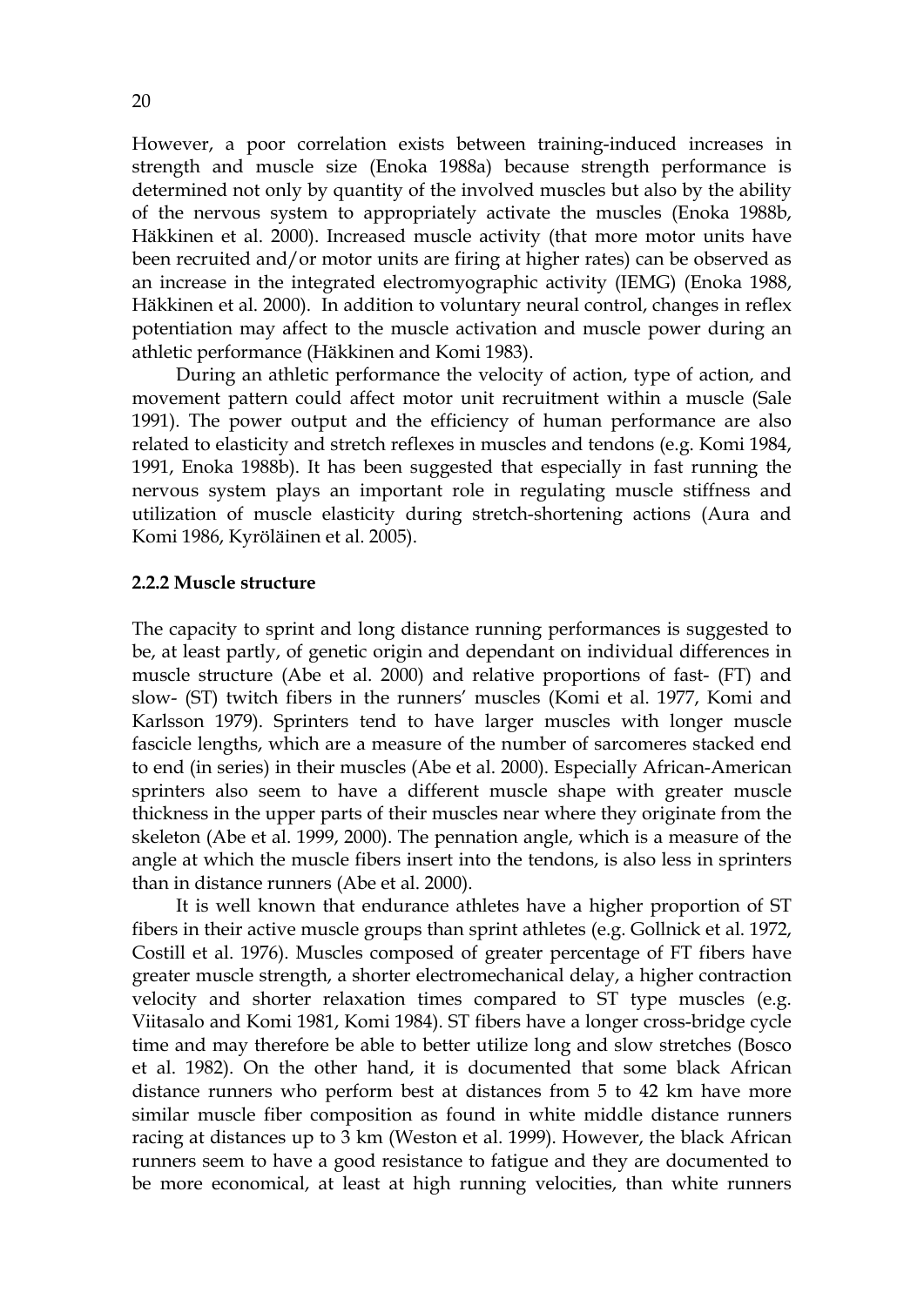However, a poor correlation exists between training-induced increases in strength and muscle size (Enoka 1988a) because strength performance is determined not only by quantity of the involved muscles but also by the ability of the nervous system to appropriately activate the muscles (Enoka 1988b, Häkkinen et al. 2000). Increased muscle activity (that more motor units have been recruited and/or motor units are firing at higher rates) can be observed as an increase in the integrated electromyographic activity (IEMG) (Enoka 1988, Häkkinen et al. 2000). In addition to voluntary neural control, changes in reflex potentiation may affect to the muscle activation and muscle power during an athletic performance (Häkkinen and Komi 1983).

During an athletic performance the velocity of action, type of action, and movement pattern could affect motor unit recruitment within a muscle (Sale 1991). The power output and the efficiency of human performance are also related to elasticity and stretch reflexes in muscles and tendons (e.g. Komi 1984, 1991, Enoka 1988b). It has been suggested that especially in fast running the nervous system plays an important role in regulating muscle stiffness and utilization of muscle elasticity during stretch-shortening actions (Aura and Komi 1986, Kyröläinen et al. 2005).

### 2.2.2 Muscle structure

The capacity to sprint and long distance running performances is suggested to be, at least partly, of genetic origin and dependant on individual differences in muscle structure (Abe et al. 2000) and relative proportions of fast- (FT) and slow- (ST) twitch fibers in the runners' muscles (Komi et al. 1977, Komi and Karlsson 1979). Sprinters tend to have larger muscles with longer muscle fascicle lengths, which are a measure of the number of sarcomeres stacked end to end (in series) in their muscles (Abe et al. 2000). Especially African-American sprinters also seem to have a different muscle shape with greater muscle thickness in the upper parts of their muscles near where they originate from the skeleton (Abe et al. 1999, 2000). The pennation angle, which is a measure of the angle at which the muscle fibers insert into the tendons, is also less in sprinters than in distance runners (Abe et al. 2000).

It is well known that endurance athletes have a higher proportion of ST fibers in their active muscle groups than sprint athletes (e.g. Gollnick et al. 1972, Costill et al. 1976). Muscles composed of greater percentage of FT fibers have greater muscle strength, a shorter electromechanical delay, a higher contraction velocity and shorter relaxation times compared to ST type muscles (e.g. Viitasalo and Komi 1981, Komi 1984). ST fibers have a longer cross-bridge cycle time and may therefore be able to better utilize long and slow stretches (Bosco et al. 1982). On the other hand, it is documented that some black African distance runners who perform best at distances from 5 to 42 km have more similar muscle fiber composition as found in white middle distance runners racing at distances up to 3 km (Weston et al. 1999). However, the black African runners seem to have a good resistance to fatigue and they are documented to be more economical, at least at high running velocities, than white runners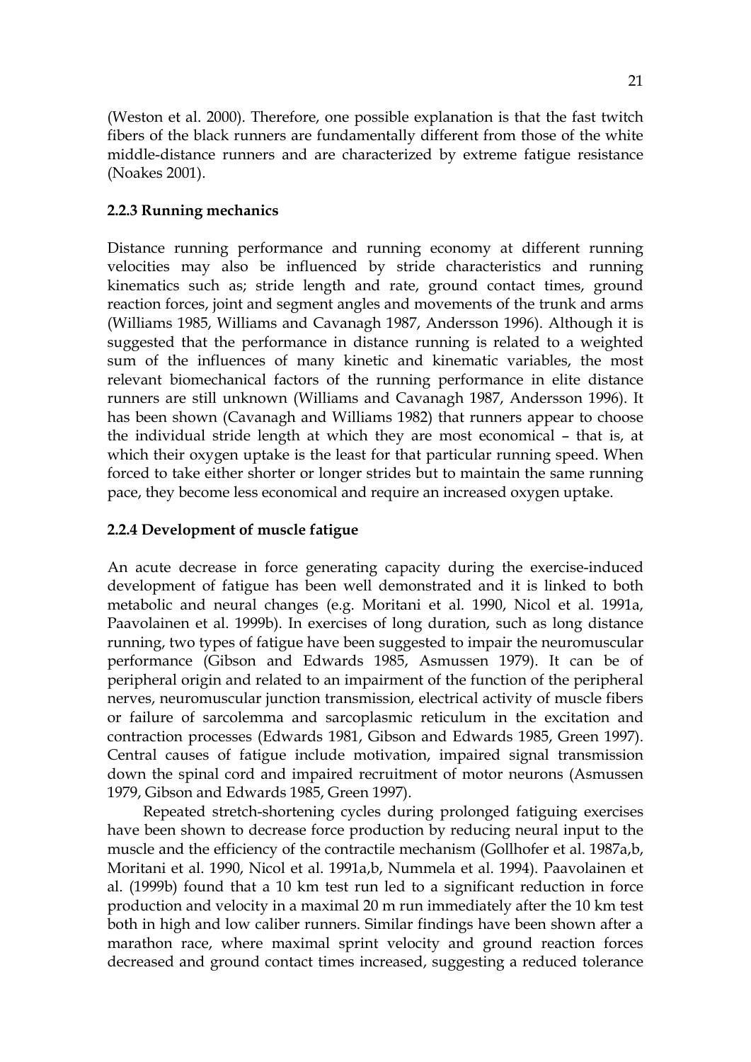(Weston et al. 2000). Therefore, one possible explanation is that the fast twitch fibers of the black runners are fundamentally different from those of the white middle-distance runners and are characterized by extreme fatigue resistance (Noakes 2001).

### 2.2.3 Running mechanics

Distance running performance and running economy at different running velocities may also be influenced by stride characteristics and running kinematics such as; stride length and rate, ground contact times, ground reaction forces, joint and segment angles and movements of the trunk and arms (Williams 1985, Williams and Cavanagh 1987, Andersson 1996). Although it is suggested that the performance in distance running is related to a weighted sum of the influences of many kinetic and kinematic variables, the most relevant biomechanical factors of the running performance in elite distance runners are still unknown (Williams and Cavanagh 1987, Andersson 1996). It has been shown (Cavanagh and Williams 1982) that runners appear to choose the individual stride length at which they are most economical – that is, at which their oxygen uptake is the least for that particular running speed. When forced to take either shorter or longer strides but to maintain the same running pace, they become less economical and require an increased oxygen uptake.

### 2.2.4 Development of muscle fatigue

An acute decrease in force generating capacity during the exercise-induced development of fatigue has been well demonstrated and it is linked to both metabolic and neural changes (e.g. Moritani et al. 1990, Nicol et al. 1991a, Paavolainen et al. 1999b). In exercises of long duration, such as long distance running, two types of fatigue have been suggested to impair the neuromuscular performance (Gibson and Edwards 1985, Asmussen 1979). It can be of peripheral origin and related to an impairment of the function of the peripheral nerves, neuromuscular junction transmission, electrical activity of muscle fibers or failure of sarcolemma and sarcoplasmic reticulum in the excitation and contraction processes (Edwards 1981, Gibson and Edwards 1985, Green 1997). Central causes of fatigue include motivation, impaired signal transmission down the spinal cord and impaired recruitment of motor neurons (Asmussen 1979, Gibson and Edwards 1985, Green 1997).

Repeated stretch-shortening cycles during prolonged fatiguing exercises have been shown to decrease force production by reducing neural input to the muscle and the efficiency of the contractile mechanism (Gollhofer et al. 1987a,b, Moritani et al. 1990, Nicol et al. 1991a,b, Nummela et al. 1994). Paavolainen et al. (1999b) found that a 10 km test run led to a significant reduction in force production and velocity in a maximal 20 m run immediately after the 10 km test both in high and low caliber runners. Similar findings have been shown after a marathon race, where maximal sprint velocity and ground reaction forces decreased and ground contact times increased, suggesting a reduced tolerance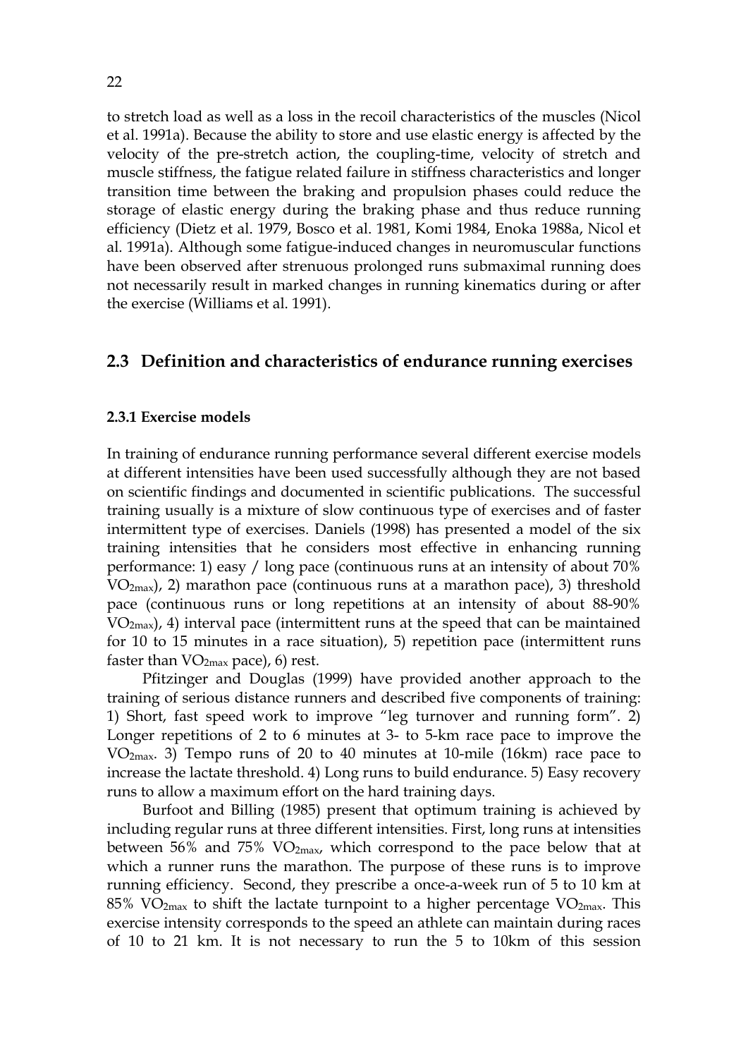to stretch load as well as a loss in the recoil characteristics of the muscles (Nicol et al. 1991a). Because the ability to store and use elastic energy is affected by the velocity of the pre-stretch action, the coupling-time, velocity of stretch and muscle stiffness, the fatigue related failure in stiffness characteristics and longer transition time between the braking and propulsion phases could reduce the storage of elastic energy during the braking phase and thus reduce running efficiency (Dietz et al. 1979, Bosco et al. 1981, Komi 1984, Enoka 1988a, Nicol et al. 1991a). Although some fatigue-induced changes in neuromuscular functions have been observed after strenuous prolonged runs submaximal running does not necessarily result in marked changes in running kinematics during or after the exercise (Williams et al. 1991).

## 2.3 Definition and characteristics of endurance running exercises

### 2.3.1 Exercise models

In training of endurance running performance several different exercise models at different intensities have been used successfully although they are not based on scientific findings and documented in scientific publications. The successful training usually is a mixture of slow continuous type of exercises and of faster intermittent type of exercises. Daniels (1998) has presented a model of the six training intensities that he considers most effective in enhancing running performance: 1) easy / long pace (continuous runs at an intensity of about 70% $VO_{2max}$), 2) marathon pace (continuous runs at a marathon pace), 3) threshold pace (continuous runs or long repetitions at an intensity of about 88-90% $VO_{2max}$), 4) interval pace (intermittent runs at the speed that can be maintained for 10 to 15 minutes in a race situation), 5) repetition pace (intermittent runs faster than $VO_{2max}$ pace), 6) rest.

Pfitzinger and Douglas (1999) have provided another approach to the training of serious distance runners and described five components of training: 1) Short, fast speed work to improve "leg turnover and running form". 2) Longer repetitions of 2 to 6 minutes at 3- to 5-km race pace to improve the $VO_{2max}$. 3) Tempo runs of 20 to 40 minutes at 10-mile (16km) race pace to increase the lactate threshold. 4) Long runs to build endurance. 5) Easy recovery runs to allow a maximum effort on the hard training days.

Burfoot and Billing (1985) present that optimum training is achieved by including regular runs at three different intensities. First, long runs at intensities between 56% and 75% $VO_{2max}$, which correspond to the pace below that at which a runner runs the marathon. The purpose of these runs is to improve running efficiency. Second, they prescribe a once-a-week run of 5 to 10 km at 85% $VO_{2max}$ to shift the lactate turnpoint to a higher percentage $VO_{2max}$. This exercise intensity corresponds to the speed an athlete can maintain during races of 10 to 21 km. It is not necessary to run the 5 to 10km of this session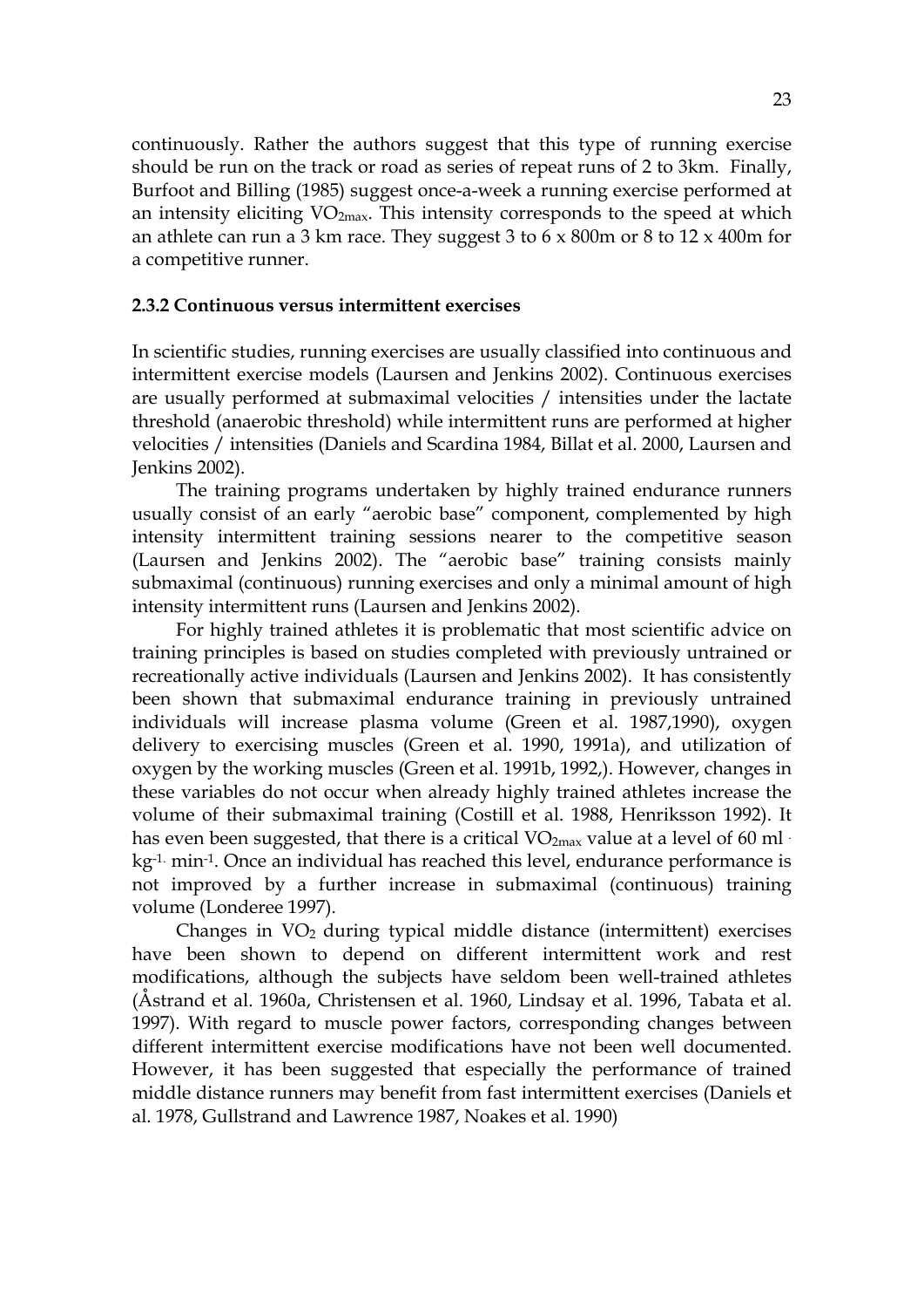continuously. Rather the authors suggest that this type of running exercise should be run on the track or road as series of repeat runs of 2 to 3km. Finally, Burfoot and Billing (1985) suggest once-a-week a running exercise performed at an intensity eliciting $VO_{2max}$. This intensity corresponds to the speed at which an athlete can run a 3 km race. They suggest 3 to 6 x 800m or 8 to 12 x 400m for a competitive runner.

### 2.3.2 Continuous versus intermittent exercises

In scientific studies, running exercises are usually classified into continuous and intermittent exercise models (Laursen and Jenkins 2002). Continuous exercises are usually performed at submaximal velocities / intensities under the lactate threshold (anaerobic threshold) while intermittent runs are performed at higher velocities / intensities (Daniels and Scardina 1984, Billat et al. 2000, Laursen and Jenkins 2002).

The training programs undertaken by highly trained endurance runners usually consist of an early "aerobic base" component, complemented by high intensity intermittent training sessions nearer to the competitive season (Laursen and Jenkins 2002). The "aerobic base" training consists mainly submaximal (continuous) running exercises and only a minimal amount of high intensity intermittent runs (Laursen and Jenkins 2002).

For highly trained athletes it is problematic that most scientific advice on training principles is based on studies completed with previously untrained or recreationally active individuals (Laursen and Jenkins 2002). It has consistently been shown that submaximal endurance training in previously untrained individuals will increase plasma volume (Green et al. 1987,1990), oxygen delivery to exercising muscles (Green et al. 1990, 1991a), and utilization of oxygen by the working muscles (Green et al. 1991b, 1992,). However, changes in these variables do not occur when already highly trained athletes increase the volume of their submaximal training (Costill et al. 1988, Henriksson 1992). It has even been suggested, that there is a critical $VO_{2max}$ value at a level of 60 $ml \cdot kg^{-1} \cdot min^{-1}$. Once an individual has reached this level, endurance performance is not improved by a further increase in submaximal (continuous) training volume (Londeree 1997).

Changes in $VO_2$ during typical middle distance (intermittent) exercises have been shown to depend on different intermittent work and rest modifications, although the subjects have seldom been well-trained athletes (Åstrand et al. 1960a, Christensen et al. 1960, Lindsay et al. 1996, Tabata et al. 1997). With regard to muscle power factors, corresponding changes between different intermittent exercise modifications have not been well documented. However, it has been suggested that especially the performance of trained middle distance runners may benefit from fast intermittent exercises (Daniels et al. 1978, Gullstrand and Lawrence 1987, Noakes et al. 1990)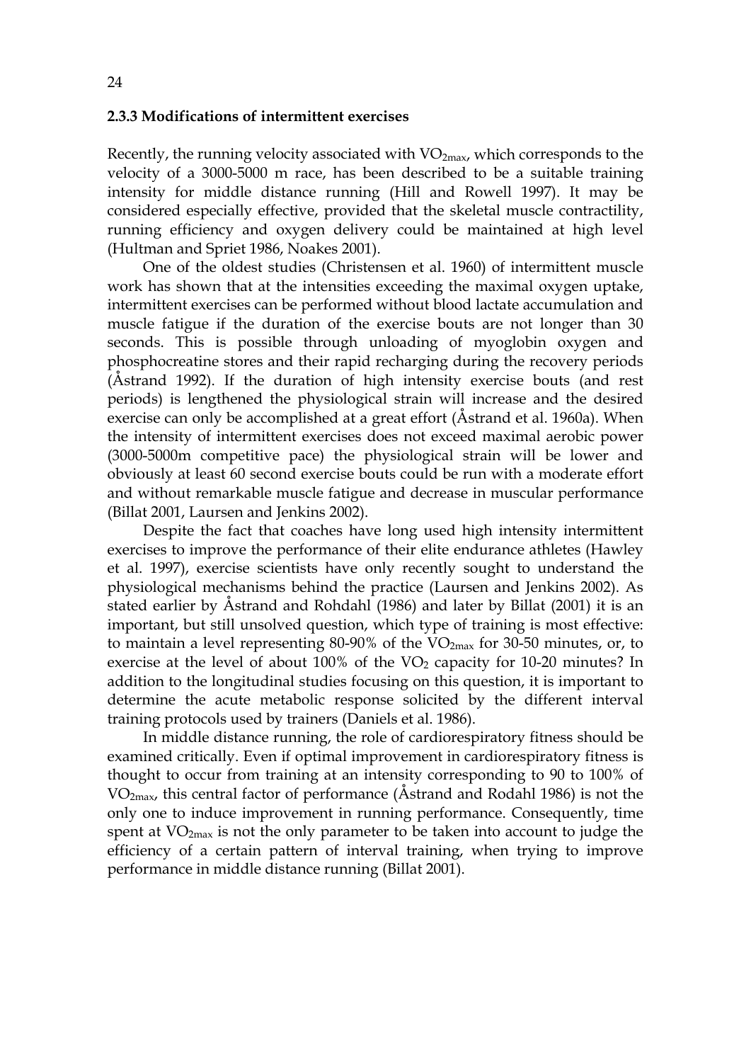### 2.3.3 Modifications of intermittent exercises

Recently, the running velocity associated with $VO_{2max}$, which corresponds to the velocity of a 3000-5000 m race, has been described to be a suitable training intensity for middle distance running (Hill and Rowell 1997). It may be considered especially effective, provided that the skeletal muscle contractility, running efficiency and oxygen delivery could be maintained at high level (Hultman and Spriet 1986, Noakes 2001).

One of the oldest studies (Christensen et al. 1960) of intermittent muscle work has shown that at the intensities exceeding the maximal oxygen uptake, intermittent exercises can be performed without blood lactate accumulation and muscle fatigue if the duration of the exercise bouts are not longer than 30 seconds. This is possible through unloading of myoglobin oxygen and phosphocreatine stores and their rapid recharging during the recovery periods (Åstrand 1992). If the duration of high intensity exercise bouts (and rest periods) is lengthened the physiological strain will increase and the desired exercise can only be accomplished at a great effort (Åstrand et al. 1960a). When the intensity of intermittent exercises does not exceed maximal aerobic power (3000-5000m competitive pace) the physiological strain will be lower and obviously at least 60 second exercise bouts could be run with a moderate effort and without remarkable muscle fatigue and decrease in muscular performance (Billat 2001, Laursen and Jenkins 2002).

Despite the fact that coaches have long used high intensity intermittent exercises to improve the performance of their elite endurance athletes (Hawley et al. 1997), exercise scientists have only recently sought to understand the physiological mechanisms behind the practice (Laursen and Jenkins 2002). As stated earlier by Åstrand and Rohdahl (1986) and later by Billat (2001) it is an important, but still unsolved question, which type of training is most effective: to maintain a level representing 80-90% of the $VO_{2max}$ for 30-50 minutes, or, to exercise at the level of about 100% of the $VO_2$ capacity for 10-20 minutes? In addition to the longitudinal studies focusing on this question, it is important to determine the acute metabolic response solicited by the different interval training protocols used by trainers (Daniels et al. 1986).

In middle distance running, the role of cardiorespiratory fitness should be examined critically. Even if optimal improvement in cardiorespiratory fitness is thought to occur from training at an intensity corresponding to 90 to 100% of $VO_{2max}$, this central factor of performance (Åstrand and Rodahl 1986) is not the only one to induce improvement in running performance. Consequently, time spent at $VO_{2max}$ is not the only parameter to be taken into account to judge the efficiency of a certain pattern of interval training, when trying to improve performance in middle distance running (Billat 2001).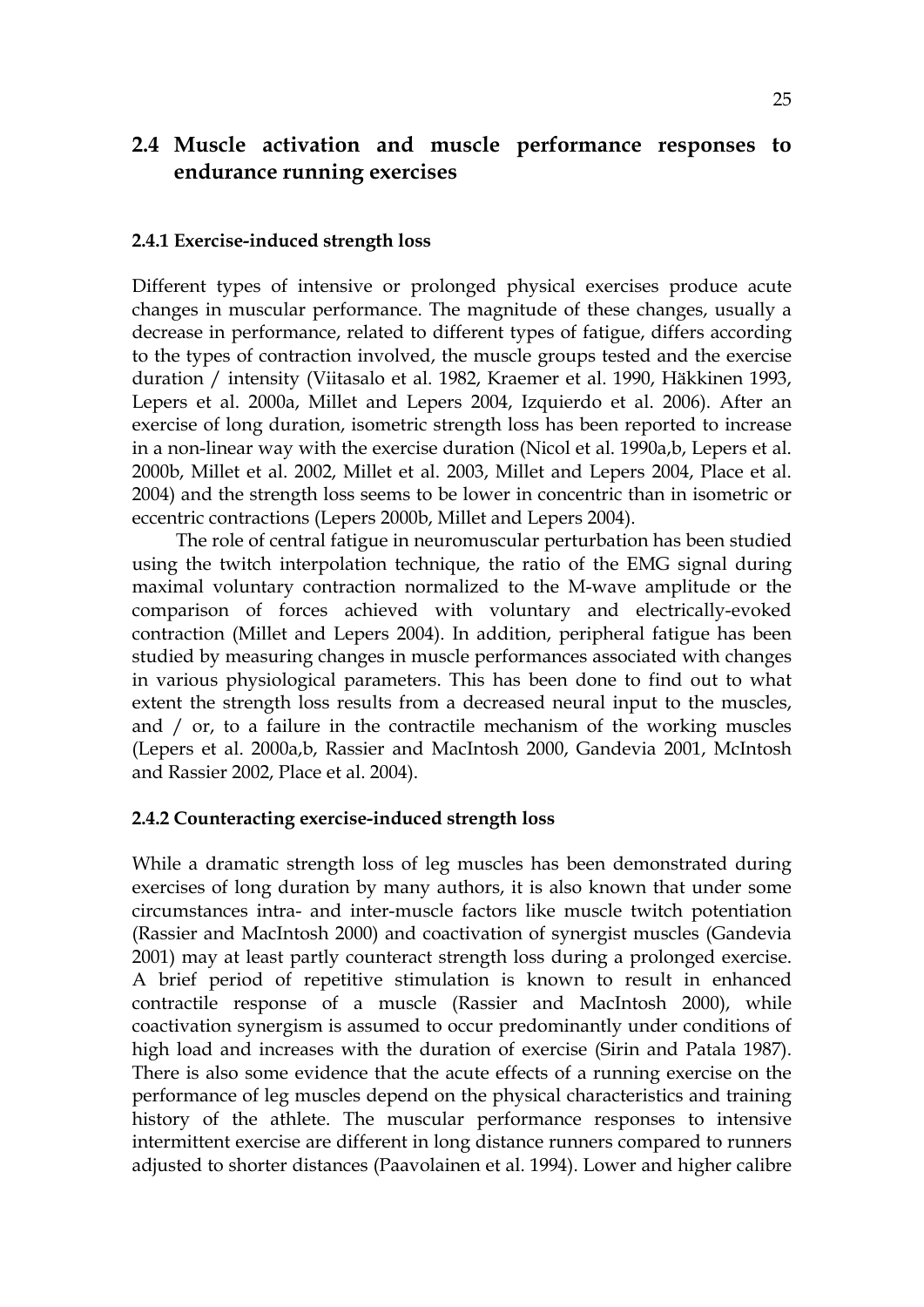## 2.4 Muscle activation and muscle performance responses to endurance running exercises

### 2.4.1 Exercise-induced strength loss

Different types of intensive or prolonged physical exercises produce acute changes in muscular performance. The magnitude of these changes, usually a decrease in performance, related to different types of fatigue, differs according to the types of contraction involved, the muscle groups tested and the exercise duration / intensity (Viitasalo et al. 1982, Kraemer et al. 1990, Häkkinen 1993, Lepers et al. 2000a, Millet and Lepers 2004, Izquierdo et al. 2006). After an exercise of long duration, isometric strength loss has been reported to increase in a non-linear way with the exercise duration (Nicol et al. 1990a,b, Lepers et al. 2000b, Millet et al. 2002, Millet et al. 2003, Millet and Lepers 2004, Place et al. 2004) and the strength loss seems to be lower in concentric than in isometric or eccentric contractions (Lepers 2000b, Millet and Lepers 2004).

The role of central fatigue in neuromuscular perturbation has been studied using the twitch interpolation technique, the ratio of the EMG signal during maximal voluntary contraction normalized to the M-wave amplitude or the comparison of forces achieved with voluntary and electrically-evoked contraction (Millet and Lepers 2004). In addition, peripheral fatigue has been studied by measuring changes in muscle performances associated with changes in various physiological parameters. This has been done to find out to what extent the strength loss results from a decreased neural input to the muscles, and / or, to a failure in the contractile mechanism of the working muscles (Lepers et al. 2000a,b, Rassier and MacIntosh 2000, Gandevia 2001, McIntosh and Rassier 2002, Place et al. 2004).

### 2.4.2 Counteracting exercise-induced strength loss

While a dramatic strength loss of leg muscles has been demonstrated during exercises of long duration by many authors, it is also known that under some circumstances intra- and inter-muscle factors like muscle twitch potentiation (Rassier and MacIntosh 2000) and coactivation of synergist muscles (Gandevia 2001) may at least partly counteract strength loss during a prolonged exercise. A brief period of repetitive stimulation is known to result in enhanced contractile response of a muscle (Rassier and MacIntosh 2000), while coactivation synergism is assumed to occur predominantly under conditions of high load and increases with the duration of exercise (Sirin and Patala 1987). There is also some evidence that the acute effects of a running exercise on the performance of leg muscles depend on the physical characteristics and training history of the athlete. The muscular performance responses to intensive intermittent exercise are different in long distance runners compared to runners adjusted to shorter distances (Paavolainen et al. 1994). Lower and higher calibre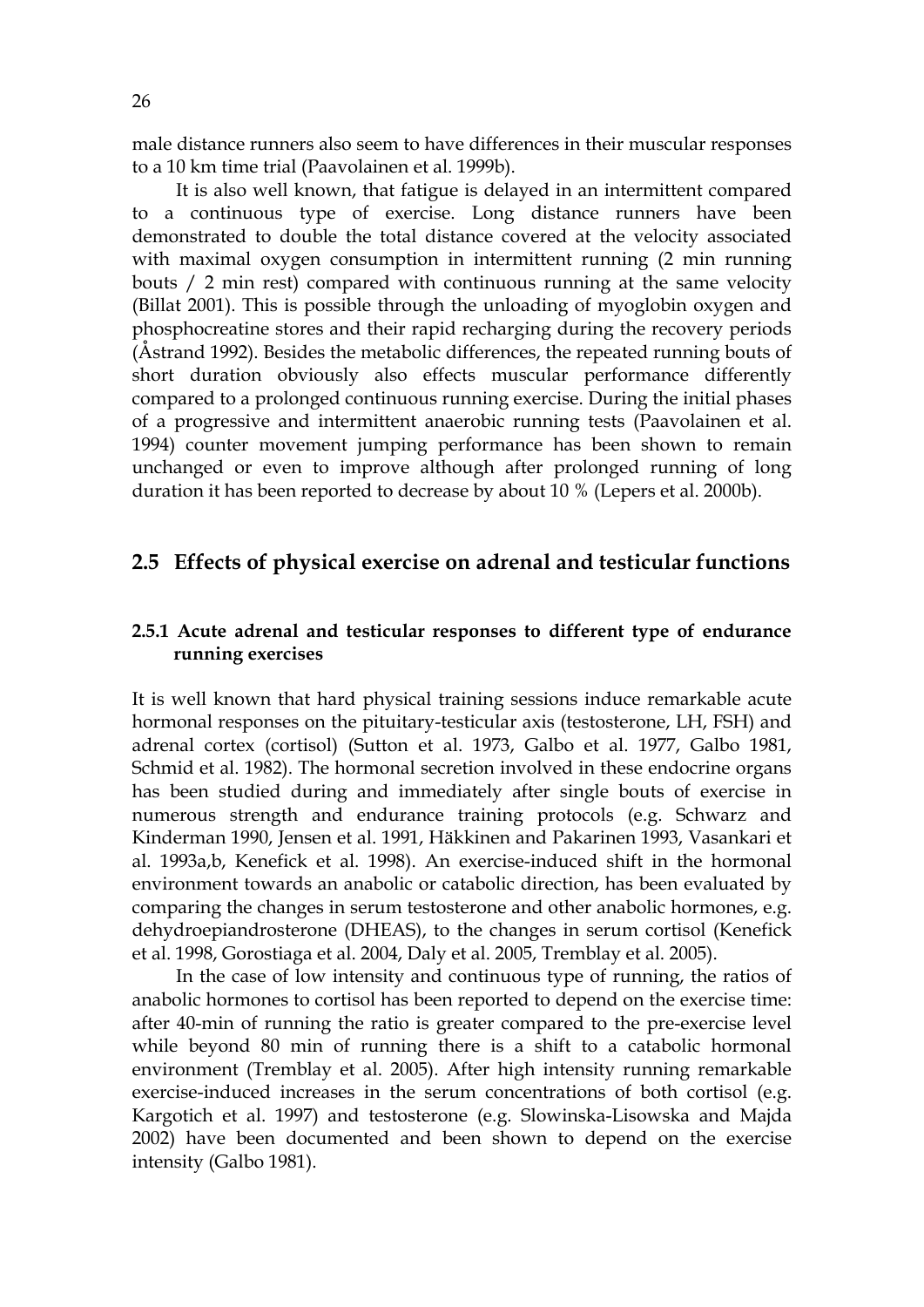male distance runners also seem to have differences in their muscular responses to a 10 km time trial (Paavolainen et al. 1999b).

It is also well known, that fatigue is delayed in an intermittent compared to a continuous type of exercise. Long distance runners have been demonstrated to double the total distance covered at the velocity associated with maximal oxygen consumption in intermittent running (2 min running bouts / 2 min rest) compared with continuous running at the same velocity (Billat 2001). This is possible through the unloading of myoglobin oxygen and phosphocreatine stores and their rapid recharging during the recovery periods (Åstrand 1992). Besides the metabolic differences, the repeated running bouts of short duration obviously also effects muscular performance differently compared to a prolonged continuous running exercise. During the initial phases of a progressive and intermittent anaerobic running tests (Paavolainen et al. 1994) counter movement jumping performance has been shown to remain unchanged or even to improve although after prolonged running of long duration it has been reported to decrease by about 10 % (Lepers et al. 2000b).

## 2.5 Effects of physical exercise on adrenal and testicular functions

### 2.5.1 Acute adrenal and testicular responses to different type of endurance running exercises

It is well known that hard physical training sessions induce remarkable acute hormonal responses on the pituitary-testicular axis (testosterone, LH, FSH) and adrenal cortex (cortisol) (Sutton et al. 1973, Galbo et al. 1977, Galbo 1981, Schmid et al. 1982). The hormonal secretion involved in these endocrine organs has been studied during and immediately after single bouts of exercise in numerous strength and endurance training protocols (e.g. Schwarz and Kinderman 1990, Jensen et al. 1991, Häkkinen and Pakarinen 1993, Vasankari et al. 1993a,b, Kenefick et al. 1998). An exercise-induced shift in the hormonal environment towards an anabolic or catabolic direction, has been evaluated by comparing the changes in serum testosterone and other anabolic hormones, e.g. dehydroepiandrosterone (DHEAS), to the changes in serum cortisol (Kenefick et al. 1998, Gorostiaga et al. 2004, Daly et al. 2005, Tremblay et al. 2005).

In the case of low intensity and continuous type of running, the ratios of anabolic hormones to cortisol has been reported to depend on the exercise time: after 40-min of running the ratio is greater compared to the pre-exercise level while beyond 80 min of running there is a shift to a catabolic hormonal environment (Tremblay et al. 2005). After high intensity running remarkable exercise-induced increases in the serum concentrations of both cortisol (e.g. Kargotich et al. 1997) and testosterone (e.g. Slowinska-Lisowska and Majda 2002) have been documented and been shown to depend on the exercise intensity (Galbo 1981).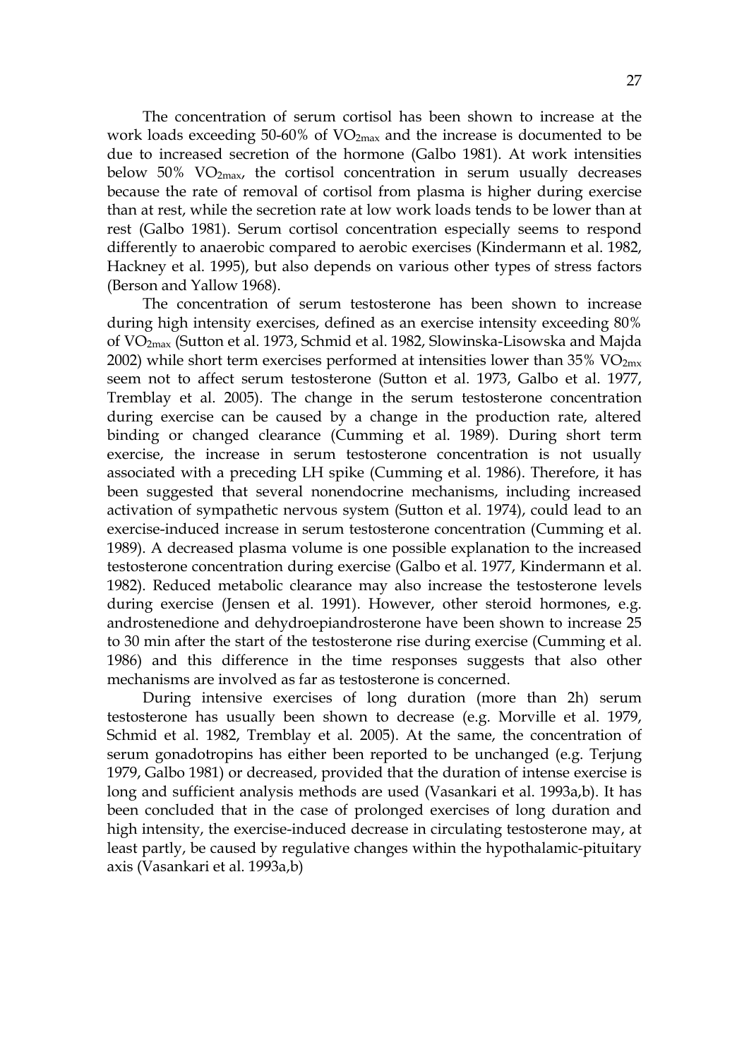The concentration of serum cortisol has been shown to increase at the work loads exceeding 50-60% of $VO_{2max}$ and the increase is documented to be due to increased secretion of the hormone (Galbo 1981). At work intensities below 50% $VO_{2max}$, the cortisol concentration in serum usually decreases because the rate of removal of cortisol from plasma is higher during exercise than at rest, while the secretion rate at low work loads tends to be lower than at rest (Galbo 1981). Serum cortisol concentration especially seems to respond differently to anaerobic compared to aerobic exercises (Kindermann et al. 1982, Hackney et al. 1995), but also depends on various other types of stress factors (Berson and Yallow 1968).

The concentration of serum testosterone has been shown to increase during high intensity exercises, defined as an exercise intensity exceeding 80% of $VO_{2max}$ (Sutton et al. 1973, Schmid et al. 1982, Slowinska-Lisowska and Majda 2002) while short term exercises performed at intensities lower than 35% $VO_{2mx}$ seem not to affect serum testosterone (Sutton et al. 1973, Galbo et al. 1977, Tremblay et al. 2005). The change in the serum testosterone concentration during exercise can be caused by a change in the production rate, altered binding or changed clearance (Cumming et al. 1989). During short term exercise, the increase in serum testosterone concentration is not usually associated with a preceding LH spike (Cumming et al. 1986). Therefore, it has been suggested that several nonendocrine mechanisms, including increased activation of sympathetic nervous system (Sutton et al. 1974), could lead to an exercise-induced increase in serum testosterone concentration (Cumming et al. 1989). A decreased plasma volume is one possible explanation to the increased testosterone concentration during exercise (Galbo et al. 1977, Kindermann et al. 1982). Reduced metabolic clearance may also increase the testosterone levels during exercise (Jensen et al. 1991). However, other steroid hormones, e.g. androstenedione and dehydroepiandrosterone have been shown to increase 25 to 30 min after the start of the testosterone rise during exercise (Cumming et al. 1986) and this difference in the time responses suggests that also other mechanisms are involved as far as testosterone is concerned.

During intensive exercises of long duration (more than 2h) serum testosterone has usually been shown to decrease (e.g. Morville et al. 1979, Schmid et al. 1982, Tremblay et al. 2005). At the same, the concentration of serum gonadotropins has either been reported to be unchanged (e.g. Terjung 1979, Galbo 1981) or decreased, provided that the duration of intense exercise is long and sufficient analysis methods are used (Vasankari et al. 1993a,b). It has been concluded that in the case of prolonged exercises of long duration and high intensity, the exercise-induced decrease in circulating testosterone may, at least partly, be caused by regulative changes within the hypothalamic-pituitary axis (Vasankari et al. 1993a,b)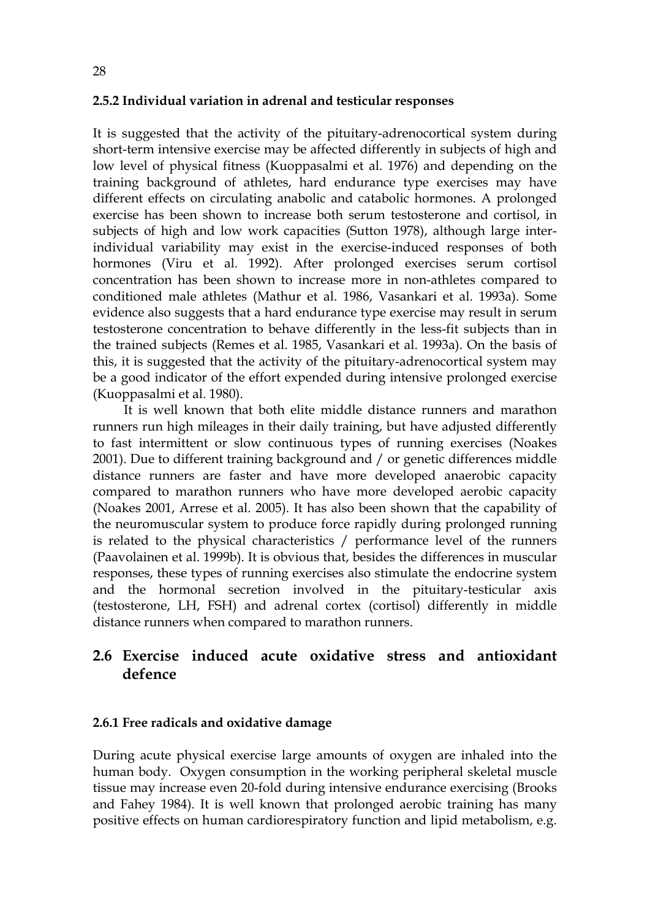### 2.5.2 Individual variation in adrenal and testicular responses

It is suggested that the activity of the pituitary-adrenocortical system during short-term intensive exercise may be affected differently in subjects of high and low level of physical fitness (Kuoppasalmi et al. 1976) and depending on the training background of athletes, hard endurance type exercises may have different effects on circulating anabolic and catabolic hormones. A prolonged exercise has been shown to increase both serum testosterone and cortisol, in subjects of high and low work capacities (Sutton 1978), although large inter-individual variability may exist in the exercise-induced responses of both hormones (Viru et al. 1992). After prolonged exercises serum cortisol concentration has been shown to increase more in non-athletes compared to conditioned male athletes (Mathur et al. 1986, Vasankari et al. 1993a). Some evidence also suggests that a hard endurance type exercise may result in serum testosterone concentration to behave differently in the less-fit subjects than in the trained subjects (Remes et al. 1985, Vasankari et al. 1993a). On the basis of this, it is suggested that the activity of the pituitary-adrenocortical system may be a good indicator of the effort expended during intensive prolonged exercise (Kuoppasalmi et al. 1980).

It is well known that both elite middle distance runners and marathon runners run high mileages in their daily training, but have adjusted differently to fast intermittent or slow continuous types of running exercises (Noakes 2001). Due to different training background and / or genetic differences middle distance runners are faster and have more developed anaerobic capacity compared to marathon runners who have more developed aerobic capacity (Noakes 2001, Arrese et al. 2005). It has also been shown that the capability of the neuromuscular system to produce force rapidly during prolonged running is related to the physical characteristics / performance level of the runners (Paavolainen et al. 1999b). It is obvious that, besides the differences in muscular responses, these types of running exercises also stimulate the endocrine system and the hormonal secretion involved in the pituitary-testicular axis (testosterone, LH, FSH) and adrenal cortex (cortisol) differently in middle distance runners when compared to marathon runners.

## 2.6 Exercise induced acute oxidative stress and antioxidant defence

### 2.6.1 Free radicals and oxidative damage

During acute physical exercise large amounts of oxygen are inhaled into the human body. Oxygen consumption in the working peripheral skeletal muscle tissue may increase even 20-fold during intensive endurance exercising (Brooks and Fahey 1984). It is well known that prolonged aerobic training has many positive effects on human cardiorespiratory function and lipid metabolism, e.g.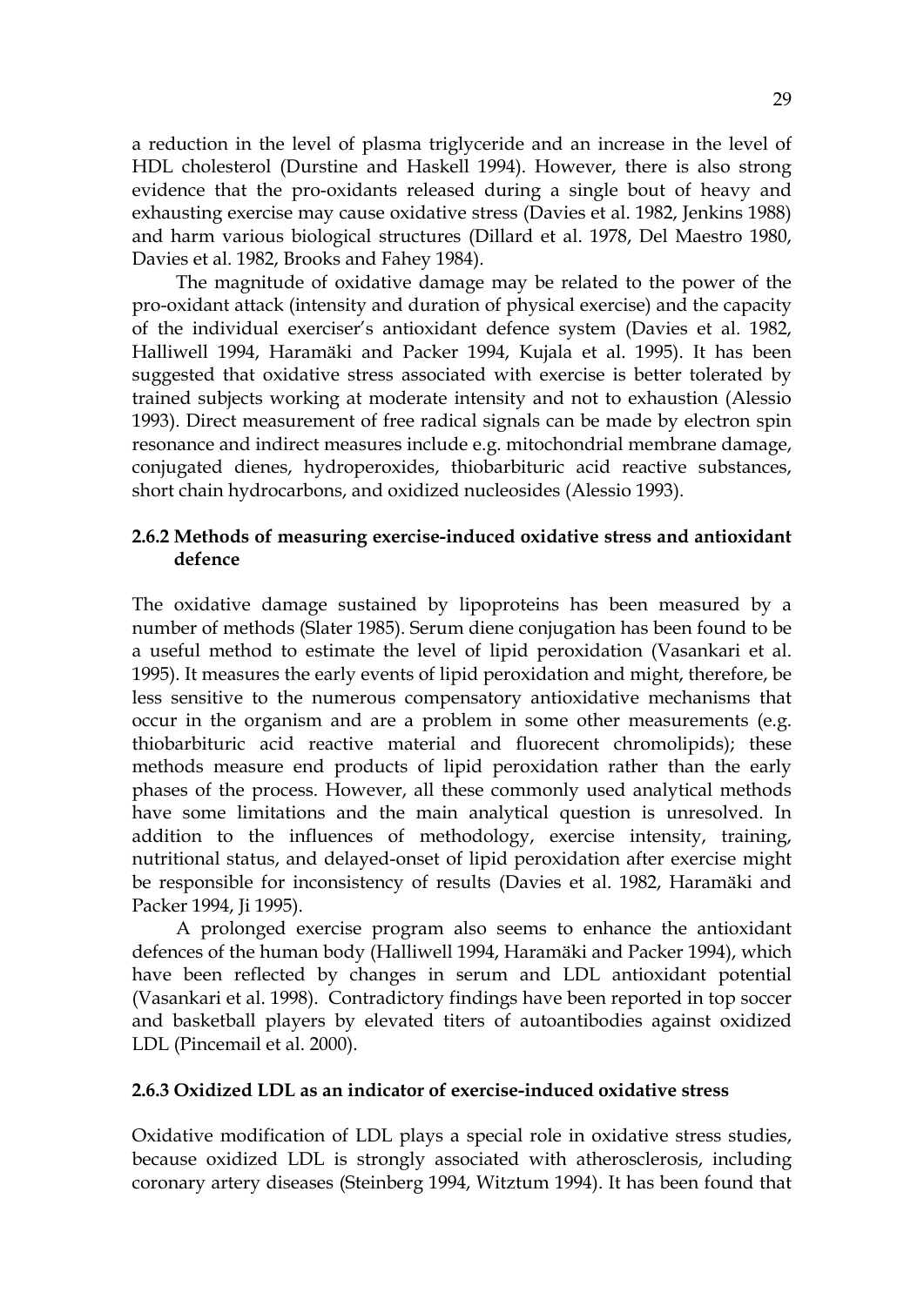a reduction in the level of plasma triglyceride and an increase in the level of HDL cholesterol (Durstine and Haskell 1994). However, there is also strong evidence that the pro-oxidants released during a single bout of heavy and exhausting exercise may cause oxidative stress (Davies et al. 1982, Jenkins 1988) and harm various biological structures (Dillard et al. 1978, Del Maestro 1980, Davies et al. 1982, Brooks and Fahey 1984).

The magnitude of oxidative damage may be related to the power of the pro-oxidant attack (intensity and duration of physical exercise) and the capacity of the individual exerciser's antioxidant defence system (Davies et al. 1982, Halliwell 1994, Haramäki and Packer 1994, Kujala et al. 1995). It has been suggested that oxidative stress associated with exercise is better tolerated by trained subjects working at moderate intensity and not to exhaustion (Alessio 1993). Direct measurement of free radical signals can be made by electron spin resonance and indirect measures include e.g. mitochondrial membrane damage, conjugated dienes, hydroperoxides, thiobarbituric acid reactive substances, short chain hydrocarbons, and oxidized nucleosides (Alessio 1993).

### 2.6.2 Methods of measuring exercise-induced oxidative stress and antioxidant defence

The oxidative damage sustained by lipoproteins has been measured by a number of methods (Slater 1985). Serum diene conjugation has been found to be a useful method to estimate the level of lipid peroxidation (Vasankari et al. 1995). It measures the early events of lipid peroxidation and might, therefore, be less sensitive to the numerous compensatory antioxidative mechanisms that occur in the organism and are a problem in some other measurements (e.g. thiobarbituric acid reactive material and fluorecent chromolipids); these methods measure end products of lipid peroxidation rather than the early phases of the process. However, all these commonly used analytical methods have some limitations and the main analytical question is unresolved. In addition to the influences of methodology, exercise intensity, training, nutritional status, and delayed-onset of lipid peroxidation after exercise might be responsible for inconsistency of results (Davies et al. 1982, Haramäki and Packer 1994, Ji 1995).

A prolonged exercise program also seems to enhance the antioxidant defences of the human body (Halliwell 1994, Haramäki and Packer 1994), which have been reflected by changes in serum and LDL antioxidant potential (Vasankari et al. 1998). Contradictory findings have been reported in top soccer and basketball players by elevated titers of autoantibodies against oxidized LDL (Pincemail et al. 2000).

### 2.6.3 Oxidized LDL as an indicator of exercise-induced oxidative stress

Oxidative modification of LDL plays a special role in oxidative stress studies, because oxidized LDL is strongly associated with atherosclerosis, including coronary artery diseases (Steinberg 1994, Witztum 1994). It has been found that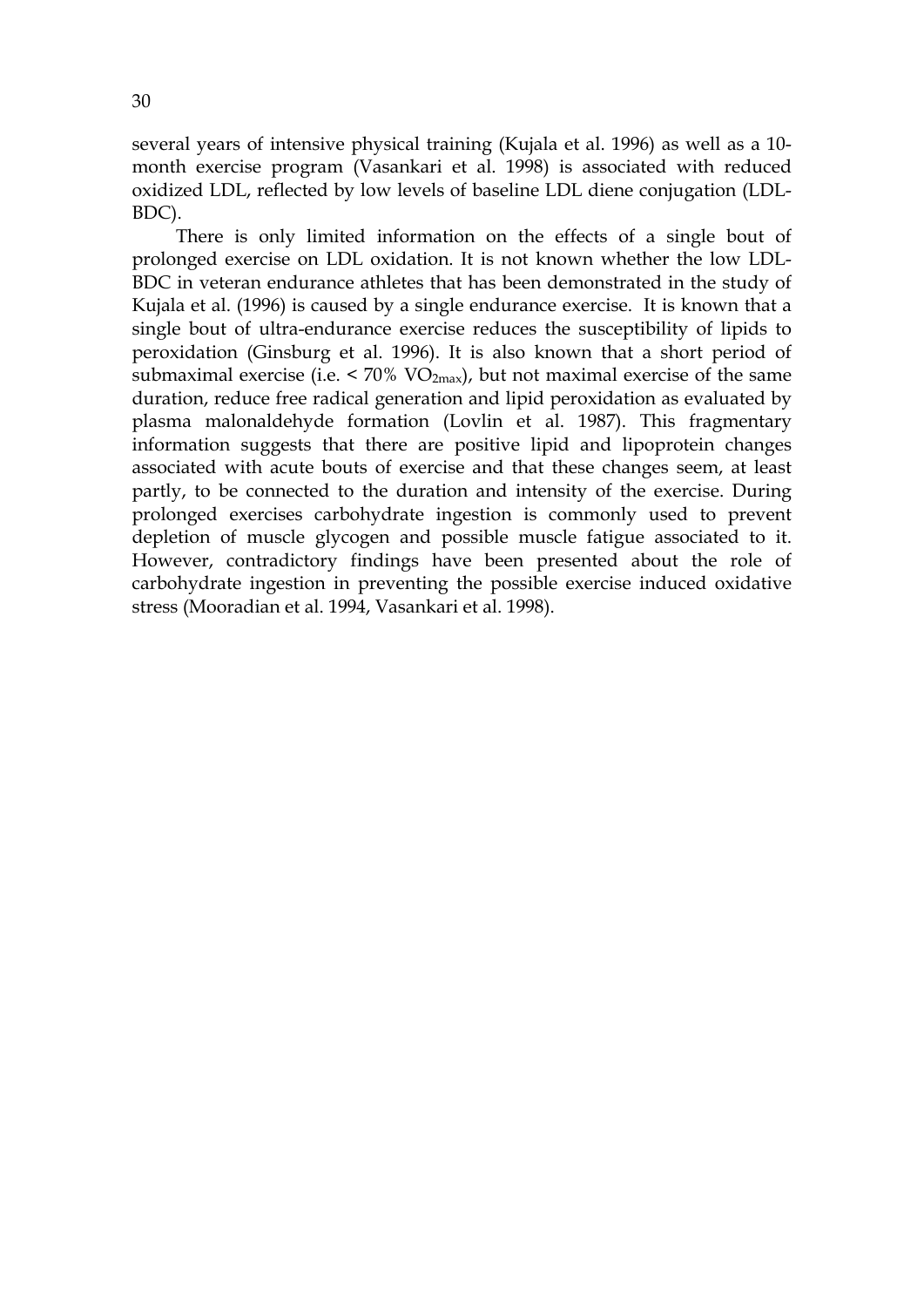several years of intensive physical training (Kujala et al. 1996) as well as a 10-month exercise program (Vasankari et al. 1998) is associated with reduced oxidized LDL, reflected by low levels of baseline LDL diene conjugation (LDL-BDC).

There is only limited information on the effects of a single bout of prolonged exercise on LDL oxidation. It is not known whether the low LDL-BDC in veteran endurance athletes that has been demonstrated in the study of Kujala et al. (1996) is caused by a single endurance exercise. It is known that a single bout of ultra-endurance exercise reduces the susceptibility of lipids to peroxidation (Ginsburg et al. 1996). It is also known that a short period of submaximal exercise (i.e. < 70% $VO_{2max}$), but not maximal exercise of the same duration, reduce free radical generation and lipid peroxidation as evaluated by plasma malonaldehyde formation (Lovlin et al. 1987). This fragmentary information suggests that there are positive lipid and lipoprotein changes associated with acute bouts of exercise and that these changes seem, at least partly, to be connected to the duration and intensity of the exercise. During prolonged exercises carbohydrate ingestion is commonly used to prevent depletion of muscle glycogen and possible muscle fatigue associated to it. However, contradictory findings have been presented about the role of carbohydrate ingestion in preventing the possible exercise induced oxidative stress (Mooradian et al. 1994, Vasankari et al. 1998).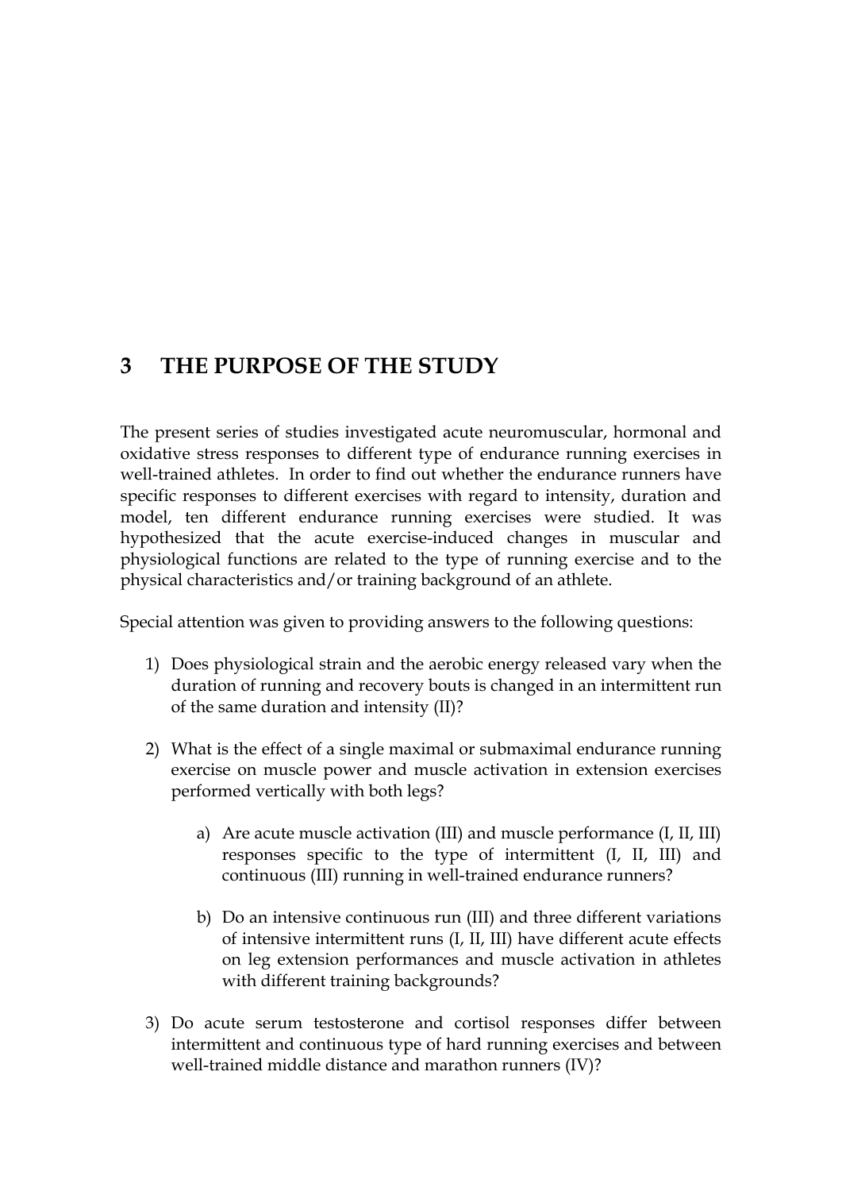# 3 THE PURPOSE OF THE STUDY

The present series of studies investigated acute neuromuscular, hormonal and oxidative stress responses to different type of endurance running exercises in well-trained athletes. In order to find out whether the endurance runners have specific responses to different exercises with regard to intensity, duration and model, ten different endurance running exercises were studied. It was hypothesized that the acute exercise-induced changes in muscular and physiological functions are related to the type of running exercise and to the physical characteristics and/or training background of an athlete.

Special attention was given to providing answers to the following questions:

1) Does physiological strain and the aerobic energy released vary when the duration of running and recovery bouts is changed in an intermittent run of the same duration and intensity (II)?

2) What is the effect of a single maximal or submaximal endurance running exercise on muscle power and muscle activation in extension exercises performed vertically with both legs?

    a) Are acute muscle activation (III) and muscle performance (I, II, III) responses specific to the type of intermittent (I, II, III) and continuous (III) running in well-trained endurance runners?

    b) Do an intensive continuous run (III) and three different variations of intensive intermittent runs (I, II, III) have different acute effects on leg extension performances and muscle activation in athletes with different training backgrounds?

3) Do acute serum testosterone and cortisol responses differ between intermittent and continuous type of hard running exercises and between well-trained middle distance and marathon runners (IV)?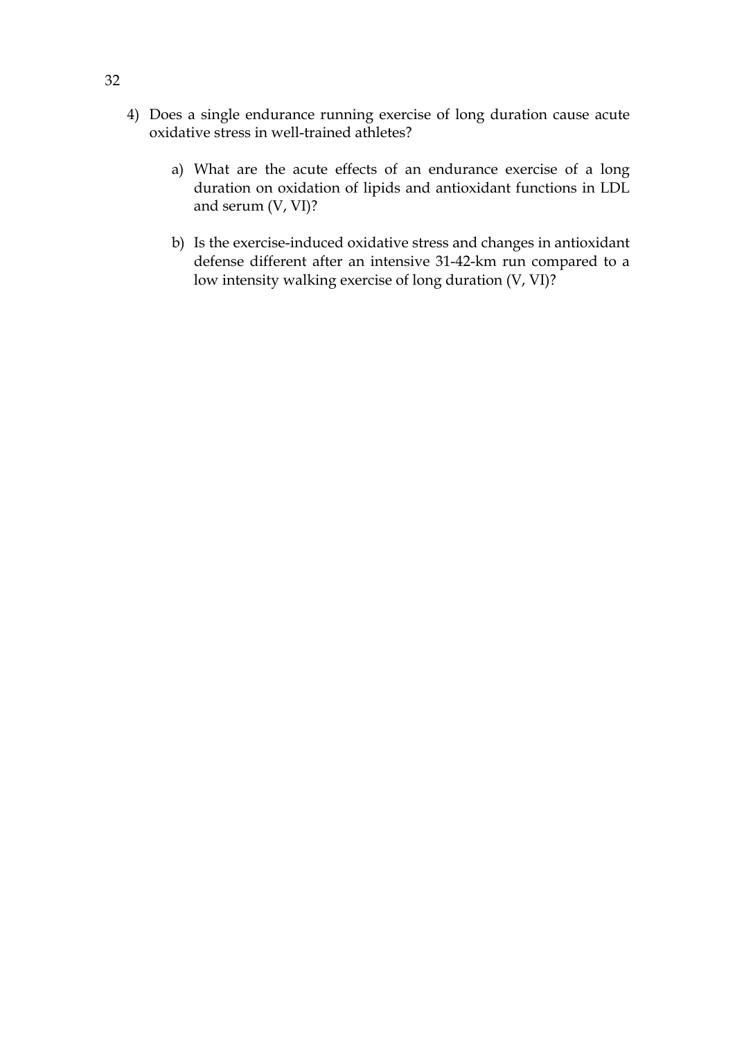4) Does a single endurance running exercise of long duration cause acute oxidative stress in well-trained athletes?

    a) What are the acute effects of an endurance exercise of a long duration on oxidation of lipids and antioxidant functions in LDL and serum (V, VI)?

    b) Is the exercise-induced oxidative stress and changes in antioxidant defense different after an intensive 31-42-km run compared to a low intensity walking exercise of long duration (V, VI)?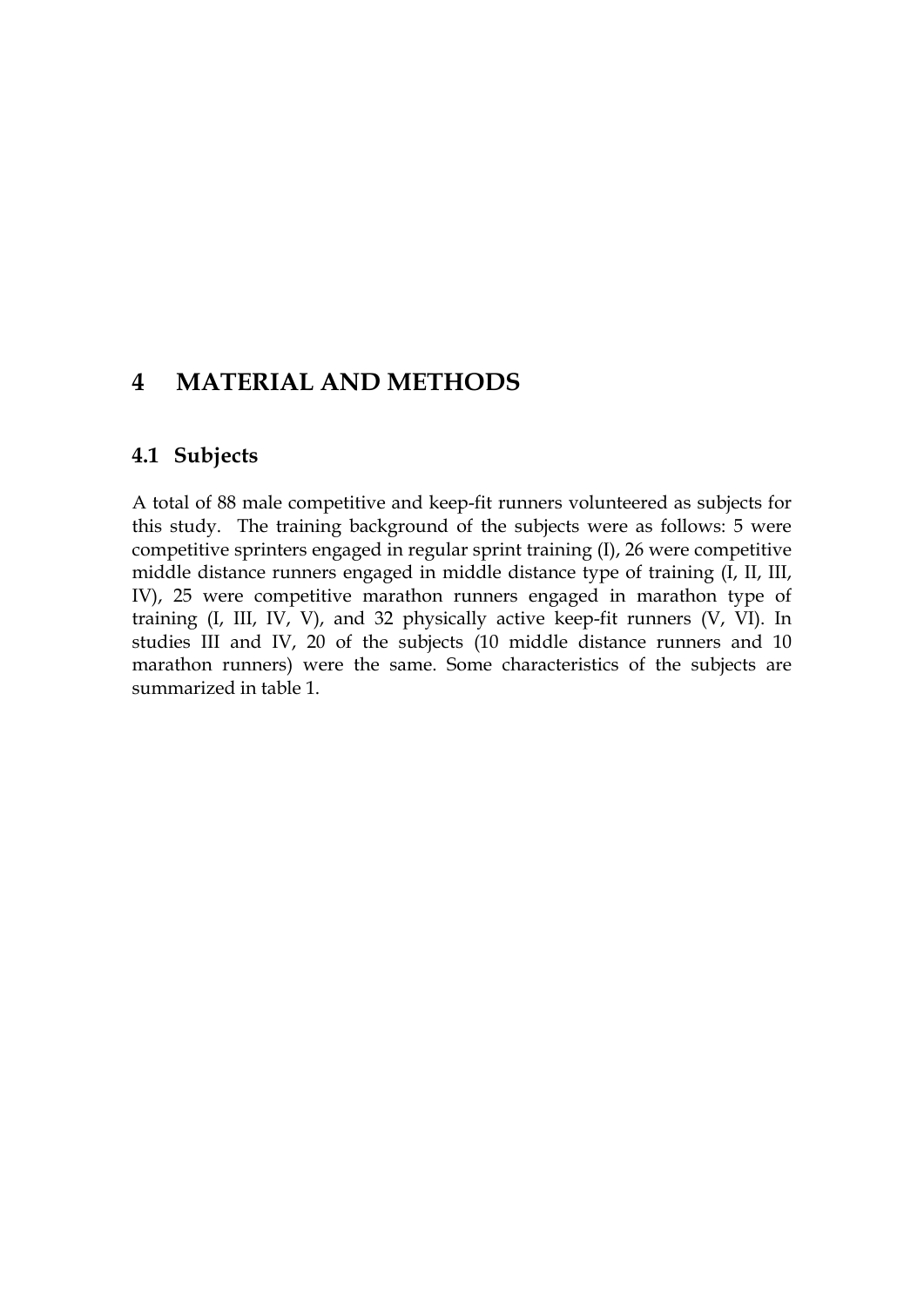# 4 MATERIAL AND METHODS

## 4.1 Subjects

A total of 88 male competitive and keep-fit runners volunteered as subjects for this study. The training background of the subjects were as follows: 5 were competitive sprinters engaged in regular sprint training (I), 26 were competitive middle distance runners engaged in middle distance type of training (I, II, III, IV), 25 were competitive marathon runners engaged in marathon type of training (I, III, IV, V), and 32 physically active keep-fit runners (V, VI). In studies III and IV, 20 of the subjects (10 middle distance runners and 10 marathon runners) were the same. Some characteristics of the subjects are summarized in table 1.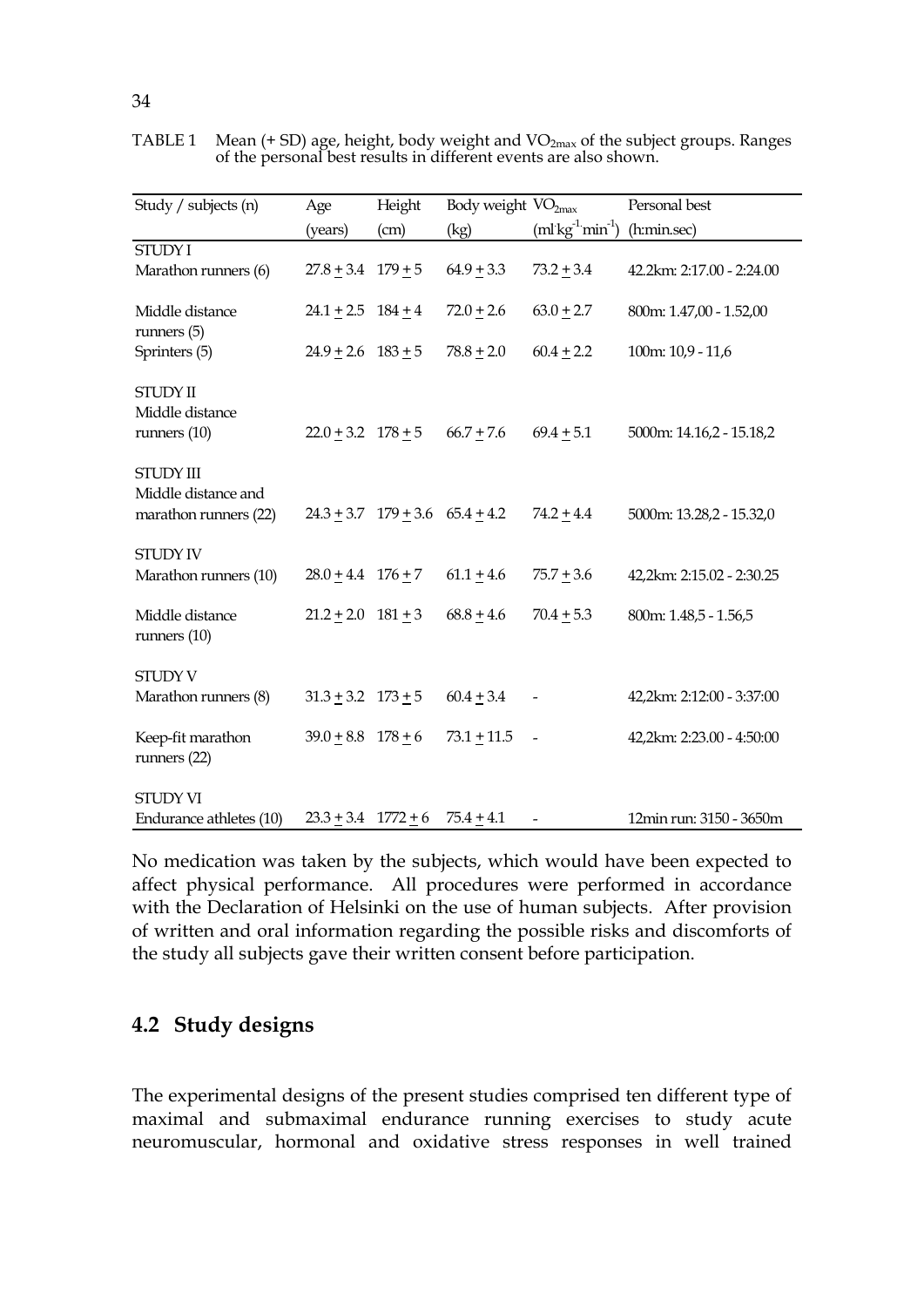TABLE 1 Mean (+ SD) age, height, body weight and $VO_{2max}$ of the subject groups. Ranges of the personal best results in different events are also shown.

| Study / subjects (n) | Age (years) | Height (cm) | Body weight (kg) | $VO_{2max}$ ($ml \cdot kg^{-1} \cdot min^{-1}$) | Personal best (h:min.sec) |
|---|---|---|---|---|---|
| STUDY I | | | | | |
| Marathon runners (6) | 27.8 + 3.4 | 179 + 5 | 64.9 + 3.3 | 73.2 + 3.4 | 42.2km: 2:17.00 - 2:24.00 |
| Middle distance runners (5) | 24.1 + 2.5 | 184 + 4 | 72.0 + 2.6 | 63.0 + 2.7 | 800m: 1.47,00 - 1.52,00 |
| Sprinters (5) | 24.9 + 2.6 | 183 + 5 | 78.8 + 2.0 | 60.4 + 2.2 | 100m: 10,9 - 11,6 |
| STUDY II | | | | | |
| Middle distance runners (10) | 22.0 + 3.2 | 178 + 5 | 66.7 + 7.6 | 69.4 + 5.1 | 5000m: 14.16,2 - 15.18,2 |
| STUDY III | | | | | |
| Middle distance and marathon runners (22) | 24.3 + 3.7 | 179 + 3.6 | 65.4 + 4.2 | 74.2 + 4.4 | 5000m: 13.28,2 - 15.32,0 |
| STUDY IV | | | | | |
| Marathon runners (10) | 28.0 + 4.4 | 176 + 7 | 61.1 + 4.6 | 75.7 + 3.6 | 42,2km: 2:15.02 - 2:30.25 |
| Middle distance runners (10) | 21.2 + 2.0 | 181 + 3 | 68.8 + 4.6 | 70.4 + 5.3 | 800m: 1.48,5 - 1.56,5 |
| STUDY V | | | | | |
| Marathon runners (8) | 31.3 + 3.2 | 173 + 5 | 60.4 + 3.4 | - | 42,2km: 2:12:00 - 3:37:00 |
| Keep-fit marathon runners (22) | 39.0 + 8.8 | 178 + 6 | 73.1 + 11.5 | - | 42,2km: 2:23.00 - 4:50:00 |
| STUDY VI | | | | | |
| Endurance athletes (10) | 23.3 + 3.4 | 1772 + 6 | 75.4 + 4.1 | - | 12min run: 3150 - 3650m |

No medication was taken by the subjects, which would have been expected to affect physical performance. All procedures were performed in accordance with the Declaration of Helsinki on the use of human subjects. After provision of written and oral information regarding the possible risks and discomforts of the study all subjects gave their written consent before participation.

## 4.2 Study designs

The experimental designs of the present studies comprised ten different type of maximal and submaximal endurance running exercises to study acute neuromuscular, hormonal and oxidative stress responses in well trained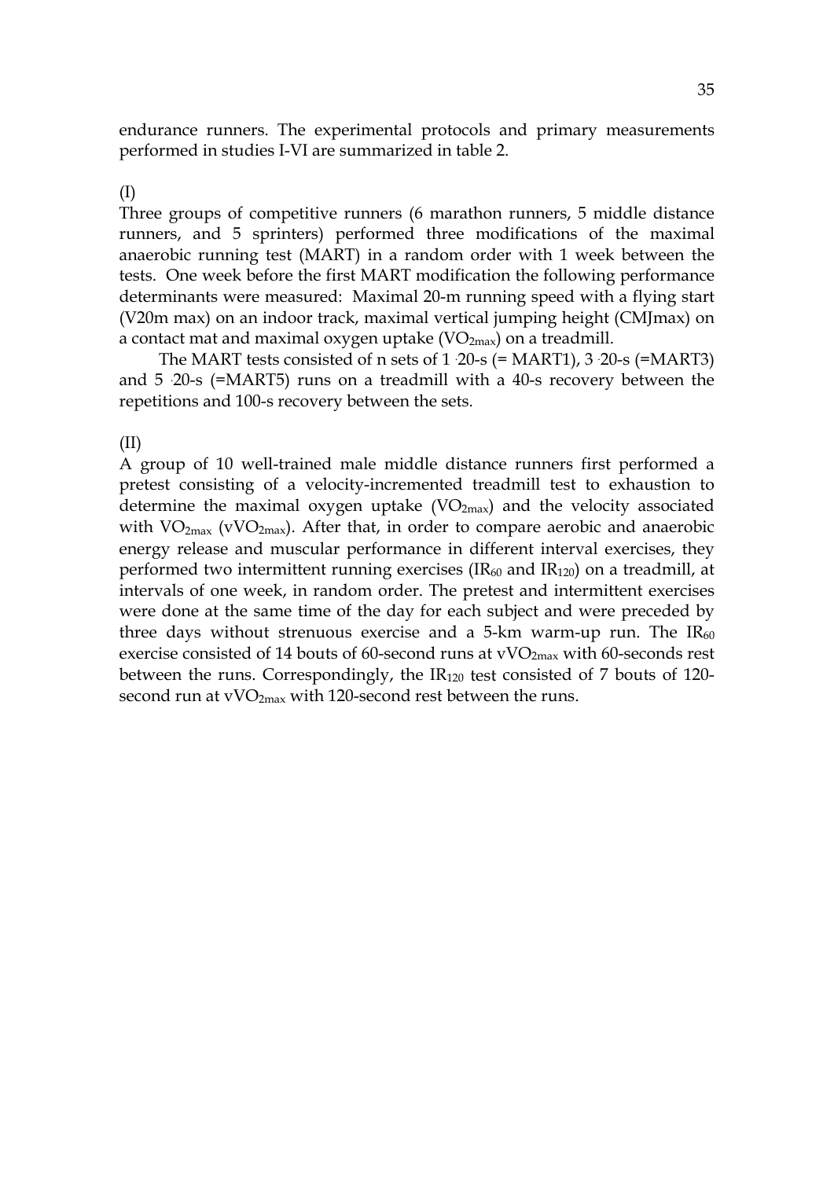endurance runners. The experimental protocols and primary measurements performed in studies I-VI are summarized in table 2.

(I)

Three groups of competitive runners (6 marathon runners, 5 middle distance runners, and 5 sprinters) performed three modifications of the maximal anaerobic running test (MART) in a random order with 1 week between the tests. One week before the first MART modification the following performance determinants were measured: Maximal 20-m running speed with a flying start (V20m max) on an indoor track, maximal vertical jumping height (CMJmax) on a contact mat and maximal oxygen uptake ($VO_{2max}$) on a treadmill.

The MART tests consisted of n sets of 1 · 20-s (= MART1), 3 · 20-s (=MART3) and 5 · 20-s (=MART5) runs on a treadmill with a 40-s recovery between the repetitions and 100-s recovery between the sets.

(II)

A group of 10 well-trained male middle distance runners first performed a pretest consisting of a velocity-incremented treadmill test to exhaustion to determine the maximal oxygen uptake ($VO_{2max}$) and the velocity associated with $VO_{2max}$ ($vVO_{2max}$). After that, in order to compare aerobic and anaerobic energy release and muscular performance in different interval exercises, they performed two intermittent running exercises ($IR_{60}$ and $IR_{120}$) on a treadmill, at intervals of one week, in random order. The pretest and intermittent exercises were done at the same time of the day for each subject and were preceded by three days without strenuous exercise and a 5-km warm-up run. The $IR_{60}$ exercise consisted of 14 bouts of 60-second runs at $vVO_{2max}$ with 60-seconds rest between the runs. Correspondingly, the $IR_{120}$ test consisted of 7 bouts of 120-second run at $vVO_{2max}$ with 120-second rest between the runs.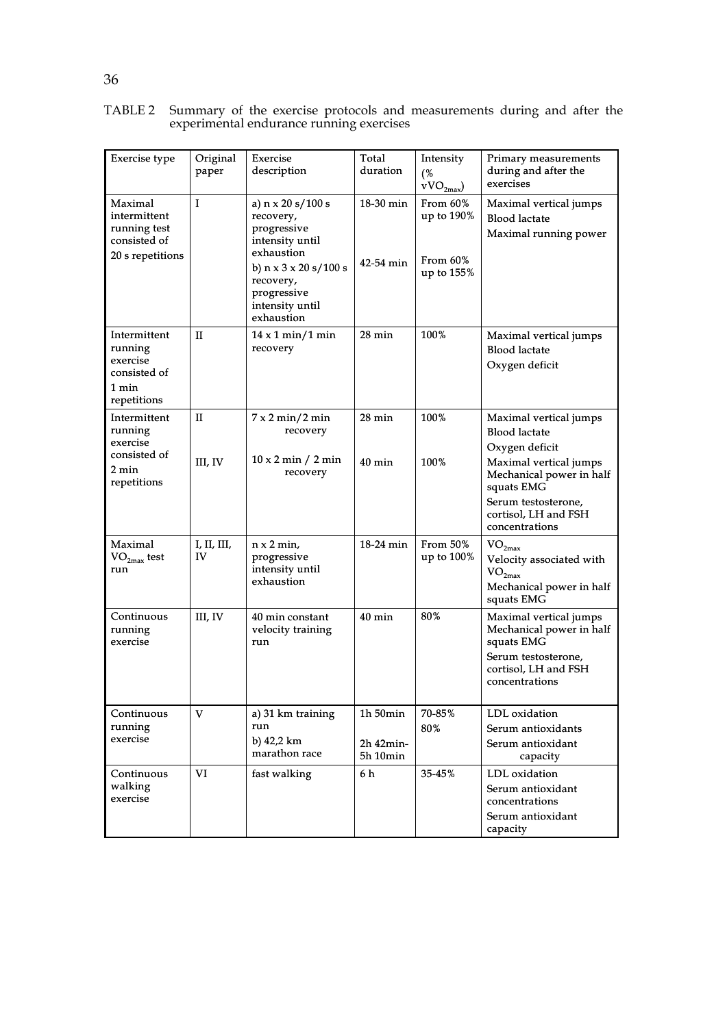TABLE 2 Summary of the exercise protocols and measurements during and after the experimental endurance running exercises

| Exercise type | Original paper | Exercise description | Total duration | Intensity (% $vVO_{2max}$) | Primary measurements during and after the exercises |
|---|---|---|---|---|---|
| Maximal intermittent running test consisted of 20 s repetitions | I | a) n x 20 s/100 s recovery, progressive intensity until exhaustion<br>b) n x 3 x 20 s/100 s recovery, progressive intensity until exhaustion | 18-30 min<br><br>42-54 min | From 60% up to 190%<br><br>From 60% up to 155% | Maximal vertical jumps<br>Blood lactate<br>Maximal running power |
| Intermittent running exercise consisted of 1 min repetitions | II | 14 x 1 min/1 min recovery | 28 min | 100% | Maximal vertical jumps<br>Blood lactate<br>Oxygen deficit |
| Intermittent running exercise consisted of 2 min repetitions | II<br><br>III, IV | 7 x 2 min/2 min recovery<br><br>10 x 2 min / 2 min recovery | 28 min<br><br>40 min | 100%<br><br>100% | Maximal vertical jumps<br>Blood lactate<br>Oxygen deficit<br>Maximal vertical jumps<br>Mechanical power in half squats EMG<br>Serum testosterone, cortisol, LH and FSH concentrations |
| Maximal $VO_{2max}$ test run | I, II, III, IV | n x 2 min, progressive intensity until exhaustion | 18-24 min | From 50% up to 100% | $VO_{2max}$<br>Velocity associated with $VO_{2max}$<br>Mechanical power in half squats EMG |
| Continuous running exercise | III, IV | 40 min constant velocity training run | 40 min | 80% | Maximal vertical jumps<br>Mechanical power in half squats EMG<br>Serum testosterone, cortisol, LH and FSH concentrations |
| Continuous running exercise | V | a) 31 km training run<br>b) 42,2 km marathon race | 1h 50min<br><br>2h 42min-5h 10min | 70-85%<br>80% | LDL oxidation<br>Serum antioxidants<br>Serum antioxidant capacity |
| Continuous walking exercise | VI | fast walking | 6 h | 35-45% | LDL oxidation<br>Serum antioxidant concentrations<br>Serum antioxidant capacity |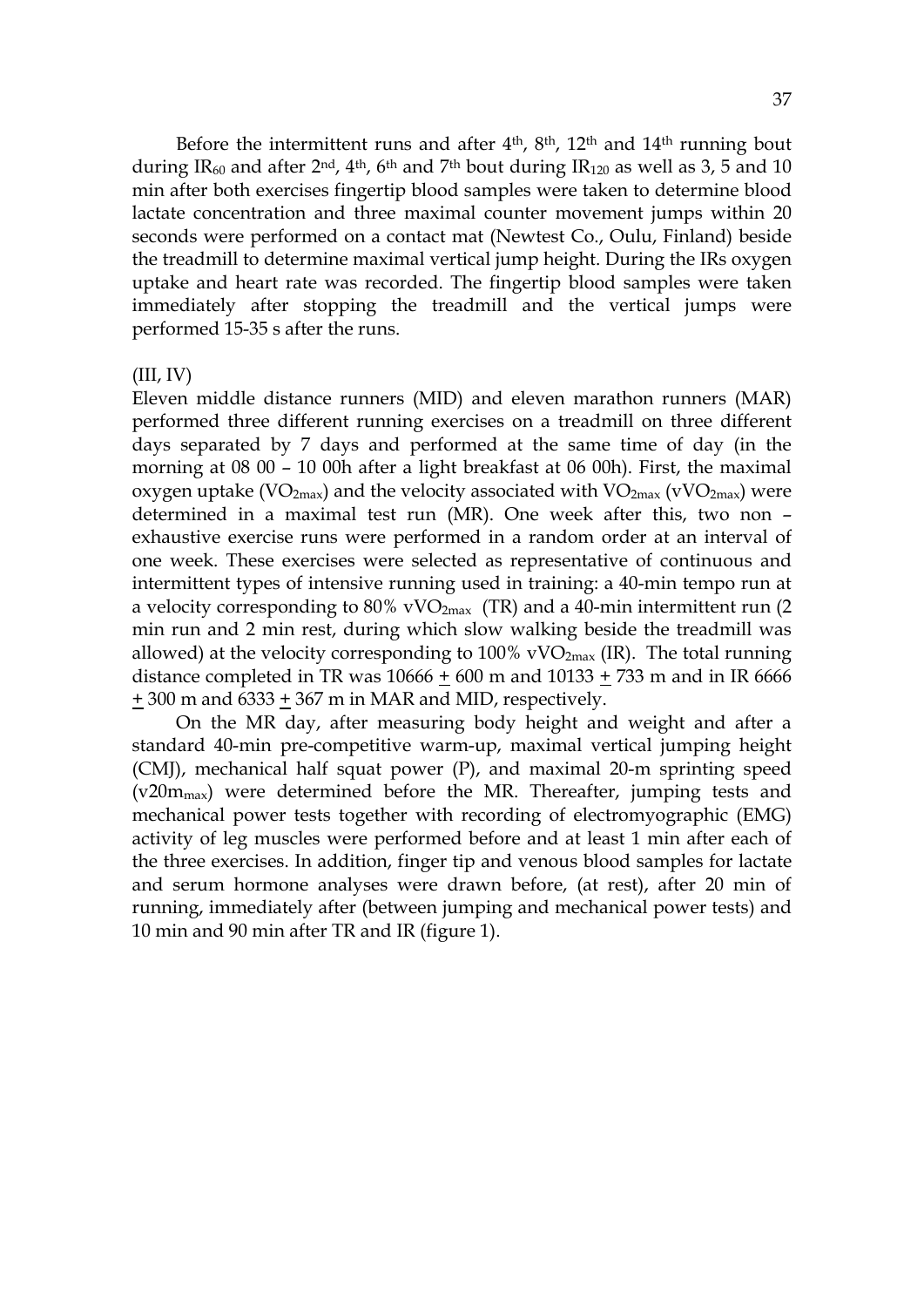Before the intermittent runs and after 4th, 8th, 12th and 14th running bout during $IR_{60}$ and after 2nd, 4th, 6th and 7th bout during $IR_{120}$ as well as 3, 5 and 10 min after both exercises fingertip blood samples were taken to determine blood lactate concentration and three maximal counter movement jumps within 20 seconds were performed on a contact mat (Newtest Co., Oulu, Finland) beside the treadmill to determine maximal vertical jump height. During the IRs oxygen uptake and heart rate was recorded. The fingertip blood samples were taken immediately after stopping the treadmill and the vertical jumps were performed 15-35 s after the runs.

(III, IV)

Eleven middle distance runners (MID) and eleven marathon runners (MAR) performed three different running exercises on a treadmill on three different days separated by 7 days and performed at the same time of day (in the morning at 08 00 – 10 00h after a light breakfast at 06 00h). First, the maximal oxygen uptake ($VO_{2max}$) and the velocity associated with $VO_{2max}$ ($vVO_{2max}$) were determined in a maximal test run (MR). One week after this, two non – exhaustive exercise runs were performed in a random order at an interval of one week. These exercises were selected as representative of continuous and intermittent types of intensive running used in training: a 40-min tempo run at a velocity corresponding to 80% $vVO_{2max}$ (TR) and a 40-min intermittent run (2 min run and 2 min rest, during which slow walking beside the treadmill was allowed) at the velocity corresponding to 100% $vVO_{2max}$ (IR). The total running distance completed in TR was 10666 $\pm$ 600 m and 10133 $\pm$ 733 m and in IR 6666 $\pm$ 300 m and 6333 $\pm$ 367 m in MAR and MID, respectively.

On the MR day, after measuring body height and weight and after a standard 40-min pre-competitive warm-up, maximal vertical jumping height (CMJ), mechanical half squat power (P), and maximal 20-m sprinting speed ($v20m_{max}$) were determined before the MR. Thereafter, jumping tests and mechanical power tests together with recording of electromyographic (EMG) activity of leg muscles were performed before and at least 1 min after each of the three exercises. In addition, finger tip and venous blood samples for lactate and serum hormone analyses were drawn before, (at rest), after 20 min of running, immediately after (between jumping and mechanical power tests) and 10 min and 90 min after TR and IR (figure 1).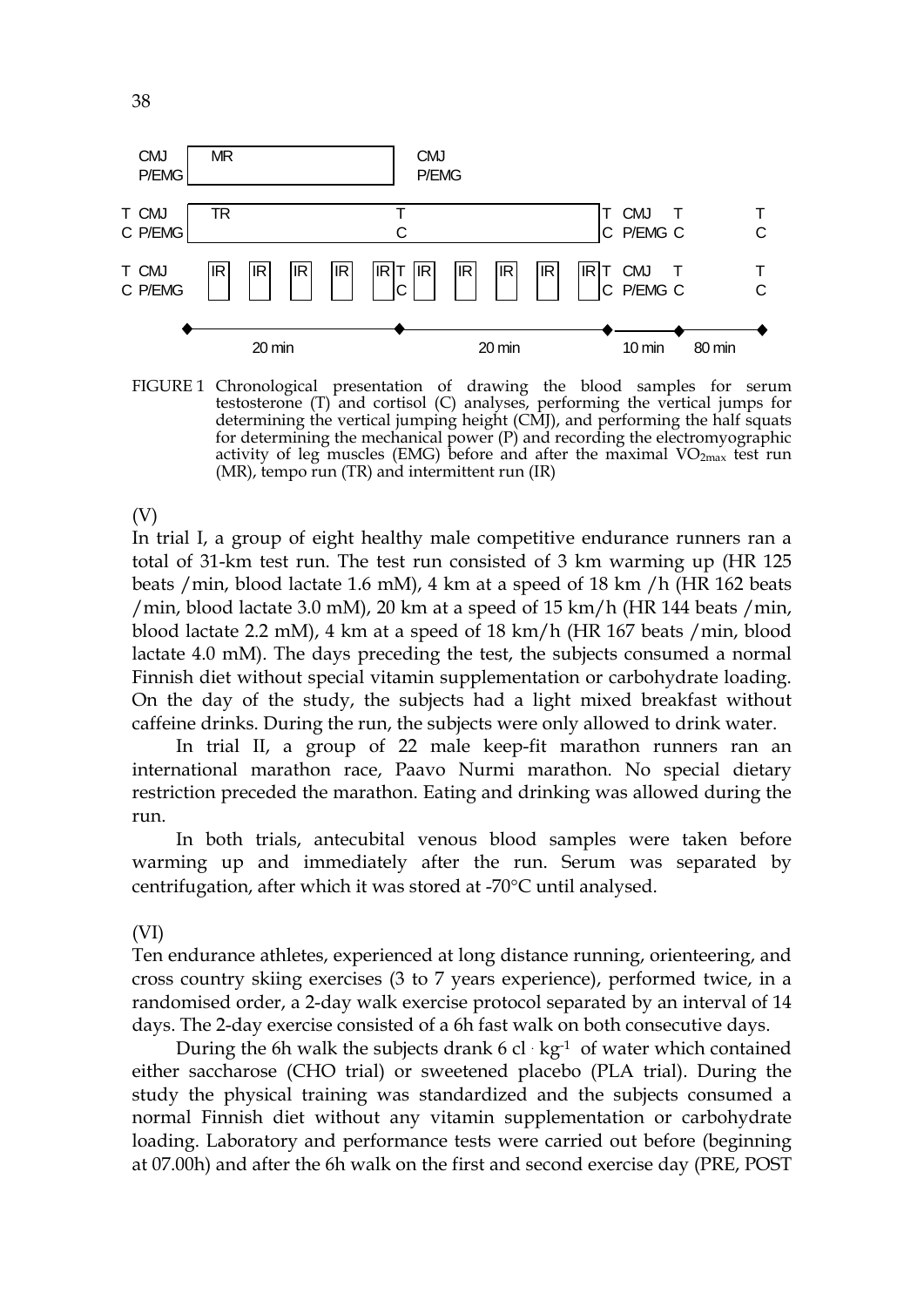| | | | | | | | | | | | | | | |
|---|---|---|---|---|---|---|---|---|---|---|---|---|---|---|
| CMJ P/EMG | MR | | | | | CMJ P/EMG | | | | | | | | |
| T C CMJ P/EMG | TR | | | | | T C | | | | | T C | CMJ P/EMG | T C | T C |
| T C CMJ P/EMG | IR | IR | IR | IR | IR | T C | IR | IR | IR | IR | IR | T C CMJ P/EMG | T C | T C |
| | 20 min | | | | | | 20 min | | | | | 10 min | 80 min | |

FIGURE 1 Chronological presentation of drawing the blood samples for serum testosterone (T) and cortisol (C) analyses, performing the vertical jumps for determining the vertical jumping height (CMJ), and performing the half squats for determining the mechanical power (P) and recording the electromyographic activity of leg muscles (EMG) before and after the maximal $VO_{2max}$ test run (MR), tempo run (TR) and intermittent run (IR)

(V)

In trial I, a group of eight healthy male competitive endurance runners ran a total of 31-km test run. The test run consisted of 3 km warming up (HR 125 beats /min, blood lactate 1.6 mM), 4 km at a speed of 18 km /h (HR 162 beats /min, blood lactate 3.0 mM), 20 km at a speed of 15 km/h (HR 144 beats /min, blood lactate 2.2 mM), 4 km at a speed of 18 km/h (HR 167 beats /min, blood lactate 4.0 mM). The days preceding the test, the subjects consumed a normal Finnish diet without special vitamin supplementation or carbohydrate loading. On the day of the study, the subjects had a light mixed breakfast without caffeine drinks. During the run, the subjects were only allowed to drink water.

In trial II, a group of 22 male keep-fit marathon runners ran an international marathon race, Paavo Nurmi marathon. No special dietary restriction preceded the marathon. Eating and drinking was allowed during the run.

In both trials, antecubital venous blood samples were taken before warming up and immediately after the run. Serum was separated by centrifugation, after which it was stored at -70°C until analysed.

(VI)

Ten endurance athletes, experienced at long distance running, orienteering, and cross country skiing exercises (3 to 7 years experience), performed twice, in a randomised order, a 2-day walk exercise protocol separated by an interval of 14 days. The 2-day exercise consisted of a 6h fast walk on both consecutive days.

During the 6h walk the subjects drank 6 cl $\cdot$ $kg^{-1}$ of water which contained either saccharose (CHO trial) or sweetened placebo (PLA trial). During the study the physical training was standardized and the subjects consumed a normal Finnish diet without any vitamin supplementation or carbohydrate loading. Laboratory and performance tests were carried out before (beginning at 07.00h) and after the 6h walk on the first and second exercise day (PRE, POST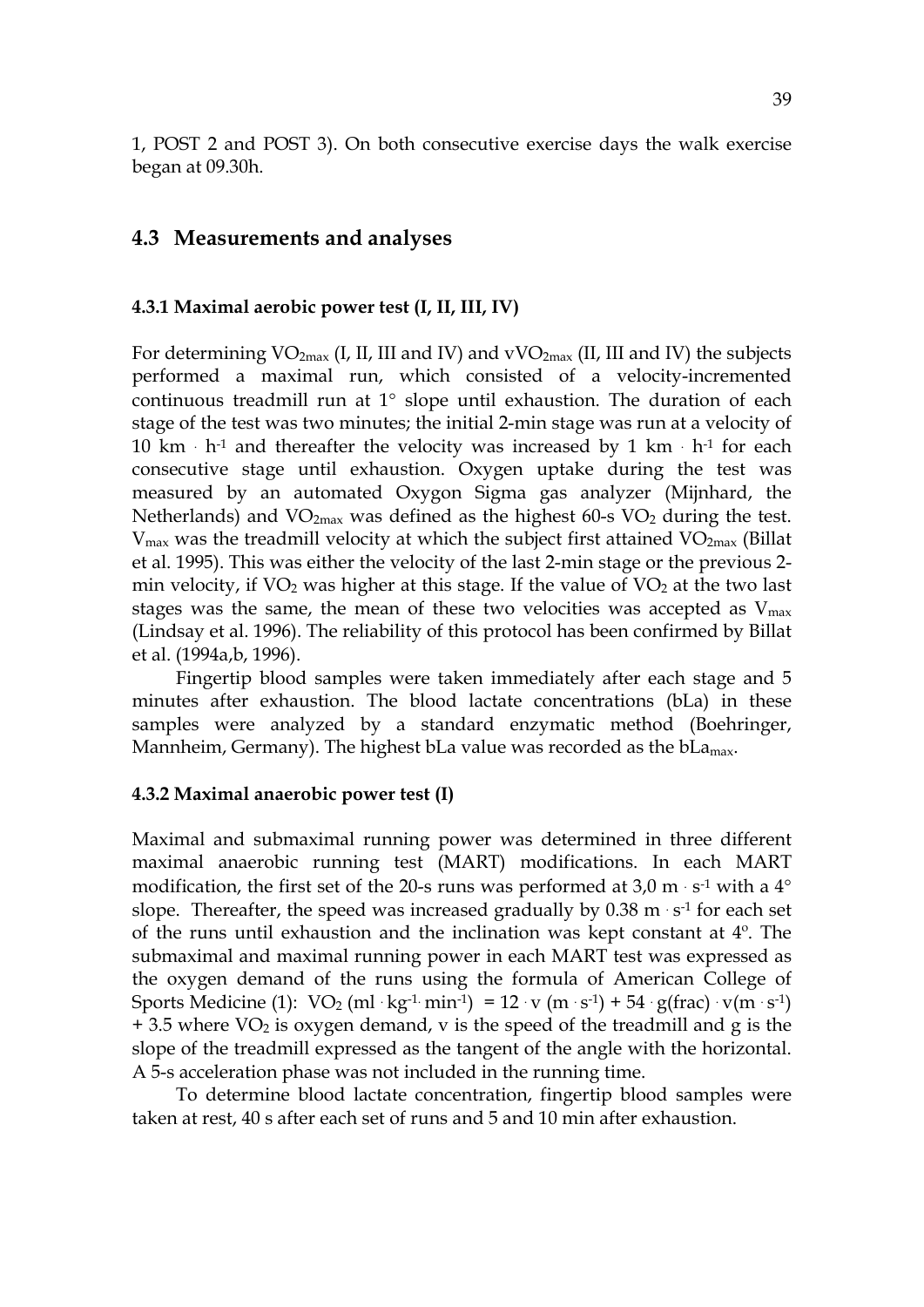1, POST 2 and POST 3). On both consecutive exercise days the walk exercise began at 09.30h.

## 4.3 Measurements and analyses

### 4.3.1 Maximal aerobic power test (I, II, III, IV)

For determining $VO_{2max}$ (I, II, III and IV) and $vVO_{2max}$ (II, III and IV) the subjects performed a maximal run, which consisted of a velocity-incremented continuous treadmill run at 1° slope until exhaustion. The duration of each stage of the test was two minutes; the initial 2-min stage was run at a velocity of 10 km · $h^{-1}$ and thereafter the velocity was increased by 1 km · $h^{-1}$ for each consecutive stage until exhaustion. Oxygen uptake during the test was measured by an automated Oxygon Sigma gas analyzer (Mijnhard, the Netherlands) and $VO_{2max}$ was defined as the highest 60-s $VO_2$ during the test. $V_{max}$ was the treadmill velocity at which the subject first attained $VO_{2max}$ (Billat et al. 1995). This was either the velocity of the last 2-min stage or the previous 2-min velocity, if $VO_2$ was higher at this stage. If the value of $VO_2$ at the two last stages was the same, the mean of these two velocities was accepted as $V_{max}$ (Lindsay et al. 1996). The reliability of this protocol has been confirmed by Billat et al. (1994a,b, 1996).

Fingertip blood samples were taken immediately after each stage and 5 minutes after exhaustion. The blood lactate concentrations (bLa) in these samples were analyzed by a standard enzymatic method (Boehringer, Mannheim, Germany). The highest bLa value was recorded as the $bLa_{max}$.

### 4.3.2 Maximal anaerobic power test (I)

Maximal and submaximal running power was determined in three different maximal anaerobic running test (MART) modifications. In each MART modification, the first set of the 20-s runs was performed at 3,0 m · $s^{-1}$ with a 4° slope. Thereafter, the speed was increased gradually by 0.38 m · $s^{-1}$ for each set of the runs until exhaustion and the inclination was kept constant at 4°. The submaximal and maximal running power in each MART test was expressed as the oxygen demand of the runs using the formula of American College of Sports Medicine (1): $VO_2$ (ml · $kg^{-1}$ · $min^{-1}$) = 12 · v (m · $s^{-1}$) + 54 · g(frac) · v(m · $s^{-1}$) + 3.5 where $VO_2$ is oxygen demand, v is the speed of the treadmill and g is the slope of the treadmill expressed as the tangent of the angle with the horizontal. A 5-s acceleration phase was not included in the running time.

To determine blood lactate concentration, fingertip blood samples were taken at rest, 40 s after each set of runs and 5 and 10 min after exhaustion.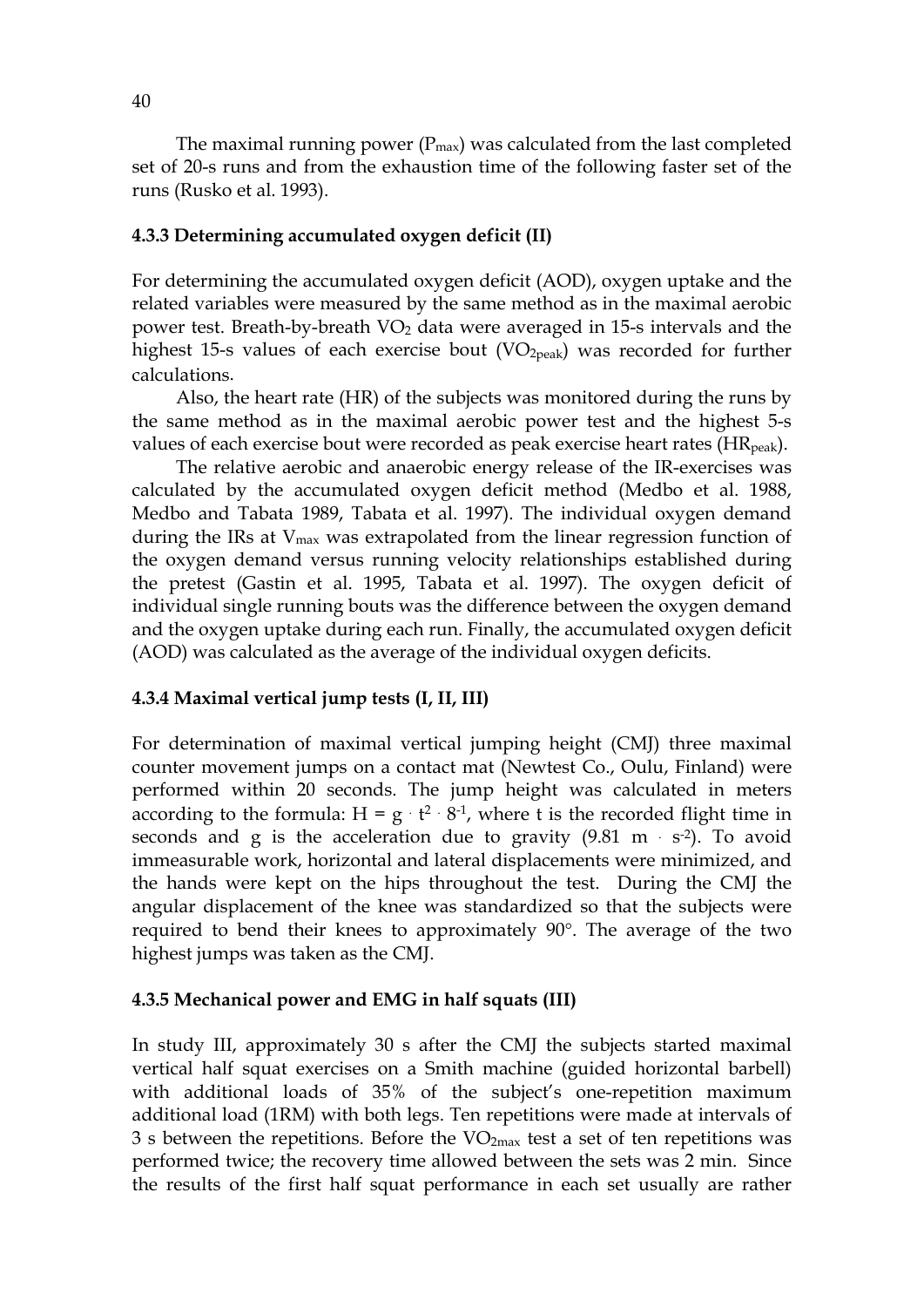The maximal running power ($P_{max}$) was calculated from the last completed set of 20-s runs and from the exhaustion time of the following faster set of the runs (Rusko et al. 1993).

### 4.3.3 Determining accumulated oxygen deficit (II)

For determining the accumulated oxygen deficit (AOD), oxygen uptake and the related variables were measured by the same method as in the maximal aerobic power test. Breath-by-breath $VO_2$ data were averaged in 15-s intervals and the highest 15-s values of each exercise bout ($VO_{2peak}$) was recorded for further calculations.

Also, the heart rate (HR) of the subjects was monitored during the runs by the same method as in the maximal aerobic power test and the highest 5-s values of each exercise bout were recorded as peak exercise heart rates ($HR_{peak}$).

The relative aerobic and anaerobic energy release of the IR-exercises was calculated by the accumulated oxygen deficit method (Medbo et al. 1988, Medbo and Tabata 1989, Tabata et al. 1997). The individual oxygen demand during the IRs at $V_{max}$ was extrapolated from the linear regression function of the oxygen demand versus running velocity relationships established during the pretest (Gastin et al. 1995, Tabata et al. 1997). The oxygen deficit of individual single running bouts was the difference between the oxygen demand and the oxygen uptake during each run. Finally, the accumulated oxygen deficit (AOD) was calculated as the average of the individual oxygen deficits.

### 4.3.4 Maximal vertical jump tests (I, II, III)

For determination of maximal vertical jumping height (CMJ) three maximal counter movement jumps on a contact mat (Newtest Co., Oulu, Finland) were performed within 20 seconds. The jump height was calculated in meters according to the formula: $H = g \cdot t^2 \cdot 8^{-1}$, where t is the recorded flight time in seconds and g is the acceleration due to gravity ($9.81\ m \cdot s^{-2}$). To avoid immeasurable work, horizontal and lateral displacements were minimized, and the hands were kept on the hips throughout the test. During the CMJ the angular displacement of the knee was standardized so that the subjects were required to bend their knees to approximately 90°. The average of the two highest jumps was taken as the CMJ.

### 4.3.5 Mechanical power and EMG in half squats (III)

In study III, approximately 30 s after the CMJ the subjects started maximal vertical half squat exercises on a Smith machine (guided horizontal barbell) with additional loads of 35% of the subject's one-repetition maximum additional load (1RM) with both legs. Ten repetitions were made at intervals of 3 s between the repetitions. Before the $VO_{2max}$ test a set of ten repetitions was performed twice; the recovery time allowed between the sets was 2 min. Since the results of the first half squat performance in each set usually are rather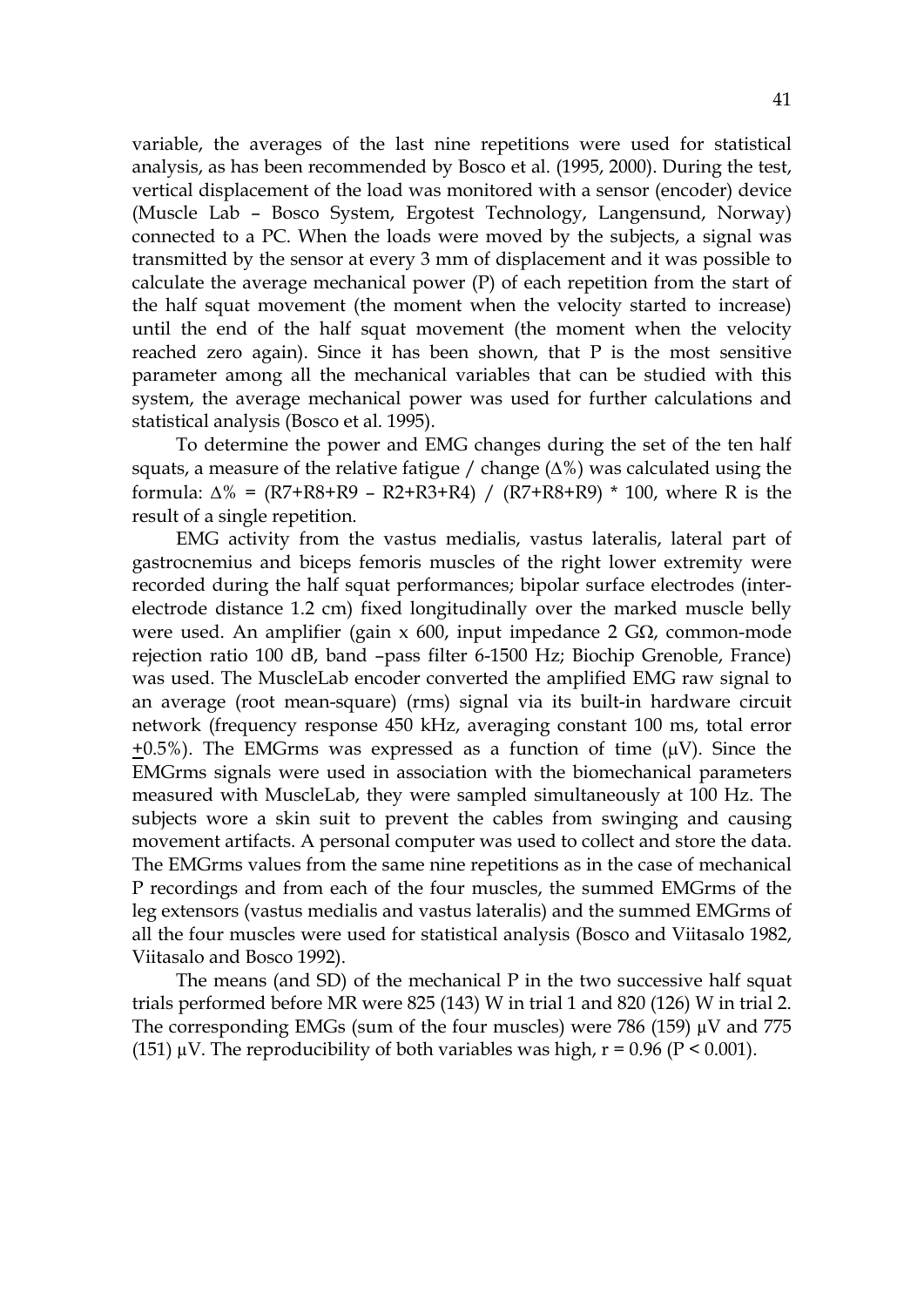variable, the averages of the last nine repetitions were used for statistical analysis, as has been recommended by Bosco et al. (1995, 2000). During the test, vertical displacement of the load was monitored with a sensor (encoder) device (Muscle Lab – Bosco System, Ergotest Technology, Langensund, Norway) connected to a PC. When the loads were moved by the subjects, a signal was transmitted by the sensor at every 3 mm of displacement and it was possible to calculate the average mechanical power (P) of each repetition from the start of the half squat movement (the moment when the velocity started to increase) until the end of the half squat movement (the moment when the velocity reached zero again). Since it has been shown, that P is the most sensitive parameter among all the mechanical variables that can be studied with this system, the average mechanical power was used for further calculations and statistical analysis (Bosco et al. 1995).

To determine the power and EMG changes during the set of the ten half squats, a measure of the relative fatigue / change ($\Delta\%$) was calculated using the formula: $\Delta\% = (R7+R8+R9 - R2+R3+R4) / (R7+R8+R9) * 100$, where R is the result of a single repetition.

EMG activity from the vastus medialis, vastus lateralis, lateral part of gastrocnemius and biceps femoris muscles of the right lower extremity were recorded during the half squat performances; bipolar surface electrodes (inter-electrode distance 1.2 cm) fixed longitudinally over the marked muscle belly were used. An amplifier (gain x 600, input impedance 2 GΩ, common-mode rejection ratio 100 dB, band –pass filter 6-1500 Hz; Biochip Grenoble, France) was used. The MuscleLab encoder converted the amplified EMG raw signal to an average (root mean-square) (rms) signal via its built-in hardware circuit network (frequency response 450 kHz, averaging constant 100 ms, total error $\pm$0.5%). The EMGrms was expressed as a function of time (μV). Since the EMGrms signals were used in association with the biomechanical parameters measured with MuscleLab, they were sampled simultaneously at 100 Hz. The subjects wore a skin suit to prevent the cables from swinging and causing movement artifacts. A personal computer was used to collect and store the data. The EMGrms values from the same nine repetitions as in the case of mechanical P recordings and from each of the four muscles, the summed EMGrms of the leg extensors (vastus medialis and vastus lateralis) and the summed EMGrms of all the four muscles were used for statistical analysis (Bosco and Viitasalo 1982, Viitasalo and Bosco 1992).

The means (and SD) of the mechanical P in the two successive half squat trials performed before MR were 825 (143) W in trial 1 and 820 (126) W in trial 2. The corresponding EMGs (sum of the four muscles) were 786 (159) μV and 775 (151) μV. The reproducibility of both variables was high, $r = 0.96$ ($P < 0.001$).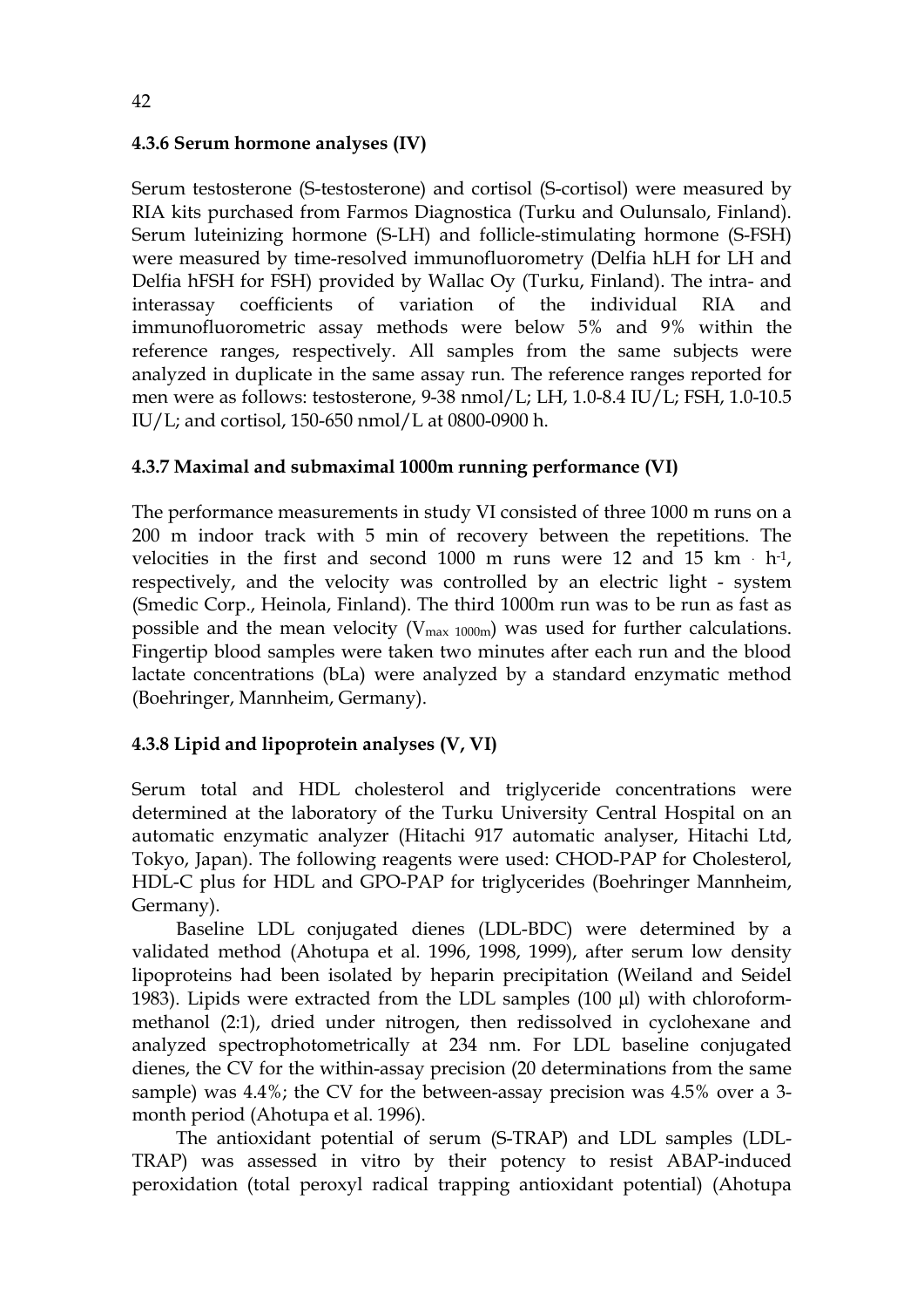### 4.3.6 Serum hormone analyses (IV)

Serum testosterone (S-testosterone) and cortisol (S-cortisol) were measured by RIA kits purchased from Farmos Diagnostica (Turku and Oulunsalo, Finland). Serum luteinizing hormone (S-LH) and follicle-stimulating hormone (S-FSH) were measured by time-resolved immunofluorometry (Delfia hLH for LH and Delfia hFSH for FSH) provided by Wallac Oy (Turku, Finland). The intra- and interassay coefficients of variation of the individual RIA and immunofluorometric assay methods were below 5% and 9% within the reference ranges, respectively. All samples from the same subjects were analyzed in duplicate in the same assay run. The reference ranges reported for men were as follows: testosterone, 9-38 nmol/L; LH, 1.0-8.4 IU/L; FSH, 1.0-10.5 IU/L; and cortisol, 150-650 nmol/L at 0800-0900 h.

### 4.3.7 Maximal and submaximal 1000m running performance (VI)

The performance measurements in study VI consisted of three 1000 m runs on a 200 m indoor track with 5 min of recovery between the repetitions. The velocities in the first and second 1000 m runs were 12 and 15 $km \cdot h^{-1}$, respectively, and the velocity was controlled by an electric light - system (Smedic Corp., Heinola, Finland). The third 1000m run was to be run as fast as possible and the mean velocity ($V_{max\ 1000m}$) was used for further calculations. Fingertip blood samples were taken two minutes after each run and the blood lactate concentrations (bLa) were analyzed by a standard enzymatic method (Boehringer, Mannheim, Germany).

### 4.3.8 Lipid and lipoprotein analyses (V, VI)

Serum total and HDL cholesterol and triglyceride concentrations were determined at the laboratory of the Turku University Central Hospital on an automatic enzymatic analyzer (Hitachi 917 automatic analyser, Hitachi Ltd, Tokyo, Japan). The following reagents were used: CHOD-PAP for Cholesterol, HDL-C plus for HDL and GPO-PAP for triglycerides (Boehringer Mannheim, Germany).

Baseline LDL conjugated dienes (LDL-BDC) were determined by a validated method (Ahotupa et al. 1996, 1998, 1999), after serum low density lipoproteins had been isolated by heparin precipitation (Weiland and Seidel 1983). Lipids were extracted from the LDL samples (100 µl) with chloroform-methanol (2:1), dried under nitrogen, then redissolved in cyclohexane and analyzed spectrophotometrically at 234 nm. For LDL baseline conjugated dienes, the CV for the within-assay precision (20 determinations from the same sample) was 4.4%; the CV for the between-assay precision was 4.5% over a 3-month period (Ahotupa et al. 1996).

The antioxidant potential of serum (S-TRAP) and LDL samples (LDL-TRAP) was assessed in vitro by their potency to resist ABAP-induced peroxidation (total peroxyl radical trapping antioxidant potential) (Ahotupa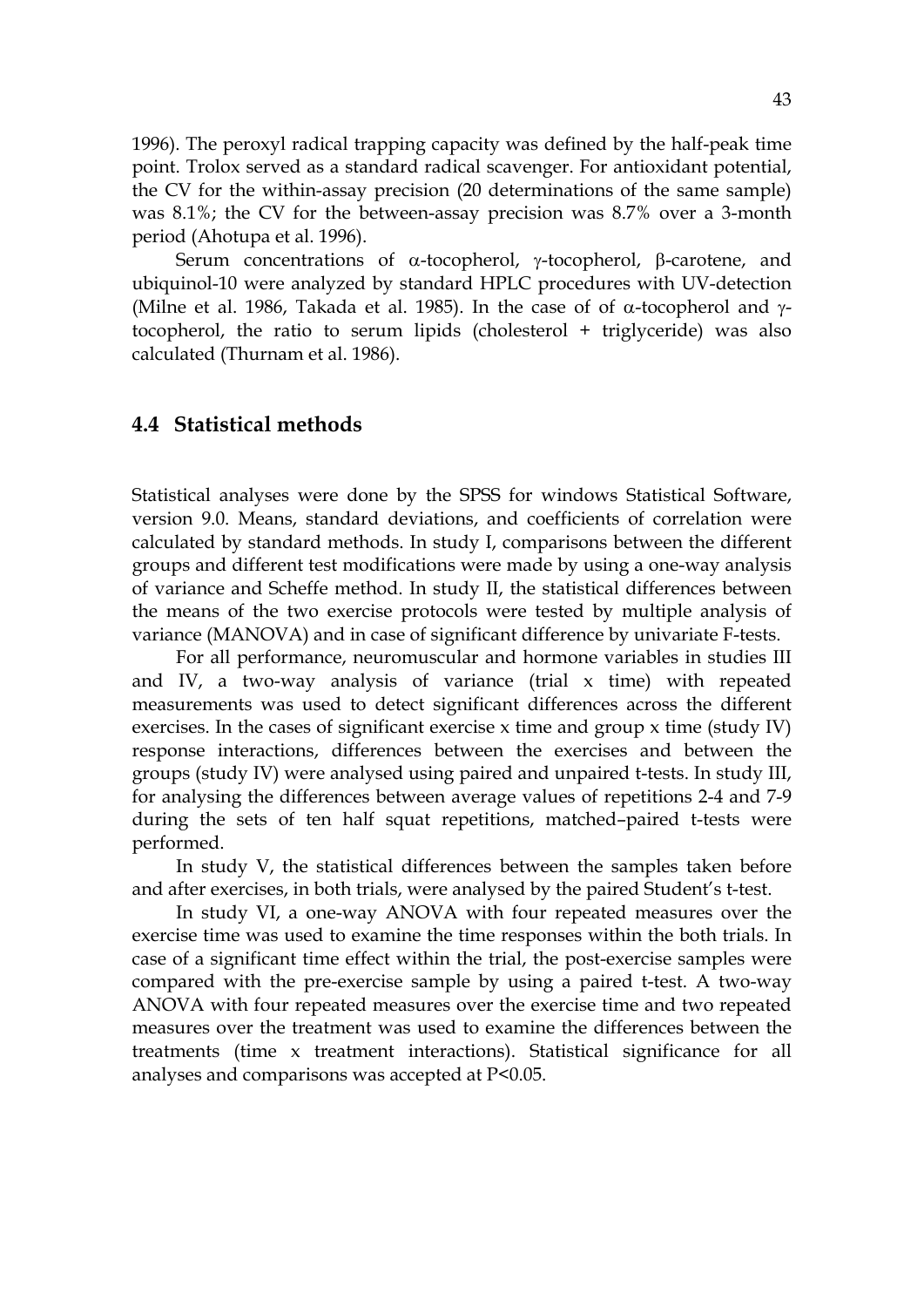1996). The peroxyl radical trapping capacity was defined by the half-peak time point. Trolox served as a standard radical scavenger. For antioxidant potential, the CV for the within-assay precision (20 determinations of the same sample) was 8.1%; the CV for the between-assay precision was 8.7% over a 3-month period (Ahotupa et al. 1996).

Serum concentrations of α-tocopherol, γ-tocopherol, β-carotene, and ubiquinol-10 were analyzed by standard HPLC procedures with UV-detection (Milne et al. 1986, Takada et al. 1985). In the case of of α-tocopherol and γ-tocopherol, the ratio to serum lipids (cholesterol + triglyceride) was also calculated (Thurnam et al. 1986).

## 4.4 Statistical methods

Statistical analyses were done by the SPSS for windows Statistical Software, version 9.0. Means, standard deviations, and coefficients of correlation were calculated by standard methods. In study I, comparisons between the different groups and different test modifications were made by using a one-way analysis of variance and Scheffe method. In study II, the statistical differences between the means of the two exercise protocols were tested by multiple analysis of variance (MANOVA) and in case of significant difference by univariate F-tests.

For all performance, neuromuscular and hormone variables in studies III and IV, a two-way analysis of variance (trial x time) with repeated measurements was used to detect significant differences across the different exercises. In the cases of significant exercise x time and group x time (study IV) response interactions, differences between the exercises and between the groups (study IV) were analysed using paired and unpaired t-tests. In study III, for analysing the differences between average values of repetitions 2-4 and 7-9 during the sets of ten half squat repetitions, matched–paired t-tests were performed.

In study V, the statistical differences between the samples taken before and after exercises, in both trials, were analysed by the paired Student's t-test.

In study VI, a one-way ANOVA with four repeated measures over the exercise time was used to examine the time responses within the both trials. In case of a significant time effect within the trial, the post-exercise samples were compared with the pre-exercise sample by using a paired t-test. A two-way ANOVA with four repeated measures over the exercise time and two repeated measures over the treatment was used to examine the differences between the treatments (time x treatment interactions). Statistical significance for all analyses and comparisons was accepted at $P<0.05$.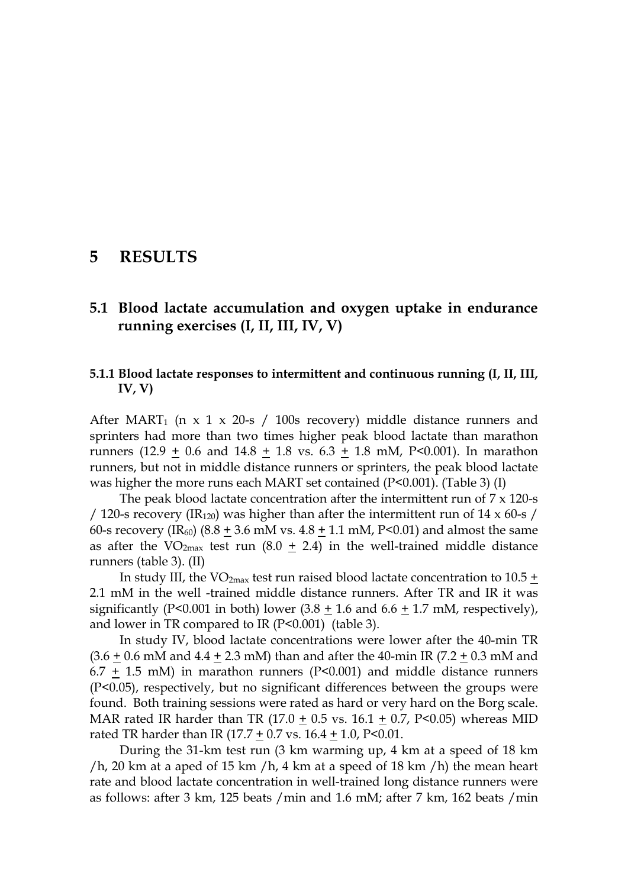# 5 RESULTS

## 5.1 Blood lactate accumulation and oxygen uptake in endurance running exercises (I, II, III, IV, V)

### 5.1.1 Blood lactate responses to intermittent and continuous running (I, II, III, IV, V)

After $MART_1$ (n x 1 x 20-s / 100s recovery) middle distance runners and sprinters had more than two times higher peak blood lactate than marathon runners (12.9 ± 0.6 and 14.8 ± 1.8 vs. 6.3 ± 1.8 mM, $P<0.001$). In marathon runners, but not in middle distance runners or sprinters, the peak blood lactate was higher the more runs each MART set contained ($P<0.001$). (Table 3) (I)

The peak blood lactate concentration after the intermittent run of 7 x 120-s / 120-s recovery ($IR_{120}$) was higher than after the intermittent run of 14 x 60-s / 60-s recovery ($IR_{60}$) (8.8 ± 3.6 mM vs. 4.8 ± 1.1 mM, $P<0.01$) and almost the same as after the $VO_{2max}$ test run (8.0 ± 2.4) in the well-trained middle distance runners (table 3). (II)

In study III, the $VO_{2max}$ test run raised blood lactate concentration to 10.5 ± 2.1 mM in the well -trained middle distance runners. After TR and IR it was significantly ($P<0.001$ in both) lower (3.8 ± 1.6 and 6.6 ± 1.7 mM, respectively), and lower in TR compared to IR ($P<0.001$) (table 3).

In study IV, blood lactate concentrations were lower after the 40-min TR (3.6 ± 0.6 mM and 4.4 ± 2.3 mM) than and after the 40-min IR (7.2 ± 0.3 mM and 6.7 ± 1.5 mM) in marathon runners ($P<0.001$) and middle distance runners ($P<0.05$), respectively, but no significant differences between the groups were found. Both training sessions were rated as hard or very hard on the Borg scale. MAR rated IR harder than TR (17.0 ± 0.5 vs. 16.1 ± 0.7, $P<0.05$) whereas MID rated TR harder than IR (17.7 ± 0.7 vs. 16.4 ± 1.0, $P<0.01$.

During the 31-km test run (3 km warming up, 4 km at a speed of 18 km /h, 20 km at a aped of 15 km /h, 4 km at a speed of 18 km /h) the mean heart rate and blood lactate concentration in well-trained long distance runners were as follows: after 3 km, 125 beats /min and 1.6 mM; after 7 km, 162 beats /min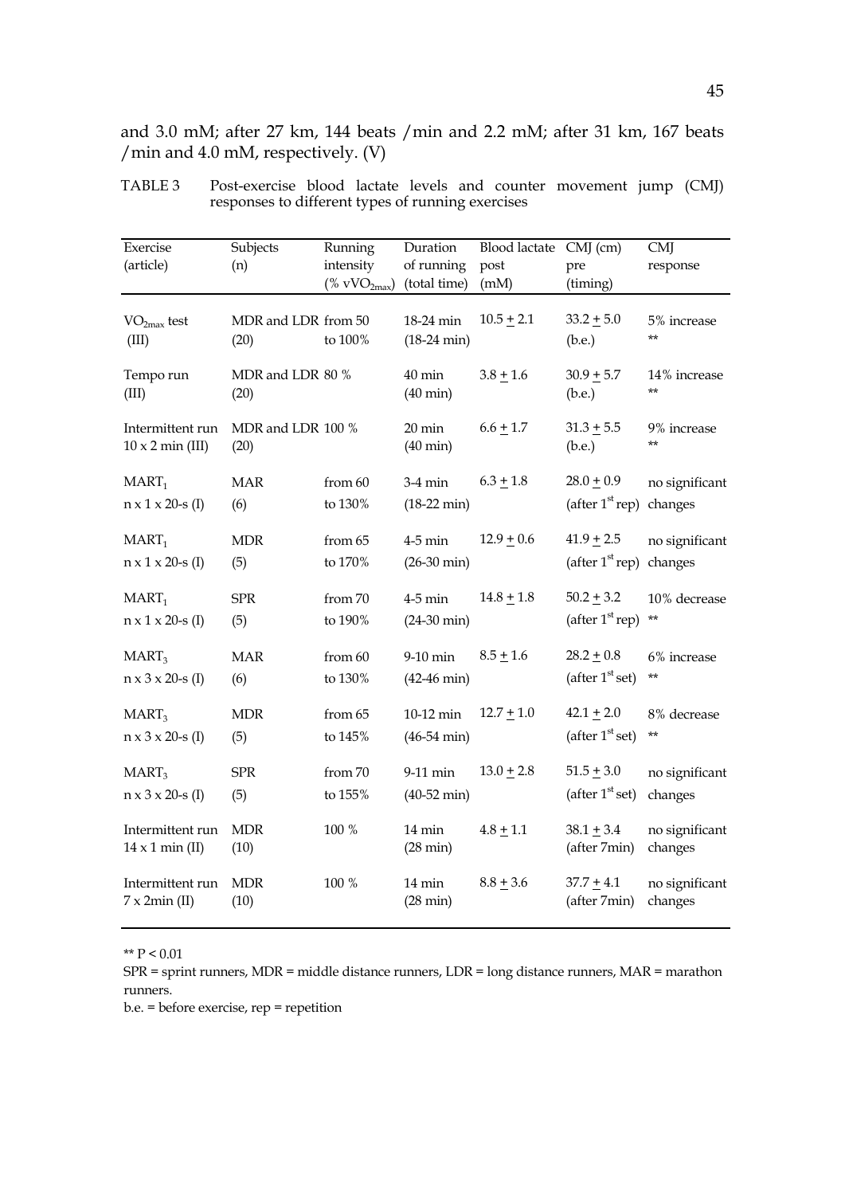and 3.0 mM; after 27 km, 144 beats /min and 2.2 mM; after 31 km, 167 beats /min and 4.0 mM, respectively. (V)

TABLE 3 Post-exercise blood lactate levels and counter movement jump (CMJ) responses to different types of running exercises

| Exercise (article) | Subjects (n) | Running intensity (% $vVO_{2max}$) | Duration of running (total time) | Blood lactate post (mM) | CMJ (cm) pre (timing) | CMJ response |
|---|---|---|---|---|---|---|
| $VO_{2max}$ test (III) | MDR and LDR (20) | from 50 to 100% | 18-24 min (18-24 min) | 10.5 ± 2.1 | 33.2 ± 5.0 (b.e.) | 5% increase ** |
| Tempo run (III) | MDR and LDR (20) | 80 % | 40 min (40 min) | 3.8 ± 1.6 | 30.9 ± 5.7 (b.e.) | 14% increase ** |
| Intermittent run 10 x 2 min (III) | MDR and LDR (20) | 100 % | 20 min (40 min) | 6.6 ± 1.7 | 31.3 ± 5.5 (b.e.) | 9% increase ** |
| $MART_1$ n x 1 x 20-s (I) | MAR (6) | from 60 to 130% | 3-4 min (18-22 min) | 6.3 ± 1.8 | 28.0 ± 0.9 (after 1st rep) | no significant changes |
| $MART_1$ n x 1 x 20-s (I) | MDR (5) | from 65 to 170% | 4-5 min (26-30 min) | 12.9 ± 0.6 | 41.9 ± 2.5 (after 1st rep) | no significant changes |
| $MART_1$ n x 1 x 20-s (I) | SPR (5) | from 70 to 190% | 4-5 min (24-30 min) | 14.8 ± 1.8 | 50.2 ± 3.2 (after 1st rep) | 10% decrease ** |
| $MART_3$ n x 3 x 20-s (I) | MAR (6) | from 60 to 130% | 9-10 min (42-46 min) | 8.5 ± 1.6 | 28.2 ± 0.8 (after 1st set) | 6% increase ** |
| $MART_3$ n x 3 x 20-s (I) | MDR (5) | from 65 to 145% | 10-12 min (46-54 min) | 12.7 ± 1.0 | 42.1 ± 2.0 (after 1st set) | 8% decrease ** |
| $MART_3$ n x 3 x 20-s (I) | SPR (5) | from 70 to 155% | 9-11 min (40-52 min) | 13.0 ± 2.8 | 51.5 ± 3.0 (after 1st set) | no significant changes |
| Intermittent run 14 x 1 min (II) | MDR (10) | 100 % | 14 min (28 min) | 4.8 ± 1.1 | 38.1 ± 3.4 (after 7min) | no significant changes |
| Intermittent run 7 x 2min (II) | MDR (10) | 100 % | 14 min (28 min) | 8.8 ± 3.6 | 37.7 ± 4.1 (after 7min) | no significant changes |

** $P < 0.01$

SPR = sprint runners, MDR = middle distance runners, LDR = long distance runners, MAR = marathon runners.

b.e. = before exercise, rep = repetition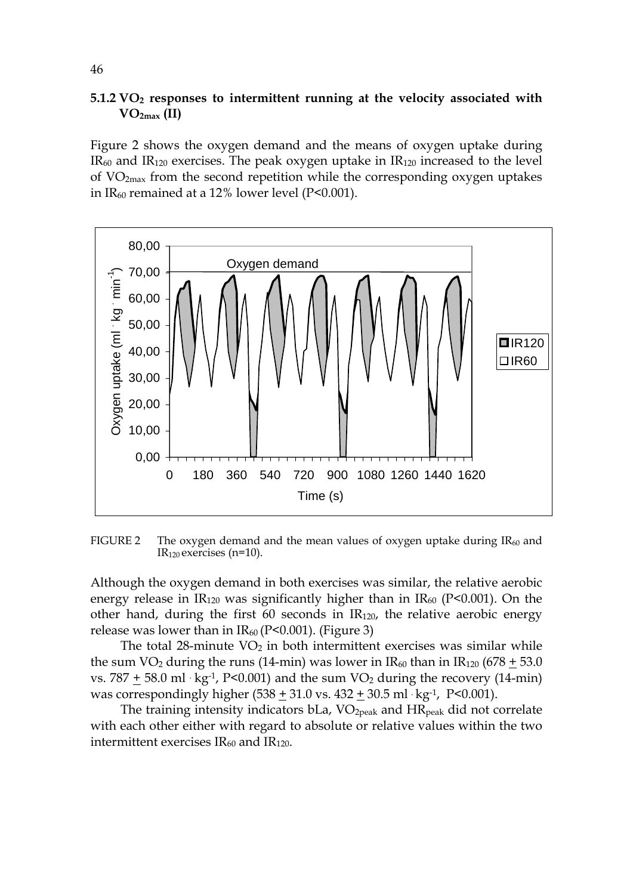### 5.1.2 $VO_2$ responses to intermittent running at the velocity associated with $VO_{2max}$ (II)

Figure 2 shows the oxygen demand and the means of oxygen uptake during $IR_{60}$ and $IR_{120}$ exercises. The peak oxygen uptake in $IR_{120}$ increased to the level of $VO_{2max}$ from the second repetition while the corresponding oxygen uptakes in $IR_{60}$ remained at a 12% lower level ($P<0.001$).

FIGURE 2 The oxygen demand and the mean values of oxygen uptake during $IR_{60}$ and $IR_{120}$ exercises (n=10).

Although the oxygen demand in both exercises was similar, the relative aerobic energy release in $IR_{120}$ was significantly higher than in $IR_{60}$ ($P<0.001$). On the other hand, during the first 60 seconds in $IR_{120}$, the relative aerobic energy release was lower than in $IR_{60}$ ($P<0.001$). (Figure 3)

The total 28-minute $VO_2$ in both intermittent exercises was similar while the sum $VO_2$ during the runs (14-min) was lower in $IR_{60}$ than in $IR_{120}$ (678 $\pm$ 53.0 vs. 787 $\pm$ 58.0 ml $\cdot$ kg$^{-1}$, $P<0.001$) and the sum $VO_2$ during the recovery (14-min) was correspondingly higher (538 $\pm$ 31.0 vs. 432 $\pm$ 30.5 ml $\cdot$ kg$^{-1}$, $P<0.001$).

The training intensity indicators bLa, $VO_{2peak}$ and $HR_{peak}$ did not correlate with each other either with regard to absolute or relative values within the two intermittent exercises $IR_{60}$ and $IR_{120}$.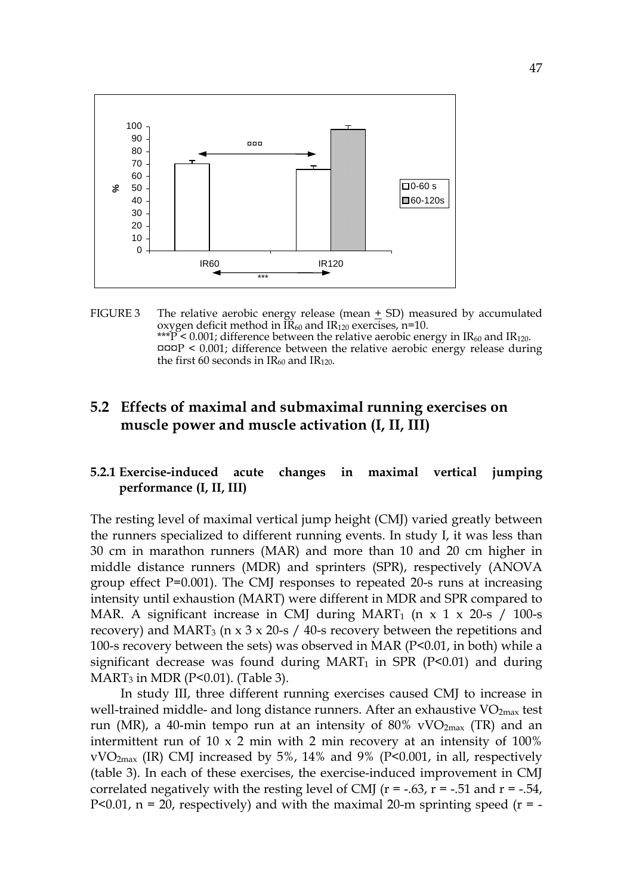FIGURE 3 The relative aerobic energy release (mean ± SD) measured by accumulated oxygen deficit method in $IR_{60}$ and $IR_{120}$ exercises, n=10. ***P < 0.001; difference between the relative aerobic energy in $IR_{60}$ and $IR_{120}$. ¤¤¤P < 0.001; difference between the relative aerobic energy release during the first 60 seconds in $IR_{60}$ and $IR_{120}$.

## 5.2 Effects of maximal and submaximal running exercises on muscle power and muscle activation (I, II, III)

### 5.2.1 Exercise-induced acute changes in maximal vertical jumping performance (I, II, III)

The resting level of maximal vertical jump height (CMJ) varied greatly between the runners specialized to different running events. In study I, it was less than 30 cm in marathon runners (MAR) and more than 10 and 20 cm higher in middle distance runners (MDR) and sprinters (SPR), respectively (ANOVA group effect P=0.001). The CMJ responses to repeated 20-s runs at increasing intensity until exhaustion (MART) were different in MDR and SPR compared to MAR. A significant increase in CMJ during $MART_1$ (n x 1 x 20-s / 100-s recovery) and $MART_3$ (n x 3 x 20-s / 40-s recovery between the repetitions and 100-s recovery between the sets) was observed in MAR (P<0.01, in both) while a significant decrease was found during $MART_1$ in SPR (P<0.01) and during $MART_3$ in MDR (P<0.01). (Table 3).

In study III, three different running exercises caused CMJ to increase in well-trained middle- and long distance runners. After an exhaustive $VO_{2max}$ test run (MR), a 40-min tempo run at an intensity of 80% $vVO_{2max}$ (TR) and an intermittent run of 10 x 2 min with 2 min recovery at an intensity of 100% $vVO_{2max}$ (IR) CMJ increased by 5%, 14% and 9% (P<0.001, in all, respectively (table 3). In each of these exercises, the exercise-induced improvement in CMJ correlated negatively with the resting level of CMJ (r = -.63, r = -.51 and r = -.54, P<0.01, n = 20, respectively) and with the maximal 20-m sprinting speed (r = -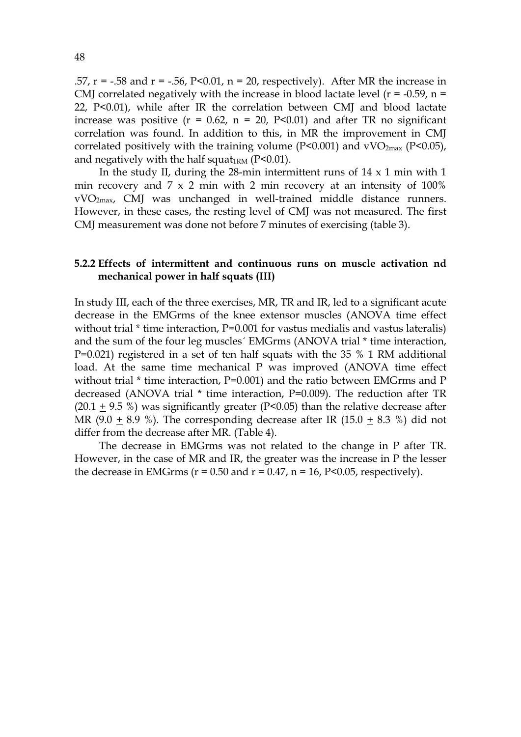.57, r = -.58 and r = -.56, $P<0.01$, n = 20, respectively). After MR the increase in CMJ correlated negatively with the increase in blood lactate level (r = -0.59, n = 22, $P<0.01$), while after IR the correlation between CMJ and blood lactate increase was positive (r = 0.62, n = 20, $P<0.01$) and after TR no significant correlation was found. In addition to this, in MR the improvement in CMJ correlated positively with the training volume ($P<0.001$) and $vVO_{2max}$ ($P<0.05$), and negatively with the half $squat_{1RM}$ ($P<0.01$).

In the study II, during the 28-min intermittent runs of 14 x 1 min with 1 min recovery and 7 x 2 min with 2 min recovery at an intensity of 100% $vVO_{2max}$, CMJ was unchanged in well-trained middle distance runners. However, in these cases, the resting level of CMJ was not measured. The first CMJ measurement was done not before 7 minutes of exercising (table 3).

### 5.2.2 Effects of intermittent and continuous runs on muscle activation nd mechanical power in half squats (III)

In study III, each of the three exercises, MR, TR and IR, led to a significant acute decrease in the EMGrms of the knee extensor muscles (ANOVA time effect without trial * time interaction, P=0.001 for vastus medialis and vastus lateralis) and the sum of the four leg muscles´ EMGrms (ANOVA trial * time interaction, P=0.021) registered in a set of ten half squats with the 35 % 1 RM additional load. At the same time mechanical P was improved (ANOVA time effect without trial * time interaction, P=0.001) and the ratio between EMGrms and P decreased (ANOVA trial * time interaction, P=0.009). The reduction after TR (20.1 $\pm$ 9.5 %) was significantly greater ($P<0.05$) than the relative decrease after MR (9.0 $\pm$ 8.9 %). The corresponding decrease after IR (15.0 $\pm$ 8.3 %) did not differ from the decrease after MR. (Table 4).

The decrease in EMGrms was not related to the change in P after TR. However, in the case of MR and IR, the greater was the increase in P the lesser the decrease in EMGrms (r = 0.50 and r = 0.47, n = 16, $P<0.05$, respectively).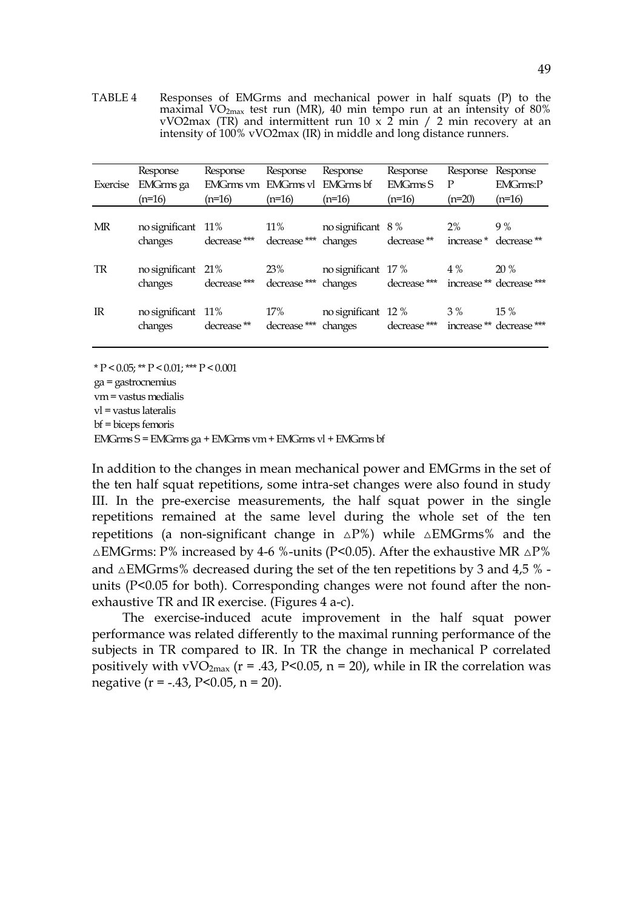TABLE 4 Responses of EMGrms and mechanical power in half squats (P) to the maximal $VO_{2max}$ test run (MR), 40 min tempo run at an intensity of 80% vVO2max (TR) and intermittent run 10 x 2 min / 2 min recovery at an intensity of 100% vVO2max (IR) in middle and long distance runners.

| Exercise | Response EMGrms ga (n=16) | Response EMGrms vm (n=16) | Response EMGrms vl (n=16) | Response EMGrms bf (n=16) | Response EMGrms S (n=16) | Response P (n=20) | Response EMGrms:P (n=16) |
|---|---|---|---|---|---|---|---|
| MR | no significant changes | 11% decrease *** | 11% decrease *** | no significant changes | 8 % decrease ** | 2% increase * | 9 % decrease ** |
| TR | no significant changes | 21% decrease *** | 23% decrease *** | no significant changes | 17 % decrease *** | 4 % increase ** | 20 % decrease *** |
| IR | no significant changes | 11% decrease ** | 17% decrease *** | no significant changes | 12 % decrease *** | 3 % increase ** | 15 % decrease *** |

* P < 0.05; ** P < 0.01; *** P < 0.001

ga = gastrocnemius

vm = vastus medialis

vl = vastus lateralis

bf = biceps femoris

EMGrms S = EMGrms ga + EMGrms vm + EMGrms vl + EMGrms bf

In addition to the changes in mean mechanical power and EMGrms in the set of the ten half squat repetitions, some intra-set changes were also found in study III. In the pre-exercise measurements, the half squat power in the single repetitions remained at the same level during the whole set of the ten repetitions (a non-significant change in $\triangle$P%) while $\triangle$EMGrms% and the $\triangle$EMGrms: P% increased by 4-6 %-units (P<0.05). After the exhaustive MR $\triangle$P% and $\triangle$EMGrms% decreased during the set of the ten repetitions by 3 and 4,5 % - units (P<0.05 for both). Corresponding changes were not found after the non-exhaustive TR and IR exercise. (Figures 4 a-c).

The exercise-induced acute improvement in the half squat power performance was related differently to the maximal running performance of the subjects in TR compared to IR. In TR the change in mechanical P correlated positively with $vVO_{2max}$ (r = .43, P<0.05, n = 20), while in IR the correlation was negative (r = -.43, P<0.05, n = 20).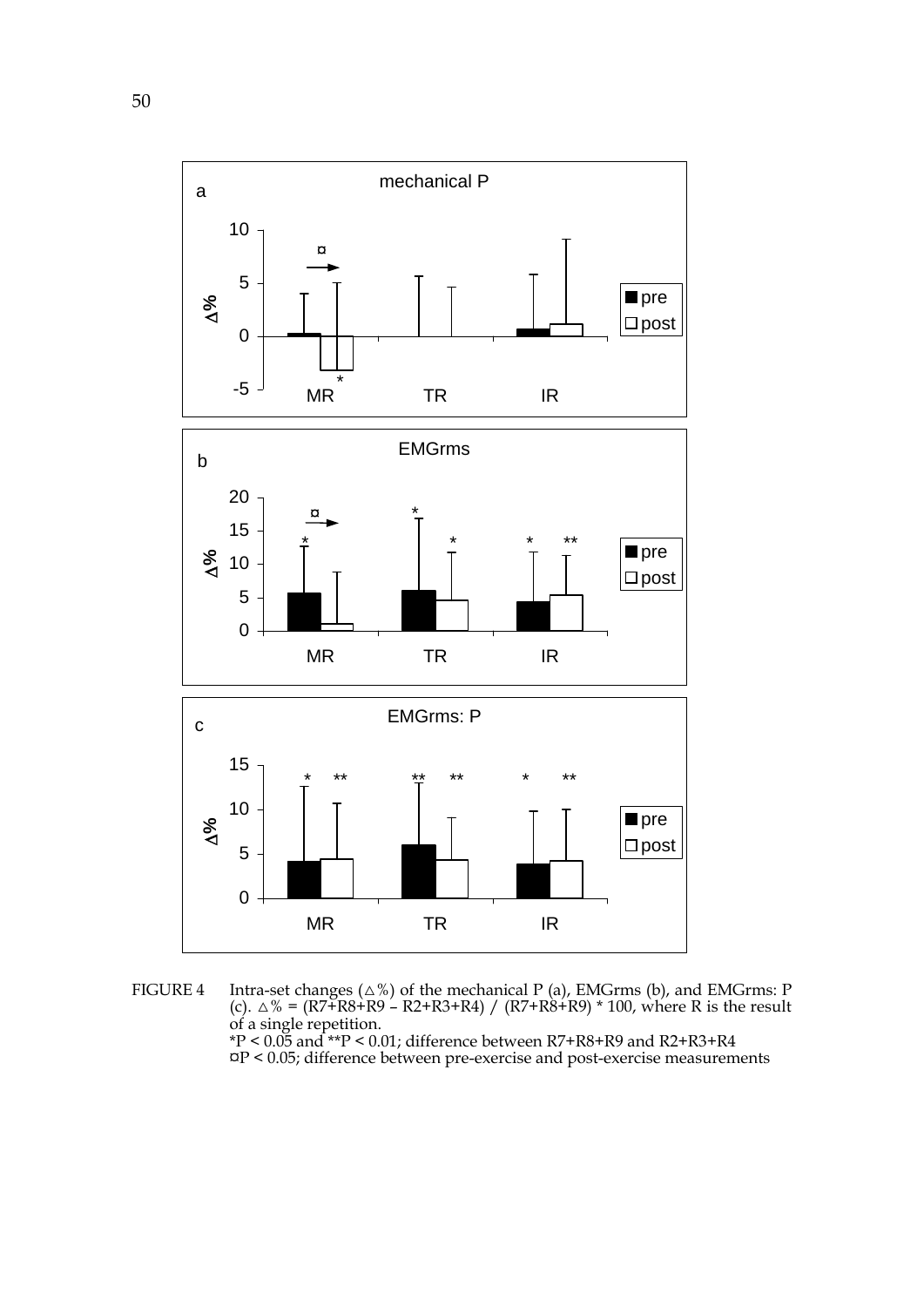FIGURE 4 Intra-set changes (Δ%) of the mechanical P (a), EMGrms (b), and EMGrms: P (c). Δ% = (R7+R8+R9 – R2+R3+R4) / (R7+R8+R9) * 100, where R is the result of a single repetition.
*P < 0.05 and **P < 0.01; difference between R7+R8+R9 and R2+R3+R4
¤P < 0.05; difference between pre-exercise and post-exercise measurements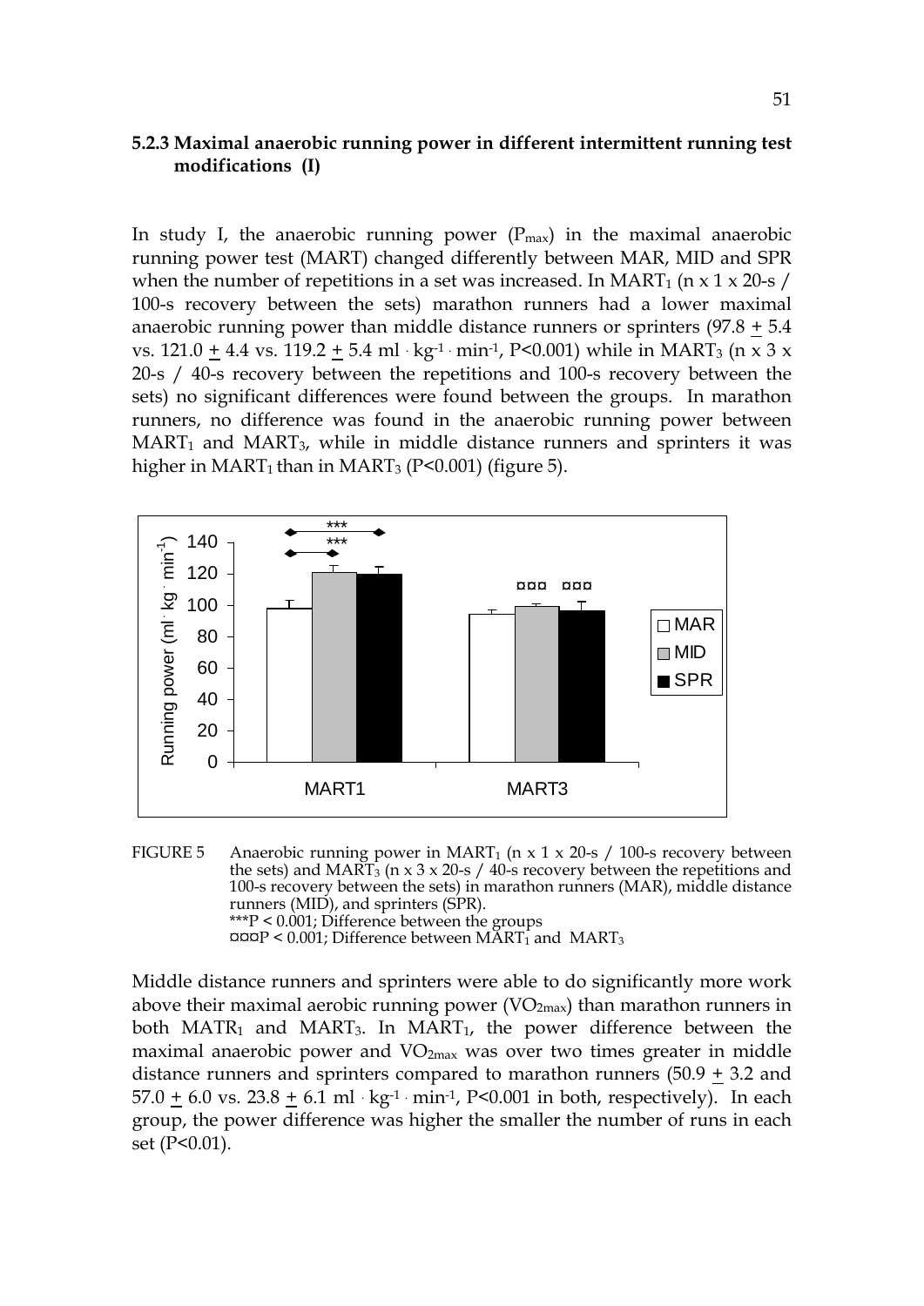### 5.2.3 Maximal anaerobic running power in different intermittent running test modifications (I)

In study I, the anaerobic running power ($P_{max}$) in the maximal anaerobic running power test (MART) changed differently between MAR, MID and SPR when the number of repetitions in a set was increased. In $MART_1$ (n x 1 x 20-s / 100-s recovery between the sets) marathon runners had a lower maximal anaerobic running power than middle distance runners or sprinters (97.8 ± 5.4 vs. 121.0 ± 4.4 vs. 119.2 ± 5.4 ml · kg$^{-1}$ · min$^{-1}$, P<0.001) while in $MART_3$ (n x 3 x 20-s / 40-s recovery between the repetitions and 100-s recovery between the sets) no significant differences were found between the groups. In marathon runners, no difference was found in the anaerobic running power between $MART_1$ and $MART_3$, while in middle distance runners and sprinters it was higher in $MART_1$ than in $MART_3$ (P<0.001) (figure 5).

FIGURE 5 Anaerobic running power in $MART_1$ (n x 1 x 20-s / 100-s recovery between the sets) and $MART_3$ (n x 3 x 20-s / 40-s recovery between the repetitions and 100-s recovery between the sets) in marathon runners (MAR), middle distance runners (MID), and sprinters (SPR).
***P < 0.001; Difference between the groups
¤¤¤P < 0.001; Difference between $MART_1$ and $MART_3$

Middle distance runners and sprinters were able to do significantly more work above their maximal aerobic running power ($VO_{2max}$) than marathon runners in both $MATR_1$ and $MART_3$. In $MART_1$, the power difference between the maximal anaerobic power and $VO_{2max}$ was over two times greater in middle distance runners and sprinters compared to marathon runners (50.9 ± 3.2 and 57.0 ± 6.0 vs. 23.8 ± 6.1 ml · kg$^{-1}$ · min$^{-1}$, P<0.001 in both, respectively). In each group, the power difference was higher the smaller the number of runs in each set (P<0.01).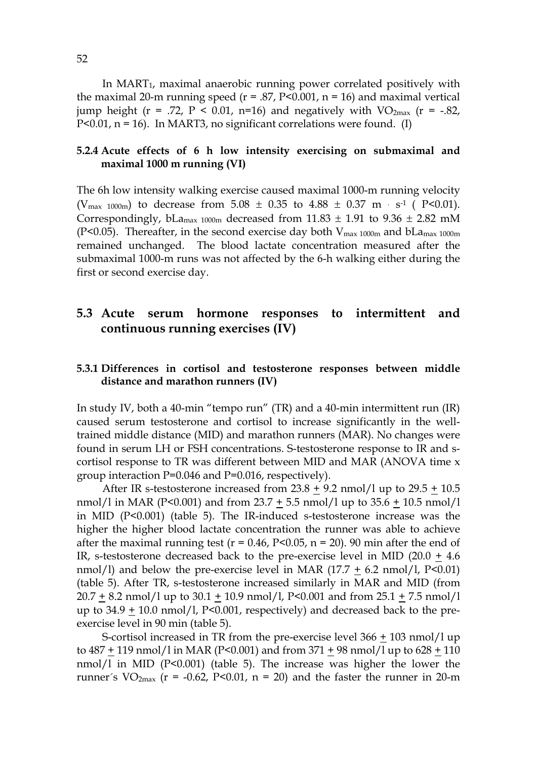In $MART_1$, maximal anaerobic running power correlated positively with the maximal 20-m running speed ($r = .87$, $P<0.001$, $n = 16$) and maximal vertical jump height ($r = .72$, $P < 0.01$, $n=16$) and negatively with $VO_{2max}$ ($r = -.82$, $P<0.01$, $n = 16$). In MART3, no significant correlations were found. (I)

### 5.2.4 Acute effects of 6 h low intensity exercising on submaximal and maximal 1000 m running (VI)

The 6h low intensity walking exercise caused maximal 1000-m running velocity ($V_{max\ 1000m}$) to decrease from 5.08 ± 0.35 to 4.88 ± 0.37 $m \cdot s^{-1}$ ( $P<0.01$). Correspondingly, $bLa_{max\ 1000m}$ decreased from 11.83 ± 1.91 to 9.36 ± 2.82 mM ($P<0.05$). Thereafter, in the second exercise day both $V_{max\ 1000m}$ and $bLa_{max\ 1000m}$ remained unchanged. The blood lactate concentration measured after the submaximal 1000-m runs was not affected by the 6-h walking either during the first or second exercise day.

## 5.3 Acute serum hormone responses to intermittent and continuous running exercises (IV)

### 5.3.1 Differences in cortisol and testosterone responses between middle distance and marathon runners (IV)

In study IV, both a 40-min "tempo run" (TR) and a 40-min intermittent run (IR) caused serum testosterone and cortisol to increase significantly in the well-trained middle distance (MID) and marathon runners (MAR). No changes were found in serum LH or FSH concentrations. S-testosterone response to IR and s-cortisol response to TR was different between MID and MAR (ANOVA time x group interaction $P=0.046$ and $P=0.016$, respectively).

After IR s-testosterone increased from 23.8 ± 9.2 nmol/l up to 29.5 ± 10.5 nmol/l in MAR ($P<0.001$) and from 23.7 ± 5.5 nmol/l up to 35.6 ± 10.5 nmol/l in MID ($P<0.001$) (table 5). The IR-induced s-testosterone increase was the higher the higher blood lactate concentration the runner was able to achieve after the maximal running test ($r = 0.46$, $P<0.05$, $n = 20$). 90 min after the end of IR, s-testosterone decreased back to the pre-exercise level in MID (20.0 ± 4.6 nmol/l) and below the pre-exercise level in MAR (17.7 ± 6.2 nmol/l, $P<0.01$) (table 5). After TR, s-testosterone increased similarly in MAR and MID (from 20.7 ± 8.2 nmol/l up to 30.1 ± 10.9 nmol/l, $P<0.001$ and from 25.1 ± 7.5 nmol/l up to 34.9 ± 10.0 nmol/l, $P<0.001$, respectively) and decreased back to the pre-exercise level in 90 min (table 5).

S-cortisol increased in TR from the pre-exercise level 366 ± 103 nmol/l up to 487 ± 119 nmol/l in MAR ($P<0.001$) and from 371 ± 98 nmol/l up to 628 ± 110 nmol/l in MID ($P<0.001$) (table 5). The increase was higher the lower the runner´s $VO_{2max}$ ($r = -0.62$, $P<0.01$, $n = 20$) and the faster the runner in 20-m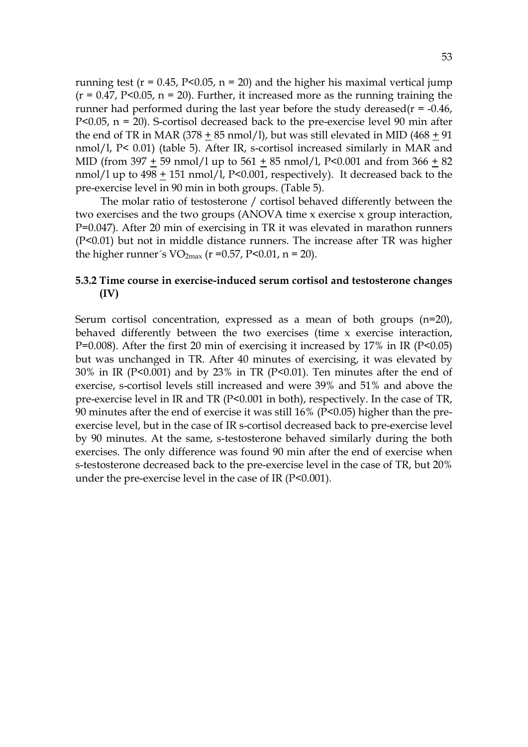running test ($r = 0.45$, $P<0.05$, $n = 20$) and the higher his maximal vertical jump ($r = 0.47$, $P<0.05$, $n = 20$). Further, it increased more as the running training the runner had performed during the last year before the study dereased($r = -0.46$, $P<0.05$, $n = 20$). S-cortisol decreased back to the pre-exercise level 90 min after the end of TR in MAR (378 $\pm$ 85 nmol/l), but was still elevated in MID (468 $\pm$ 91 nmol/l, $P< 0.01$) (table 5). After IR, s-cortisol increased similarly in MAR and MID (from 397 $\pm$ 59 nmol/l up to 561 $\pm$ 85 nmol/l, $P<0.001$ and from 366 $\pm$ 82 nmol/l up to 498 $\pm$ 151 nmol/l, $P<0.001$, respectively). It decreased back to the pre-exercise level in 90 min in both groups. (Table 5).

The molar ratio of testosterone / cortisol behaved differently between the two exercises and the two groups (ANOVA time x exercise x group interaction, $P=0.047$). After 20 min of exercising in TR it was elevated in marathon runners ($P<0.01$) but not in middle distance runners. The increase after TR was higher the higher runner´s $VO_{2max}$ ($r = 0.57$, $P<0.01$, $n = 20$).

### 5.3.2 Time course in exercise-induced serum cortisol and testosterone changes (IV)

Serum cortisol concentration, expressed as a mean of both groups ($n=20$), behaved differently between the two exercises (time x exercise interaction, $P=0.008$). After the first 20 min of exercising it increased by 17% in IR ($P<0.05$) but was unchanged in TR. After 40 minutes of exercising, it was elevated by 30% in IR ($P<0.001$) and by 23% in TR ($P<0.01$). Ten minutes after the end of exercise, s-cortisol levels still increased and were 39% and 51% and above the pre-exercise level in IR and TR ($P<0.001$ in both), respectively. In the case of TR, 90 minutes after the end of exercise it was still 16% ($P<0.05$) higher than the pre-exercise level, but in the case of IR s-cortisol decreased back to pre-exercise level by 90 minutes. At the same, s-testosterone behaved similarly during the both exercises. The only difference was found 90 min after the end of exercise when s-testosterone decreased back to the pre-exercise level in the case of TR, but 20% under the pre-exercise level in the case of IR ($P<0.001$).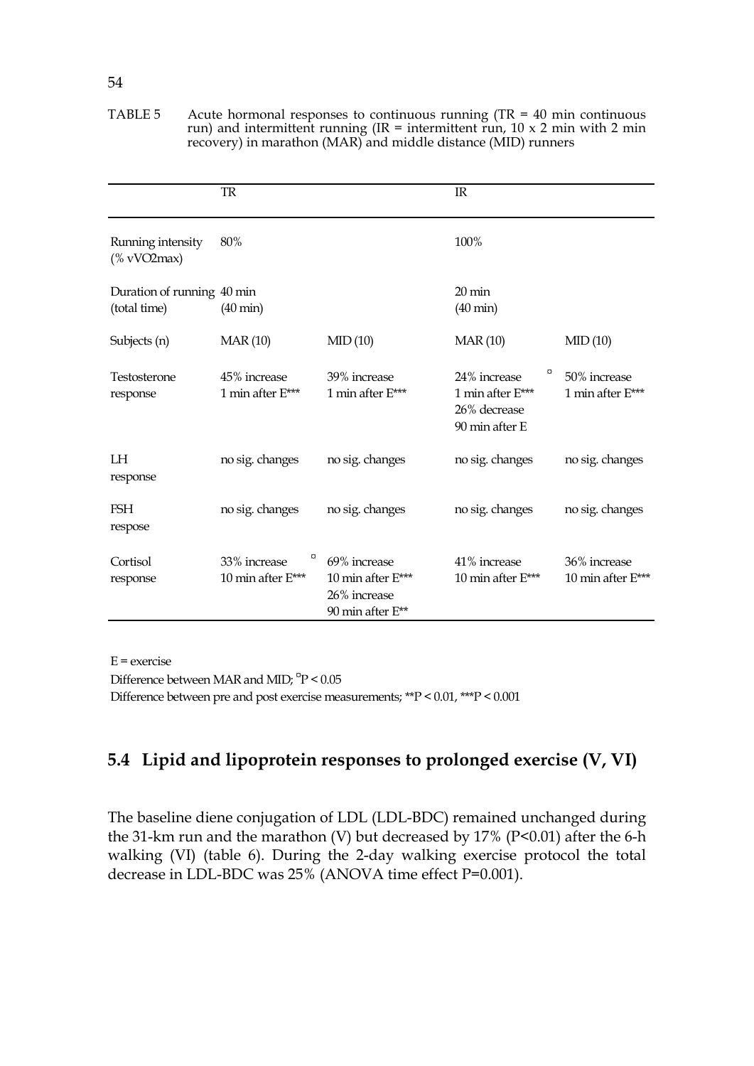TABLE 5 Acute hormonal responses to continuous running (TR = 40 min continuous run) and intermittent running (IR = intermittent run, 10 x 2 min with 2 min recovery) in marathon (MAR) and middle distance (MID) runners

| | TR | | IR | |
|---|---|---|---|---|
| Running intensity (% vVO2max) | 80% | | 100% | |
| Duration of running (total time) | 40 min (40 min) | | 20 min (40 min) | |
| Subjects (n) | MAR (10) | MID (10) | MAR (10) | MID (10) |
| Testosterone response | 45% increase 1 min after E*** | 39% increase 1 min after E*** | 24% increase ¤ 1 min after E*** 26% decrease 90 min after E | 50% increase 1 min after E*** |
| LH response | no sig. changes | no sig. changes | no sig. changes | no sig. changes |
| FSH respose | no sig. changes | no sig. changes | no sig. changes | no sig. changes |
| Cortisol response | 33% increase ¤ 10 min after E*** | 69% increase 10 min after E*** 26% increase 90 min after E** | 41% increase 10 min after E*** | 36% increase 10 min after E*** |

E = exercise

Difference between MAR and MID; ¤P < 0.05

Difference between pre and post exercise measurements; **P < 0.01, ***P < 0.001

## 5.4 Lipid and lipoprotein responses to prolonged exercise (V, VI)

The baseline diene conjugation of LDL (LDL-BDC) remained unchanged during the 31-km run and the marathon (V) but decreased by 17% ($P<0.01$) after the 6-h walking (VI) (table 6). During the 2-day walking exercise protocol the total decrease in LDL-BDC was 25% (ANOVA time effect $P=0.001$).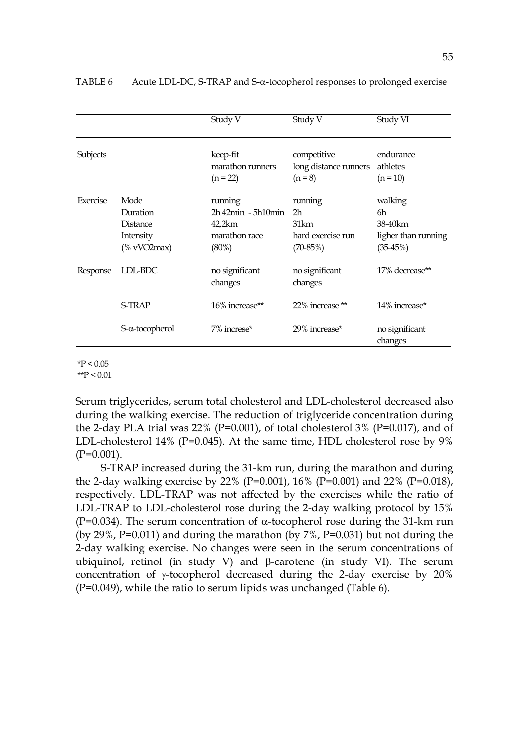TABLE 6 Acute LDL-DC, S-TRAP and S-α-tocopherol responses to prolonged exercise

| | | Study V | Study V | Study VI |
|---|---|---|---|---|
| Subjects | | keep-fit marathon runners (n = 22) | competitive long distance runners (n = 8) | endurance athletes (n = 10) |
| Exercise | Mode | running | running | walking |
| | Duration | 2h 42min - 5h10min | 2h | 6h |
| | Distance | 42,2km | 31km | 38-40km |
| | Intensity | marathon race | hard exercise run | ligher than running |
| | (% vVO2max) | (80%) | (70-85%) | (35-45%) |
| Response | LDL-BDC | no significant changes | no significant changes | 17% decrease** |
| | S-TRAP | 16% increase** | 22% increase ** | 14% increase* |
| | S-α-tocopherol | 7% increse* | 29% increase* | no significant changes |

*P < 0.05
**P < 0.01

Serum triglycerides, serum total cholesterol and LDL-cholesterol decreased also during the walking exercise. The reduction of triglyceride concentration during the 2-day PLA trial was 22% (P=0.001), of total cholesterol 3% (P=0.017), and of LDL-cholesterol 14% (P=0.045). At the same time, HDL cholesterol rose by 9% (P=0.001).

S-TRAP increased during the 31-km run, during the marathon and during the 2-day walking exercise by 22% (P=0.001), 16% (P=0.001) and 22% (P=0.018), respectively. LDL-TRAP was not affected by the exercises while the ratio of LDL-TRAP to LDL-cholesterol rose during the 2-day walking protocol by 15% (P=0.034). The serum concentration of α-tocopherol rose during the 31-km run (by 29%, P=0.011) and during the marathon (by 7%, P=0.031) but not during the 2-day walking exercise. No changes were seen in the serum concentrations of ubiquinol, retinol (in study V) and β-carotene (in study VI). The serum concentration of γ-tocopherol decreased during the 2-day exercise by 20% (P=0.049), while the ratio to serum lipids was unchanged (Table 6).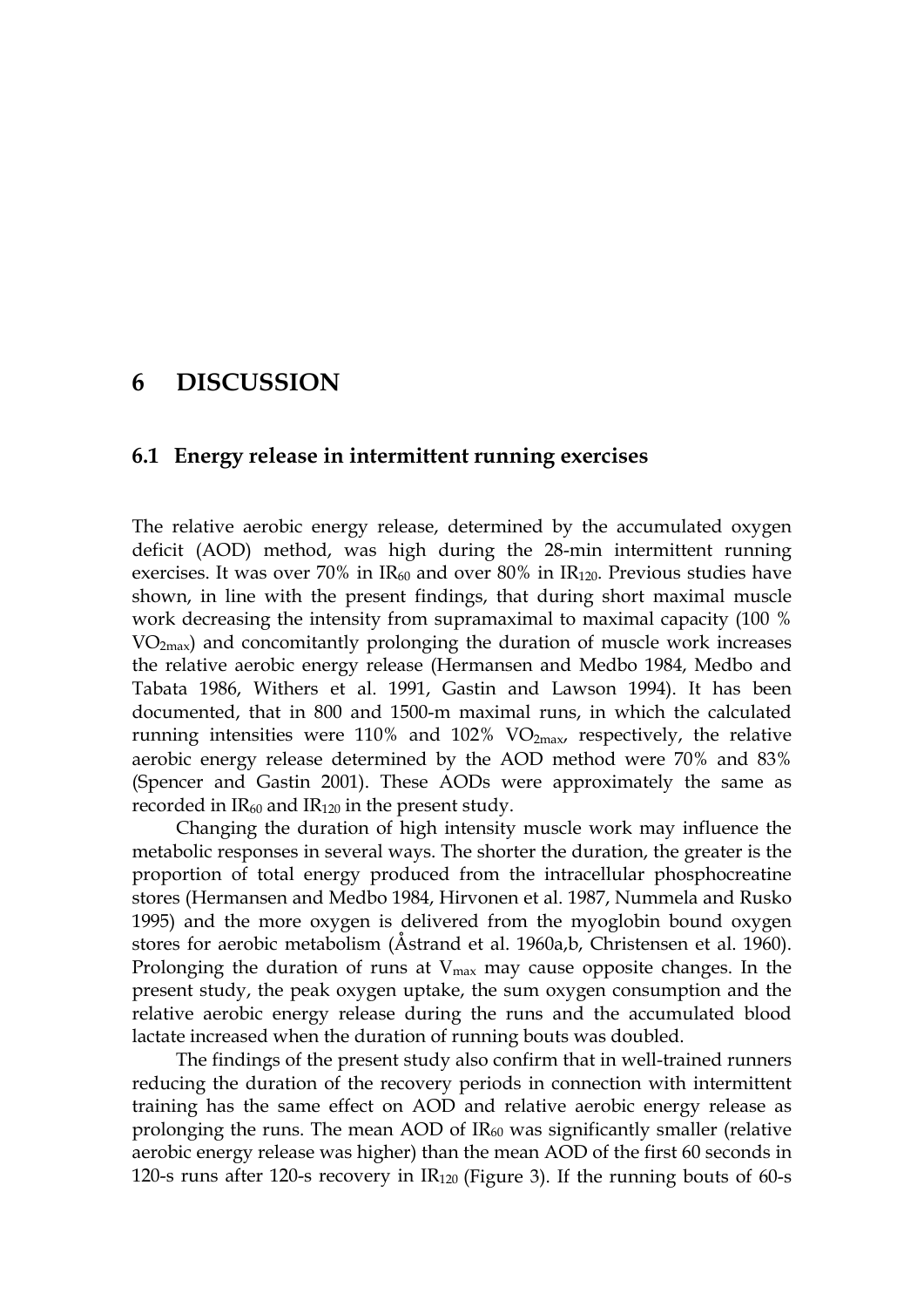# 6 DISCUSSION

## 6.1 Energy release in intermittent running exercises

The relative aerobic energy release, determined by the accumulated oxygen deficit (AOD) method, was high during the 28-min intermittent running exercises. It was over 70% in $IR_{60}$ and over 80% in $IR_{120}$. Previous studies have shown, in line with the present findings, that during short maximal muscle work decreasing the intensity from supramaximal to maximal capacity (100 % $VO_{2max}$) and concomitantly prolonging the duration of muscle work increases the relative aerobic energy release (Hermansen and Medbo 1984, Medbo and Tabata 1986, Withers et al. 1991, Gastin and Lawson 1994). It has been documented, that in 800 and 1500-m maximal runs, in which the calculated running intensities were 110% and 102% $VO_{2max}$, respectively, the relative aerobic energy release determined by the AOD method were 70% and 83% (Spencer and Gastin 2001). These AODs were approximately the same as recorded in $IR_{60}$ and $IR_{120}$ in the present study.

Changing the duration of high intensity muscle work may influence the metabolic responses in several ways. The shorter the duration, the greater is the proportion of total energy produced from the intracellular phosphocreatine stores (Hermansen and Medbo 1984, Hirvonen et al. 1987, Nummela and Rusko 1995) and the more oxygen is delivered from the myoglobin bound oxygen stores for aerobic metabolism (Åstrand et al. 1960a,b, Christensen et al. 1960). Prolonging the duration of runs at $V_{max}$ may cause opposite changes. In the present study, the peak oxygen uptake, the sum oxygen consumption and the relative aerobic energy release during the runs and the accumulated blood lactate increased when the duration of running bouts was doubled.

The findings of the present study also confirm that in well-trained runners reducing the duration of the recovery periods in connection with intermittent training has the same effect on AOD and relative aerobic energy release as prolonging the runs. The mean AOD of $IR_{60}$ was significantly smaller (relative aerobic energy release was higher) than the mean AOD of the first 60 seconds in 120-s runs after 120-s recovery in $IR_{120}$ (Figure 3). If the running bouts of 60-s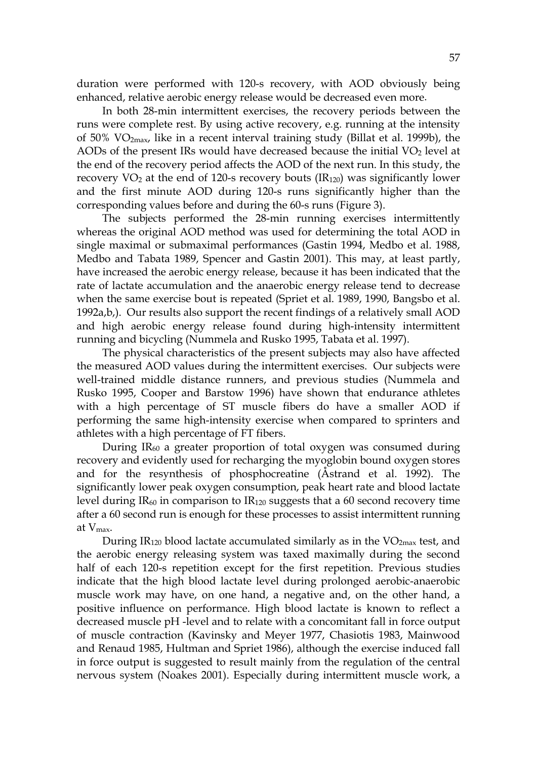duration were performed with 120-s recovery, with AOD obviously being enhanced, relative aerobic energy release would be decreased even more.

In both 28-min intermittent exercises, the recovery periods between the runs were complete rest. By using active recovery, e.g. running at the intensity of 50% $VO_{2max}$, like in a recent interval training study (Billat et al. 1999b), the AODs of the present IRs would have decreased because the initial $VO_2$ level at the end of the recovery period affects the AOD of the next run. In this study, the recovery $VO_2$ at the end of 120-s recovery bouts ($IR_{120}$) was significantly lower and the first minute AOD during 120-s runs significantly higher than the corresponding values before and during the 60-s runs (Figure 3).

The subjects performed the 28-min running exercises intermittently whereas the original AOD method was used for determining the total AOD in single maximal or submaximal performances (Gastin 1994, Medbo et al. 1988, Medbo and Tabata 1989, Spencer and Gastin 2001). This may, at least partly, have increased the aerobic energy release, because it has been indicated that the rate of lactate accumulation and the anaerobic energy release tend to decrease when the same exercise bout is repeated (Spriet et al. 1989, 1990, Bangsbo et al. 1992a,b,). Our results also support the recent findings of a relatively small AOD and high aerobic energy release found during high-intensity intermittent running and bicycling (Nummela and Rusko 1995, Tabata et al. 1997).

The physical characteristics of the present subjects may also have affected the measured AOD values during the intermittent exercises. Our subjects were well-trained middle distance runners, and previous studies (Nummela and Rusko 1995, Cooper and Barstow 1996) have shown that endurance athletes with a high percentage of ST muscle fibers do have a smaller AOD if performing the same high-intensity exercise when compared to sprinters and athletes with a high percentage of FT fibers.

During $IR_{60}$ a greater proportion of total oxygen was consumed during recovery and evidently used for recharging the myoglobin bound oxygen stores and for the resynthesis of phosphocreatine (Åstrand et al. 1992). The significantly lower peak oxygen consumption, peak heart rate and blood lactate level during $IR_{60}$ in comparison to $IR_{120}$ suggests that a 60 second recovery time after a 60 second run is enough for these processes to assist intermittent running at $V_{max}$.

During $IR_{120}$ blood lactate accumulated similarly as in the $VO_{2max}$ test, and the aerobic energy releasing system was taxed maximally during the second half of each 120-s repetition except for the first repetition. Previous studies indicate that the high blood lactate level during prolonged aerobic-anaerobic muscle work may have, on one hand, a negative and, on the other hand, a positive influence on performance. High blood lactate is known to reflect a decreased muscle pH -level and to relate with a concomitant fall in force output of muscle contraction (Kavinsky and Meyer 1977, Chasiotis 1983, Mainwood and Renaud 1985, Hultman and Spriet 1986), although the exercise induced fall in force output is suggested to result mainly from the regulation of the central nervous system (Noakes 2001). Especially during intermittent muscle work, a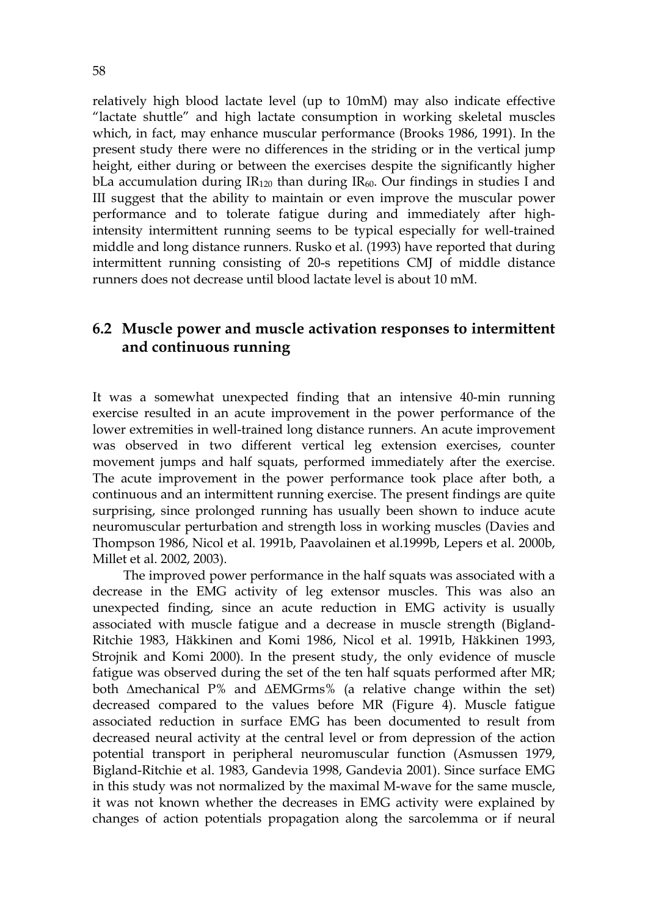relatively high blood lactate level (up to 10mM) may also indicate effective "lactate shuttle" and high lactate consumption in working skeletal muscles which, in fact, may enhance muscular performance (Brooks 1986, 1991). In the present study there were no differences in the striding or in the vertical jump height, either during or between the exercises despite the significantly higher bLa accumulation during $IR_{120}$ than during $IR_{60}$. Our findings in studies I and III suggest that the ability to maintain or even improve the muscular power performance and to tolerate fatigue during and immediately after high-intensity intermittent running seems to be typical especially for well-trained middle and long distance runners. Rusko et al. (1993) have reported that during intermittent running consisting of 20-s repetitions CMJ of middle distance runners does not decrease until blood lactate level is about 10 mM.

## 6.2 Muscle power and muscle activation responses to intermittent and continuous running

It was a somewhat unexpected finding that an intensive 40-min running exercise resulted in an acute improvement in the power performance of the lower extremities in well-trained long distance runners. An acute improvement was observed in two different vertical leg extension exercises, counter movement jumps and half squats, performed immediately after the exercise. The acute improvement in the power performance took place after both, a continuous and an intermittent running exercise. The present findings are quite surprising, since prolonged running has usually been shown to induce acute neuromuscular perturbation and strength loss in working muscles (Davies and Thompson 1986, Nicol et al. 1991b, Paavolainen et al.1999b, Lepers et al. 2000b, Millet et al. 2002, 2003).

The improved power performance in the half squats was associated with a decrease in the EMG activity of leg extensor muscles. This was also an unexpected finding, since an acute reduction in EMG activity is usually associated with muscle fatigue and a decrease in muscle strength (Bigland-Ritchie 1983, Häkkinen and Komi 1986, Nicol et al. 1991b, Häkkinen 1993, Strojnik and Komi 2000). In the present study, the only evidence of muscle fatigue was observed during the set of the ten half squats performed after MR; both Δmechanical P% and ΔEMGrms% (a relative change within the set) decreased compared to the values before MR (Figure 4). Muscle fatigue associated reduction in surface EMG has been documented to result from decreased neural activity at the central level or from depression of the action potential transport in peripheral neuromuscular function (Asmussen 1979, Bigland-Ritchie et al. 1983, Gandevia 1998, Gandevia 2001). Since surface EMG in this study was not normalized by the maximal M-wave for the same muscle, it was not known whether the decreases in EMG activity were explained by changes of action potentials propagation along the sarcolemma or if neural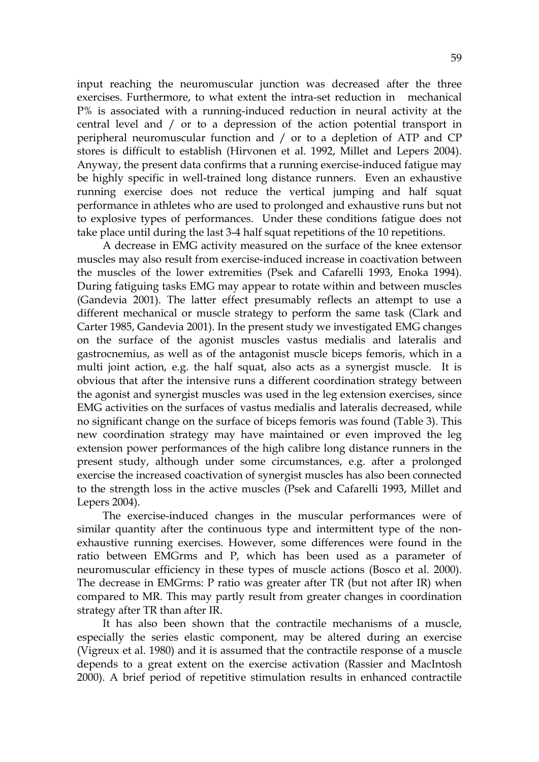input reaching the neuromuscular junction was decreased after the three exercises. Furthermore, to what extent the intra-set reduction in mechanical P% is associated with a running-induced reduction in neural activity at the central level and / or to a depression of the action potential transport in peripheral neuromuscular function and / or to a depletion of ATP and CP stores is difficult to establish (Hirvonen et al. 1992, Millet and Lepers 2004). Anyway, the present data confirms that a running exercise-induced fatigue may be highly specific in well-trained long distance runners. Even an exhaustive running exercise does not reduce the vertical jumping and half squat performance in athletes who are used to prolonged and exhaustive runs but not to explosive types of performances. Under these conditions fatigue does not take place until during the last 3-4 half squat repetitions of the 10 repetitions.

A decrease in EMG activity measured on the surface of the knee extensor muscles may also result from exercise-induced increase in coactivation between the muscles of the lower extremities (Psek and Cafarelli 1993, Enoka 1994). During fatiguing tasks EMG may appear to rotate within and between muscles (Gandevia 2001). The latter effect presumably reflects an attempt to use a different mechanical or muscle strategy to perform the same task (Clark and Carter 1985, Gandevia 2001). In the present study we investigated EMG changes on the surface of the agonist muscles vastus medialis and lateralis and gastrocnemius, as well as of the antagonist muscle biceps femoris, which in a multi joint action, e.g. the half squat, also acts as a synergist muscle. It is obvious that after the intensive runs a different coordination strategy between the agonist and synergist muscles was used in the leg extension exercises, since EMG activities on the surfaces of vastus medialis and lateralis decreased, while no significant change on the surface of biceps femoris was found (Table 3). This new coordination strategy may have maintained or even improved the leg extension power performances of the high calibre long distance runners in the present study, although under some circumstances, e.g. after a prolonged exercise the increased coactivation of synergist muscles has also been connected to the strength loss in the active muscles (Psek and Cafarelli 1993, Millet and Lepers 2004).

The exercise-induced changes in the muscular performances were of similar quantity after the continuous type and intermittent type of the non-exhaustive running exercises. However, some differences were found in the ratio between EMGrms and P, which has been used as a parameter of neuromuscular efficiency in these types of muscle actions (Bosco et al. 2000). The decrease in EMGrms: P ratio was greater after TR (but not after IR) when compared to MR. This may partly result from greater changes in coordination strategy after TR than after IR.

It has also been shown that the contractile mechanisms of a muscle, especially the series elastic component, may be altered during an exercise (Vigreux et al. 1980) and it is assumed that the contractile response of a muscle depends to a great extent on the exercise activation (Rassier and MacIntosh 2000). A brief period of repetitive stimulation results in enhanced contractile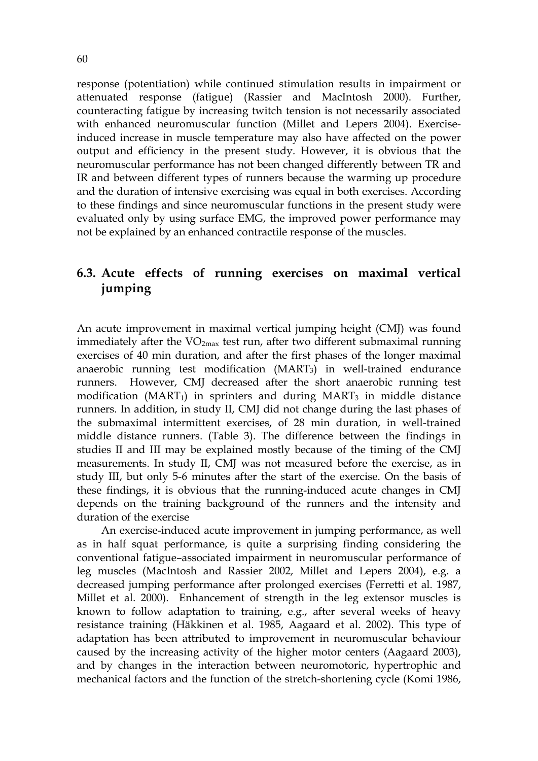response (potentiation) while continued stimulation results in impairment or attenuated response (fatigue) (Rassier and MacIntosh 2000). Further, counteracting fatigue by increasing twitch tension is not necessarily associated with enhanced neuromuscular function (Millet and Lepers 2004). Exercise-induced increase in muscle temperature may also have affected on the power output and efficiency in the present study. However, it is obvious that the neuromuscular performance has not been changed differently between TR and IR and between different types of runners because the warming up procedure and the duration of intensive exercising was equal in both exercises. According to these findings and since neuromuscular functions in the present study were evaluated only by using surface EMG, the improved power performance may not be explained by an enhanced contractile response of the muscles.

## 6.3. Acute effects of running exercises on maximal vertical jumping

An acute improvement in maximal vertical jumping height (CMJ) was found immediately after the $VO_{2max}$ test run, after two different submaximal running exercises of 40 min duration, and after the first phases of the longer maximal anaerobic running test modification ($MART_3$) in well-trained endurance runners. However, CMJ decreased after the short anaerobic running test modification ($MART_1$) in sprinters and during $MART_3$ in middle distance runners. In addition, in study II, CMJ did not change during the last phases of the submaximal intermittent exercises, of 28 min duration, in well-trained middle distance runners. (Table 3). The difference between the findings in studies II and III may be explained mostly because of the timing of the CMJ measurements. In study II, CMJ was not measured before the exercise, as in study III, but only 5-6 minutes after the start of the exercise. On the basis of these findings, it is obvious that the running-induced acute changes in CMJ depends on the training background of the runners and the intensity and duration of the exercise

An exercise-induced acute improvement in jumping performance, as well as in half squat performance, is quite a surprising finding considering the conventional fatigue–associated impairment in neuromuscular performance of leg muscles (MacIntosh and Rassier 2002, Millet and Lepers 2004), e.g. a decreased jumping performance after prolonged exercises (Ferretti et al. 1987, Millet et al. 2000). Enhancement of strength in the leg extensor muscles is known to follow adaptation to training, e.g., after several weeks of heavy resistance training (Häkkinen et al. 1985, Aagaard et al. 2002). This type of adaptation has been attributed to improvement in neuromuscular behaviour caused by the increasing activity of the higher motor centers (Aagaard 2003), and by changes in the interaction between neuromotoric, hypertrophic and mechanical factors and the function of the stretch-shortening cycle (Komi 1986,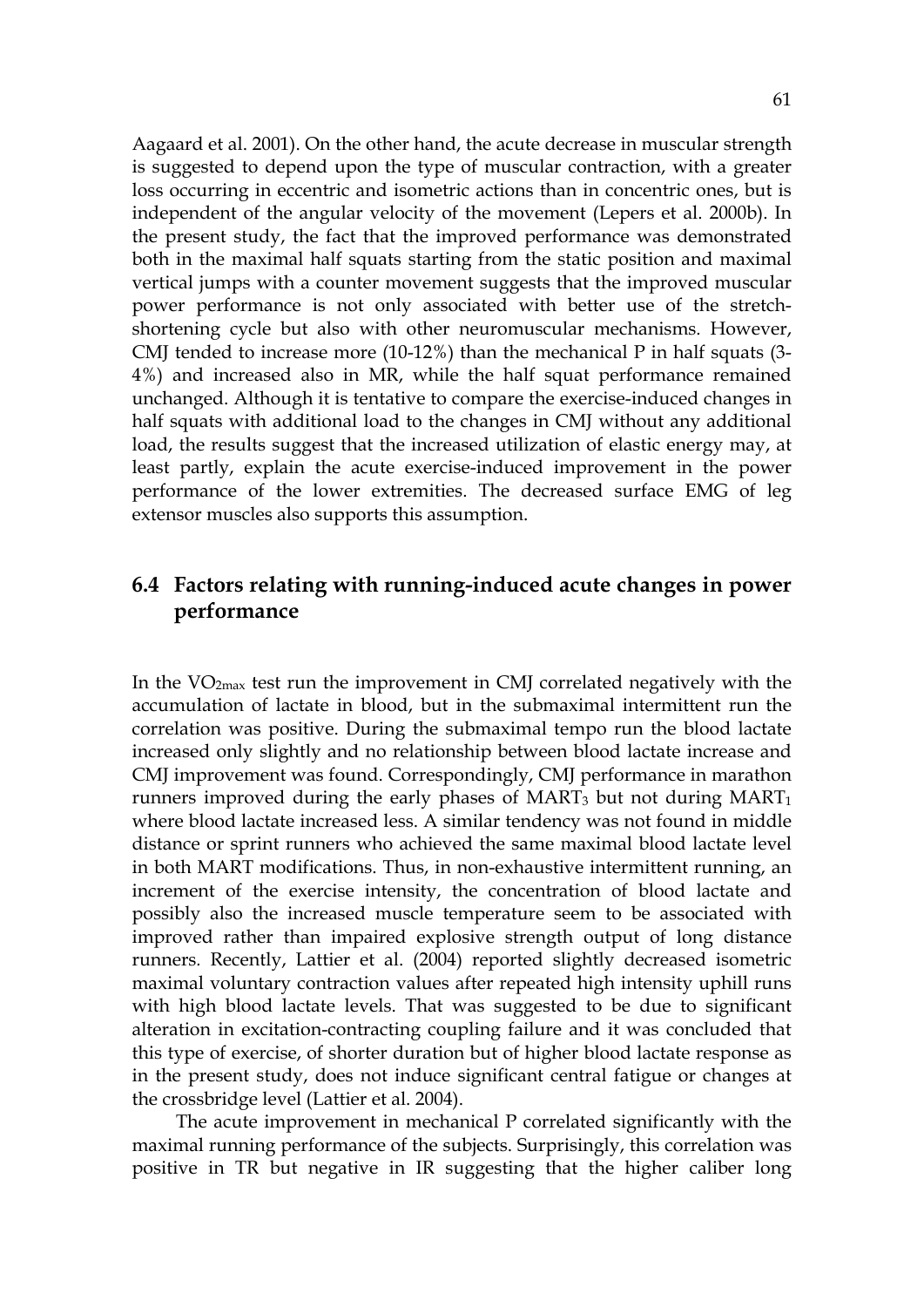Aagaard et al. 2001). On the other hand, the acute decrease in muscular strength is suggested to depend upon the type of muscular contraction, with a greater loss occurring in eccentric and isometric actions than in concentric ones, but is independent of the angular velocity of the movement (Lepers et al. 2000b). In the present study, the fact that the improved performance was demonstrated both in the maximal half squats starting from the static position and maximal vertical jumps with a counter movement suggests that the improved muscular power performance is not only associated with better use of the stretch-shortening cycle but also with other neuromuscular mechanisms. However, CMJ tended to increase more (10-12%) than the mechanical P in half squats (3-4%) and increased also in MR, while the half squat performance remained unchanged. Although it is tentative to compare the exercise-induced changes in half squats with additional load to the changes in CMJ without any additional load, the results suggest that the increased utilization of elastic energy may, at least partly, explain the acute exercise-induced improvement in the power performance of the lower extremities. The decreased surface EMG of leg extensor muscles also supports this assumption.

## 6.4 Factors relating with running-induced acute changes in power performance

In the $VO_{2max}$ test run the improvement in CMJ correlated negatively with the accumulation of lactate in blood, but in the submaximal intermittent run the correlation was positive. During the submaximal tempo run the blood lactate increased only slightly and no relationship between blood lactate increase and CMJ improvement was found. Correspondingly, CMJ performance in marathon runners improved during the early phases of $MART_3$ but not during $MART_1$ where blood lactate increased less. A similar tendency was not found in middle distance or sprint runners who achieved the same maximal blood lactate level in both MART modifications. Thus, in non-exhaustive intermittent running, an increment of the exercise intensity, the concentration of blood lactate and possibly also the increased muscle temperature seem to be associated with improved rather than impaired explosive strength output of long distance runners. Recently, Lattier et al. (2004) reported slightly decreased isometric maximal voluntary contraction values after repeated high intensity uphill runs with high blood lactate levels. That was suggested to be due to significant alteration in excitation-contracting coupling failure and it was concluded that this type of exercise, of shorter duration but of higher blood lactate response as in the present study, does not induce significant central fatigue or changes at the crossbridge level (Lattier et al. 2004).

The acute improvement in mechanical P correlated significantly with the maximal running performance of the subjects. Surprisingly, this correlation was positive in TR but negative in IR suggesting that the higher caliber long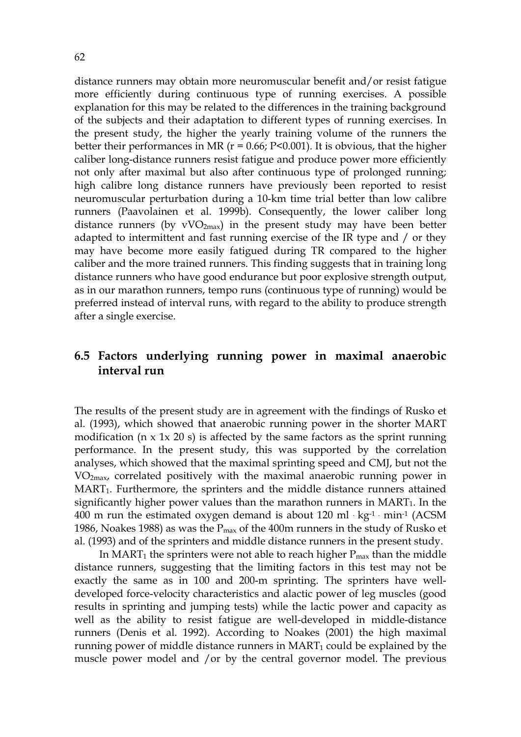distance runners may obtain more neuromuscular benefit and/or resist fatigue more efficiently during continuous type of running exercises. A possible explanation for this may be related to the differences in the training background of the subjects and their adaptation to different types of running exercises. In the present study, the higher the yearly training volume of the runners the better their performances in MR ($r = 0.66$; $P<0.001$). It is obvious, that the higher caliber long-distance runners resist fatigue and produce power more efficiently not only after maximal but also after continuous type of prolonged running; high calibre long distance runners have previously been reported to resist neuromuscular perturbation during a 10-km time trial better than low calibre runners (Paavolainen et al. 1999b). Consequently, the lower caliber long distance runners (by $vVO_{2max}$) in the present study may have been better adapted to intermittent and fast running exercise of the IR type and / or they may have become more easily fatigued during TR compared to the higher caliber and the more trained runners. This finding suggests that in training long distance runners who have good endurance but poor explosive strength output, as in our marathon runners, tempo runs (continuous type of running) would be preferred instead of interval runs, with regard to the ability to produce strength after a single exercise.

## 6.5 Factors underlying running power in maximal anaerobic interval run

The results of the present study are in agreement with the findings of Rusko et al. (1993), which showed that anaerobic running power in the shorter MART modification (n x 1x 20 s) is affected by the same factors as the sprint running performance. In the present study, this was supported by the correlation analyses, which showed that the maximal sprinting speed and CMJ, but not the $VO_{2max}$, correlated positively with the maximal anaerobic running power in $MART_1$. Furthermore, the sprinters and the middle distance runners attained significantly higher power values than the marathon runners in $MART_1$. In the 400 m run the estimated oxygen demand is about 120 $ml \cdot kg^{-1} \cdot min^{-1}$ (ACSM 1986, Noakes 1988) as was the $P_{max}$ of the 400m runners in the study of Rusko et al. (1993) and of the sprinters and middle distance runners in the present study.

In $MART_1$ the sprinters were not able to reach higher $P_{max}$ than the middle distance runners, suggesting that the limiting factors in this test may not be exactly the same as in 100 and 200-m sprinting. The sprinters have well-developed force-velocity characteristics and alactic power of leg muscles (good results in sprinting and jumping tests) while the lactic power and capacity as well as the ability to resist fatigue are well-developed in middle-distance runners (Denis et al. 1992). According to Noakes (2001) the high maximal running power of middle distance runners in $MART_1$ could be explained by the muscle power model and /or by the central governor model. The previous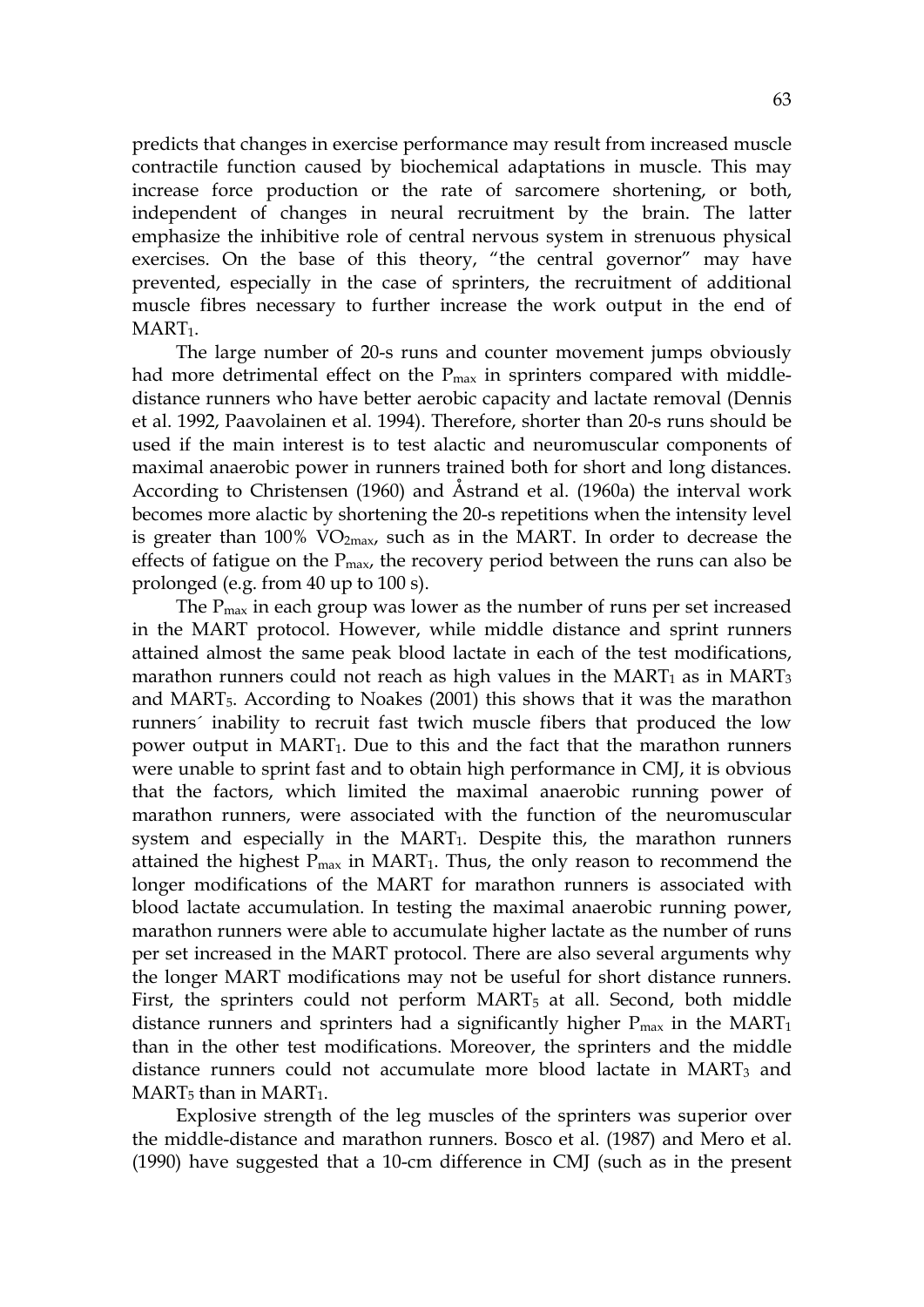predicts that changes in exercise performance may result from increased muscle contractile function caused by biochemical adaptations in muscle. This may increase force production or the rate of sarcomere shortening, or both, independent of changes in neural recruitment by the brain. The latter emphasize the inhibitive role of central nervous system in strenuous physical exercises. On the base of this theory, "the central governor" may have prevented, especially in the case of sprinters, the recruitment of additional muscle fibres necessary to further increase the work output in the end of $MART_1$.

The large number of 20-s runs and counter movement jumps obviously had more detrimental effect on the $P_{max}$ in sprinters compared with middle-distance runners who have better aerobic capacity and lactate removal (Dennis et al. 1992, Paavolainen et al. 1994). Therefore, shorter than 20-s runs should be used if the main interest is to test alactic and neuromuscular components of maximal anaerobic power in runners trained both for short and long distances. According to Christensen (1960) and Åstrand et al. (1960a) the interval work becomes more alactic by shortening the 20-s repetitions when the intensity level is greater than 100% $VO_{2max}$, such as in the MART. In order to decrease the effects of fatigue on the $P_{max}$, the recovery period between the runs can also be prolonged (e.g. from 40 up to 100 s).

The $P_{max}$ in each group was lower as the number of runs per set increased in the MART protocol. However, while middle distance and sprint runners attained almost the same peak blood lactate in each of the test modifications, marathon runners could not reach as high values in the $MART_1$ as in $MART_3$ and $MART_5$. According to Noakes (2001) this shows that it was the marathon runners´ inability to recruit fast twich muscle fibers that produced the low power output in $MART_1$. Due to this and the fact that the marathon runners were unable to sprint fast and to obtain high performance in CMJ, it is obvious that the factors, which limited the maximal anaerobic running power of marathon runners, were associated with the function of the neuromuscular system and especially in the $MART_1$. Despite this, the marathon runners attained the highest $P_{max}$ in $MART_1$. Thus, the only reason to recommend the longer modifications of the MART for marathon runners is associated with blood lactate accumulation. In testing the maximal anaerobic running power, marathon runners were able to accumulate higher lactate as the number of runs per set increased in the MART protocol. There are also several arguments why the longer MART modifications may not be useful for short distance runners. First, the sprinters could not perform $MART_5$ at all. Second, both middle distance runners and sprinters had a significantly higher $P_{max}$ in the $MART_1$ than in the other test modifications. Moreover, the sprinters and the middle distance runners could not accumulate more blood lactate in $MART_3$ and $MART_5$ than in $MART_1$.

Explosive strength of the leg muscles of the sprinters was superior over the middle-distance and marathon runners. Bosco et al. (1987) and Mero et al. (1990) have suggested that a 10-cm difference in CMJ (such as in the present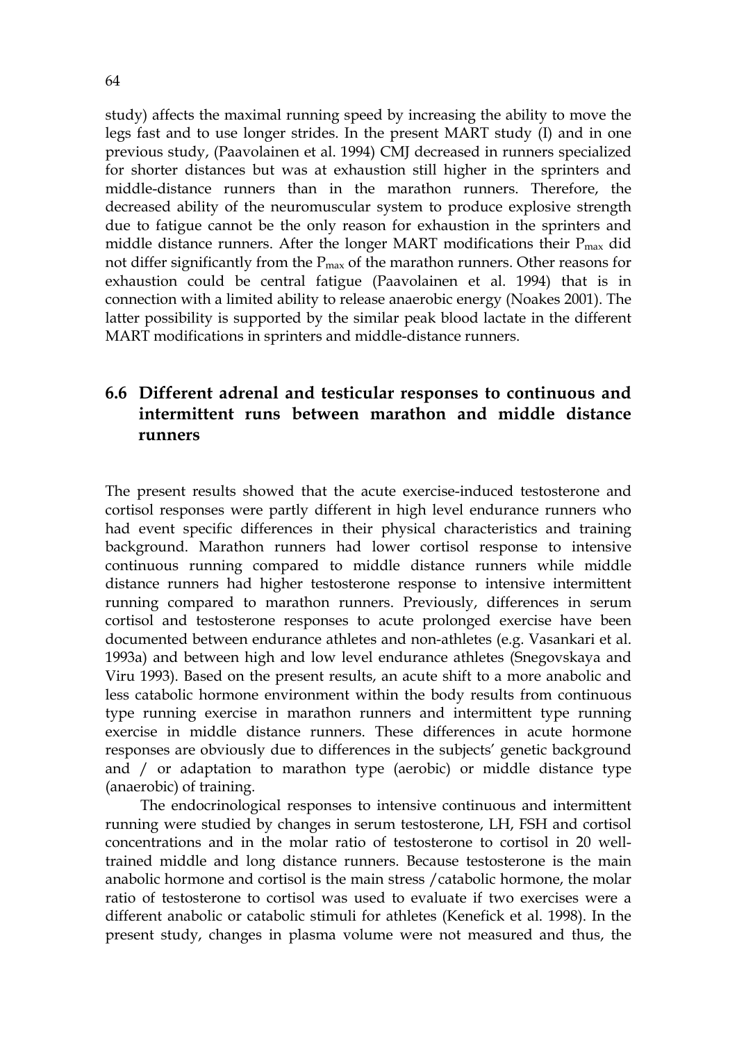study) affects the maximal running speed by increasing the ability to move the legs fast and to use longer strides. In the present MART study (I) and in one previous study, (Paavolainen et al. 1994) CMJ decreased in runners specialized for shorter distances but was at exhaustion still higher in the sprinters and middle-distance runners than in the marathon runners. Therefore, the decreased ability of the neuromuscular system to produce explosive strength due to fatigue cannot be the only reason for exhaustion in the sprinters and middle distance runners. After the longer MART modifications their $P_{max}$ did not differ significantly from the $P_{max}$ of the marathon runners. Other reasons for exhaustion could be central fatigue (Paavolainen et al. 1994) that is in connection with a limited ability to release anaerobic energy (Noakes 2001). The latter possibility is supported by the similar peak blood lactate in the different MART modifications in sprinters and middle-distance runners.

## 6.6 Different adrenal and testicular responses to continuous and intermittent runs between marathon and middle distance runners

The present results showed that the acute exercise-induced testosterone and cortisol responses were partly different in high level endurance runners who had event specific differences in their physical characteristics and training background. Marathon runners had lower cortisol response to intensive continuous running compared to middle distance runners while middle distance runners had higher testosterone response to intensive intermittent running compared to marathon runners. Previously, differences in serum cortisol and testosterone responses to acute prolonged exercise have been documented between endurance athletes and non-athletes (e.g. Vasankari et al. 1993a) and between high and low level endurance athletes (Snegovskaya and Viru 1993). Based on the present results, an acute shift to a more anabolic and less catabolic hormone environment within the body results from continuous type running exercise in marathon runners and intermittent type running exercise in middle distance runners. These differences in acute hormone responses are obviously due to differences in the subjects' genetic background and / or adaptation to marathon type (aerobic) or middle distance type (anaerobic) of training.

The endocrinological responses to intensive continuous and intermittent running were studied by changes in serum testosterone, LH, FSH and cortisol concentrations and in the molar ratio of testosterone to cortisol in 20 well-trained middle and long distance runners. Because testosterone is the main anabolic hormone and cortisol is the main stress /catabolic hormone, the molar ratio of testosterone to cortisol was used to evaluate if two exercises were a different anabolic or catabolic stimuli for athletes (Kenefick et al. 1998). In the present study, changes in plasma volume were not measured and thus, the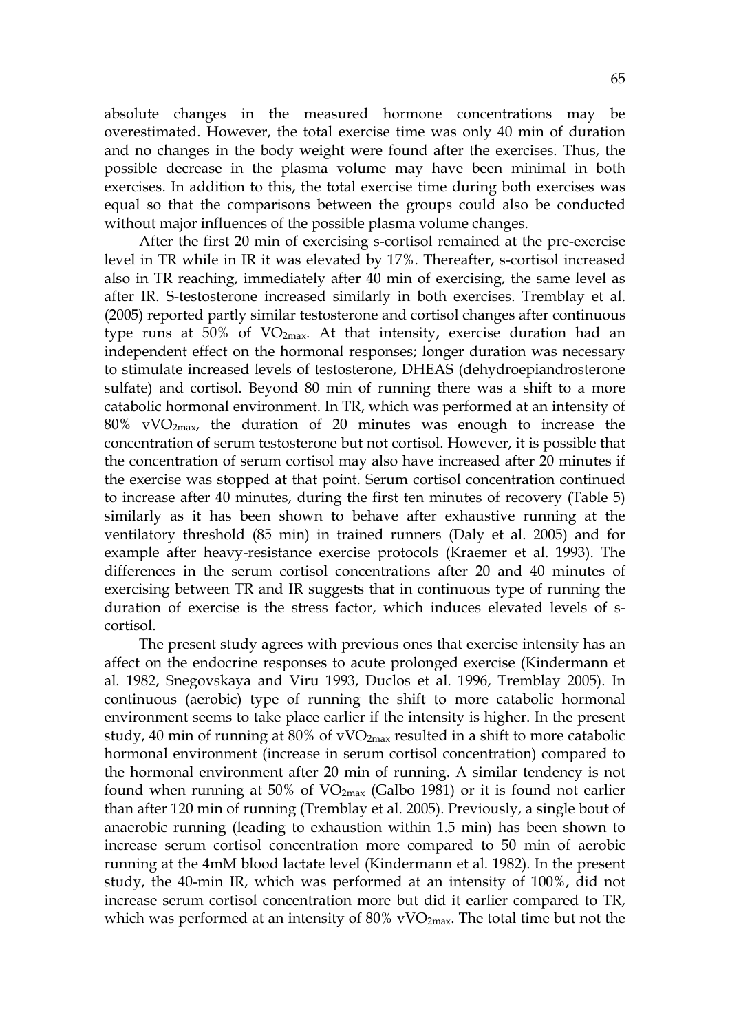absolute changes in the measured hormone concentrations may be overestimated. However, the total exercise time was only 40 min of duration and no changes in the body weight were found after the exercises. Thus, the possible decrease in the plasma volume may have been minimal in both exercises. In addition to this, the total exercise time during both exercises was equal so that the comparisons between the groups could also be conducted without major influences of the possible plasma volume changes.

After the first 20 min of exercising s-cortisol remained at the pre-exercise level in TR while in IR it was elevated by 17%. Thereafter, s-cortisol increased also in TR reaching, immediately after 40 min of exercising, the same level as after IR. S-testosterone increased similarly in both exercises. Tremblay et al. (2005) reported partly similar testosterone and cortisol changes after continuous type runs at 50% of $VO_{2max}$. At that intensity, exercise duration had an independent effect on the hormonal responses; longer duration was necessary to stimulate increased levels of testosterone, DHEAS (dehydroepiandrosterone sulfate) and cortisol. Beyond 80 min of running there was a shift to a more catabolic hormonal environment. In TR, which was performed at an intensity of 80% $vVO_{2max}$, the duration of 20 minutes was enough to increase the concentration of serum testosterone but not cortisol. However, it is possible that the concentration of serum cortisol may also have increased after 20 minutes if the exercise was stopped at that point. Serum cortisol concentration continued to increase after 40 minutes, during the first ten minutes of recovery (Table 5) similarly as it has been shown to behave after exhaustive running at the ventilatory threshold (85 min) in trained runners (Daly et al. 2005) and for example after heavy-resistance exercise protocols (Kraemer et al. 1993). The differences in the serum cortisol concentrations after 20 and 40 minutes of exercising between TR and IR suggests that in continuous type of running the duration of exercise is the stress factor, which induces elevated levels of s-cortisol.

The present study agrees with previous ones that exercise intensity has an affect on the endocrine responses to acute prolonged exercise (Kindermann et al. 1982, Snegovskaya and Viru 1993, Duclos et al. 1996, Tremblay 2005). In continuous (aerobic) type of running the shift to more catabolic hormonal environment seems to take place earlier if the intensity is higher. In the present study, 40 min of running at 80% of $vVO_{2max}$ resulted in a shift to more catabolic hormonal environment (increase in serum cortisol concentration) compared to the hormonal environment after 20 min of running. A similar tendency is not found when running at 50% of $VO_{2max}$ (Galbo 1981) or it is found not earlier than after 120 min of running (Tremblay et al. 2005). Previously, a single bout of anaerobic running (leading to exhaustion within 1.5 min) has been shown to increase serum cortisol concentration more compared to 50 min of aerobic running at the 4mM blood lactate level (Kindermann et al. 1982). In the present study, the 40-min IR, which was performed at an intensity of 100%, did not increase serum cortisol concentration more but did it earlier compared to TR, which was performed at an intensity of 80% $vVO_{2max}$. The total time but not the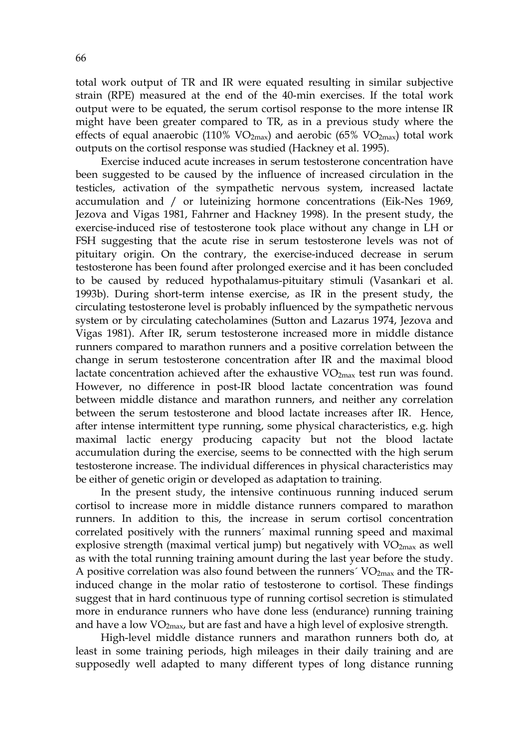total work output of TR and IR were equated resulting in similar subjective strain (RPE) measured at the end of the 40-min exercises. If the total work output were to be equated, the serum cortisol response to the more intense IR might have been greater compared to TR, as in a previous study where the effects of equal anaerobic (110% $VO_{2max}$) and aerobic (65% $VO_{2max}$) total work outputs on the cortisol response was studied (Hackney et al. 1995).

Exercise induced acute increases in serum testosterone concentration have been suggested to be caused by the influence of increased circulation in the testicles, activation of the sympathetic nervous system, increased lactate accumulation and / or luteinizing hormone concentrations (Eik-Nes 1969, Jezova and Vigas 1981, Fahrner and Hackney 1998). In the present study, the exercise-induced rise of testosterone took place without any change in LH or FSH suggesting that the acute rise in serum testosterone levels was not of pituitary origin. On the contrary, the exercise-induced decrease in serum testosterone has been found after prolonged exercise and it has been concluded to be caused by reduced hypothalamus-pituitary stimuli (Vasankari et al. 1993b). During short-term intense exercise, as IR in the present study, the circulating testosterone level is probably influenced by the sympathetic nervous system or by circulating catecholamines (Sutton and Lazarus 1974, Jezova and Vigas 1981). After IR, serum testosterone increased more in middle distance runners compared to marathon runners and a positive correlation between the change in serum testosterone concentration after IR and the maximal blood lactate concentration achieved after the exhaustive $VO_{2max}$ test run was found. However, no difference in post-IR blood lactate concentration was found between middle distance and marathon runners, and neither any correlation between the serum testosterone and blood lactate increases after IR. Hence, after intense intermittent type running, some physical characteristics, e.g. high maximal lactic energy producing capacity but not the blood lactate accumulation during the exercise, seems to be connectted with the high serum testosterone increase. The individual differences in physical characteristics may be either of genetic origin or developed as adaptation to training.

In the present study, the intensive continuous running induced serum cortisol to increase more in middle distance runners compared to marathon runners. In addition to this, the increase in serum cortisol concentration correlated positively with the runners´ maximal running speed and maximal explosive strength (maximal vertical jump) but negatively with $VO_{2max}$ as well as with the total running training amount during the last year before the study. A positive correlation was also found between the runners´ $VO_{2max}$ and the TR-induced change in the molar ratio of testosterone to cortisol. These findings suggest that in hard continuous type of running cortisol secretion is stimulated more in endurance runners who have done less (endurance) running training and have a low $VO_{2max}$, but are fast and have a high level of explosive strength.

High-level middle distance runners and marathon runners both do, at least in some training periods, high mileages in their daily training and are supposedly well adapted to many different types of long distance running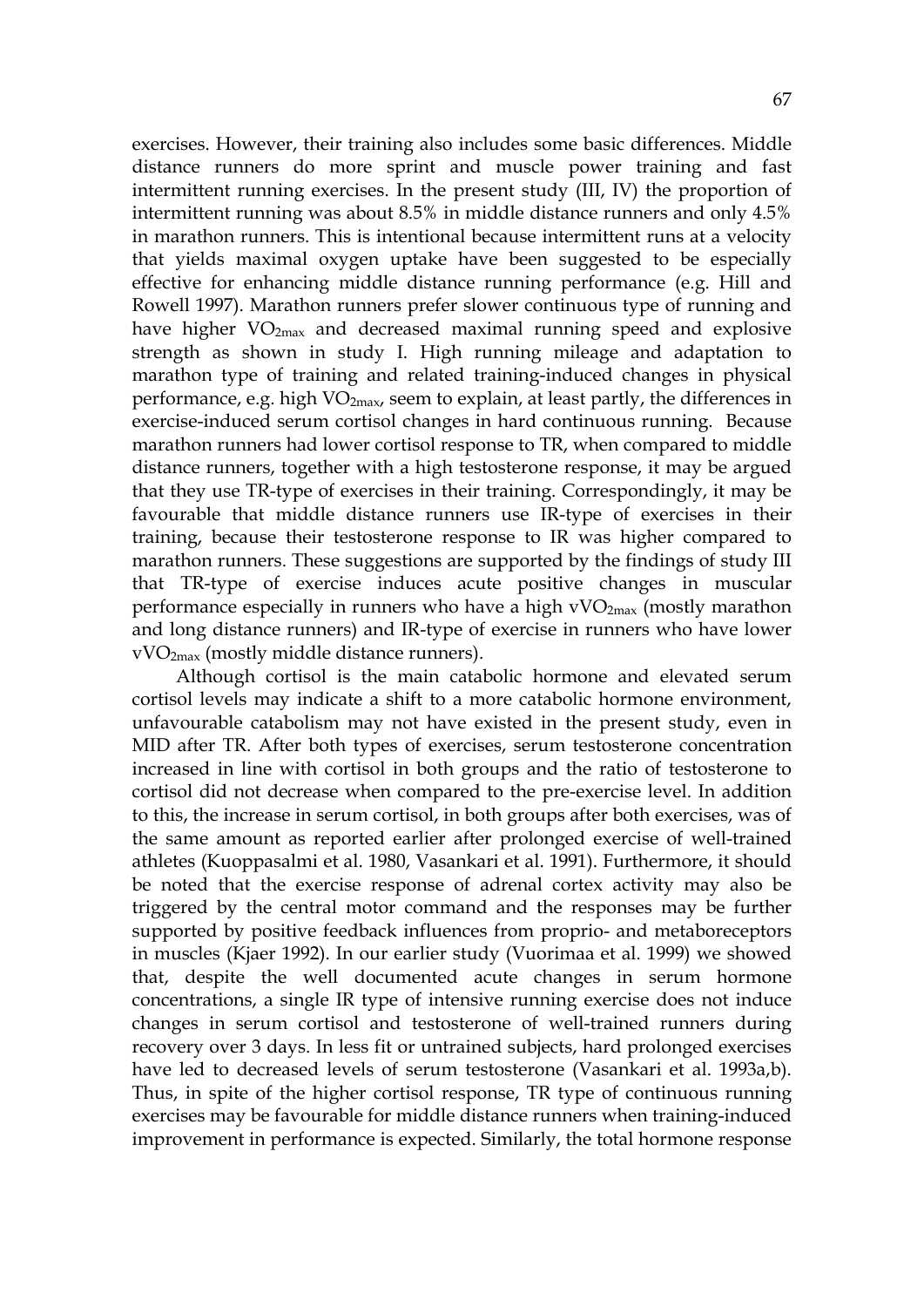exercises. However, their training also includes some basic differences. Middle distance runners do more sprint and muscle power training and fast intermittent running exercises. In the present study (III, IV) the proportion of intermittent running was about 8.5% in middle distance runners and only 4.5% in marathon runners. This is intentional because intermittent runs at a velocity that yields maximal oxygen uptake have been suggested to be especially effective for enhancing middle distance running performance (e.g. Hill and Rowell 1997). Marathon runners prefer slower continuous type of running and have higher $VO_{2max}$ and decreased maximal running speed and explosive strength as shown in study I. High running mileage and adaptation to marathon type of training and related training-induced changes in physical performance, e.g. high $VO_{2max}$, seem to explain, at least partly, the differences in exercise-induced serum cortisol changes in hard continuous running. Because marathon runners had lower cortisol response to TR, when compared to middle distance runners, together with a high testosterone response, it may be argued that they use TR-type of exercises in their training. Correspondingly, it may be favourable that middle distance runners use IR-type of exercises in their training, because their testosterone response to IR was higher compared to marathon runners. These suggestions are supported by the findings of study III that TR-type of exercise induces acute positive changes in muscular performance especially in runners who have a high $vVO_{2max}$ (mostly marathon and long distance runners) and IR-type of exercise in runners who have lower $vVO_{2max}$ (mostly middle distance runners).

Although cortisol is the main catabolic hormone and elevated serum cortisol levels may indicate a shift to a more catabolic hormone environment, unfavourable catabolism may not have existed in the present study, even in MID after TR. After both types of exercises, serum testosterone concentration increased in line with cortisol in both groups and the ratio of testosterone to cortisol did not decrease when compared to the pre-exercise level. In addition to this, the increase in serum cortisol, in both groups after both exercises, was of the same amount as reported earlier after prolonged exercise of well-trained athletes (Kuoppasalmi et al. 1980, Vasankari et al. 1991). Furthermore, it should be noted that the exercise response of adrenal cortex activity may also be triggered by the central motor command and the responses may be further supported by positive feedback influences from proprio- and metaboreceptors in muscles (Kjaer 1992). In our earlier study (Vuorimaa et al. 1999) we showed that, despite the well documented acute changes in serum hormone concentrations, a single IR type of intensive running exercise does not induce changes in serum cortisol and testosterone of well-trained runners during recovery over 3 days. In less fit or untrained subjects, hard prolonged exercises have led to decreased levels of serum testosterone (Vasankari et al. 1993a,b). Thus, in spite of the higher cortisol response, TR type of continuous running exercises may be favourable for middle distance runners when training-induced improvement in performance is expected. Similarly, the total hormone response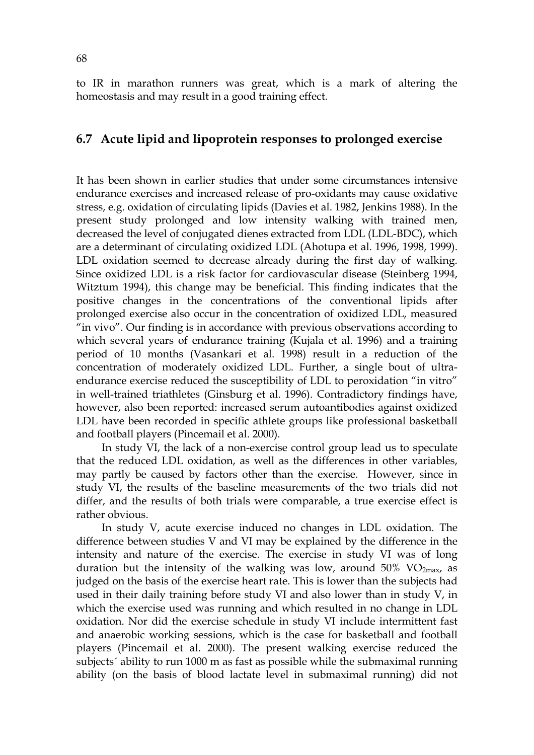to IR in marathon runners was great, which is a mark of altering the homeostasis and may result in a good training effect.

## 6.7 Acute lipid and lipoprotein responses to prolonged exercise

It has been shown in earlier studies that under some circumstances intensive endurance exercises and increased release of pro-oxidants may cause oxidative stress, e.g. oxidation of circulating lipids (Davies et al. 1982, Jenkins 1988). In the present study prolonged and low intensity walking with trained men, decreased the level of conjugated dienes extracted from LDL (LDL-BDC), which are a determinant of circulating oxidized LDL (Ahotupa et al. 1996, 1998, 1999). LDL oxidation seemed to decrease already during the first day of walking. Since oxidized LDL is a risk factor for cardiovascular disease (Steinberg 1994, Witztum 1994), this change may be beneficial. This finding indicates that the positive changes in the concentrations of the conventional lipids after prolonged exercise also occur in the concentration of oxidized LDL, measured "in vivo". Our finding is in accordance with previous observations according to which several years of endurance training (Kujala et al. 1996) and a training period of 10 months (Vasankari et al. 1998) result in a reduction of the concentration of moderately oxidized LDL. Further, a single bout of ultra-endurance exercise reduced the susceptibility of LDL to peroxidation "in vitro" in well-trained triathletes (Ginsburg et al. 1996). Contradictory findings have, however, also been reported: increased serum autoantibodies against oxidized LDL have been recorded in specific athlete groups like professional basketball and football players (Pincemail et al. 2000).

In study VI, the lack of a non-exercise control group lead us to speculate that the reduced LDL oxidation, as well as the differences in other variables, may partly be caused by factors other than the exercise. However, since in study VI, the results of the baseline measurements of the two trials did not differ, and the results of both trials were comparable, a true exercise effect is rather obvious.

In study V, acute exercise induced no changes in LDL oxidation. The difference between studies V and VI may be explained by the difference in the intensity and nature of the exercise. The exercise in study VI was of long duration but the intensity of the walking was low, around 50% $VO_{2max}$, as judged on the basis of the exercise heart rate. This is lower than the subjects had used in their daily training before study VI and also lower than in study V, in which the exercise used was running and which resulted in no change in LDL oxidation. Nor did the exercise schedule in study VI include intermittent fast and anaerobic working sessions, which is the case for basketball and football players (Pincemail et al. 2000). The present walking exercise reduced the subjects´ ability to run 1000 m as fast as possible while the submaximal running ability (on the basis of blood lactate level in submaximal running) did not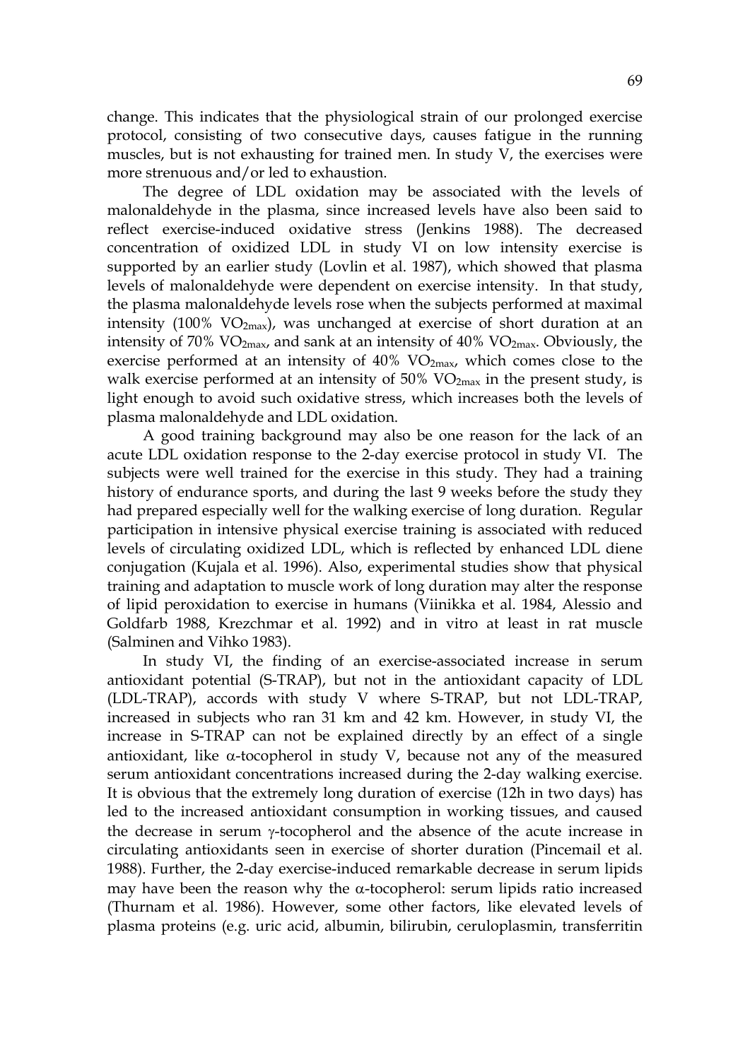change. This indicates that the physiological strain of our prolonged exercise protocol, consisting of two consecutive days, causes fatigue in the running muscles, but is not exhausting for trained men. In study V, the exercises were more strenuous and/or led to exhaustion.

The degree of LDL oxidation may be associated with the levels of malonaldehyde in the plasma, since increased levels have also been said to reflect exercise-induced oxidative stress (Jenkins 1988). The decreased concentration of oxidized LDL in study VI on low intensity exercise is supported by an earlier study (Lovlin et al. 1987), which showed that plasma levels of malonaldehyde were dependent on exercise intensity. In that study, the plasma malonaldehyde levels rose when the subjects performed at maximal intensity (100% $VO_{2max}$), was unchanged at exercise of short duration at an intensity of 70% $VO_{2max}$, and sank at an intensity of 40% $VO_{2max}$. Obviously, the exercise performed at an intensity of 40% $VO_{2max}$, which comes close to the walk exercise performed at an intensity of 50% $VO_{2max}$ in the present study, is light enough to avoid such oxidative stress, which increases both the levels of plasma malonaldehyde and LDL oxidation.

A good training background may also be one reason for the lack of an acute LDL oxidation response to the 2-day exercise protocol in study VI. The subjects were well trained for the exercise in this study. They had a training history of endurance sports, and during the last 9 weeks before the study they had prepared especially well for the walking exercise of long duration. Regular participation in intensive physical exercise training is associated with reduced levels of circulating oxidized LDL, which is reflected by enhanced LDL diene conjugation (Kujala et al. 1996). Also, experimental studies show that physical training and adaptation to muscle work of long duration may alter the response of lipid peroxidation to exercise in humans (Viinikka et al. 1984, Alessio and Goldfarb 1988, Krezchmar et al. 1992) and in vitro at least in rat muscle (Salminen and Vihko 1983).

In study VI, the finding of an exercise-associated increase in serum antioxidant potential (S-TRAP), but not in the antioxidant capacity of LDL (LDL-TRAP), accords with study V where S-TRAP, but not LDL-TRAP, increased in subjects who ran 31 km and 42 km. However, in study VI, the increase in S-TRAP can not be explained directly by an effect of a single antioxidant, like $\alpha$-tocopherol in study V, because not any of the measured serum antioxidant concentrations increased during the 2-day walking exercise. It is obvious that the extremely long duration of exercise (12h in two days) has led to the increased antioxidant consumption in working tissues, and caused the decrease in serum $\gamma$-tocopherol and the absence of the acute increase in circulating antioxidants seen in exercise of shorter duration (Pincemail et al. 1988). Further, the 2-day exercise-induced remarkable decrease in serum lipids may have been the reason why the $\alpha$-tocopherol: serum lipids ratio increased (Thurnam et al. 1986). However, some other factors, like elevated levels of plasma proteins (e.g. uric acid, albumin, bilirubin, ceruloplasmin, transferritin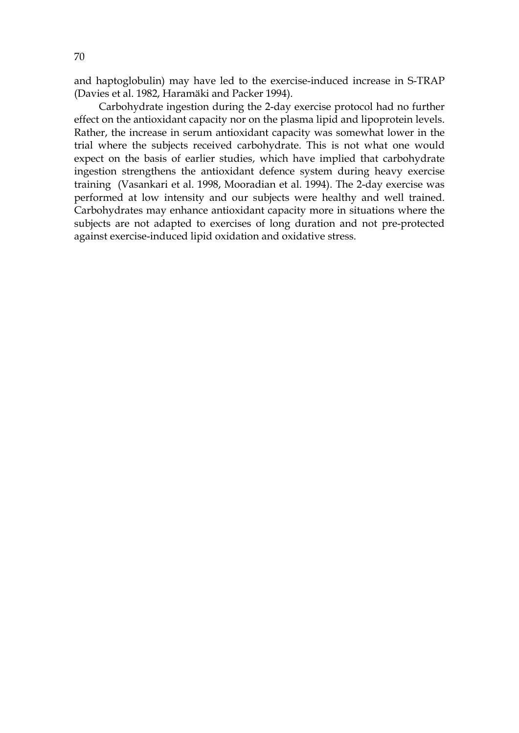and haptoglobulin) may have led to the exercise-induced increase in S-TRAP (Davies et al. 1982, Haramäki and Packer 1994).

Carbohydrate ingestion during the 2-day exercise protocol had no further effect on the antioxidant capacity nor on the plasma lipid and lipoprotein levels. Rather, the increase in serum antioxidant capacity was somewhat lower in the trial where the subjects received carbohydrate. This is not what one would expect on the basis of earlier studies, which have implied that carbohydrate ingestion strengthens the antioxidant defence system during heavy exercise training (Vasankari et al. 1998, Mooradian et al. 1994). The 2-day exercise was performed at low intensity and our subjects were healthy and well trained. Carbohydrates may enhance antioxidant capacity more in situations where the subjects are not adapted to exercises of long duration and not pre-protected against exercise-induced lipid oxidation and oxidative stress.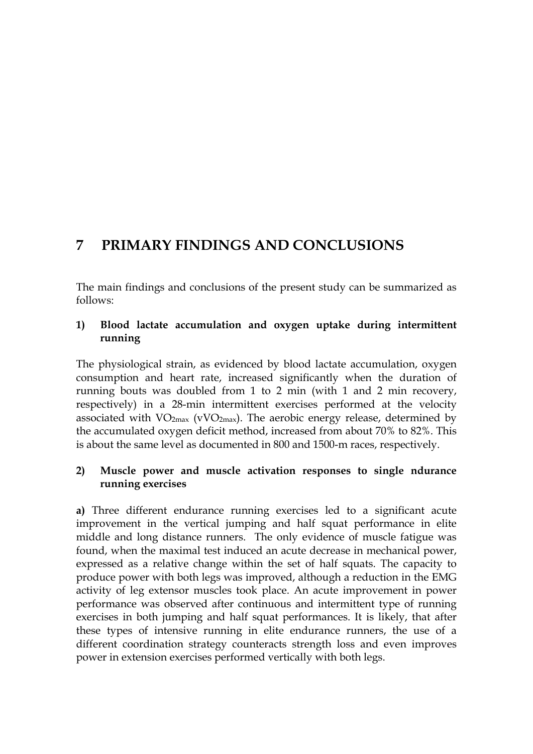# 7 PRIMARY FINDINGS AND CONCLUSIONS

The main findings and conclusions of the present study can be summarized as follows:

**1) Blood lactate accumulation and oxygen uptake during intermittent running**

The physiological strain, as evidenced by blood lactate accumulation, oxygen consumption and heart rate, increased significantly when the duration of running bouts was doubled from 1 to 2 min (with 1 and 2 min recovery, respectively) in a 28-min intermittent exercises performed at the velocity associated with $VO_{2max}$ ($vVO_{2max}$). The aerobic energy release, determined by the accumulated oxygen deficit method, increased from about 70% to 82%. This is about the same level as documented in 800 and 1500-m races, respectively.

**2) Muscle power and muscle activation responses to single ndurance running exercises**

**a)** Three different endurance running exercises led to a significant acute improvement in the vertical jumping and half squat performance in elite middle and long distance runners. The only evidence of muscle fatigue was found, when the maximal test induced an acute decrease in mechanical power, expressed as a relative change within the set of half squats. The capacity to produce power with both legs was improved, although a reduction in the EMG activity of leg extensor muscles took place. An acute improvement in power performance was observed after continuous and intermittent type of running exercises in both jumping and half squat performances. It is likely, that after these types of intensive running in elite endurance runners, the use of a different coordination strategy counteracts strength loss and even improves power in extension exercises performed vertically with both legs.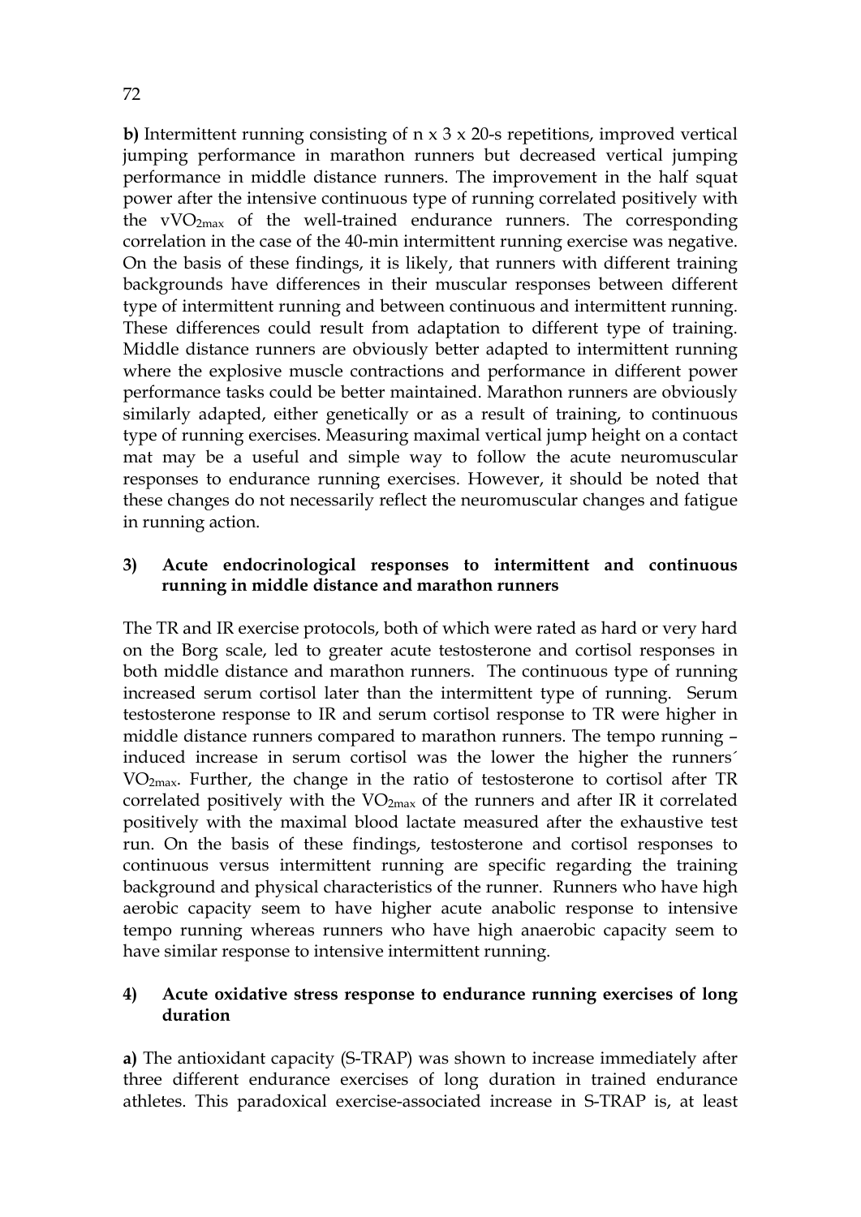**b)** Intermittent running consisting of n x 3 x 20-s repetitions, improved vertical jumping performance in marathon runners but decreased vertical jumping performance in middle distance runners. The improvement in the half squat power after the intensive continuous type of running correlated positively with the $vVO_{2max}$ of the well-trained endurance runners. The corresponding correlation in the case of the 40-min intermittent running exercise was negative. On the basis of these findings, it is likely, that runners with different training backgrounds have differences in their muscular responses between different type of intermittent running and between continuous and intermittent running. These differences could result from adaptation to different type of training. Middle distance runners are obviously better adapted to intermittent running where the explosive muscle contractions and performance in different power performance tasks could be better maintained. Marathon runners are obviously similarly adapted, either genetically or as a result of training, to continuous type of running exercises. Measuring maximal vertical jump height on a contact mat may be a useful and simple way to follow the acute neuromuscular responses to endurance running exercises. However, it should be noted that these changes do not necessarily reflect the neuromuscular changes and fatigue in running action.

### 3) Acute endocrinological responses to intermittent and continuous running in middle distance and marathon runners

The TR and IR exercise protocols, both of which were rated as hard or very hard on the Borg scale, led to greater acute testosterone and cortisol responses in both middle distance and marathon runners. The continuous type of running increased serum cortisol later than the intermittent type of running. Serum testosterone response to IR and serum cortisol response to TR were higher in middle distance runners compared to marathon runners. The tempo running – induced increase in serum cortisol was the lower the higher the runners´ $VO_{2max}$. Further, the change in the ratio of testosterone to cortisol after TR correlated positively with the $VO_{2max}$ of the runners and after IR it correlated positively with the maximal blood lactate measured after the exhaustive test run. On the basis of these findings, testosterone and cortisol responses to continuous versus intermittent running are specific regarding the training background and physical characteristics of the runner. Runners who have high aerobic capacity seem to have higher acute anabolic response to intensive tempo running whereas runners who have high anaerobic capacity seem to have similar response to intensive intermittent running.

### 4) Acute oxidative stress response to endurance running exercises of long duration

**a)** The antioxidant capacity (S-TRAP) was shown to increase immediately after three different endurance exercises of long duration in trained endurance athletes. This paradoxical exercise-associated increase in S-TRAP is, at least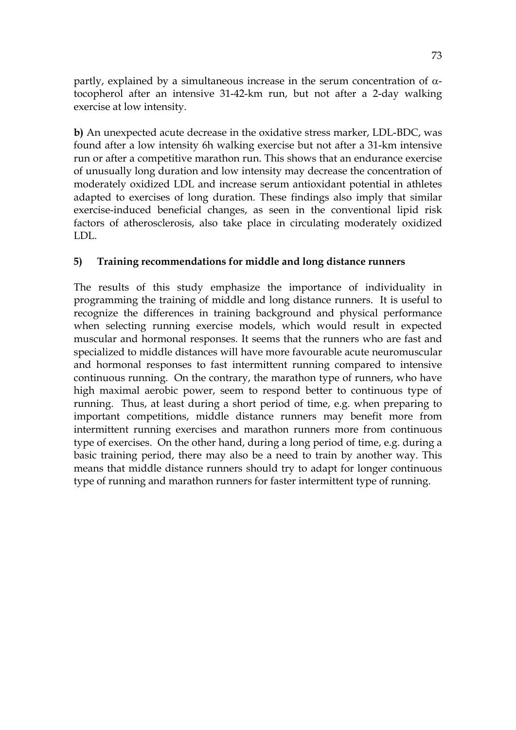partly, explained by a simultaneous increase in the serum concentration of $\alpha$-tocopherol after an intensive 31-42-km run, but not after a 2-day walking exercise at low intensity.

**b)** An unexpected acute decrease in the oxidative stress marker, LDL-BDC, was found after a low intensity 6h walking exercise but not after a 31-km intensive run or after a competitive marathon run. This shows that an endurance exercise of unusually long duration and low intensity may decrease the concentration of moderately oxidized LDL and increase serum antioxidant potential in athletes adapted to exercises of long duration. These findings also imply that similar exercise-induced beneficial changes, as seen in the conventional lipid risk factors of atherosclerosis, also take place in circulating moderately oxidized LDL.

### 5) Training recommendations for middle and long distance runners

The results of this study emphasize the importance of individuality in programming the training of middle and long distance runners. It is useful to recognize the differences in training background and physical performance when selecting running exercise models, which would result in expected muscular and hormonal responses. It seems that the runners who are fast and specialized to middle distances will have more favourable acute neuromuscular and hormonal responses to fast intermittent running compared to intensive continuous running. On the contrary, the marathon type of runners, who have high maximal aerobic power, seem to respond better to continuous type of running. Thus, at least during a short period of time, e.g. when preparing to important competitions, middle distance runners may benefit more from intermittent running exercises and marathon runners more from continuous type of exercises. On the other hand, during a long period of time, e.g. during a basic training period, there may also be a need to train by another way. This means that middle distance runners should try to adapt for longer continuous type of running and marathon runners for faster intermittent type of running.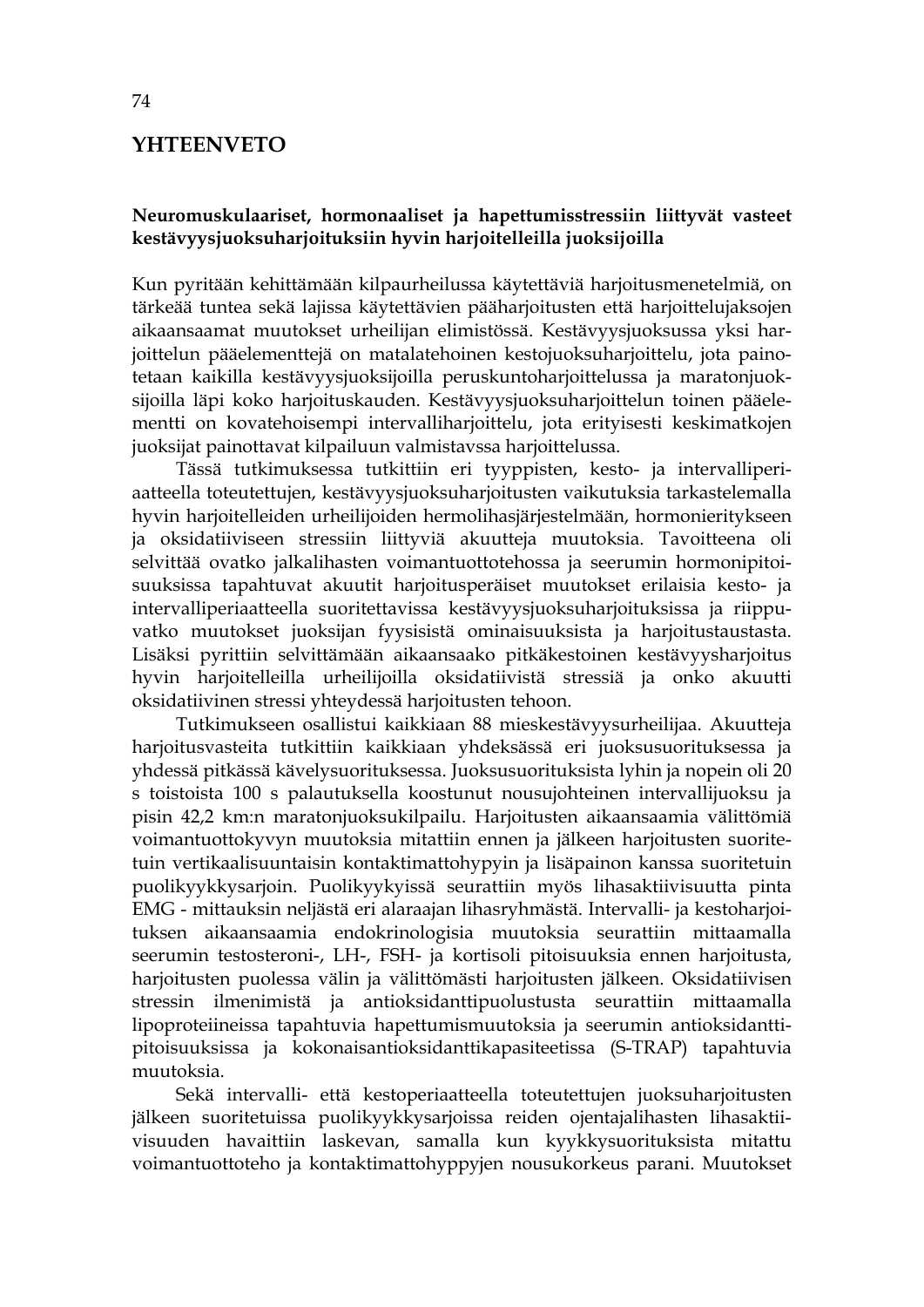## YHTEENVETO

### Neuromuskulaariset, hormonaaliset ja hapettumisstressiin liittyvät vasteet kestävyysjuoksuharjoituksiin hyvin harjoitelleilla juoksijoilla

Kun pyritään kehittämään kilpaurheilussa käytettäviä harjoitusmenetelmiä, on tärkeää tuntea sekä lajissa käytettävien pääharjoitusten että harjoittelujaksojen aikaansaamat muutokset urheilijan elimistössä. Kestävyysjuoksussa yksi harjoittelun pääelementtejä on matalatehoinen kestojuoksuharjoittelu, jota painotetaan kaikilla kestävyysjuoksijoilla peruskuntoharjoittelussa ja maratonjuoksijoilla läpi koko harjoituskauden. Kestävyysjuoksuharjoittelun toinen pääelementti on kovatehoisempi intervalliharjoittelu, jota erityisesti keskimatkojen juoksijat painottavat kilpailuun valmistavassa harjoittelussa.

Tässä tutkimuksessa tutkittiin eri tyyppisten, kesto- ja intervalliperiaatteella toteutettujen, kestävyysjuoksuharjoitusten vaikutuksia tarkastelemalla hyvin harjoitelleiden urheilijoiden hermolihasjärjestelmään, hormonieritykseen ja oksidatiiviseen stressiin liittyviä akuutteja muutoksia. Tavoitteena oli selvittää ovatko jalkalihasten voimantuottotehossa ja seerumin hormonipitoisuuksissa tapahtuvat akuutit harjoitusperäiset muutokset erilaisia kesto- ja intervalliperiaatteella suoritettavissa kestävyysjuoksuharjoituksissa ja riippuvatko muutokset juoksijan fyysisistä ominaisuuksista ja harjoitustaustasta. Lisäksi pyrittiin selvittämään aikaansaako pitkäkestoinen kestävyysharjoitus hyvin harjoitelleilla urheilijoilla oksidatiivistä stressiä ja onko akuutti oksidatiivinen stressi yhteydessä harjoitusten tehoon.

Tutkimukseen osallistui kaikkiaan 88 mieskestävyysurheilijaa. Akuutteja harjoitusvasteita tutkittiin kaikkiaan yhdeksässä eri juoksusuorituksessa ja yhdessä pitkässä kävelysuorituksessa. Juoksusuorituksista lyhin ja nopein oli 20 s toistoista 100 s palautuksella koostunut nousujohteinen intervallijuoksu ja pisin 42,2 km:n maratonjuoksukilpailu. Harjoitusten aikaansaamia välittömiä voimantuottokyvyn muutoksia mitattiin ennen ja jälkeen harjoitusten suoritetuin vertikaalisuuntaisin kontaktimattohypyin ja lisäpainon kanssa suoritetuin puolikyykkysarjoin. Puolikyykyissä seurattiin myös lihasaktiivisuutta pinta EMG - mittauksin neljästä eri alaraajan lihasryhmästä. Intervalli- ja kestoharjoituksen aikaansaamia endokrinologisia muutoksia seurattiin mittaamalla seerumin testosteroni-, LH-, FSH- ja kortisoli pitoisuuksia ennen harjoitusta, harjoitusten puolessa välin ja välittömästi harjoitusten jälkeen. Oksidatiivisen stressin ilmenimistä ja antioksidanttipuolustusta seurattiin mittaamalla lipoproteiineissa tapahtuvia hapettumismuutoksia ja seerumin antioksidanttipitoisuuksissa ja kokonaisantioksidanttikapasiteetissa (S-TRAP) tapahtuvia muutoksia.

Sekä intervalli- että kestoperiaatteella toteutettujen juoksuharjoitusten jälkeen suoritetuissa puolikyykkysarjoissa reiden ojentajalihasten lihasaktiivisuuden havaittiin laskevan, samalla kun kyykkysuorituksista mitattu voimantuottoteho ja kontaktimattohyppyjen nousukorkeus parani. Muutokset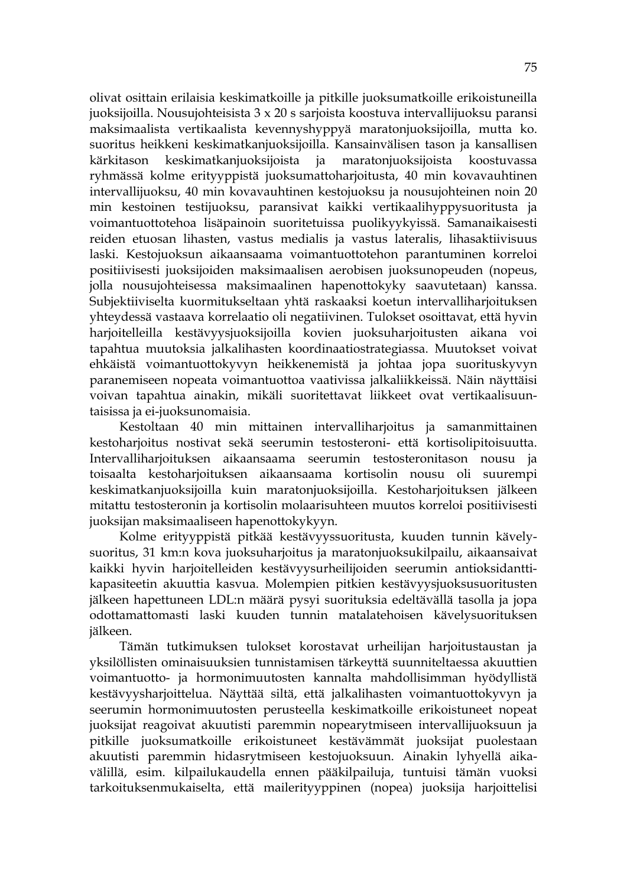olivat osittain erilaisia keskimatkoille ja pitkille juoksumatkoille erikoistuneilla juoksijoilla. Nousujohteisista 3 x 20 s sarjoista koostuva intervallijuoksu paransi maksimaalista vertikaalista kevennyshyppyä maratonjuoksijoilla, mutta ko. suoritus heikkeni keskimatkanjuoksijoilla. Kansainvälisen tason ja kansallisen kärkitason keskimatkanjuoksijoista ja maratonjuoksijoista koostuvassa ryhmässä kolme erityyppistä juoksumattoharjoitusta, 40 min kovavauhtinen intervallijuoksu, 40 min kovavauhtinen kestojuoksu ja nousujohteinen noin 20 min kestoinen testijuoksu, paransivat kaikki vertikaalihyppysuoritusta ja voimantuottotehoa lisäpainoin suoritetuissa puolikyykyissä. Samanaikaisesti reiden etuosan lihasten, vastus medialis ja vastus lateralis, lihasaktiivisuus laski. Kestojuoksun aikaansaama voimantuottotehon parantuminen korreloi positiivisesti juoksijoiden maksimaalisen aerobisen juoksunopeuden (nopeus, jolla nousujohteisessa maksimaalinen hapenottokyky saavutetaan) kanssa. Subjektiiviselta kuormitukseltaan yhtä raskaaksi koetun intervalliharjoituksen yhteydessä vastaava korrelaatio oli negatiivinen. Tulokset osoittavat, että hyvin harjoitelleilla kestävyysjuoksijoilla kovien juoksuharjoitusten aikana voi tapahtua muutoksia jalkalihasten koordinaatiostrategiassa. Muutokset voivat ehkäistä voimantuottokyvyn heikkenemistä ja johtaa jopa suorituskyvyn paranemiseen nopeata voimantuottoa vaativissa jalkaliikkeissä. Näin näyttäisi voivan tapahtua ainakin, mikäli suoritettavat liikkeet ovat vertikaalisuuntaisissa ja ei-juoksunomaisia.

Kestoltaan 40 min mittainen intervalliharjoitus ja samanmittainen kestoharjoitus nostivat sekä seerumin testosteroni- että kortisolipitoisuutta. Intervalliharjoituksen aikaansaama seerumin testosteronitason nousu ja toisaalta kestoharjoituksen aikaansaama kortisolin nousu oli suurempi keskimatkanjuoksijoilla kuin maratonjuoksijoilla. Kestoharjoituksen jälkeen mitattu testosteronin ja kortisolin molaarisuhteen muutos korreloi positiivisesti juoksijan maksimaaliseen hapenottokykyyn.

Kolme erityyppistä pitkää kestävyyssuoritusta, kuuden tunnin kävelysuoritus, 31 km:n kova juoksuharjoitus ja maratonjuoksukilpailu, aikaansaivat kaikki hyvin harjoitelleiden kestävyysurheilijoiden seerumin antioksidanttikapasiteetin akuuttia kasvua. Molempien pitkien kestävyysjuoksusuoritusten jälkeen hapettuneen LDL:n määrä pysyi suorituksia edeltävällä tasolla ja jopa odottamattomasti laski kuuden tunnin matalatehoisen kävelysuorituksen jälkeen.

Tämän tutkimuksen tulokset korostavat urheilijan harjoitustaustan ja yksilöllisten ominaisuuksien tunnistamisen tärkeyttä suunniteltaessa akuuttien voimantuotto- ja hormonimuutosten kannalta mahdollisimman hyödyllistä kestävyysharjoittelua. Näyttää siltä, että jalkalihasten voimantuottokyvyn ja seerumin hormonimuutosten perusteella keskimatkoille erikoistuneet nopeat juoksijat reagoivat akuutisti paremmin nopearytmiseen intervallijuoksuun ja pitkille juoksumatkoille erikoistuneet kestävämmät juoksijat puolestaan akuutisti paremmin hidasrytmiseen kestojuoksuun. Ainakin lyhyellä aikavälillä, esim. kilpailukaudella ennen pääkilpailuja, tuntuisi tämän vuoksi tarkoituksenmukaiselta, että mailerityyppinen (nopea) juoksija harjoittelisi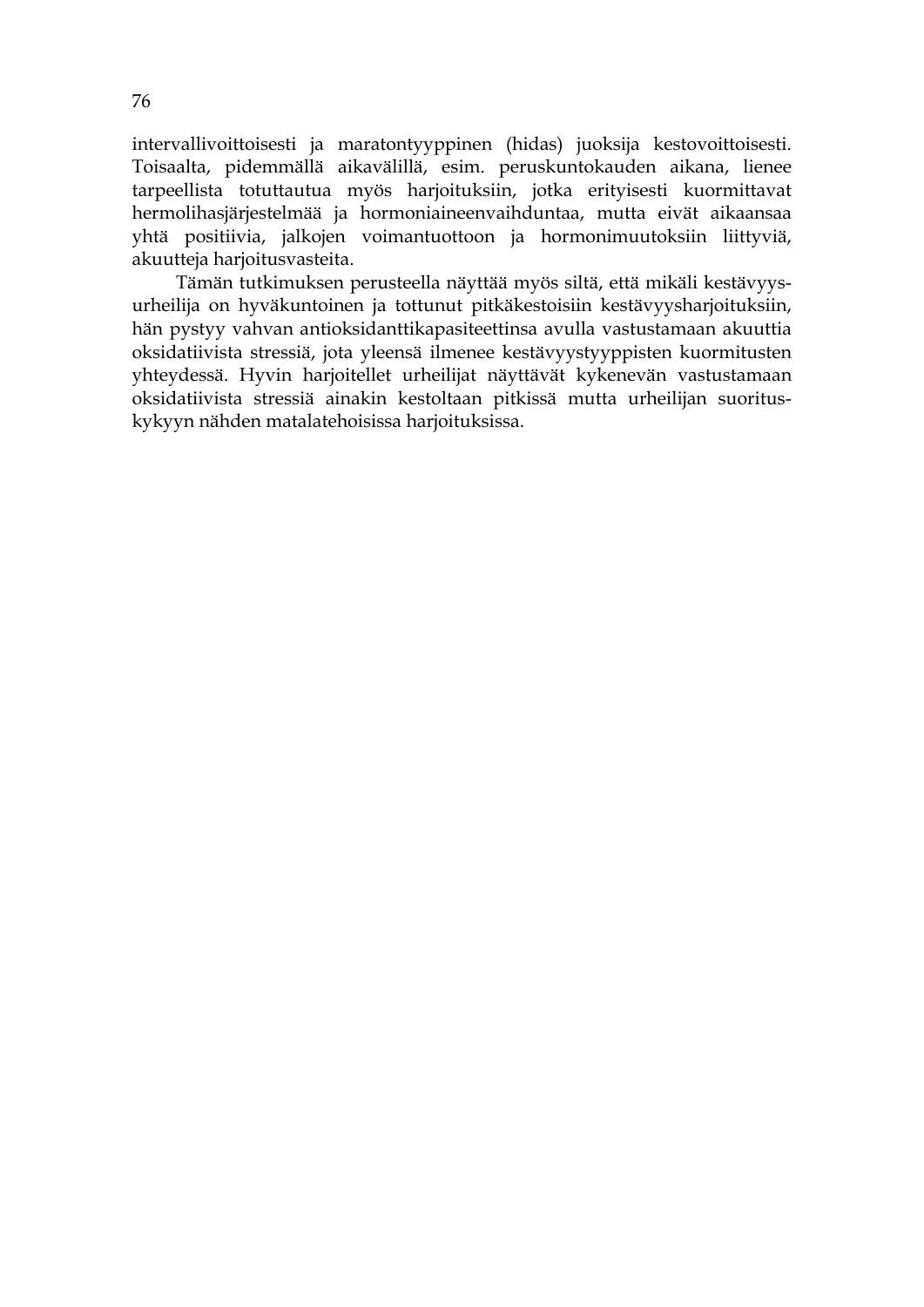intervallivoittoisesti ja maratontyyppinen (hidas) juoksija kestovoittoisesti. Toisaalta, pidemmällä aikavälillä, esim. peruskuntokauden aikana, lienee tarpeellista totuttautua myös harjoituksiin, jotka erityisesti kuormittavat hermolihasjärjestelmää ja hormoniaineenvaihduntaa, mutta eivät aikaansaa yhtä positiivia, jalkojen voimantuottoon ja hormonimuutoksiin liittyviä, akuutteja harjoitusvasteita.

Tämän tutkimuksen perusteella näyttää myös siltä, että mikäli kestävyysurheilija on hyväkuntoinen ja tottunut pitkäkestoisiin kestävyysharjoituksiin, hän pystyy vahvan antioksidanttikapasiteettinsa avulla vastustamaan akuuttia oksidatiivista stressiä, jota yleensä ilmenee kestävyystyyppisten kuormitusten yhteydessä. Hyvin harjoitellet urheilijat näyttävät kykenevän vastustamaan oksidatiivista stressiä ainakin kestoltaan pitkissä mutta urheilijan suorituskykyyn nähden matalatehoisissa harjoituksissa.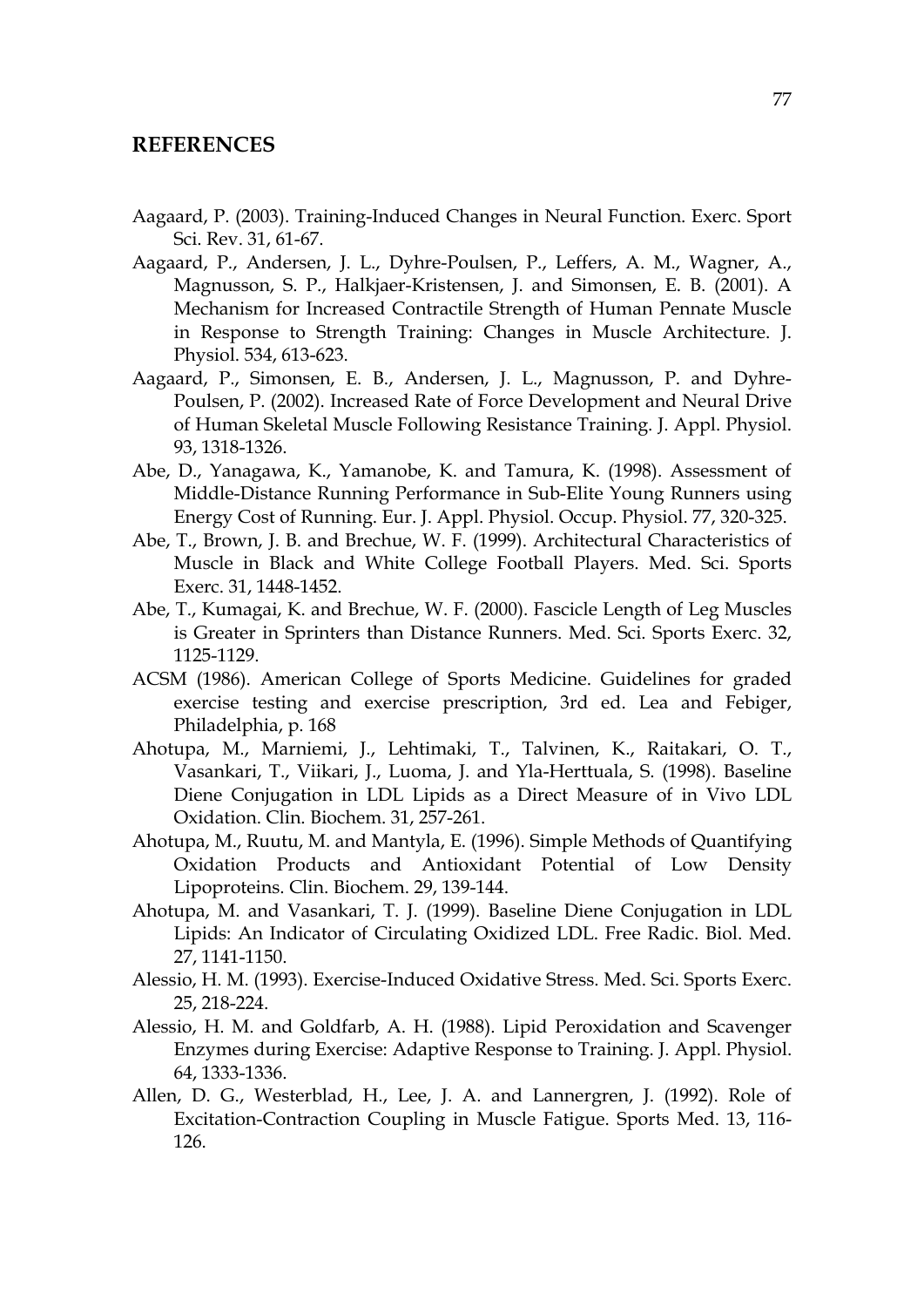## REFERENCES

Aagaard, P. (2003). Training-Induced Changes in Neural Function. Exerc. Sport Sci. Rev. 31, 61-67.

Aagaard, P., Andersen, J. L., Dyhre-Poulsen, P., Leffers, A. M., Wagner, A., Magnusson, S. P., Halkjaer-Kristensen, J. and Simonsen, E. B. (2001). A Mechanism for Increased Contractile Strength of Human Pennate Muscle in Response to Strength Training: Changes in Muscle Architecture. J. Physiol. 534, 613-623.

Aagaard, P., Simonsen, E. B., Andersen, J. L., Magnusson, P. and Dyhre-Poulsen, P. (2002). Increased Rate of Force Development and Neural Drive of Human Skeletal Muscle Following Resistance Training. J. Appl. Physiol. 93, 1318-1326.

Abe, D., Yanagawa, K., Yamanobe, K. and Tamura, K. (1998). Assessment of Middle-Distance Running Performance in Sub-Elite Young Runners using Energy Cost of Running. Eur. J. Appl. Physiol. Occup. Physiol. 77, 320-325.

Abe, T., Brown, J. B. and Brechue, W. F. (1999). Architectural Characteristics of Muscle in Black and White College Football Players. Med. Sci. Sports Exerc. 31, 1448-1452.

Abe, T., Kumagai, K. and Brechue, W. F. (2000). Fascicle Length of Leg Muscles is Greater in Sprinters than Distance Runners. Med. Sci. Sports Exerc. 32, 1125-1129.

ACSM (1986). American College of Sports Medicine. Guidelines for graded exercise testing and exercise prescription, 3rd ed. Lea and Febiger, Philadelphia, p. 168

Ahotupa, M., Marniemi, J., Lehtimaki, T., Talvinen, K., Raitakari, O. T., Vasankari, T., Viikari, J., Luoma, J. and Yla-Herttuala, S. (1998). Baseline Diene Conjugation in LDL Lipids as a Direct Measure of in Vivo LDL Oxidation. Clin. Biochem. 31, 257-261.

Ahotupa, M., Ruutu, M. and Mantyla, E. (1996). Simple Methods of Quantifying Oxidation Products and Antioxidant Potential of Low Density Lipoproteins. Clin. Biochem. 29, 139-144.

Ahotupa, M. and Vasankari, T. J. (1999). Baseline Diene Conjugation in LDL Lipids: An Indicator of Circulating Oxidized LDL. Free Radic. Biol. Med. 27, 1141-1150.

Alessio, H. M. (1993). Exercise-Induced Oxidative Stress. Med. Sci. Sports Exerc. 25, 218-224.

Alessio, H. M. and Goldfarb, A. H. (1988). Lipid Peroxidation and Scavenger Enzymes during Exercise: Adaptive Response to Training. J. Appl. Physiol. 64, 1333-1336.

Allen, D. G., Westerblad, H., Lee, J. A. and Lannergren, J. (1992). Role of Excitation-Contraction Coupling in Muscle Fatigue. Sports Med. 13, 116-126.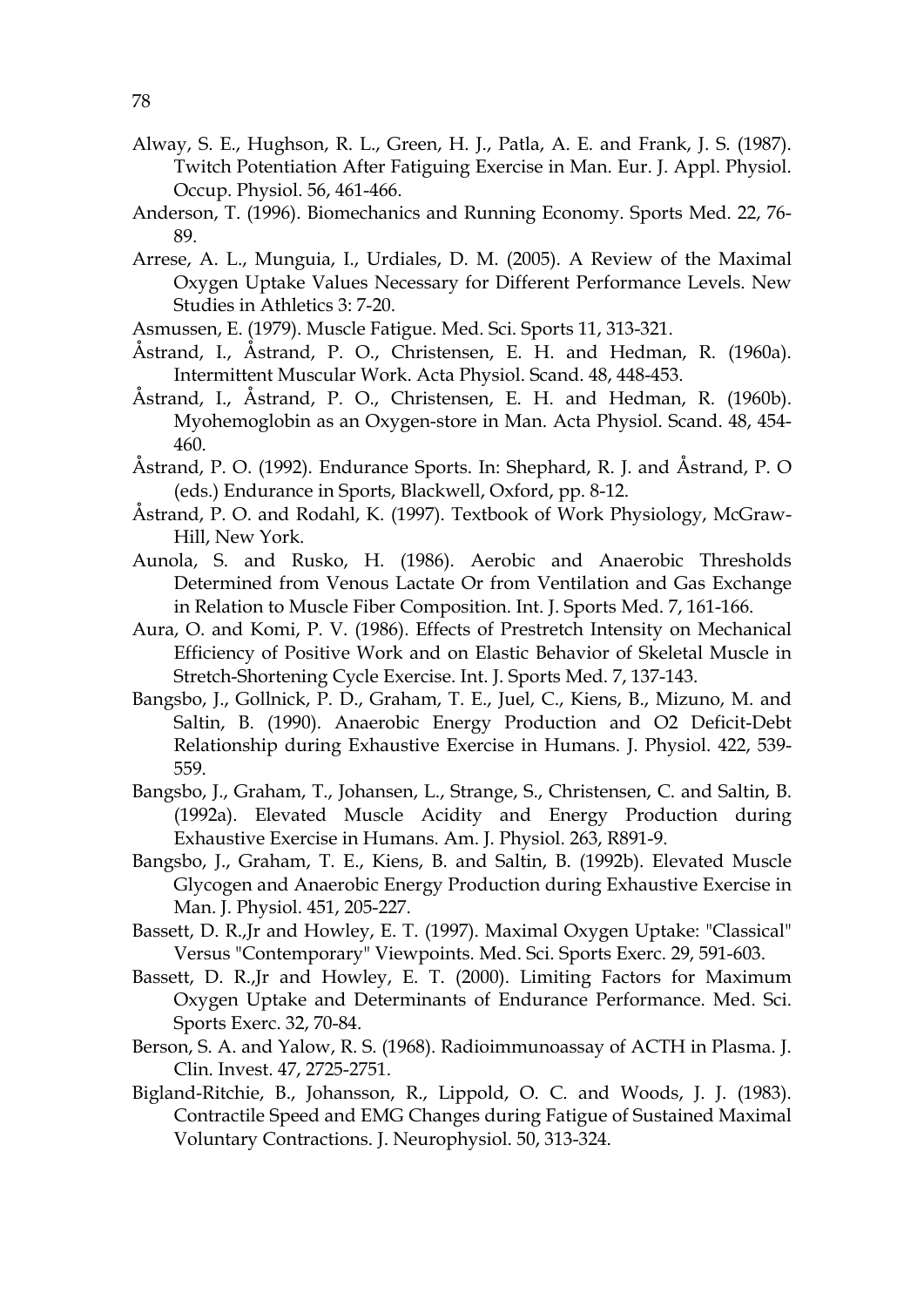Alway, S. E., Hughson, R. L., Green, H. J., Patla, A. E. and Frank, J. S. (1987). Twitch Potentiation After Fatiguing Exercise in Man. Eur. J. Appl. Physiol. Occup. Physiol. 56, 461-466.

Anderson, T. (1996). Biomechanics and Running Economy. Sports Med. 22, 76-89.

Arrese, A. L., Munguia, I., Urdiales, D. M. (2005). A Review of the Maximal Oxygen Uptake Values Necessary for Different Performance Levels. New Studies in Athletics 3: 7-20.

Asmussen, E. (1979). Muscle Fatigue. Med. Sci. Sports 11, 313-321.

Åstrand, I., Åstrand, P. O., Christensen, E. H. and Hedman, R. (1960a). Intermittent Muscular Work. Acta Physiol. Scand. 48, 448-453.

Åstrand, I., Åstrand, P. O., Christensen, E. H. and Hedman, R. (1960b). Myohemoglobin as an Oxygen-store in Man. Acta Physiol. Scand. 48, 454-460.

Åstrand, P. O. (1992). Endurance Sports. In: Shephard, R. J. and Åstrand, P. O (eds.) Endurance in Sports, Blackwell, Oxford, pp. 8-12.

Åstrand, P. O. and Rodahl, K. (1997). Textbook of Work Physiology, McGraw-Hill, New York.

Aunola, S. and Rusko, H. (1986). Aerobic and Anaerobic Thresholds Determined from Venous Lactate Or from Ventilation and Gas Exchange in Relation to Muscle Fiber Composition. Int. J. Sports Med. 7, 161-166.

Aura, O. and Komi, P. V. (1986). Effects of Prestretch Intensity on Mechanical Efficiency of Positive Work and on Elastic Behavior of Skeletal Muscle in Stretch-Shortening Cycle Exercise. Int. J. Sports Med. 7, 137-143.

Bangsbo, J., Gollnick, P. D., Graham, T. E., Juel, C., Kiens, B., Mizuno, M. and Saltin, B. (1990). Anaerobic Energy Production and O2 Deficit-Debt Relationship during Exhaustive Exercise in Humans. J. Physiol. 422, 539-559.

Bangsbo, J., Graham, T., Johansen, L., Strange, S., Christensen, C. and Saltin, B. (1992a). Elevated Muscle Acidity and Energy Production during Exhaustive Exercise in Humans. Am. J. Physiol. 263, R891-9.

Bangsbo, J., Graham, T. E., Kiens, B. and Saltin, B. (1992b). Elevated Muscle Glycogen and Anaerobic Energy Production during Exhaustive Exercise in Man. J. Physiol. 451, 205-227.

Bassett, D. R.,Jr and Howley, E. T. (1997). Maximal Oxygen Uptake: "Classical" Versus "Contemporary" Viewpoints. Med. Sci. Sports Exerc. 29, 591-603.

Bassett, D. R.,Jr and Howley, E. T. (2000). Limiting Factors for Maximum Oxygen Uptake and Determinants of Endurance Performance. Med. Sci. Sports Exerc. 32, 70-84.

Berson, S. A. and Yalow, R. S. (1968). Radioimmunoassay of ACTH in Plasma. J. Clin. Invest. 47, 2725-2751.

Bigland-Ritchie, B., Johansson, R., Lippold, O. C. and Woods, J. J. (1983). Contractile Speed and EMG Changes during Fatigue of Sustained Maximal Voluntary Contractions. J. Neurophysiol. 50, 313-324.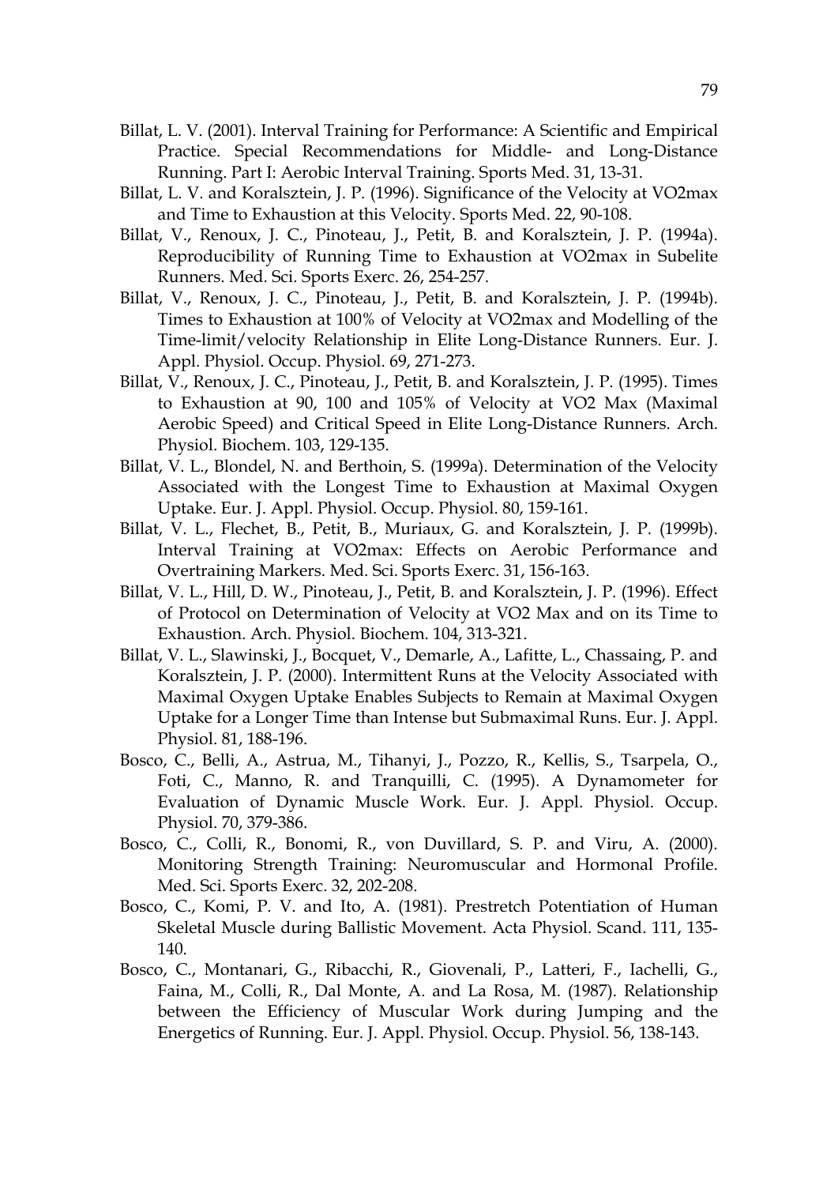Billat, L. V. (2001). Interval Training for Performance: A Scientific and Empirical Practice. Special Recommendations for Middle- and Long-Distance Running. Part I: Aerobic Interval Training. Sports Med. 31, 13-31.

Billat, L. V. and Koralsztein, J. P. (1996). Significance of the Velocity at VO2max and Time to Exhaustion at this Velocity. Sports Med. 22, 90-108.

Billat, V., Renoux, J. C., Pinoteau, J., Petit, B. and Koralsztein, J. P. (1994a). Reproducibility of Running Time to Exhaustion at VO2max in Subelite Runners. Med. Sci. Sports Exerc. 26, 254-257.

Billat, V., Renoux, J. C., Pinoteau, J., Petit, B. and Koralsztein, J. P. (1994b). Times to Exhaustion at 100% of Velocity at VO2max and Modelling of the Time-limit/velocity Relationship in Elite Long-Distance Runners. Eur. J. Appl. Physiol. Occup. Physiol. 69, 271-273.

Billat, V., Renoux, J. C., Pinoteau, J., Petit, B. and Koralsztein, J. P. (1995). Times to Exhaustion at 90, 100 and 105% of Velocity at VO2 Max (Maximal Aerobic Speed) and Critical Speed in Elite Long-Distance Runners. Arch. Physiol. Biochem. 103, 129-135.

Billat, V. L., Blondel, N. and Berthoin, S. (1999a). Determination of the Velocity Associated with the Longest Time to Exhaustion at Maximal Oxygen Uptake. Eur. J. Appl. Physiol. Occup. Physiol. 80, 159-161.

Billat, V. L., Flechet, B., Petit, B., Muriaux, G. and Koralsztein, J. P. (1999b). Interval Training at VO2max: Effects on Aerobic Performance and Overtraining Markers. Med. Sci. Sports Exerc. 31, 156-163.

Billat, V. L., Hill, D. W., Pinoteau, J., Petit, B. and Koralsztein, J. P. (1996). Effect of Protocol on Determination of Velocity at VO2 Max and on its Time to Exhaustion. Arch. Physiol. Biochem. 104, 313-321.

Billat, V. L., Slawinski, J., Bocquet, V., Demarle, A., Lafitte, L., Chassaing, P. and Koralsztein, J. P. (2000). Intermittent Runs at the Velocity Associated with Maximal Oxygen Uptake Enables Subjects to Remain at Maximal Oxygen Uptake for a Longer Time than Intense but Submaximal Runs. Eur. J. Appl. Physiol. 81, 188-196.

Bosco, C., Belli, A., Astrua, M., Tihanyi, J., Pozzo, R., Kellis, S., Tsarpela, O., Foti, C., Manno, R. and Tranquilli, C. (1995). A Dynamometer for Evaluation of Dynamic Muscle Work. Eur. J. Appl. Physiol. Occup. Physiol. 70, 379-386.

Bosco, C., Colli, R., Bonomi, R., von Duvillard, S. P. and Viru, A. (2000). Monitoring Strength Training: Neuromuscular and Hormonal Profile. Med. Sci. Sports Exerc. 32, 202-208.

Bosco, C., Komi, P. V. and Ito, A. (1981). Prestretch Potentiation of Human Skeletal Muscle during Ballistic Movement. Acta Physiol. Scand. 111, 135-140.

Bosco, C., Montanari, G., Ribacchi, R., Giovenali, P., Latteri, F., Iachelli, G., Faina, M., Colli, R., Dal Monte, A. and La Rosa, M. (1987). Relationship between the Efficiency of Muscular Work during Jumping and the Energetics of Running. Eur. J. Appl. Physiol. Occup. Physiol. 56, 138-143.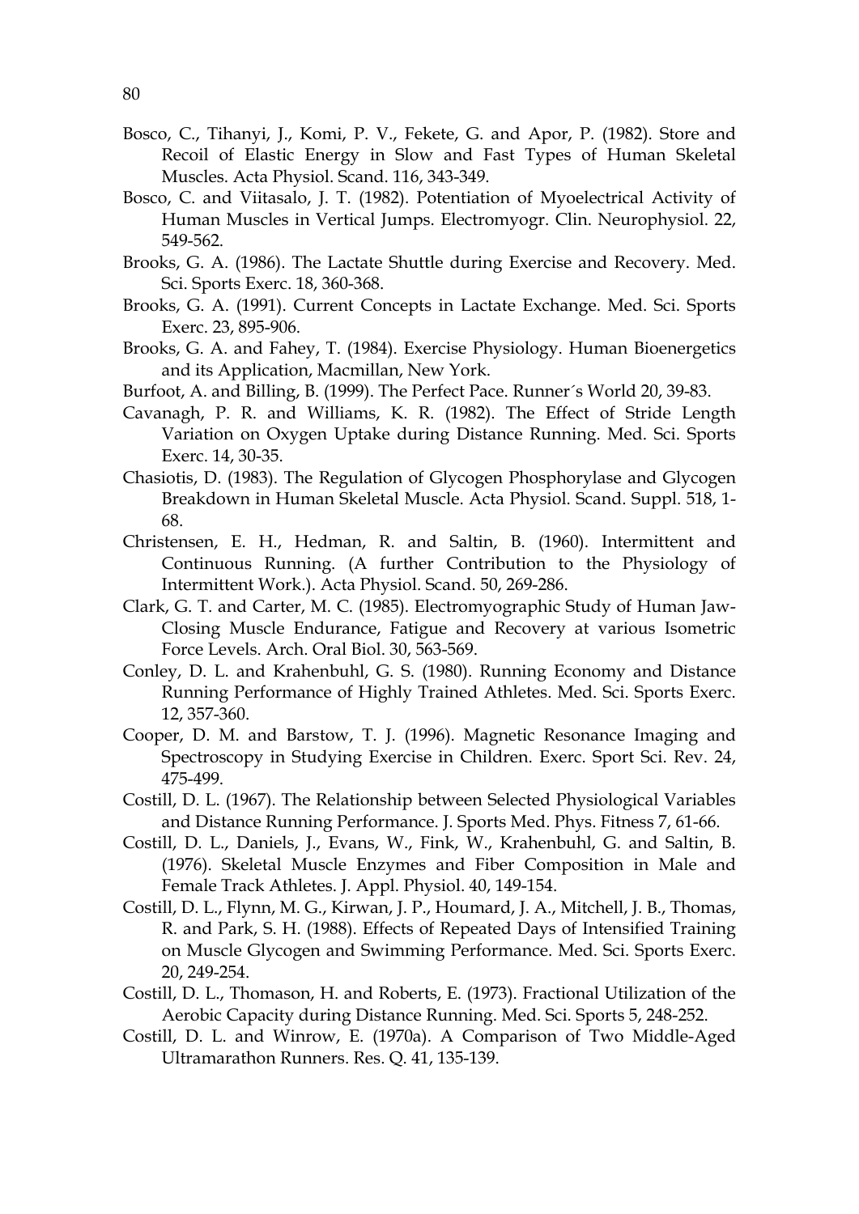Bosco, C., Tihanyi, J., Komi, P. V., Fekete, G. and Apor, P. (1982). Store and Recoil of Elastic Energy in Slow and Fast Types of Human Skeletal Muscles. Acta Physiol. Scand. 116, 343-349.

Bosco, C. and Viitasalo, J. T. (1982). Potentiation of Myoelectrical Activity of Human Muscles in Vertical Jumps. Electromyogr. Clin. Neurophysiol. 22, 549-562.

Brooks, G. A. (1986). The Lactate Shuttle during Exercise and Recovery. Med. Sci. Sports Exerc. 18, 360-368.

Brooks, G. A. (1991). Current Concepts in Lactate Exchange. Med. Sci. Sports Exerc. 23, 895-906.

Brooks, G. A. and Fahey, T. (1984). Exercise Physiology. Human Bioenergetics and its Application, Macmillan, New York.

Burfoot, A. and Billing, B. (1999). The Perfect Pace. Runner´s World 20, 39-83.

Cavanagh, P. R. and Williams, K. R. (1982). The Effect of Stride Length Variation on Oxygen Uptake during Distance Running. Med. Sci. Sports Exerc. 14, 30-35.

Chasiotis, D. (1983). The Regulation of Glycogen Phosphorylase and Glycogen Breakdown in Human Skeletal Muscle. Acta Physiol. Scand. Suppl. 518, 1-68.

Christensen, E. H., Hedman, R. and Saltin, B. (1960). Intermittent and Continuous Running. (A further Contribution to the Physiology of Intermittent Work.). Acta Physiol. Scand. 50, 269-286.

Clark, G. T. and Carter, M. C. (1985). Electromyographic Study of Human Jaw-Closing Muscle Endurance, Fatigue and Recovery at various Isometric Force Levels. Arch. Oral Biol. 30, 563-569.

Conley, D. L. and Krahenbuhl, G. S. (1980). Running Economy and Distance Running Performance of Highly Trained Athletes. Med. Sci. Sports Exerc. 12, 357-360.

Cooper, D. M. and Barstow, T. J. (1996). Magnetic Resonance Imaging and Spectroscopy in Studying Exercise in Children. Exerc. Sport Sci. Rev. 24, 475-499.

Costill, D. L. (1967). The Relationship between Selected Physiological Variables and Distance Running Performance. J. Sports Med. Phys. Fitness 7, 61-66.

Costill, D. L., Daniels, J., Evans, W., Fink, W., Krahenbuhl, G. and Saltin, B. (1976). Skeletal Muscle Enzymes and Fiber Composition in Male and Female Track Athletes. J. Appl. Physiol. 40, 149-154.

Costill, D. L., Flynn, M. G., Kirwan, J. P., Houmard, J. A., Mitchell, J. B., Thomas, R. and Park, S. H. (1988). Effects of Repeated Days of Intensified Training on Muscle Glycogen and Swimming Performance. Med. Sci. Sports Exerc. 20, 249-254.

Costill, D. L., Thomason, H. and Roberts, E. (1973). Fractional Utilization of the Aerobic Capacity during Distance Running. Med. Sci. Sports 5, 248-252.

Costill, D. L. and Winrow, E. (1970a). A Comparison of Two Middle-Aged Ultramarathon Runners. Res. Q. 41, 135-139.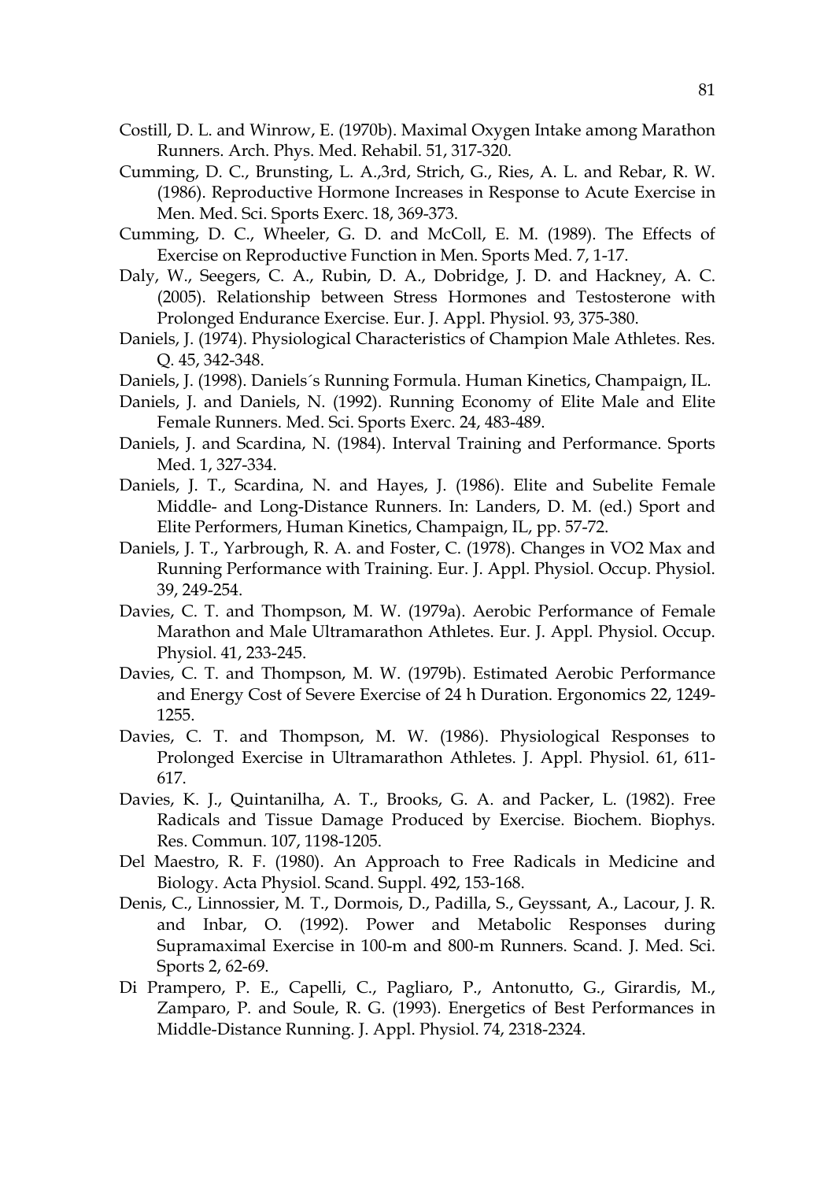Costill, D. L. and Winrow, E. (1970b). Maximal Oxygen Intake among Marathon Runners. Arch. Phys. Med. Rehabil. 51, 317-320.

Cumming, D. C., Brunsting, L. A.,3rd, Strich, G., Ries, A. L. and Rebar, R. W. (1986). Reproductive Hormone Increases in Response to Acute Exercise in Men. Med. Sci. Sports Exerc. 18, 369-373.

Cumming, D. C., Wheeler, G. D. and McColl, E. M. (1989). The Effects of Exercise on Reproductive Function in Men. Sports Med. 7, 1-17.

Daly, W., Seegers, C. A., Rubin, D. A., Dobridge, J. D. and Hackney, A. C. (2005). Relationship between Stress Hormones and Testosterone with Prolonged Endurance Exercise. Eur. J. Appl. Physiol. 93, 375-380.

Daniels, J. (1974). Physiological Characteristics of Champion Male Athletes. Res. Q. 45, 342-348.

Daniels, J. (1998). Daniels´s Running Formula. Human Kinetics, Champaign, IL.

Daniels, J. and Daniels, N. (1992). Running Economy of Elite Male and Elite Female Runners. Med. Sci. Sports Exerc. 24, 483-489.

Daniels, J. and Scardina, N. (1984). Interval Training and Performance. Sports Med. 1, 327-334.

Daniels, J. T., Scardina, N. and Hayes, J. (1986). Elite and Subelite Female Middle- and Long-Distance Runners. In: Landers, D. M. (ed.) Sport and Elite Performers, Human Kinetics, Champaign, IL, pp. 57-72.

Daniels, J. T., Yarbrough, R. A. and Foster, C. (1978). Changes in VO2 Max and Running Performance with Training. Eur. J. Appl. Physiol. Occup. Physiol. 39, 249-254.

Davies, C. T. and Thompson, M. W. (1979a). Aerobic Performance of Female Marathon and Male Ultramarathon Athletes. Eur. J. Appl. Physiol. Occup. Physiol. 41, 233-245.

Davies, C. T. and Thompson, M. W. (1979b). Estimated Aerobic Performance and Energy Cost of Severe Exercise of 24 h Duration. Ergonomics 22, 1249-1255.

Davies, C. T. and Thompson, M. W. (1986). Physiological Responses to Prolonged Exercise in Ultramarathon Athletes. J. Appl. Physiol. 61, 611-617.

Davies, K. J., Quintanilha, A. T., Brooks, G. A. and Packer, L. (1982). Free Radicals and Tissue Damage Produced by Exercise. Biochem. Biophys. Res. Commun. 107, 1198-1205.

Del Maestro, R. F. (1980). An Approach to Free Radicals in Medicine and Biology. Acta Physiol. Scand. Suppl. 492, 153-168.

Denis, C., Linnossier, M. T., Dormois, D., Padilla, S., Geyssant, A., Lacour, J. R. and Inbar, O. (1992). Power and Metabolic Responses during Supramaximal Exercise in 100-m and 800-m Runners. Scand. J. Med. Sci. Sports 2, 62-69.

Di Prampero, P. E., Capelli, C., Pagliaro, P., Antonutto, G., Girardis, M., Zamparo, P. and Soule, R. G. (1993). Energetics of Best Performances in Middle-Distance Running. J. Appl. Physiol. 74, 2318-2324.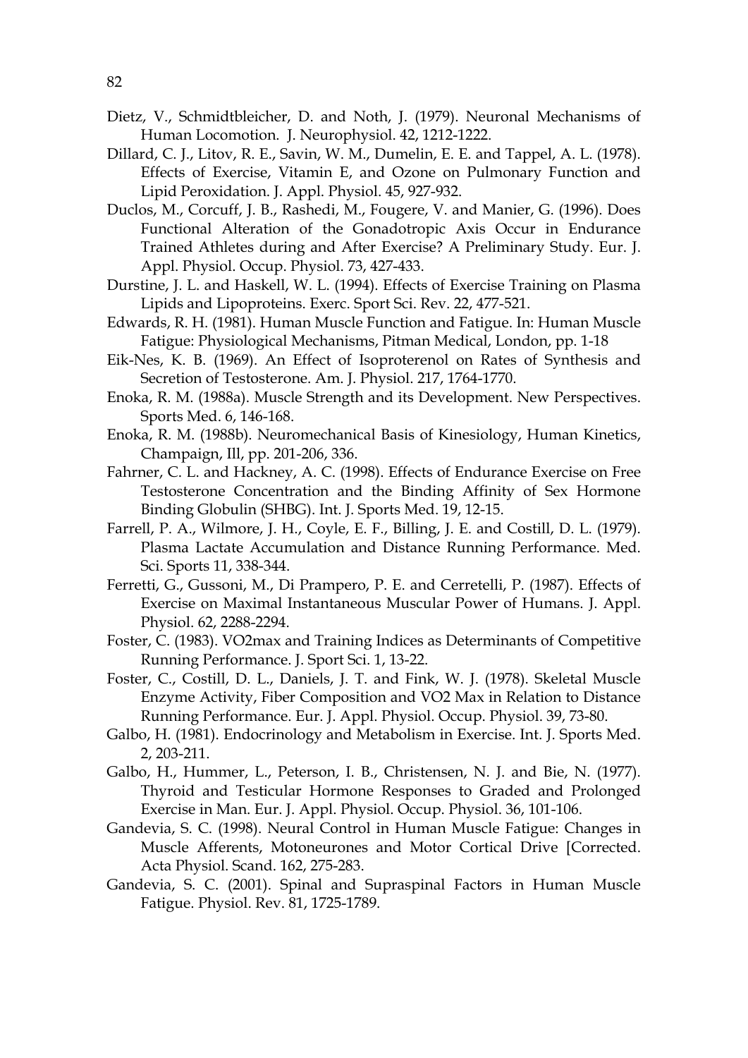Dietz, V., Schmidtbleicher, D. and Noth, J. (1979). Neuronal Mechanisms of Human Locomotion. J. Neurophysiol. 42, 1212-1222.

Dillard, C. J., Litov, R. E., Savin, W. M., Dumelin, E. E. and Tappel, A. L. (1978). Effects of Exercise, Vitamin E, and Ozone on Pulmonary Function and Lipid Peroxidation. J. Appl. Physiol. 45, 927-932.

Duclos, M., Corcuff, J. B., Rashedi, M., Fougere, V. and Manier, G. (1996). Does Functional Alteration of the Gonadotropic Axis Occur in Endurance Trained Athletes during and After Exercise? A Preliminary Study. Eur. J. Appl. Physiol. Occup. Physiol. 73, 427-433.

Durstine, J. L. and Haskell, W. L. (1994). Effects of Exercise Training on Plasma Lipids and Lipoproteins. Exerc. Sport Sci. Rev. 22, 477-521.

Edwards, R. H. (1981). Human Muscle Function and Fatigue. In: Human Muscle Fatigue: Physiological Mechanisms, Pitman Medical, London, pp. 1-18

Eik-Nes, K. B. (1969). An Effect of Isoproterenol on Rates of Synthesis and Secretion of Testosterone. Am. J. Physiol. 217, 1764-1770.

Enoka, R. M. (1988a). Muscle Strength and its Development. New Perspectives. Sports Med. 6, 146-168.

Enoka, R. M. (1988b). Neuromechanical Basis of Kinesiology, Human Kinetics, Champaign, Ill, pp. 201-206, 336.

Fahrner, C. L. and Hackney, A. C. (1998). Effects of Endurance Exercise on Free Testosterone Concentration and the Binding Affinity of Sex Hormone Binding Globulin (SHBG). Int. J. Sports Med. 19, 12-15.

Farrell, P. A., Wilmore, J. H., Coyle, E. F., Billing, J. E. and Costill, D. L. (1979). Plasma Lactate Accumulation and Distance Running Performance. Med. Sci. Sports 11, 338-344.

Ferretti, G., Gussoni, M., Di Prampero, P. E. and Cerretelli, P. (1987). Effects of Exercise on Maximal Instantaneous Muscular Power of Humans. J. Appl. Physiol. 62, 2288-2294.

Foster, C. (1983). VO2max and Training Indices as Determinants of Competitive Running Performance. J. Sport Sci. 1, 13-22.

Foster, C., Costill, D. L., Daniels, J. T. and Fink, W. J. (1978). Skeletal Muscle Enzyme Activity, Fiber Composition and VO2 Max in Relation to Distance Running Performance. Eur. J. Appl. Physiol. Occup. Physiol. 39, 73-80.

Galbo, H. (1981). Endocrinology and Metabolism in Exercise. Int. J. Sports Med. 2, 203-211.

Galbo, H., Hummer, L., Peterson, I. B., Christensen, N. J. and Bie, N. (1977). Thyroid and Testicular Hormone Responses to Graded and Prolonged Exercise in Man. Eur. J. Appl. Physiol. Occup. Physiol. 36, 101-106.

Gandevia, S. C. (1998). Neural Control in Human Muscle Fatigue: Changes in Muscle Afferents, Motoneurones and Motor Cortical Drive [Corrected. Acta Physiol. Scand. 162, 275-283.

Gandevia, S. C. (2001). Spinal and Supraspinal Factors in Human Muscle Fatigue. Physiol. Rev. 81, 1725-1789.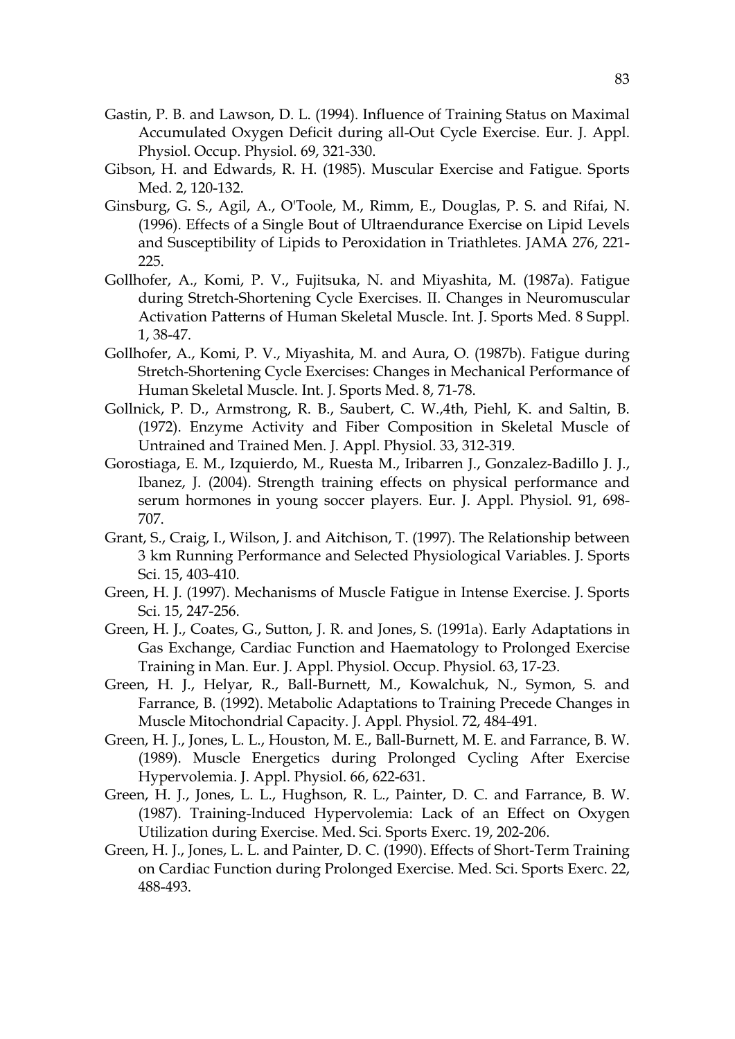Gastin, P. B. and Lawson, D. L. (1994). Influence of Training Status on Maximal Accumulated Oxygen Deficit during all-Out Cycle Exercise. Eur. J. Appl. Physiol. Occup. Physiol. 69, 321-330.

Gibson, H. and Edwards, R. H. (1985). Muscular Exercise and Fatigue. Sports Med. 2, 120-132.

Ginsburg, G. S., Agil, A., O'Toole, M., Rimm, E., Douglas, P. S. and Rifai, N. (1996). Effects of a Single Bout of Ultraendurance Exercise on Lipid Levels and Susceptibility of Lipids to Peroxidation in Triathletes. JAMA 276, 221-225.

Gollhofer, A., Komi, P. V., Fujitsuka, N. and Miyashita, M. (1987a). Fatigue during Stretch-Shortening Cycle Exercises. II. Changes in Neuromuscular Activation Patterns of Human Skeletal Muscle. Int. J. Sports Med. 8 Suppl. 1, 38-47.

Gollhofer, A., Komi, P. V., Miyashita, M. and Aura, O. (1987b). Fatigue during Stretch-Shortening Cycle Exercises: Changes in Mechanical Performance of Human Skeletal Muscle. Int. J. Sports Med. 8, 71-78.

Gollnick, P. D., Armstrong, R. B., Saubert, C. W.,4th, Piehl, K. and Saltin, B. (1972). Enzyme Activity and Fiber Composition in Skeletal Muscle of Untrained and Trained Men. J. Appl. Physiol. 33, 312-319.

Gorostiaga, E. M., Izquierdo, M., Ruesta M., Iribarren J., Gonzalez-Badillo J. J., Ibanez, J. (2004). Strength training effects on physical performance and serum hormones in young soccer players. Eur. J. Appl. Physiol. 91, 698-707.

Grant, S., Craig, I., Wilson, J. and Aitchison, T. (1997). The Relationship between 3 km Running Performance and Selected Physiological Variables. J. Sports Sci. 15, 403-410.

Green, H. J. (1997). Mechanisms of Muscle Fatigue in Intense Exercise. J. Sports Sci. 15, 247-256.

Green, H. J., Coates, G., Sutton, J. R. and Jones, S. (1991a). Early Adaptations in Gas Exchange, Cardiac Function and Haematology to Prolonged Exercise Training in Man. Eur. J. Appl. Physiol. Occup. Physiol. 63, 17-23.

Green, H. J., Helyar, R., Ball-Burnett, M., Kowalchuk, N., Symon, S. and Farrance, B. (1992). Metabolic Adaptations to Training Precede Changes in Muscle Mitochondrial Capacity. J. Appl. Physiol. 72, 484-491.

Green, H. J., Jones, L. L., Houston, M. E., Ball-Burnett, M. E. and Farrance, B. W. (1989). Muscle Energetics during Prolonged Cycling After Exercise Hypervolemia. J. Appl. Physiol. 66, 622-631.

Green, H. J., Jones, L. L., Hughson, R. L., Painter, D. C. and Farrance, B. W. (1987). Training-Induced Hypervolemia: Lack of an Effect on Oxygen Utilization during Exercise. Med. Sci. Sports Exerc. 19, 202-206.

Green, H. J., Jones, L. L. and Painter, D. C. (1990). Effects of Short-Term Training on Cardiac Function during Prolonged Exercise. Med. Sci. Sports Exerc. 22, 488-493.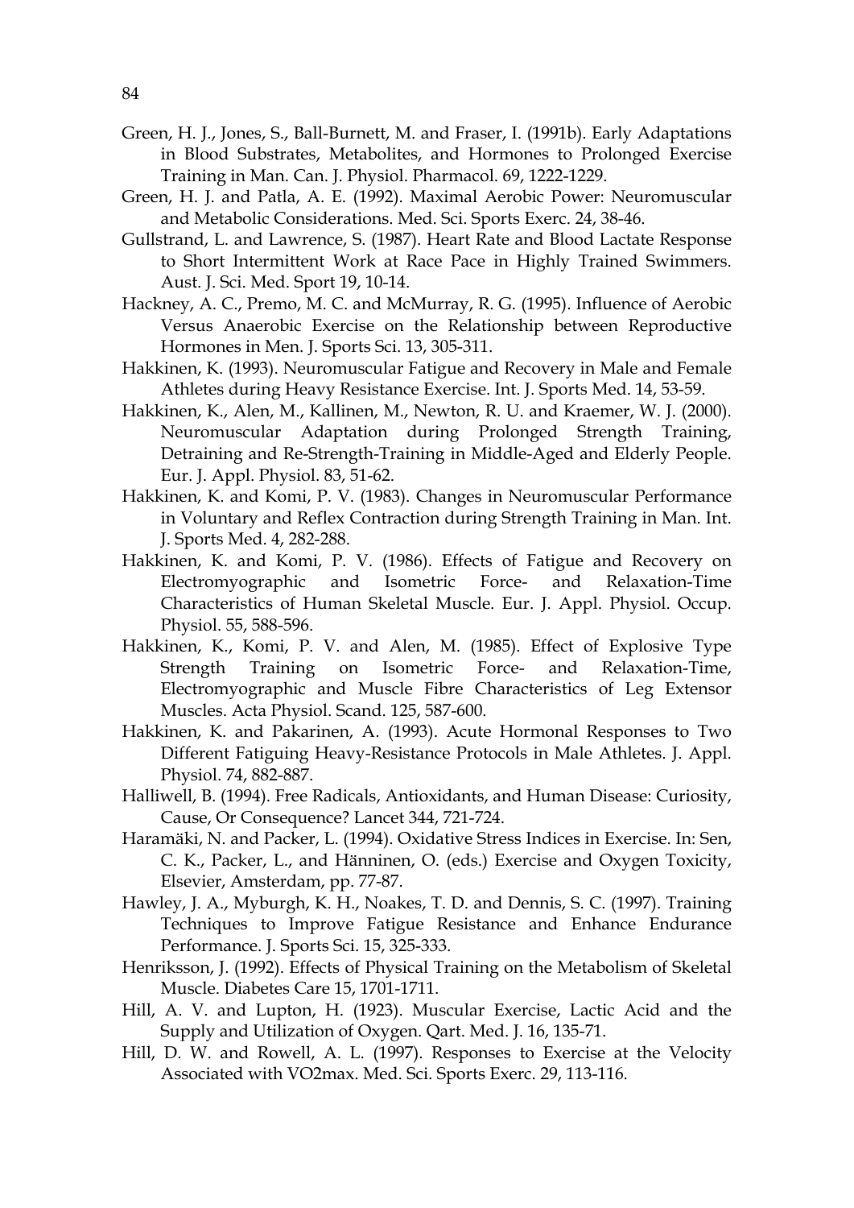Green, H. J., Jones, S., Ball-Burnett, M. and Fraser, I. (1991b). Early Adaptations in Blood Substrates, Metabolites, and Hormones to Prolonged Exercise Training in Man. Can. J. Physiol. Pharmacol. 69, 1222-1229.

Green, H. J. and Patla, A. E. (1992). Maximal Aerobic Power: Neuromuscular and Metabolic Considerations. Med. Sci. Sports Exerc. 24, 38-46.

Gullstrand, L. and Lawrence, S. (1987). Heart Rate and Blood Lactate Response to Short Intermittent Work at Race Pace in Highly Trained Swimmers. Aust. J. Sci. Med. Sport 19, 10-14.

Hackney, A. C., Premo, M. C. and McMurray, R. G. (1995). Influence of Aerobic Versus Anaerobic Exercise on the Relationship between Reproductive Hormones in Men. J. Sports Sci. 13, 305-311.

Hakkinen, K. (1993). Neuromuscular Fatigue and Recovery in Male and Female Athletes during Heavy Resistance Exercise. Int. J. Sports Med. 14, 53-59.

Hakkinen, K., Alen, M., Kallinen, M., Newton, R. U. and Kraemer, W. J. (2000). Neuromuscular Adaptation during Prolonged Strength Training, Detraining and Re-Strength-Training in Middle-Aged and Elderly People. Eur. J. Appl. Physiol. 83, 51-62.

Hakkinen, K. and Komi, P. V. (1983). Changes in Neuromuscular Performance in Voluntary and Reflex Contraction during Strength Training in Man. Int. J. Sports Med. 4, 282-288.

Hakkinen, K. and Komi, P. V. (1986). Effects of Fatigue and Recovery on Electromyographic and Isometric Force- and Relaxation-Time Characteristics of Human Skeletal Muscle. Eur. J. Appl. Physiol. Occup. Physiol. 55, 588-596.

Hakkinen, K., Komi, P. V. and Alen, M. (1985). Effect of Explosive Type Strength Training on Isometric Force- and Relaxation-Time, Electromyographic and Muscle Fibre Characteristics of Leg Extensor Muscles. Acta Physiol. Scand. 125, 587-600.

Hakkinen, K. and Pakarinen, A. (1993). Acute Hormonal Responses to Two Different Fatiguing Heavy-Resistance Protocols in Male Athletes. J. Appl. Physiol. 74, 882-887.

Halliwell, B. (1994). Free Radicals, Antioxidants, and Human Disease: Curiosity, Cause, Or Consequence? Lancet 344, 721-724.

Haramäki, N. and Packer, L. (1994). Oxidative Stress Indices in Exercise. In: Sen, C. K., Packer, L., and Hänninen, O. (eds.) Exercise and Oxygen Toxicity, Elsevier, Amsterdam, pp. 77-87.

Hawley, J. A., Myburgh, K. H., Noakes, T. D. and Dennis, S. C. (1997). Training Techniques to Improve Fatigue Resistance and Enhance Endurance Performance. J. Sports Sci. 15, 325-333.

Henriksson, J. (1992). Effects of Physical Training on the Metabolism of Skeletal Muscle. Diabetes Care 15, 1701-1711.

Hill, A. V. and Lupton, H. (1923). Muscular Exercise, Lactic Acid and the Supply and Utilization of Oxygen. Qart. Med. J. 16, 135-71.

Hill, D. W. and Rowell, A. L. (1997). Responses to Exercise at the Velocity Associated with VO2max. Med. Sci. Sports Exerc. 29, 113-116.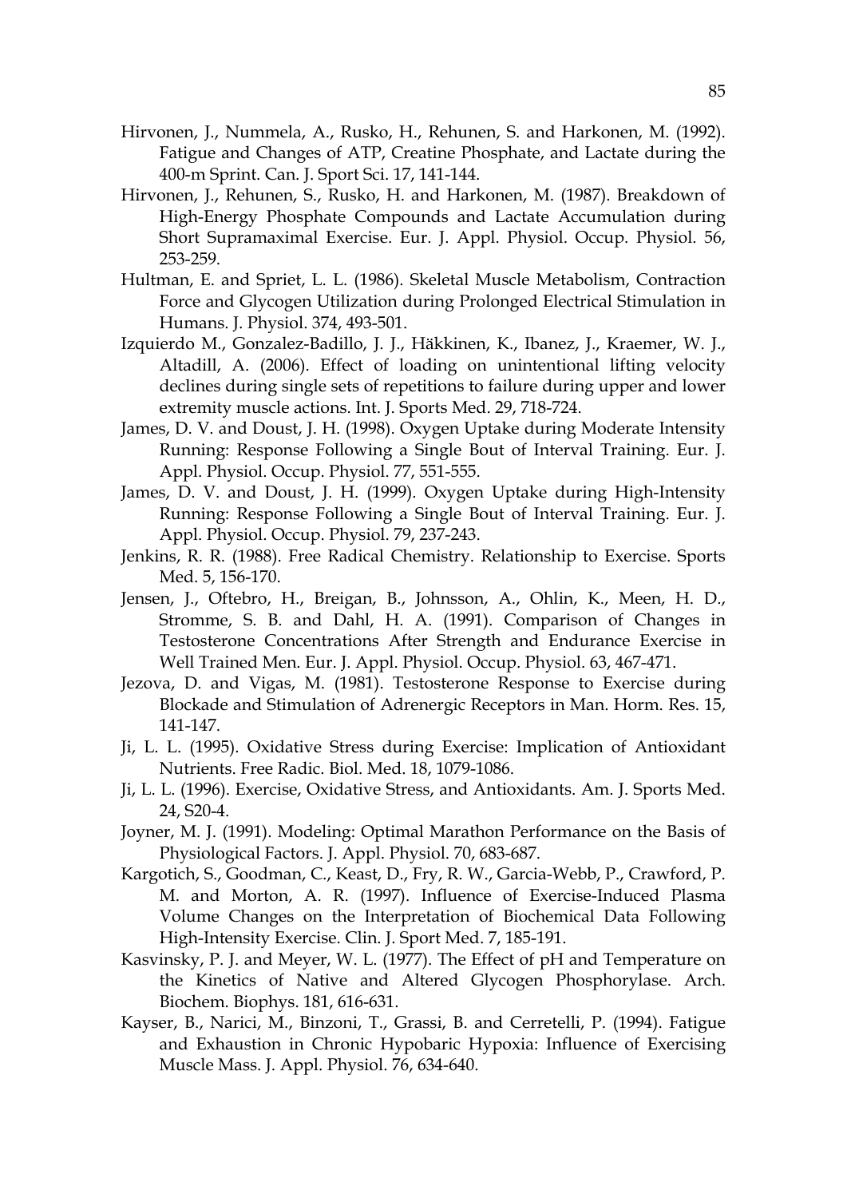Hirvonen, J., Nummela, A., Rusko, H., Rehunen, S. and Harkonen, M. (1992). Fatigue and Changes of ATP, Creatine Phosphate, and Lactate during the 400-m Sprint. Can. J. Sport Sci. 17, 141-144.

Hirvonen, J., Rehunen, S., Rusko, H. and Harkonen, M. (1987). Breakdown of High-Energy Phosphate Compounds and Lactate Accumulation during Short Supramaximal Exercise. Eur. J. Appl. Physiol. Occup. Physiol. 56, 253-259.

Hultman, E. and Spriet, L. L. (1986). Skeletal Muscle Metabolism, Contraction Force and Glycogen Utilization during Prolonged Electrical Stimulation in Humans. J. Physiol. 374, 493-501.

Izquierdo M., Gonzalez-Badillo, J. J., Häkkinen, K., Ibanez, J., Kraemer, W. J., Altadill, A. (2006). Effect of loading on unintentional lifting velocity declines during single sets of repetitions to failure during upper and lower extremity muscle actions. Int. J. Sports Med. 29, 718-724.

James, D. V. and Doust, J. H. (1998). Oxygen Uptake during Moderate Intensity Running: Response Following a Single Bout of Interval Training. Eur. J. Appl. Physiol. Occup. Physiol. 77, 551-555.

James, D. V. and Doust, J. H. (1999). Oxygen Uptake during High-Intensity Running: Response Following a Single Bout of Interval Training. Eur. J. Appl. Physiol. Occup. Physiol. 79, 237-243.

Jenkins, R. R. (1988). Free Radical Chemistry. Relationship to Exercise. Sports Med. 5, 156-170.

Jensen, J., Oftebro, H., Breigan, B., Johnsson, A., Ohlin, K., Meen, H. D., Stromme, S. B. and Dahl, H. A. (1991). Comparison of Changes in Testosterone Concentrations After Strength and Endurance Exercise in Well Trained Men. Eur. J. Appl. Physiol. Occup. Physiol. 63, 467-471.

Jezova, D. and Vigas, M. (1981). Testosterone Response to Exercise during Blockade and Stimulation of Adrenergic Receptors in Man. Horm. Res. 15, 141-147.

Ji, L. L. (1995). Oxidative Stress during Exercise: Implication of Antioxidant Nutrients. Free Radic. Biol. Med. 18, 1079-1086.

Ji, L. L. (1996). Exercise, Oxidative Stress, and Antioxidants. Am. J. Sports Med. 24, S20-4.

Joyner, M. J. (1991). Modeling: Optimal Marathon Performance on the Basis of Physiological Factors. J. Appl. Physiol. 70, 683-687.

Kargotich, S., Goodman, C., Keast, D., Fry, R. W., Garcia-Webb, P., Crawford, P. M. and Morton, A. R. (1997). Influence of Exercise-Induced Plasma Volume Changes on the Interpretation of Biochemical Data Following High-Intensity Exercise. Clin. J. Sport Med. 7, 185-191.

Kasvinsky, P. J. and Meyer, W. L. (1977). The Effect of pH and Temperature on the Kinetics of Native and Altered Glycogen Phosphorylase. Arch. Biochem. Biophys. 181, 616-631.

Kayser, B., Narici, M., Binzoni, T., Grassi, B. and Cerretelli, P. (1994). Fatigue and Exhaustion in Chronic Hypobaric Hypoxia: Influence of Exercising Muscle Mass. J. Appl. Physiol. 76, 634-640.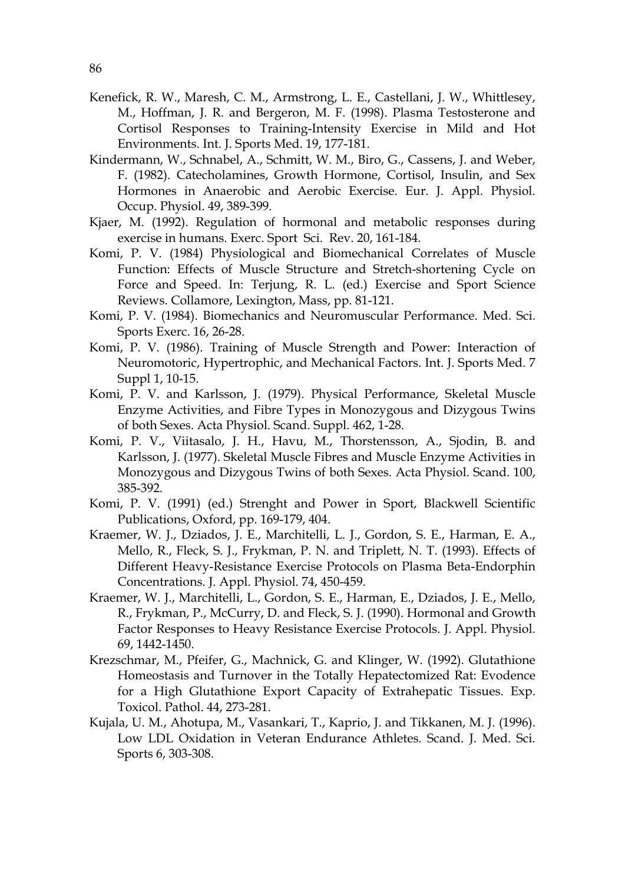Kenefick, R. W., Maresh, C. M., Armstrong, L. E., Castellani, J. W., Whittlesey, M., Hoffman, J. R. and Bergeron, M. F. (1998). Plasma Testosterone and Cortisol Responses to Training-Intensity Exercise in Mild and Hot Environments. Int. J. Sports Med. 19, 177-181.

Kindermann, W., Schnabel, A., Schmitt, W. M., Biro, G., Cassens, J. and Weber, F. (1982). Catecholamines, Growth Hormone, Cortisol, Insulin, and Sex Hormones in Anaerobic and Aerobic Exercise. Eur. J. Appl. Physiol. Occup. Physiol. 49, 389-399.

Kjaer, M. (1992). Regulation of hormonal and metabolic responses during exercise in humans. Exerc. Sport Sci. Rev. 20, 161-184.

Komi, P. V. (1984) Physiological and Biomechanical Correlates of Muscle Function: Effects of Muscle Structure and Stretch-shortening Cycle on Force and Speed. In: Terjung, R. L. (ed.) Exercise and Sport Science Reviews. Collamore, Lexington, Mass, pp. 81-121.

Komi, P. V. (1984). Biomechanics and Neuromuscular Performance. Med. Sci. Sports Exerc. 16, 26-28.

Komi, P. V. (1986). Training of Muscle Strength and Power: Interaction of Neuromotoric, Hypertrophic, and Mechanical Factors. Int. J. Sports Med. 7 Suppl 1, 10-15.

Komi, P. V. and Karlsson, J. (1979). Physical Performance, Skeletal Muscle Enzyme Activities, and Fibre Types in Monozygous and Dizygous Twins of both Sexes. Acta Physiol. Scand. Suppl. 462, 1-28.

Komi, P. V., Viitasalo, J. H., Havu, M., Thorstensson, A., Sjodin, B. and Karlsson, J. (1977). Skeletal Muscle Fibres and Muscle Enzyme Activities in Monozygous and Dizygous Twins of both Sexes. Acta Physiol. Scand. 100, 385-392.

Komi, P. V. (1991) (ed.) Strenght and Power in Sport, Blackwell Scientific Publications, Oxford, pp. 169-179, 404.

Kraemer, W. J., Dziados, J. E., Marchitelli, L. J., Gordon, S. E., Harman, E. A., Mello, R., Fleck, S. J., Frykman, P. N. and Triplett, N. T. (1993). Effects of Different Heavy-Resistance Exercise Protocols on Plasma Beta-Endorphin Concentrations. J. Appl. Physiol. 74, 450-459.

Kraemer, W. J., Marchitelli, L., Gordon, S. E., Harman, E., Dziados, J. E., Mello, R., Frykman, P., McCurry, D. and Fleck, S. J. (1990). Hormonal and Growth Factor Responses to Heavy Resistance Exercise Protocols. J. Appl. Physiol. 69, 1442-1450.

Krezschmar, M., Pfeifer, G., Machnick, G. and Klinger, W. (1992). Glutathione Homeostasis and Turnover in the Totally Hepatectomized Rat: Evodence for a High Glutathione Export Capacity of Extrahepatic Tissues. Exp. Toxicol. Pathol. 44, 273-281.

Kujala, U. M., Ahotupa, M., Vasankari, T., Kaprio, J. and Tikkanen, M. J. (1996). Low LDL Oxidation in Veteran Endurance Athletes. Scand. J. Med. Sci. Sports 6, 303-308.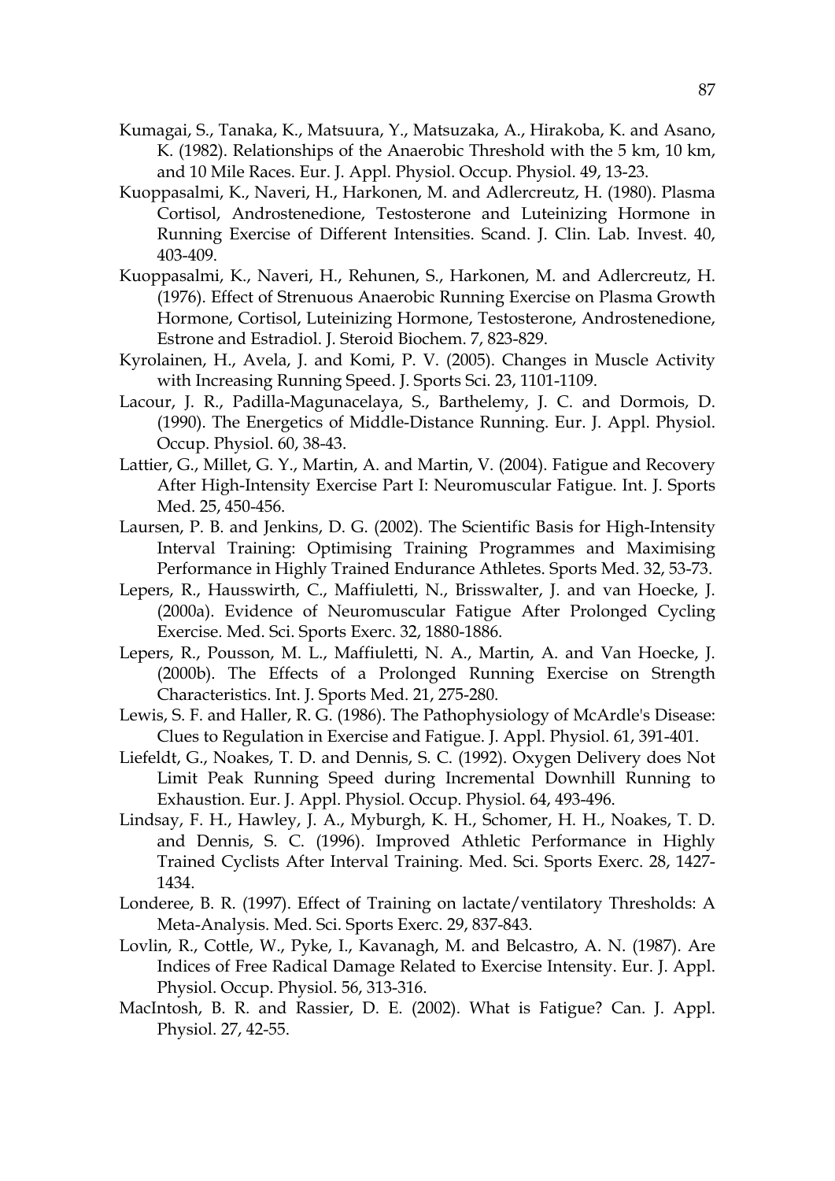Kumagai, S., Tanaka, K., Matsuura, Y., Matsuzaka, A., Hirakoba, K. and Asano, K. (1982). Relationships of the Anaerobic Threshold with the 5 km, 10 km, and 10 Mile Races. Eur. J. Appl. Physiol. Occup. Physiol. 49, 13-23.

Kuoppasalmi, K., Naveri, H., Harkonen, M. and Adlercreutz, H. (1980). Plasma Cortisol, Androstenedione, Testosterone and Luteinizing Hormone in Running Exercise of Different Intensities. Scand. J. Clin. Lab. Invest. 40, 403-409.

Kuoppasalmi, K., Naveri, H., Rehunen, S., Harkonen, M. and Adlercreutz, H. (1976). Effect of Strenuous Anaerobic Running Exercise on Plasma Growth Hormone, Cortisol, Luteinizing Hormone, Testosterone, Androstenedione, Estrone and Estradiol. J. Steroid Biochem. 7, 823-829.

Kyrolainen, H., Avela, J. and Komi, P. V. (2005). Changes in Muscle Activity with Increasing Running Speed. J. Sports Sci. 23, 1101-1109.

Lacour, J. R., Padilla-Magunacelaya, S., Barthelemy, J. C. and Dormois, D. (1990). The Energetics of Middle-Distance Running. Eur. J. Appl. Physiol. Occup. Physiol. 60, 38-43.

Lattier, G., Millet, G. Y., Martin, A. and Martin, V. (2004). Fatigue and Recovery After High-Intensity Exercise Part I: Neuromuscular Fatigue. Int. J. Sports Med. 25, 450-456.

Laursen, P. B. and Jenkins, D. G. (2002). The Scientific Basis for High-Intensity Interval Training: Optimising Training Programmes and Maximising Performance in Highly Trained Endurance Athletes. Sports Med. 32, 53-73.

Lepers, R., Hausswirth, C., Maffiuletti, N., Brisswalter, J. and van Hoecke, J. (2000a). Evidence of Neuromuscular Fatigue After Prolonged Cycling Exercise. Med. Sci. Sports Exerc. 32, 1880-1886.

Lepers, R., Pousson, M. L., Maffiuletti, N. A., Martin, A. and Van Hoecke, J. (2000b). The Effects of a Prolonged Running Exercise on Strength Characteristics. Int. J. Sports Med. 21, 275-280.

Lewis, S. F. and Haller, R. G. (1986). The Pathophysiology of McArdle's Disease: Clues to Regulation in Exercise and Fatigue. J. Appl. Physiol. 61, 391-401.

Liefeldt, G., Noakes, T. D. and Dennis, S. C. (1992). Oxygen Delivery does Not Limit Peak Running Speed during Incremental Downhill Running to Exhaustion. Eur. J. Appl. Physiol. Occup. Physiol. 64, 493-496.

Lindsay, F. H., Hawley, J. A., Myburgh, K. H., Schomer, H. H., Noakes, T. D. and Dennis, S. C. (1996). Improved Athletic Performance in Highly Trained Cyclists After Interval Training. Med. Sci. Sports Exerc. 28, 1427-1434.

Londeree, B. R. (1997). Effect of Training on lactate/ventilatory Thresholds: A Meta-Analysis. Med. Sci. Sports Exerc. 29, 837-843.

Lovlin, R., Cottle, W., Pyke, I., Kavanagh, M. and Belcastro, A. N. (1987). Are Indices of Free Radical Damage Related to Exercise Intensity. Eur. J. Appl. Physiol. Occup. Physiol. 56, 313-316.

MacIntosh, B. R. and Rassier, D. E. (2002). What is Fatigue? Can. J. Appl. Physiol. 27, 42-55.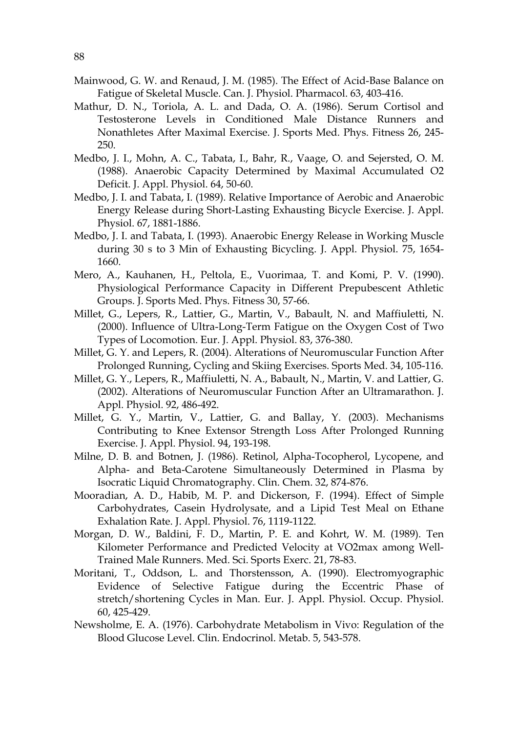Mainwood, G. W. and Renaud, J. M. (1985). The Effect of Acid-Base Balance on Fatigue of Skeletal Muscle. Can. J. Physiol. Pharmacol. 63, 403-416.

Mathur, D. N., Toriola, A. L. and Dada, O. A. (1986). Serum Cortisol and Testosterone Levels in Conditioned Male Distance Runners and Nonathletes After Maximal Exercise. J. Sports Med. Phys. Fitness 26, 245-250.

Medbo, J. I., Mohn, A. C., Tabata, I., Bahr, R., Vaage, O. and Sejersted, O. M. (1988). Anaerobic Capacity Determined by Maximal Accumulated O2 Deficit. J. Appl. Physiol. 64, 50-60.

Medbo, J. I. and Tabata, I. (1989). Relative Importance of Aerobic and Anaerobic Energy Release during Short-Lasting Exhausting Bicycle Exercise. J. Appl. Physiol. 67, 1881-1886.

Medbo, J. I. and Tabata, I. (1993). Anaerobic Energy Release in Working Muscle during 30 s to 3 Min of Exhausting Bicycling. J. Appl. Physiol. 75, 1654-1660.

Mero, A., Kauhanen, H., Peltola, E., Vuorimaa, T. and Komi, P. V. (1990). Physiological Performance Capacity in Different Prepubescent Athletic Groups. J. Sports Med. Phys. Fitness 30, 57-66.

Millet, G., Lepers, R., Lattier, G., Martin, V., Babault, N. and Maffiuletti, N. (2000). Influence of Ultra-Long-Term Fatigue on the Oxygen Cost of Two Types of Locomotion. Eur. J. Appl. Physiol. 83, 376-380.

Millet, G. Y. and Lepers, R. (2004). Alterations of Neuromuscular Function After Prolonged Running, Cycling and Skiing Exercises. Sports Med. 34, 105-116.

Millet, G. Y., Lepers, R., Maffiuletti, N. A., Babault, N., Martin, V. and Lattier, G. (2002). Alterations of Neuromuscular Function After an Ultramarathon. J. Appl. Physiol. 92, 486-492.

Millet, G. Y., Martin, V., Lattier, G. and Ballay, Y. (2003). Mechanisms Contributing to Knee Extensor Strength Loss After Prolonged Running Exercise. J. Appl. Physiol. 94, 193-198.

Milne, D. B. and Botnen, J. (1986). Retinol, Alpha-Tocopherol, Lycopene, and Alpha- and Beta-Carotene Simultaneously Determined in Plasma by Isocratic Liquid Chromatography. Clin. Chem. 32, 874-876.

Mooradian, A. D., Habib, M. P. and Dickerson, F. (1994). Effect of Simple Carbohydrates, Casein Hydrolysate, and a Lipid Test Meal on Ethane Exhalation Rate. J. Appl. Physiol. 76, 1119-1122.

Morgan, D. W., Baldini, F. D., Martin, P. E. and Kohrt, W. M. (1989). Ten Kilometer Performance and Predicted Velocity at VO2max among Well-Trained Male Runners. Med. Sci. Sports Exerc. 21, 78-83.

Moritani, T., Oddson, L. and Thorstensson, A. (1990). Electromyographic Evidence of Selective Fatigue during the Eccentric Phase of stretch/shortening Cycles in Man. Eur. J. Appl. Physiol. Occup. Physiol. 60, 425-429.

Newsholme, E. A. (1976). Carbohydrate Metabolism in Vivo: Regulation of the Blood Glucose Level. Clin. Endocrinol. Metab. 5, 543-578.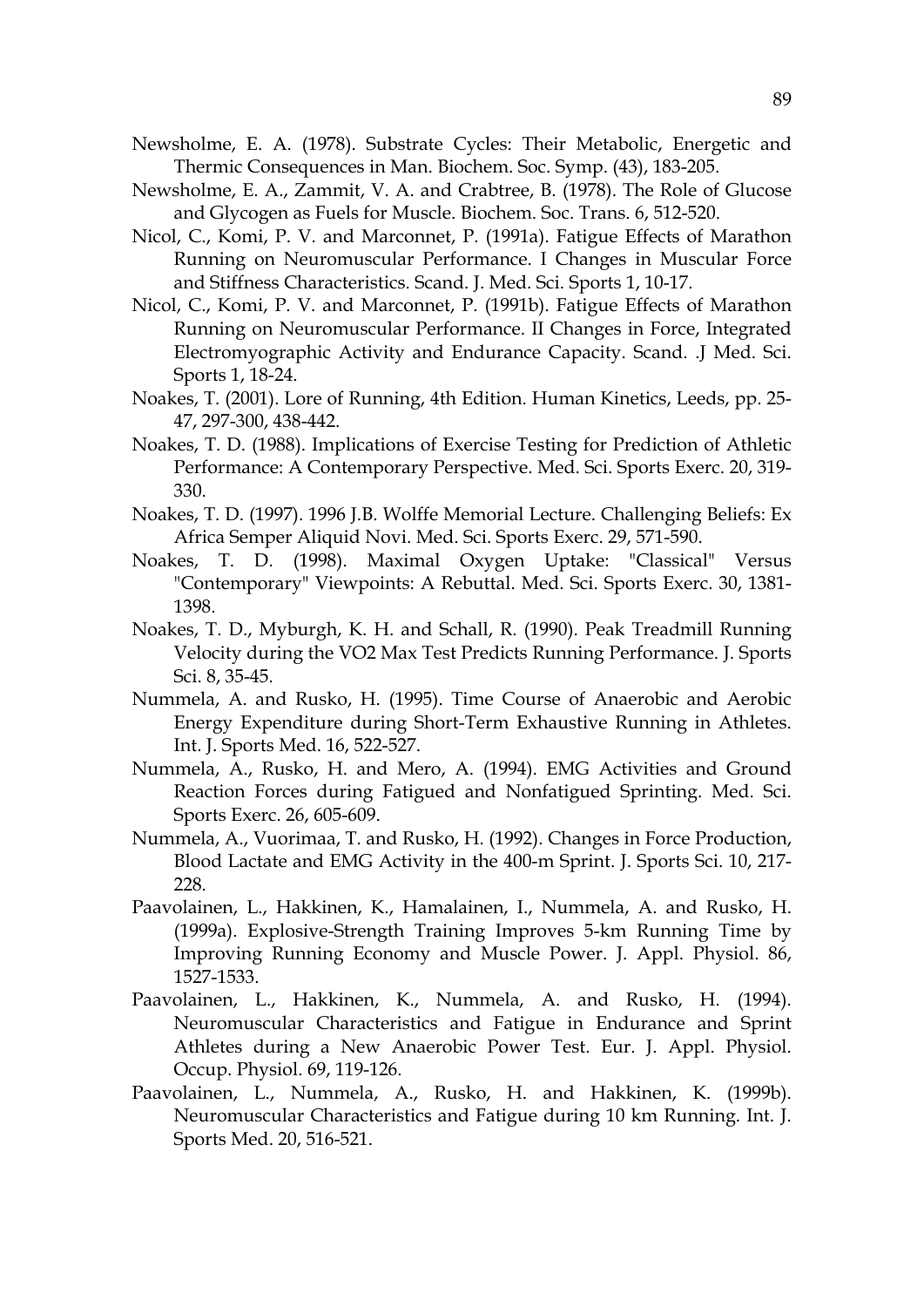Newsholme, E. A. (1978). Substrate Cycles: Their Metabolic, Energetic and Thermic Consequences in Man. Biochem. Soc. Symp. (43), 183-205.

Newsholme, E. A., Zammit, V. A. and Crabtree, B. (1978). The Role of Glucose and Glycogen as Fuels for Muscle. Biochem. Soc. Trans. 6, 512-520.

Nicol, C., Komi, P. V. and Marconnet, P. (1991a). Fatigue Effects of Marathon Running on Neuromuscular Performance. I Changes in Muscular Force and Stiffness Characteristics. Scand. J. Med. Sci. Sports 1, 10-17.

Nicol, C., Komi, P. V. and Marconnet, P. (1991b). Fatigue Effects of Marathon Running on Neuromuscular Performance. II Changes in Force, Integrated Electromyographic Activity and Endurance Capacity. Scand. .J Med. Sci. Sports 1, 18-24.

Noakes, T. (2001). Lore of Running, 4th Edition. Human Kinetics, Leeds, pp. 25-47, 297-300, 438-442.

Noakes, T. D. (1988). Implications of Exercise Testing for Prediction of Athletic Performance: A Contemporary Perspective. Med. Sci. Sports Exerc. 20, 319-330.

Noakes, T. D. (1997). 1996 J.B. Wolffe Memorial Lecture. Challenging Beliefs: Ex Africa Semper Aliquid Novi. Med. Sci. Sports Exerc. 29, 571-590.

Noakes, T. D. (1998). Maximal Oxygen Uptake: "Classical" Versus "Contemporary" Viewpoints: A Rebuttal. Med. Sci. Sports Exerc. 30, 1381-1398.

Noakes, T. D., Myburgh, K. H. and Schall, R. (1990). Peak Treadmill Running Velocity during the VO2 Max Test Predicts Running Performance. J. Sports Sci. 8, 35-45.

Nummela, A. and Rusko, H. (1995). Time Course of Anaerobic and Aerobic Energy Expenditure during Short-Term Exhaustive Running in Athletes. Int. J. Sports Med. 16, 522-527.

Nummela, A., Rusko, H. and Mero, A. (1994). EMG Activities and Ground Reaction Forces during Fatigued and Nonfatigued Sprinting. Med. Sci. Sports Exerc. 26, 605-609.

Nummela, A., Vuorimaa, T. and Rusko, H. (1992). Changes in Force Production, Blood Lactate and EMG Activity in the 400-m Sprint. J. Sports Sci. 10, 217-228.

Paavolainen, L., Hakkinen, K., Hamalainen, I., Nummela, A. and Rusko, H. (1999a). Explosive-Strength Training Improves 5-km Running Time by Improving Running Economy and Muscle Power. J. Appl. Physiol. 86, 1527-1533.

Paavolainen, L., Hakkinen, K., Nummela, A. and Rusko, H. (1994). Neuromuscular Characteristics and Fatigue in Endurance and Sprint Athletes during a New Anaerobic Power Test. Eur. J. Appl. Physiol. Occup. Physiol. 69, 119-126.

Paavolainen, L., Nummela, A., Rusko, H. and Hakkinen, K. (1999b). Neuromuscular Characteristics and Fatigue during 10 km Running. Int. J. Sports Med. 20, 516-521.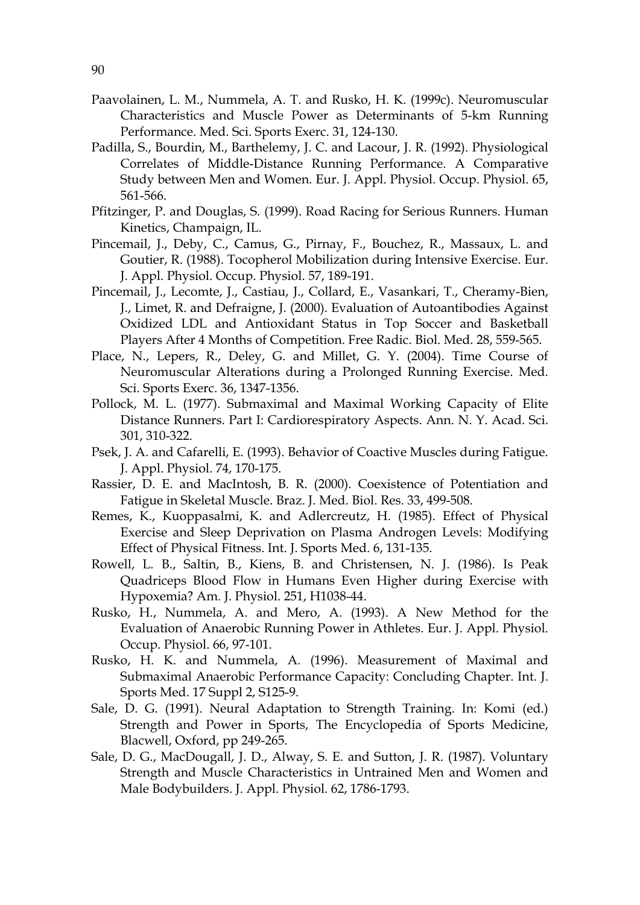Paavolainen, L. M., Nummela, A. T. and Rusko, H. K. (1999c). Neuromuscular Characteristics and Muscle Power as Determinants of 5-km Running Performance. Med. Sci. Sports Exerc. 31, 124-130.

Padilla, S., Bourdin, M., Barthelemy, J. C. and Lacour, J. R. (1992). Physiological Correlates of Middle-Distance Running Performance. A Comparative Study between Men and Women. Eur. J. Appl. Physiol. Occup. Physiol. 65, 561-566.

Pfitzinger, P. and Douglas, S. (1999). Road Racing for Serious Runners. Human Kinetics, Champaign, IL.

Pincemail, J., Deby, C., Camus, G., Pirnay, F., Bouchez, R., Massaux, L. and Goutier, R. (1988). Tocopherol Mobilization during Intensive Exercise. Eur. J. Appl. Physiol. Occup. Physiol. 57, 189-191.

Pincemail, J., Lecomte, J., Castiau, J., Collard, E., Vasankari, T., Cheramy-Bien, J., Limet, R. and Defraigne, J. (2000). Evaluation of Autoantibodies Against Oxidized LDL and Antioxidant Status in Top Soccer and Basketball Players After 4 Months of Competition. Free Radic. Biol. Med. 28, 559-565.

Place, N., Lepers, R., Deley, G. and Millet, G. Y. (2004). Time Course of Neuromuscular Alterations during a Prolonged Running Exercise. Med. Sci. Sports Exerc. 36, 1347-1356.

Pollock, M. L. (1977). Submaximal and Maximal Working Capacity of Elite Distance Runners. Part I: Cardiorespiratory Aspects. Ann. N. Y. Acad. Sci. 301, 310-322.

Psek, J. A. and Cafarelli, E. (1993). Behavior of Coactive Muscles during Fatigue. J. Appl. Physiol. 74, 170-175.

Rassier, D. E. and MacIntosh, B. R. (2000). Coexistence of Potentiation and Fatigue in Skeletal Muscle. Braz. J. Med. Biol. Res. 33, 499-508.

Remes, K., Kuoppasalmi, K. and Adlercreutz, H. (1985). Effect of Physical Exercise and Sleep Deprivation on Plasma Androgen Levels: Modifying Effect of Physical Fitness. Int. J. Sports Med. 6, 131-135.

Rowell, L. B., Saltin, B., Kiens, B. and Christensen, N. J. (1986). Is Peak Quadriceps Blood Flow in Humans Even Higher during Exercise with Hypoxemia? Am. J. Physiol. 251, H1038-44.

Rusko, H., Nummela, A. and Mero, A. (1993). A New Method for the Evaluation of Anaerobic Running Power in Athletes. Eur. J. Appl. Physiol. Occup. Physiol. 66, 97-101.

Rusko, H. K. and Nummela, A. (1996). Measurement of Maximal and Submaximal Anaerobic Performance Capacity: Concluding Chapter. Int. J. Sports Med. 17 Suppl 2, S125-9.

Sale, D. G. (1991). Neural Adaptation to Strength Training. In: Komi (ed.) Strength and Power in Sports, The Encyclopedia of Sports Medicine, Blacwell, Oxford, pp 249-265.

Sale, D. G., MacDougall, J. D., Alway, S. E. and Sutton, J. R. (1987). Voluntary Strength and Muscle Characteristics in Untrained Men and Women and Male Bodybuilders. J. Appl. Physiol. 62, 1786-1793.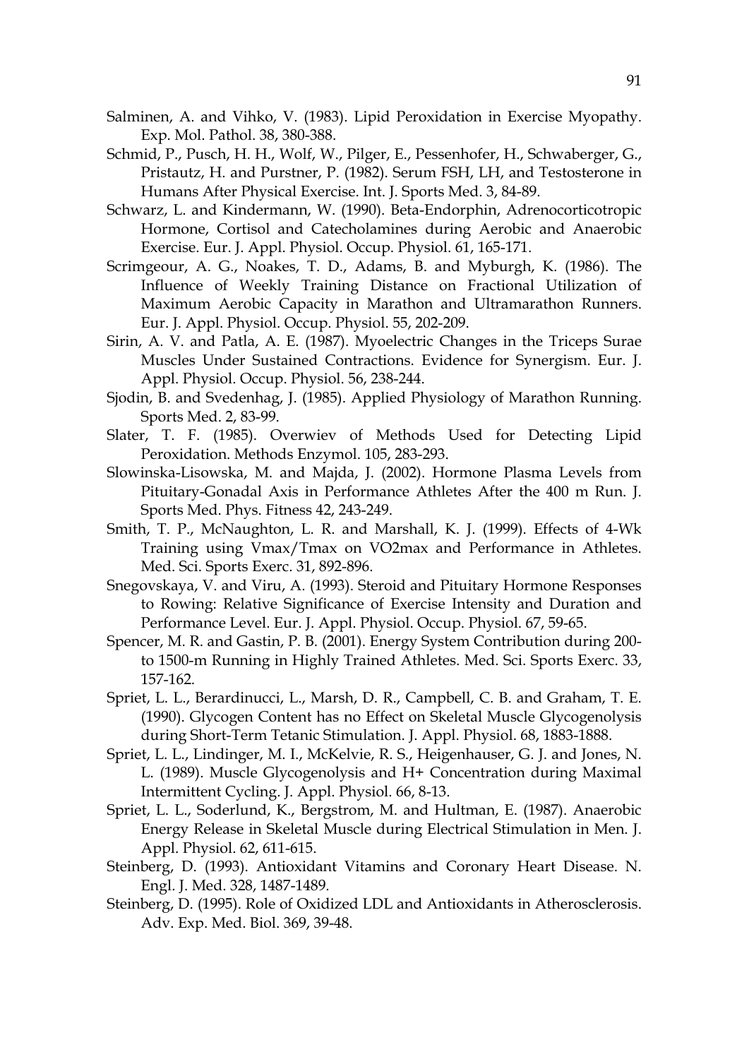Salminen, A. and Vihko, V. (1983). Lipid Peroxidation in Exercise Myopathy. Exp. Mol. Pathol. 38, 380-388.

Schmid, P., Pusch, H. H., Wolf, W., Pilger, E., Pessenhofer, H., Schwaberger, G., Pristautz, H. and Purstner, P. (1982). Serum FSH, LH, and Testosterone in Humans After Physical Exercise. Int. J. Sports Med. 3, 84-89.

Schwarz, L. and Kindermann, W. (1990). Beta-Endorphin, Adrenocorticotropic Hormone, Cortisol and Catecholamines during Aerobic and Anaerobic Exercise. Eur. J. Appl. Physiol. Occup. Physiol. 61, 165-171.

Scrimgeour, A. G., Noakes, T. D., Adams, B. and Myburgh, K. (1986). The Influence of Weekly Training Distance on Fractional Utilization of Maximum Aerobic Capacity in Marathon and Ultramarathon Runners. Eur. J. Appl. Physiol. Occup. Physiol. 55, 202-209.

Sirin, A. V. and Patla, A. E. (1987). Myoelectric Changes in the Triceps Surae Muscles Under Sustained Contractions. Evidence for Synergism. Eur. J. Appl. Physiol. Occup. Physiol. 56, 238-244.

Sjodin, B. and Svedenhag, J. (1985). Applied Physiology of Marathon Running. Sports Med. 2, 83-99.

Slater, T. F. (1985). Overwiev of Methods Used for Detecting Lipid Peroxidation. Methods Enzymol. 105, 283-293.

Slowinska-Lisowska, M. and Majda, J. (2002). Hormone Plasma Levels from Pituitary-Gonadal Axis in Performance Athletes After the 400 m Run. J. Sports Med. Phys. Fitness 42, 243-249.

Smith, T. P., McNaughton, L. R. and Marshall, K. J. (1999). Effects of 4-Wk Training using Vmax/Tmax on VO2max and Performance in Athletes. Med. Sci. Sports Exerc. 31, 892-896.

Snegovskaya, V. and Viru, A. (1993). Steroid and Pituitary Hormone Responses to Rowing: Relative Significance of Exercise Intensity and Duration and Performance Level. Eur. J. Appl. Physiol. Occup. Physiol. 67, 59-65.

Spencer, M. R. and Gastin, P. B. (2001). Energy System Contribution during 200- to 1500-m Running in Highly Trained Athletes. Med. Sci. Sports Exerc. 33, 157-162.

Spriet, L. L., Berardinucci, L., Marsh, D. R., Campbell, C. B. and Graham, T. E. (1990). Glycogen Content has no Effect on Skeletal Muscle Glycogenolysis during Short-Term Tetanic Stimulation. J. Appl. Physiol. 68, 1883-1888.

Spriet, L. L., Lindinger, M. I., McKelvie, R. S., Heigenhauser, G. J. and Jones, N. L. (1989). Muscle Glycogenolysis and H+ Concentration during Maximal Intermittent Cycling. J. Appl. Physiol. 66, 8-13.

Spriet, L. L., Soderlund, K., Bergstrom, M. and Hultman, E. (1987). Anaerobic Energy Release in Skeletal Muscle during Electrical Stimulation in Men. J. Appl. Physiol. 62, 611-615.

Steinberg, D. (1993). Antioxidant Vitamins and Coronary Heart Disease. N. Engl. J. Med. 328, 1487-1489.

Steinberg, D. (1995). Role of Oxidized LDL and Antioxidants in Atherosclerosis. Adv. Exp. Med. Biol. 369, 39-48.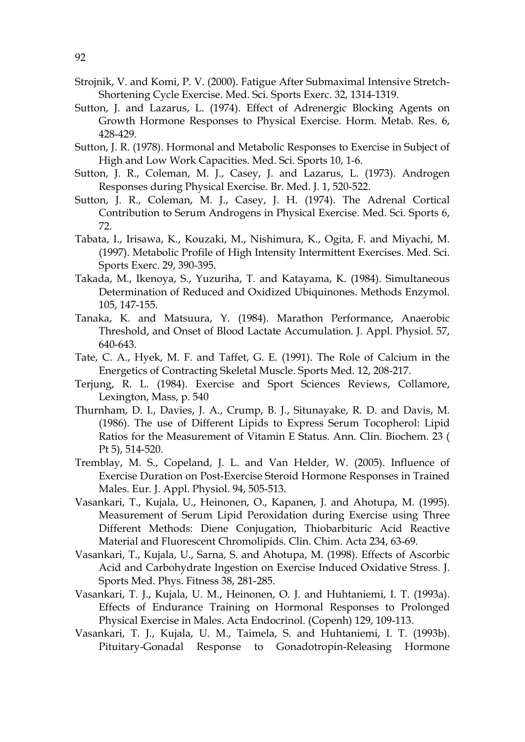Strojnik, V. and Komi, P. V. (2000). Fatigue After Submaximal Intensive Stretch-Shortening Cycle Exercise. Med. Sci. Sports Exerc. 32, 1314-1319.

Sutton, J. and Lazarus, L. (1974). Effect of Adrenergic Blocking Agents on Growth Hormone Responses to Physical Exercise. Horm. Metab. Res. 6, 428-429.

Sutton, J. R. (1978). Hormonal and Metabolic Responses to Exercise in Subject of High and Low Work Capacities. Med. Sci. Sports 10, 1-6.

Sutton, J. R., Coleman, M. J., Casey, J. and Lazarus, L. (1973). Androgen Responses during Physical Exercise. Br. Med. J. 1, 520-522.

Sutton, J. R., Coleman, M. J., Casey, J. H. (1974). The Adrenal Cortical Contribution to Serum Androgens in Physical Exercise. Med. Sci. Sports 6, 72.

Tabata, I., Irisawa, K., Kouzaki, M., Nishimura, K., Ogita, F. and Miyachi, M. (1997). Metabolic Profile of High Intensity Intermittent Exercises. Med. Sci. Sports Exerc. 29, 390-395.

Takada, M., Ikenoya, S., Yuzuriha, T. and Katayama, K. (1984). Simultaneous Determination of Reduced and Oxidized Ubiquinones. Methods Enzymol. 105, 147-155.

Tanaka, K. and Matsuura, Y. (1984). Marathon Performance, Anaerobic Threshold, and Onset of Blood Lactate Accumulation. J. Appl. Physiol. 57, 640-643.

Tate, C. A., Hyek, M. F. and Taffet, G. E. (1991). The Role of Calcium in the Energetics of Contracting Skeletal Muscle. Sports Med. 12, 208-217.

Terjung, R. L. (1984). Exercise and Sport Sciences Reviews, Collamore, Lexington, Mass, p. 540

Thurnham, D. I., Davies, J. A., Crump, B. J., Situnayake, R. D. and Davis, M. (1986). The use of Different Lipids to Express Serum Tocopherol: Lipid Ratios for the Measurement of Vitamin E Status. Ann. Clin. Biochem. 23 ( Pt 5), 514-520.

Tremblay, M. S., Copeland, J. L. and Van Helder, W. (2005). Influence of Exercise Duration on Post-Exercise Steroid Hormone Responses in Trained Males. Eur. J. Appl. Physiol. 94, 505-513.

Vasankari, T., Kujala, U., Heinonen, O., Kapanen, J. and Ahotupa, M. (1995). Measurement of Serum Lipid Peroxidation during Exercise using Three Different Methods: Diene Conjugation, Thiobarbituric Acid Reactive Material and Fluorescent Chromolipids. Clin. Chim. Acta 234, 63-69.

Vasankari, T., Kujala, U., Sarna, S. and Ahotupa, M. (1998). Effects of Ascorbic Acid and Carbohydrate Ingestion on Exercise Induced Oxidative Stress. J. Sports Med. Phys. Fitness 38, 281-285.

Vasankari, T. J., Kujala, U. M., Heinonen, O. J. and Huhtaniemi, I. T. (1993a). Effects of Endurance Training on Hormonal Responses to Prolonged Physical Exercise in Males. Acta Endocrinol. (Copenh) 129, 109-113.

Vasankari, T. J., Kujala, U. M., Taimela, S. and Huhtaniemi, I. T. (1993b). Pituitary-Gonadal Response to Gonadotropin-Releasing Hormone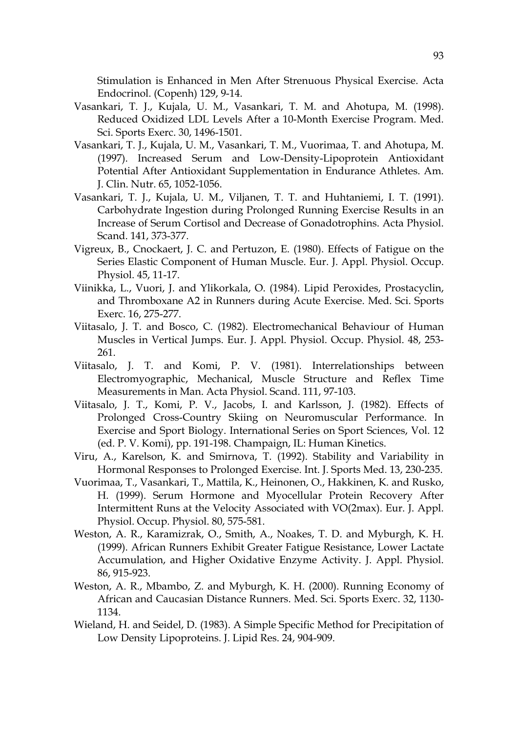Stimulation is Enhanced in Men After Strenuous Physical Exercise. Acta Endocrinol. (Copenh) 129, 9-14.

Vasankari, T. J., Kujala, U. M., Vasankari, T. M. and Ahotupa, M. (1998). Reduced Oxidized LDL Levels After a 10-Month Exercise Program. Med. Sci. Sports Exerc. 30, 1496-1501.

Vasankari, T. J., Kujala, U. M., Vasankari, T. M., Vuorimaa, T. and Ahotupa, M. (1997). Increased Serum and Low-Density-Lipoprotein Antioxidant Potential After Antioxidant Supplementation in Endurance Athletes. Am. J. Clin. Nutr. 65, 1052-1056.

Vasankari, T. J., Kujala, U. M., Viljanen, T. T. and Huhtaniemi, I. T. (1991). Carbohydrate Ingestion during Prolonged Running Exercise Results in an Increase of Serum Cortisol and Decrease of Gonadotrophins. Acta Physiol. Scand. 141, 373-377.

Vigreux, B., Cnockaert, J. C. and Pertuzon, E. (1980). Effects of Fatigue on the Series Elastic Component of Human Muscle. Eur. J. Appl. Physiol. Occup. Physiol. 45, 11-17.

Viinikka, L., Vuori, J. and Ylikorkala, O. (1984). Lipid Peroxides, Prostacyclin, and Thromboxane A2 in Runners during Acute Exercise. Med. Sci. Sports Exerc. 16, 275-277.

Viitasalo, J. T. and Bosco, C. (1982). Electromechanical Behaviour of Human Muscles in Vertical Jumps. Eur. J. Appl. Physiol. Occup. Physiol. 48, 253-261.

Viitasalo, J. T. and Komi, P. V. (1981). Interrelationships between Electromyographic, Mechanical, Muscle Structure and Reflex Time Measurements in Man. Acta Physiol. Scand. 111, 97-103.

Viitasalo, J. T., Komi, P. V., Jacobs, I. and Karlsson, J. (1982). Effects of Prolonged Cross-Country Skiing on Neuromuscular Performance. In Exercise and Sport Biology. International Series on Sport Sciences, Vol. 12 (ed. P. V. Komi), pp. 191-198. Champaign, IL: Human Kinetics.

Viru, A., Karelson, K. and Smirnova, T. (1992). Stability and Variability in Hormonal Responses to Prolonged Exercise. Int. J. Sports Med. 13, 230-235.

Vuorimaa, T., Vasankari, T., Mattila, K., Heinonen, O., Hakkinen, K. and Rusko, H. (1999). Serum Hormone and Myocellular Protein Recovery After Intermittent Runs at the Velocity Associated with VO(2max). Eur. J. Appl. Physiol. Occup. Physiol. 80, 575-581.

Weston, A. R., Karamizrak, O., Smith, A., Noakes, T. D. and Myburgh, K. H. (1999). African Runners Exhibit Greater Fatigue Resistance, Lower Lactate Accumulation, and Higher Oxidative Enzyme Activity. J. Appl. Physiol. 86, 915-923.

Weston, A. R., Mbambo, Z. and Myburgh, K. H. (2000). Running Economy of African and Caucasian Distance Runners. Med. Sci. Sports Exerc. 32, 1130-1134.

Wieland, H. and Seidel, D. (1983). A Simple Specific Method for Precipitation of Low Density Lipoproteins. J. Lipid Res. 24, 904-909.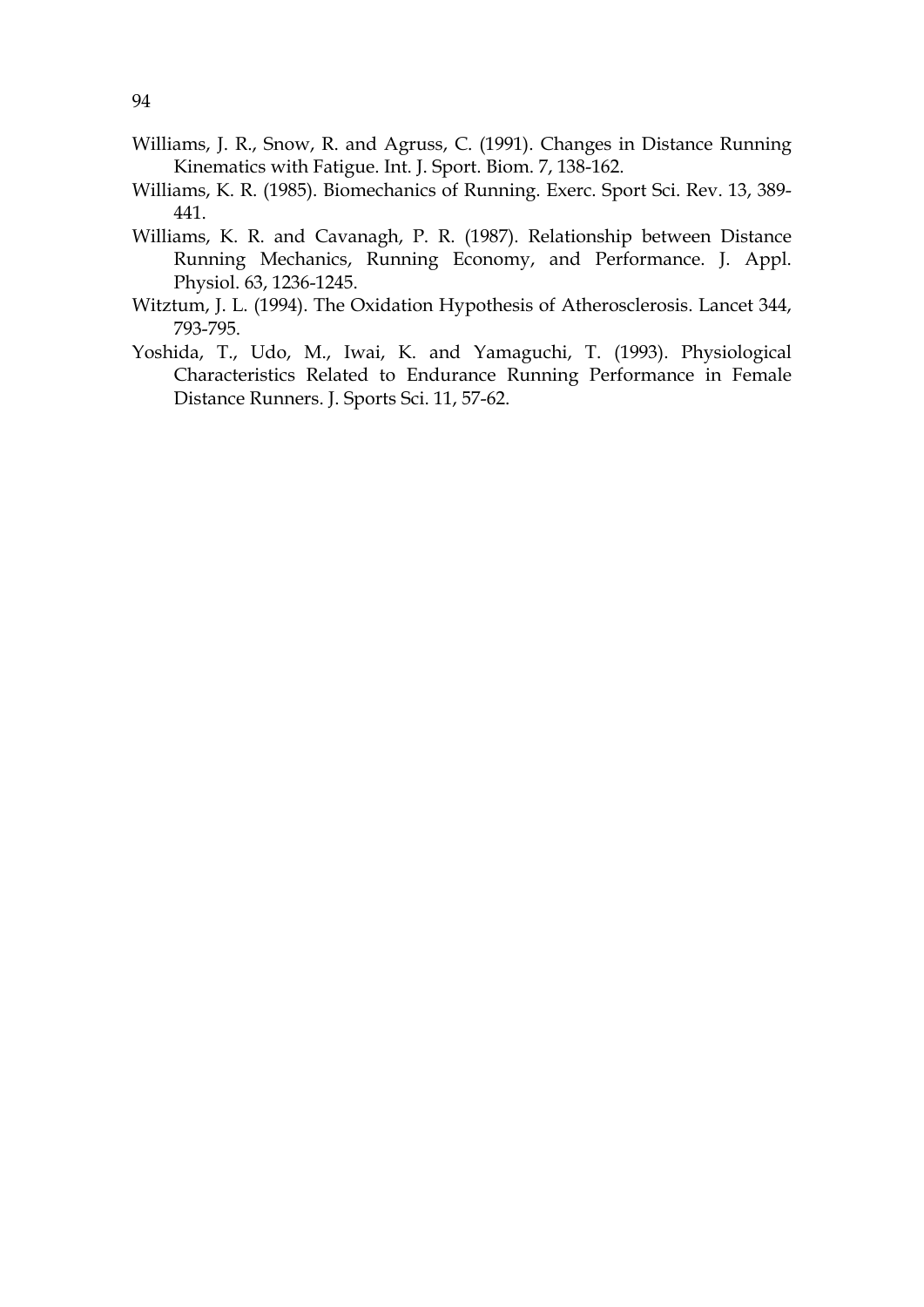Williams, J. R., Snow, R. and Agruss, C. (1991). Changes in Distance Running Kinematics with Fatigue. Int. J. Sport. Biom. 7, 138-162.

Williams, K. R. (1985). Biomechanics of Running. Exerc. Sport Sci. Rev. 13, 389-441.

Williams, K. R. and Cavanagh, P. R. (1987). Relationship between Distance Running Mechanics, Running Economy, and Performance. J. Appl. Physiol. 63, 1236-1245.

Witztum, J. L. (1994). The Oxidation Hypothesis of Atherosclerosis. Lancet 344, 793-795.

Yoshida, T., Udo, M., Iwai, K. and Yamaguchi, T. (1993). Physiological Characteristics Related to Endurance Running Performance in Female Distance Runners. J. Sports Sci. 11, 57-62.